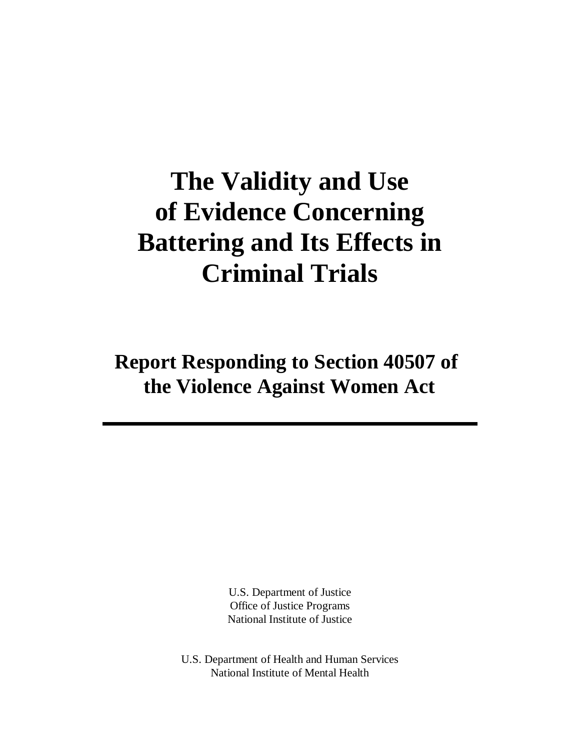# The Validity and Use of Evidence Concerning Battering and Its Effects in Criminal Trials

## Report Responding to Section 40507 of the Violence Against Women Act

---

U.S. Department of Justice
Office of Justice Programs
National Institute of Justice

U.S. Department of Health and Human Services
National Institute of Mental Health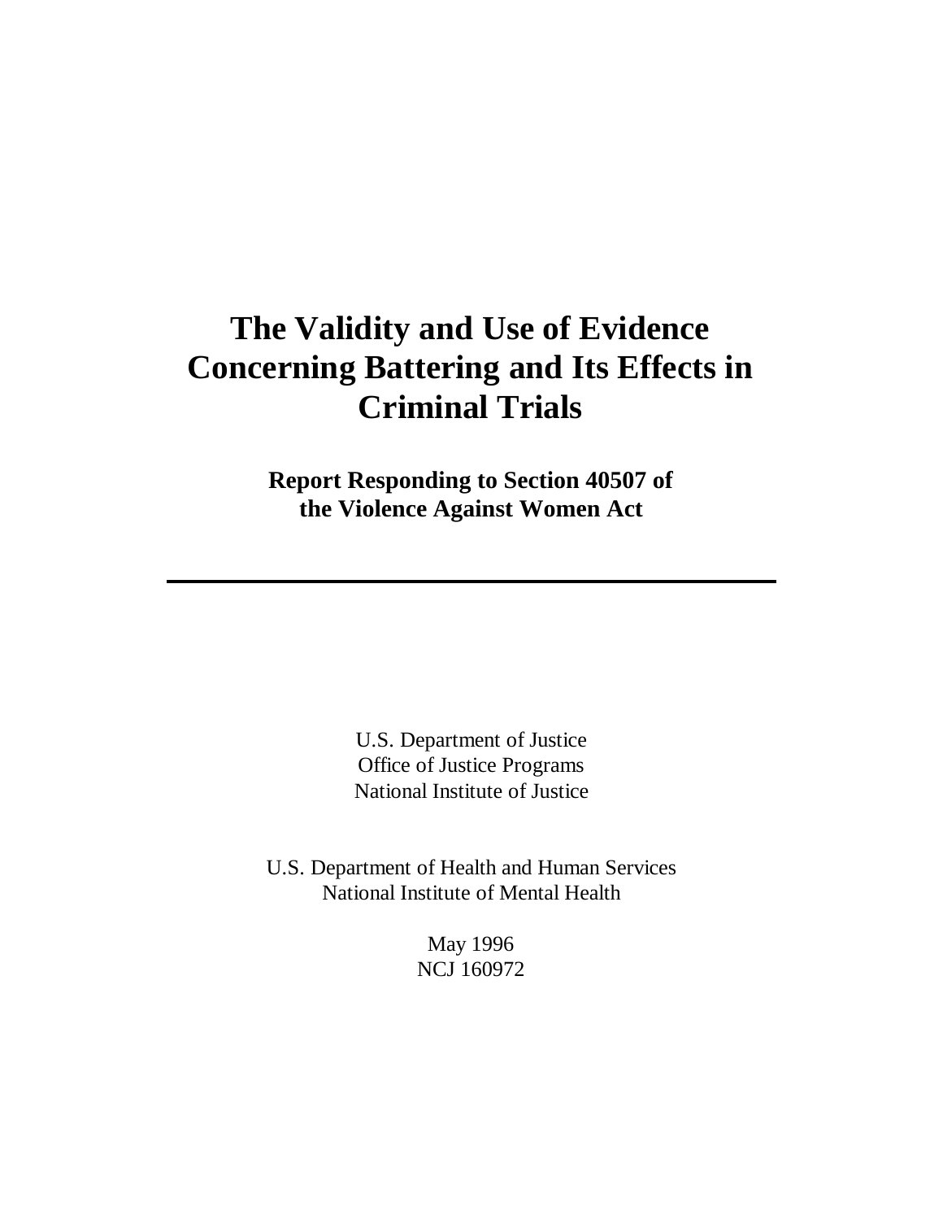# The Validity and Use of Evidence Concerning Battering and Its Effects in Criminal Trials

**Report Responding to Section 40507 of the Violence Against Women Act**

---

U.S. Department of Justice
Office of Justice Programs
National Institute of Justice

U.S. Department of Health and Human Services
National Institute of Mental Health

May 1996
NCJ 160972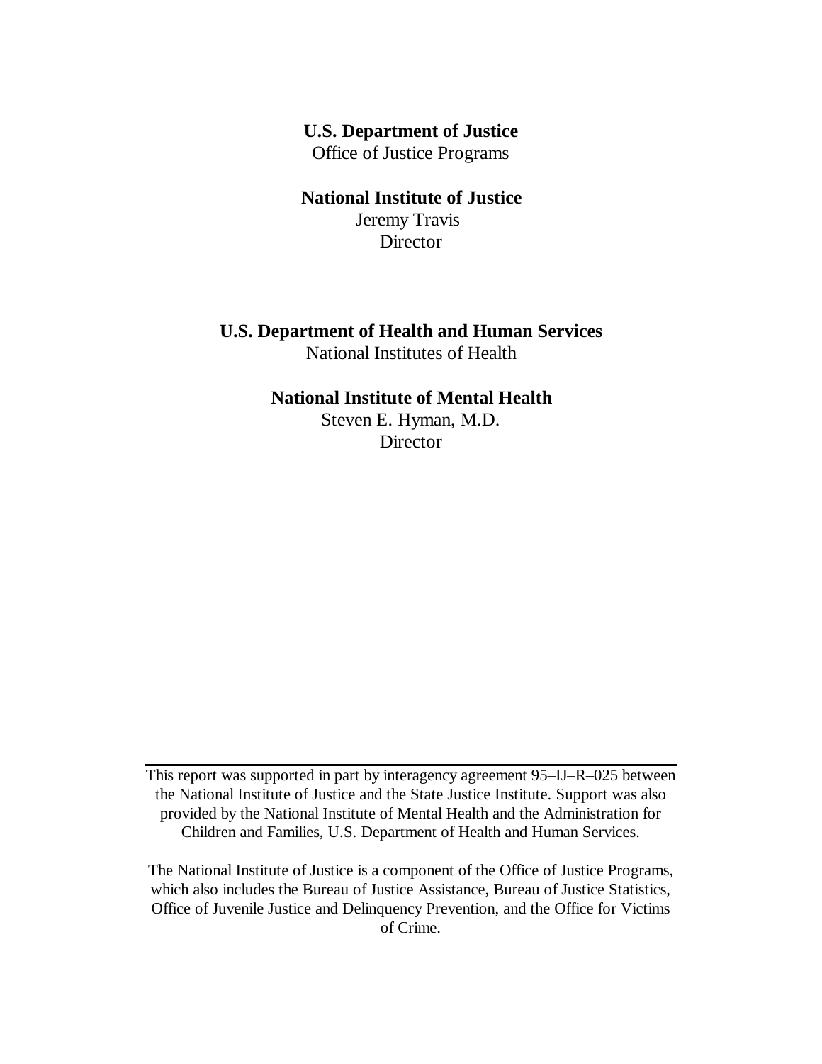**U.S. Department of Justice**
Office of Justice Programs

**National Institute of Justice**
Jeremy Travis
Director

**U.S. Department of Health and Human Services**
National Institutes of Health

**National Institute of Mental Health**
Steven E. Hyman, M.D.
Director

---

This report was supported in part by interagency agreement 95–IJ–R–025 between the National Institute of Justice and the State Justice Institute. Support was also provided by the National Institute of Mental Health and the Administration for Children and Families, U.S. Department of Health and Human Services.

The National Institute of Justice is a component of the Office of Justice Programs, which also includes the Bureau of Justice Assistance, Bureau of Justice Statistics, Office of Juvenile Justice and Delinquency Prevention, and the Office for Victims of Crime.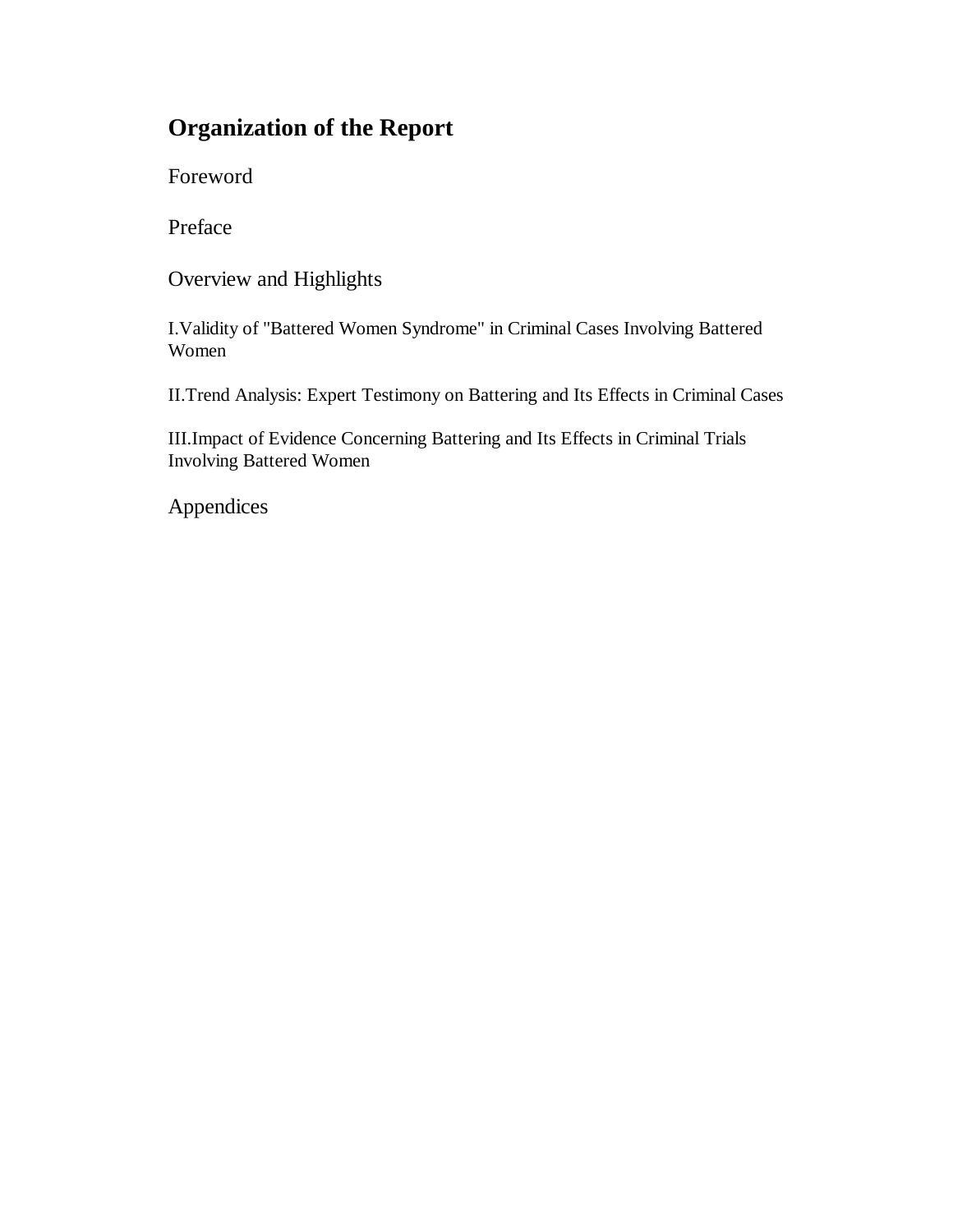## Organization of the Report

Foreword

Preface

Overview and Highlights

I.Validity of "Battered Women Syndrome" in Criminal Cases Involving Battered Women

II.Trend Analysis: Expert Testimony on Battering and Its Effects in Criminal Cases

III.Impact of Evidence Concerning Battering and Its Effects in Criminal Trials Involving Battered Women

Appendices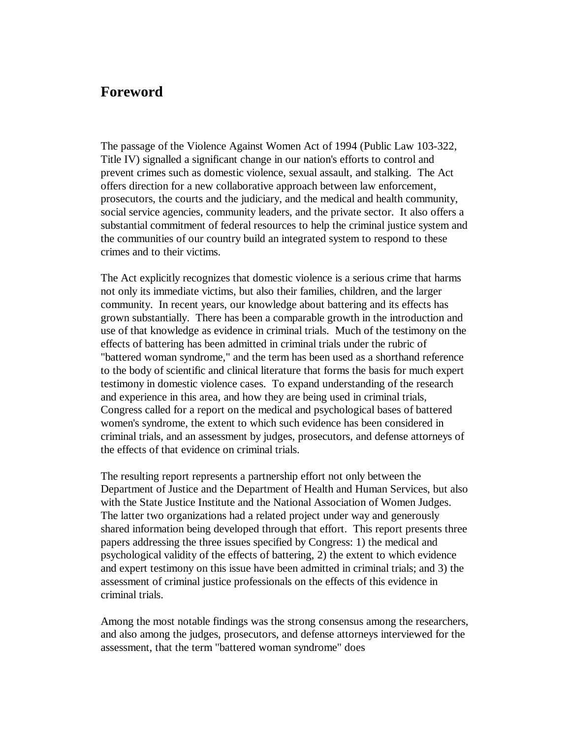## Foreword

The passage of the Violence Against Women Act of 1994 (Public Law 103-322, Title IV) signalled a significant change in our nation's efforts to control and prevent crimes such as domestic violence, sexual assault, and stalking. The Act offers direction for a new collaborative approach between law enforcement, prosecutors, the courts and the judiciary, and the medical and health community, social service agencies, community leaders, and the private sector. It also offers a substantial commitment of federal resources to help the criminal justice system and the communities of our country build an integrated system to respond to these crimes and to their victims.

The Act explicitly recognizes that domestic violence is a serious crime that harms not only its immediate victims, but also their families, children, and the larger community. In recent years, our knowledge about battering and its effects has grown substantially. There has been a comparable growth in the introduction and use of that knowledge as evidence in criminal trials. Much of the testimony on the effects of battering has been admitted in criminal trials under the rubric of "battered woman syndrome," and the term has been used as a shorthand reference to the body of scientific and clinical literature that forms the basis for much expert testimony in domestic violence cases. To expand understanding of the research and experience in this area, and how they are being used in criminal trials, Congress called for a report on the medical and psychological bases of battered women's syndrome, the extent to which such evidence has been considered in criminal trials, and an assessment by judges, prosecutors, and defense attorneys of the effects of that evidence on criminal trials.

The resulting report represents a partnership effort not only between the Department of Justice and the Department of Health and Human Services, but also with the State Justice Institute and the National Association of Women Judges. The latter two organizations had a related project under way and generously shared information being developed through that effort. This report presents three papers addressing the three issues specified by Congress: 1) the medical and psychological validity of the effects of battering, 2) the extent to which evidence and expert testimony on this issue have been admitted in criminal trials; and 3) the assessment of criminal justice professionals on the effects of this evidence in criminal trials.

Among the most notable findings was the strong consensus among the researchers, and also among the judges, prosecutors, and defense attorneys interviewed for the assessment, that the term "battered woman syndrome" does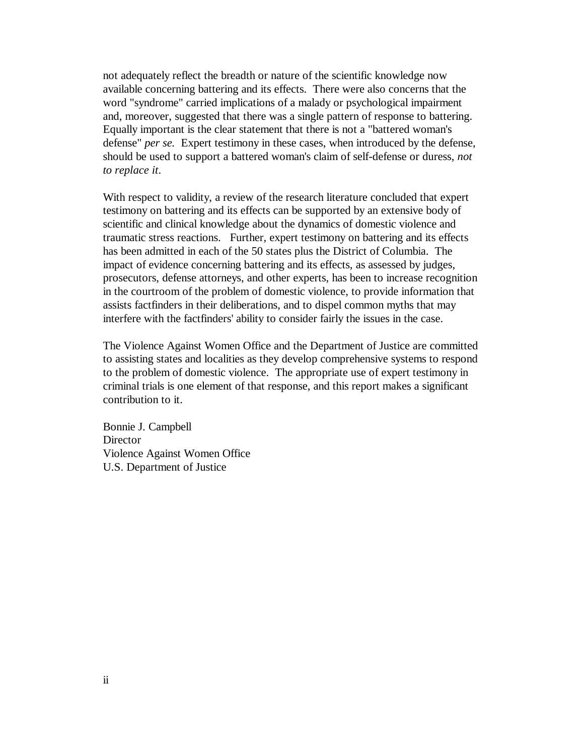not adequately reflect the breadth or nature of the scientific knowledge now available concerning battering and its effects. There were also concerns that the word "syndrome" carried implications of a malady or psychological impairment and, moreover, suggested that there was a single pattern of response to battering. Equally important is the clear statement that there is not a "battered woman's defense" *per se.* Expert testimony in these cases, when introduced by the defense, should be used to support a battered woman's claim of self-defense or duress, *not to replace it*.

With respect to validity, a review of the research literature concluded that expert testimony on battering and its effects can be supported by an extensive body of scientific and clinical knowledge about the dynamics of domestic violence and traumatic stress reactions. Further, expert testimony on battering and its effects has been admitted in each of the 50 states plus the District of Columbia. The impact of evidence concerning battering and its effects, as assessed by judges, prosecutors, defense attorneys, and other experts, has been to increase recognition in the courtroom of the problem of domestic violence, to provide information that assists factfinders in their deliberations, and to dispel common myths that may interfere with the factfinders' ability to consider fairly the issues in the case.

The Violence Against Women Office and the Department of Justice are committed to assisting states and localities as they develop comprehensive systems to respond to the problem of domestic violence. The appropriate use of expert testimony in criminal trials is one element of that response, and this report makes a significant contribution to it.

Bonnie J. Campbell
Director
Violence Against Women Office
U.S. Department of Justice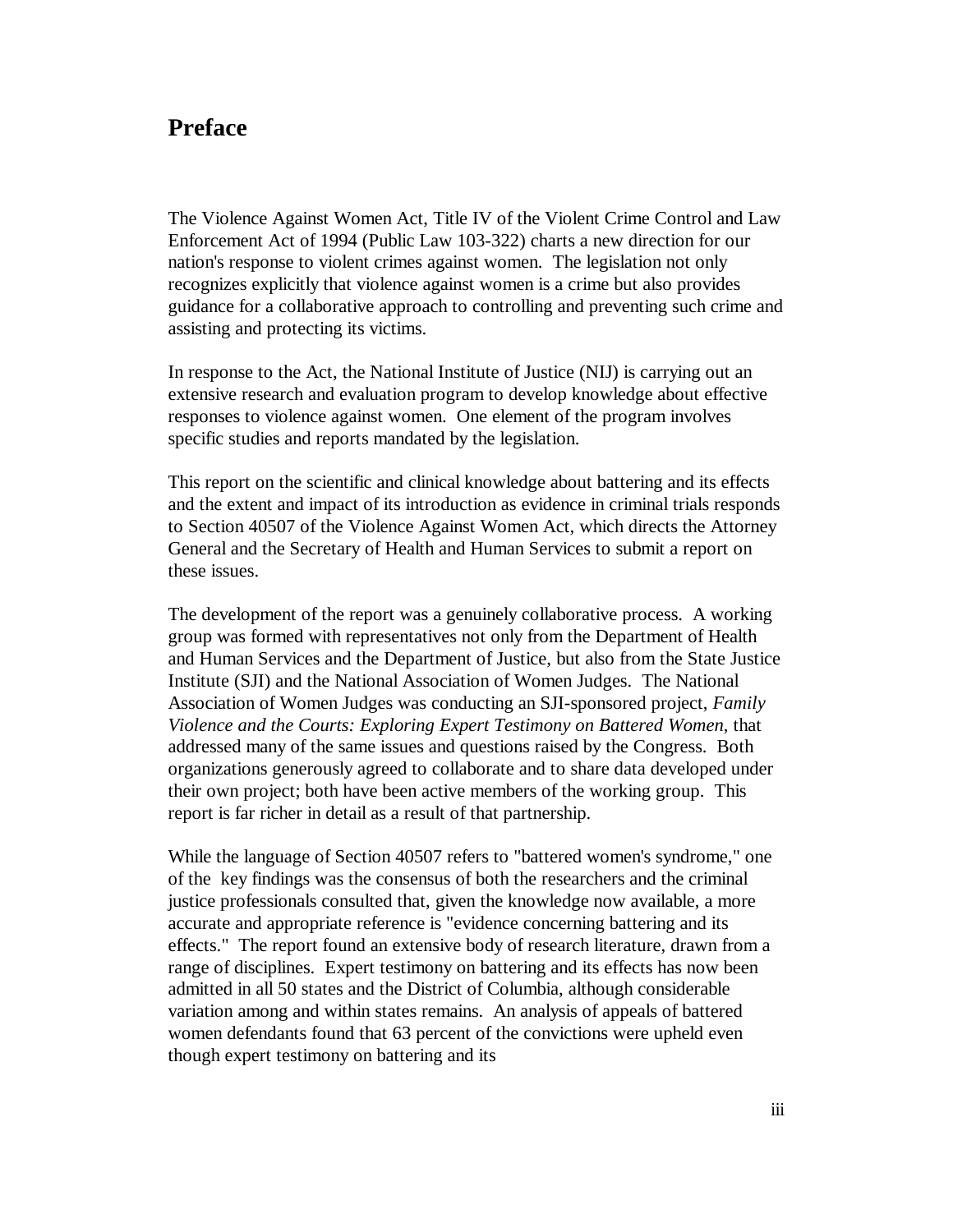# Preface

The Violence Against Women Act, Title IV of the Violent Crime Control and Law Enforcement Act of 1994 (Public Law 103-322) charts a new direction for our nation's response to violent crimes against women. The legislation not only recognizes explicitly that violence against women is a crime but also provides guidance for a collaborative approach to controlling and preventing such crime and assisting and protecting its victims.

In response to the Act, the National Institute of Justice (NIJ) is carrying out an extensive research and evaluation program to develop knowledge about effective responses to violence against women. One element of the program involves specific studies and reports mandated by the legislation.

This report on the scientific and clinical knowledge about battering and its effects and the extent and impact of its introduction as evidence in criminal trials responds to Section 40507 of the Violence Against Women Act, which directs the Attorney General and the Secretary of Health and Human Services to submit a report on these issues.

The development of the report was a genuinely collaborative process. A working group was formed with representatives not only from the Department of Health and Human Services and the Department of Justice, but also from the State Justice Institute (SJI) and the National Association of Women Judges. The National Association of Women Judges was conducting an SJI-sponsored project, *Family Violence and the Courts: Exploring Expert Testimony on Battered Women*, that addressed many of the same issues and questions raised by the Congress. Both organizations generously agreed to collaborate and to share data developed under their own project; both have been active members of the working group. This report is far richer in detail as a result of that partnership.

While the language of Section 40507 refers to "battered women's syndrome," one of the key findings was the consensus of both the researchers and the criminal justice professionals consulted that, given the knowledge now available, a more accurate and appropriate reference is "evidence concerning battering and its effects." The report found an extensive body of research literature, drawn from a range of disciplines. Expert testimony on battering and its effects has now been admitted in all 50 states and the District of Columbia, although considerable variation among and within states remains. An analysis of appeals of battered women defendants found that 63 percent of the convictions were upheld even though expert testimony on battering and its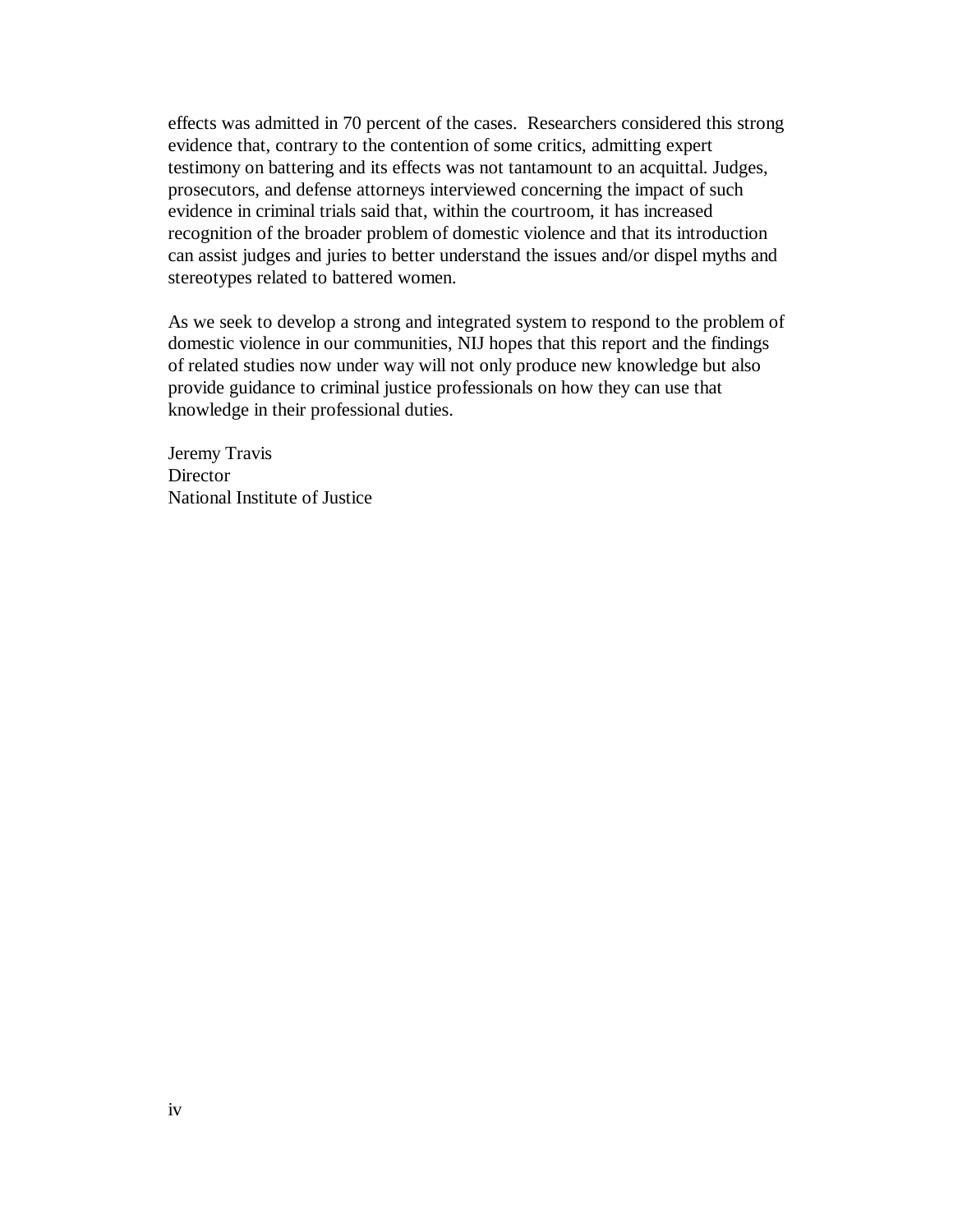effects was admitted in 70 percent of the cases. Researchers considered this strong evidence that, contrary to the contention of some critics, admitting expert testimony on battering and its effects was not tantamount to an acquittal. Judges, prosecutors, and defense attorneys interviewed concerning the impact of such evidence in criminal trials said that, within the courtroom, it has increased recognition of the broader problem of domestic violence and that its introduction can assist judges and juries to better understand the issues and/or dispel myths and stereotypes related to battered women.

As we seek to develop a strong and integrated system to respond to the problem of domestic violence in our communities, NIJ hopes that this report and the findings of related studies now under way will not only produce new knowledge but also provide guidance to criminal justice professionals on how they can use that knowledge in their professional duties.

Jeremy Travis
Director
National Institute of Justice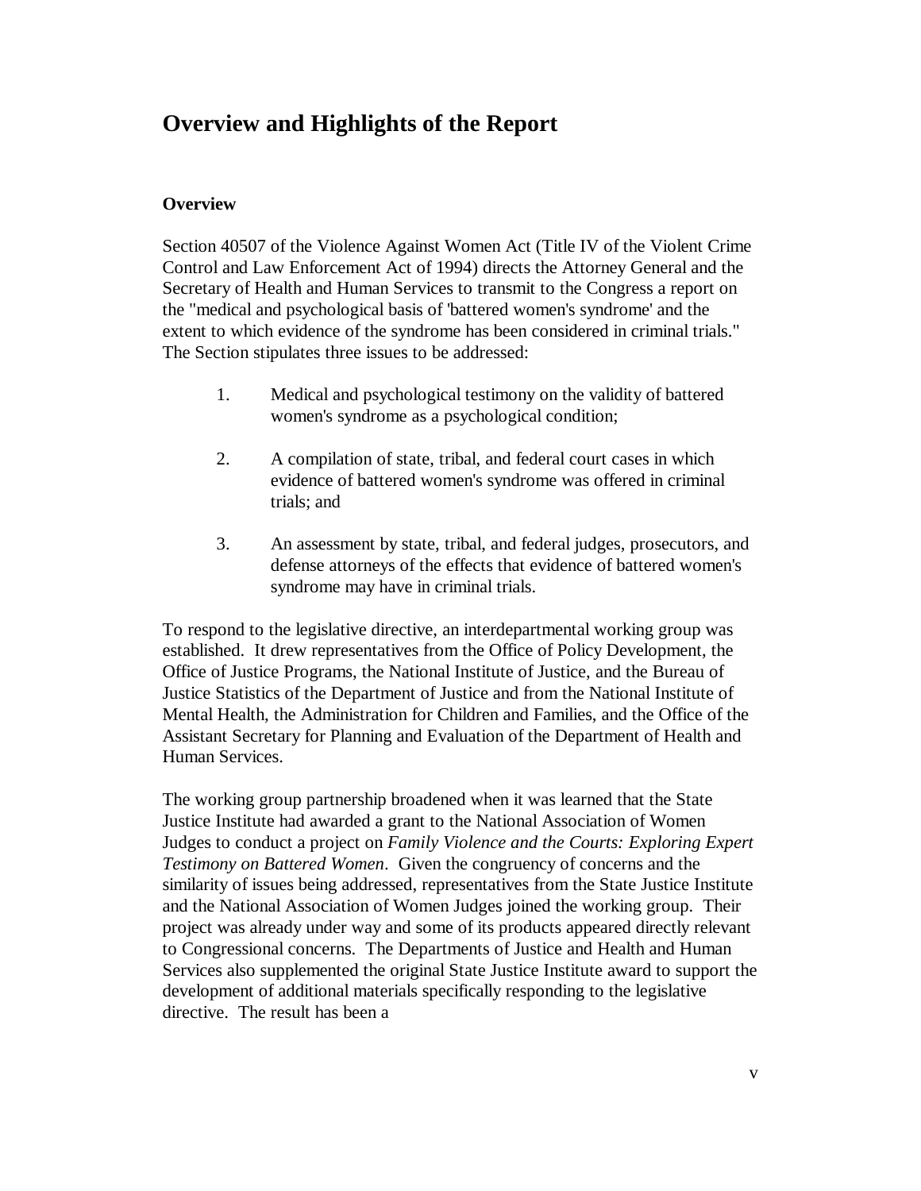# Overview and Highlights of the Report

### Overview

Section 40507 of the Violence Against Women Act (Title IV of the Violent Crime Control and Law Enforcement Act of 1994) directs the Attorney General and the Secretary of Health and Human Services to transmit to the Congress a report on the "medical and psychological basis of 'battered women's syndrome' and the extent to which evidence of the syndrome has been considered in criminal trials." The Section stipulates three issues to be addressed:

1. Medical and psychological testimony on the validity of battered women's syndrome as a psychological condition;

2. A compilation of state, tribal, and federal court cases in which evidence of battered women's syndrome was offered in criminal trials; and

3. An assessment by state, tribal, and federal judges, prosecutors, and defense attorneys of the effects that evidence of battered women's syndrome may have in criminal trials.

To respond to the legislative directive, an interdepartmental working group was established. It drew representatives from the Office of Policy Development, the Office of Justice Programs, the National Institute of Justice, and the Bureau of Justice Statistics of the Department of Justice and from the National Institute of Mental Health, the Administration for Children and Families, and the Office of the Assistant Secretary for Planning and Evaluation of the Department of Health and Human Services.

The working group partnership broadened when it was learned that the State Justice Institute had awarded a grant to the National Association of Women Judges to conduct a project on *Family Violence and the Courts: Exploring Expert Testimony on Battered Women*. Given the congruency of concerns and the similarity of issues being addressed, representatives from the State Justice Institute and the National Association of Women Judges joined the working group. Their project was already under way and some of its products appeared directly relevant to Congressional concerns. The Departments of Justice and Health and Human Services also supplemented the original State Justice Institute award to support the development of additional materials specifically responding to the legislative directive. The result has been a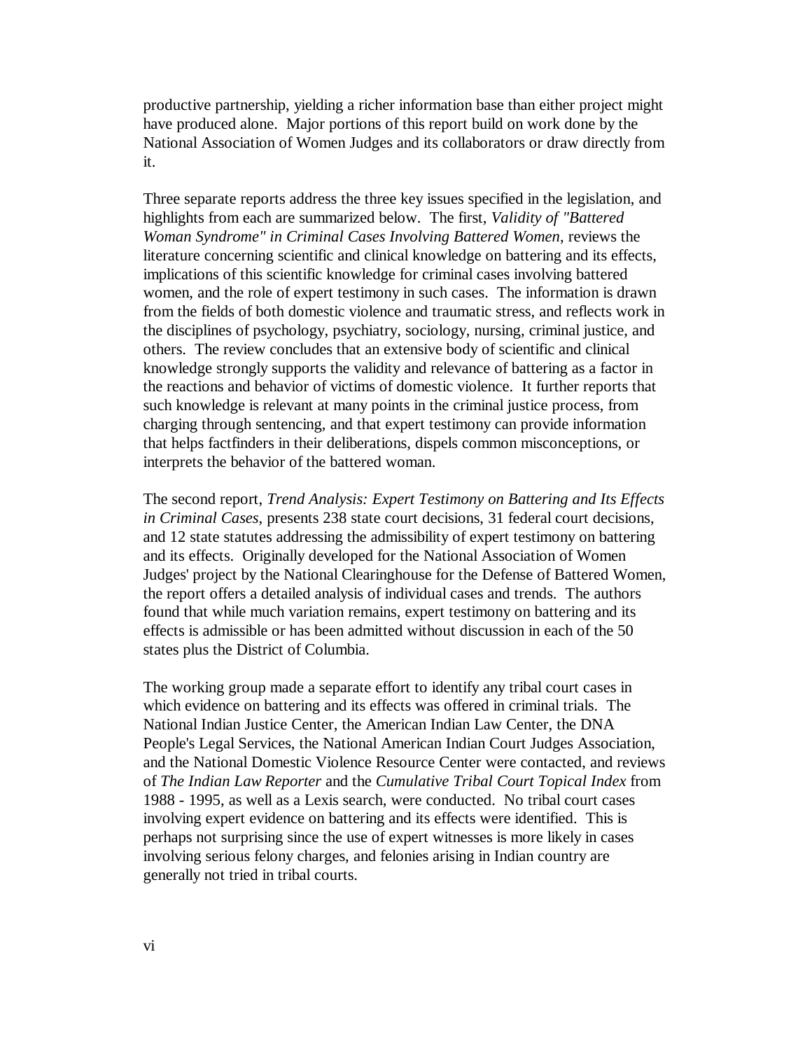productive partnership, yielding a richer information base than either project might have produced alone. Major portions of this report build on work done by the National Association of Women Judges and its collaborators or draw directly from it.

Three separate reports address the three key issues specified in the legislation, and highlights from each are summarized below. The first, *Validity of "Battered Woman Syndrome" in Criminal Cases Involving Battered Women*, reviews the literature concerning scientific and clinical knowledge on battering and its effects, implications of this scientific knowledge for criminal cases involving battered women, and the role of expert testimony in such cases. The information is drawn from the fields of both domestic violence and traumatic stress, and reflects work in the disciplines of psychology, psychiatry, sociology, nursing, criminal justice, and others. The review concludes that an extensive body of scientific and clinical knowledge strongly supports the validity and relevance of battering as a factor in the reactions and behavior of victims of domestic violence. It further reports that such knowledge is relevant at many points in the criminal justice process, from charging through sentencing, and that expert testimony can provide information that helps factfinders in their deliberations, dispels common misconceptions, or interprets the behavior of the battered woman.

The second report, *Trend Analysis: Expert Testimony on Battering and Its Effects in Criminal Cases*, presents 238 state court decisions, 31 federal court decisions, and 12 state statutes addressing the admissibility of expert testimony on battering and its effects. Originally developed for the National Association of Women Judges' project by the National Clearinghouse for the Defense of Battered Women, the report offers a detailed analysis of individual cases and trends. The authors found that while much variation remains, expert testimony on battering and its effects is admissible or has been admitted without discussion in each of the 50 states plus the District of Columbia.

The working group made a separate effort to identify any tribal court cases in which evidence on battering and its effects was offered in criminal trials. The National Indian Justice Center, the American Indian Law Center, the DNA People's Legal Services, the National American Indian Court Judges Association, and the National Domestic Violence Resource Center were contacted, and reviews of *The Indian Law Reporter* and the *Cumulative Tribal Court Topical Index* from 1988 - 1995, as well as a Lexis search, were conducted. No tribal court cases involving expert evidence on battering and its effects were identified. This is perhaps not surprising since the use of expert witnesses is more likely in cases involving serious felony charges, and felonies arising in Indian country are generally not tried in tribal courts.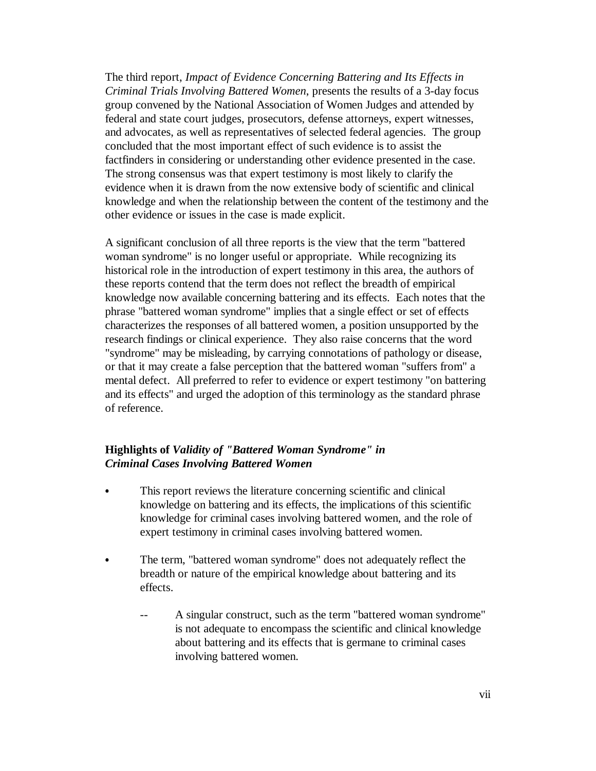The third report, *Impact of Evidence Concerning Battering and Its Effects in Criminal Trials Involving Battered Women*, presents the results of a 3-day focus group convened by the National Association of Women Judges and attended by federal and state court judges, prosecutors, defense attorneys, expert witnesses, and advocates, as well as representatives of selected federal agencies. The group concluded that the most important effect of such evidence is to assist the factfinders in considering or understanding other evidence presented in the case. The strong consensus was that expert testimony is most likely to clarify the evidence when it is drawn from the now extensive body of scientific and clinical knowledge and when the relationship between the content of the testimony and the other evidence or issues in the case is made explicit.

A significant conclusion of all three reports is the view that the term "battered woman syndrome" is no longer useful or appropriate. While recognizing its historical role in the introduction of expert testimony in this area, the authors of these reports contend that the term does not reflect the breadth of empirical knowledge now available concerning battering and its effects. Each notes that the phrase "battered woman syndrome" implies that a single effect or set of effects characterizes the responses of all battered women, a position unsupported by the research findings or clinical experience. They also raise concerns that the word "syndrome" may be misleading, by carrying connotations of pathology or disease, or that it may create a false perception that the battered woman "suffers from" a mental defect. All preferred to refer to evidence or expert testimony "on battering and its effects" and urged the adoption of this terminology as the standard phrase of reference.

### Highlights of *Validity of "Battered Woman Syndrome" in Criminal Cases Involving Battered Women*

- This report reviews the literature concerning scientific and clinical knowledge on battering and its effects, the implications of this scientific knowledge for criminal cases involving battered women, and the role of expert testimony in criminal cases involving battered women.

- The term, "battered woman syndrome" does not adequately reflect the breadth or nature of the empirical knowledge about battering and its effects.

  - A singular construct, such as the term "battered woman syndrome" is not adequate to encompass the scientific and clinical knowledge about battering and its effects that is germane to criminal cases involving battered women.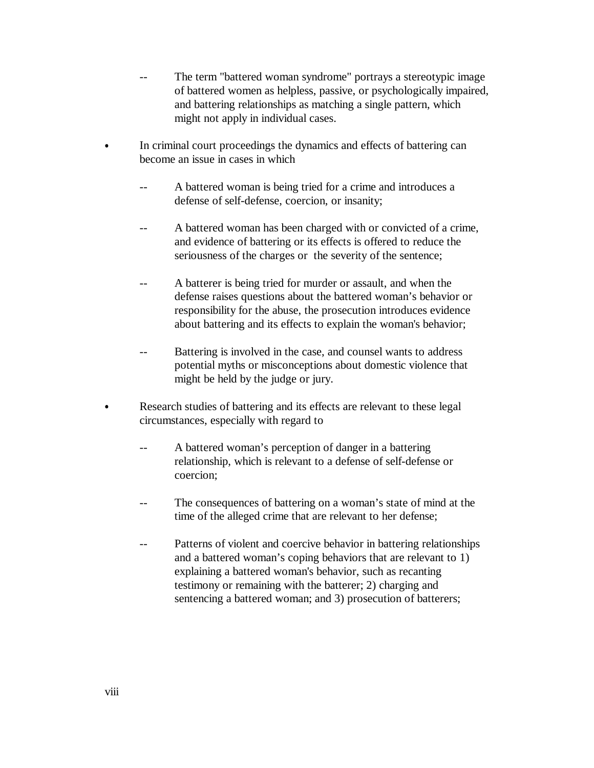- The term "battered woman syndrome" portrays a stereotypic image of battered women as helpless, passive, or psychologically impaired, and battering relationships as matching a single pattern, which might not apply in individual cases.

- In criminal court proceedings the dynamics and effects of battering can become an issue in cases in which

  - A battered woman is being tried for a crime and introduces a defense of self-defense, coercion, or insanity;

  - A battered woman has been charged with or convicted of a crime, and evidence of battering or its effects is offered to reduce the seriousness of the charges or the severity of the sentence;

  - A batterer is being tried for murder or assault, and when the defense raises questions about the battered woman's behavior or responsibility for the abuse, the prosecution introduces evidence about battering and its effects to explain the woman's behavior;

  - Battering is involved in the case, and counsel wants to address potential myths or misconceptions about domestic violence that might be held by the judge or jury.

- Research studies of battering and its effects are relevant to these legal circumstances, especially with regard to

  - A battered woman's perception of danger in a battering relationship, which is relevant to a defense of self-defense or coercion;

  - The consequences of battering on a woman's state of mind at the time of the alleged crime that are relevant to her defense;

  - Patterns of violent and coercive behavior in battering relationships and a battered woman's coping behaviors that are relevant to 1) explaining a battered woman's behavior, such as recanting testimony or remaining with the batterer; 2) charging and sentencing a battered woman; and 3) prosecution of batterers;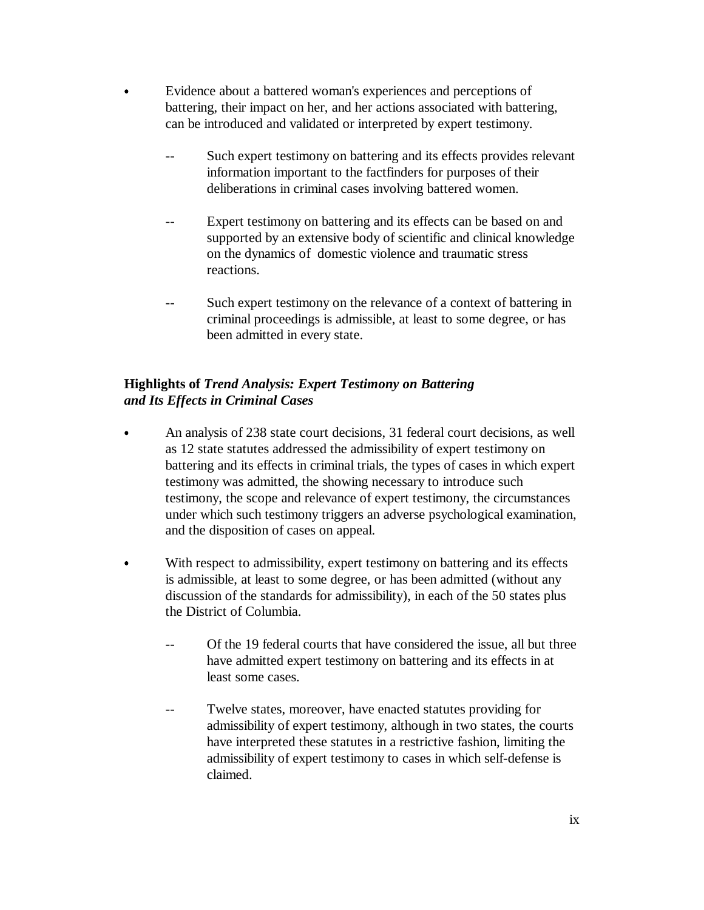- Evidence about a battered woman's experiences and perceptions of battering, their impact on her, and her actions associated with battering, can be introduced and validated or interpreted by expert testimony.
  - Such expert testimony on battering and its effects provides relevant information important to the factfinders for purposes of their deliberations in criminal cases involving battered women.
  - Expert testimony on battering and its effects can be based on and supported by an extensive body of scientific and clinical knowledge on the dynamics of domestic violence and traumatic stress reactions.
  - Such expert testimony on the relevance of a context of battering in criminal proceedings is admissible, at least to some degree, or has been admitted in every state.

**Highlights of *Trend Analysis: Expert Testimony on Battering and Its Effects in Criminal Cases***

- An analysis of 238 state court decisions, 31 federal court decisions, as well as 12 state statutes addressed the admissibility of expert testimony on battering and its effects in criminal trials, the types of cases in which expert testimony was admitted, the showing necessary to introduce such testimony, the scope and relevance of expert testimony, the circumstances under which such testimony triggers an adverse psychological examination, and the disposition of cases on appeal.
- With respect to admissibility, expert testimony on battering and its effects is admissible, at least to some degree, or has been admitted (without any discussion of the standards for admissibility), in each of the 50 states plus the District of Columbia.
  - Of the 19 federal courts that have considered the issue, all but three have admitted expert testimony on battering and its effects in at least some cases.
  - Twelve states, moreover, have enacted statutes providing for admissibility of expert testimony, although in two states, the courts have interpreted these statutes in a restrictive fashion, limiting the admissibility of expert testimony to cases in which self-defense is claimed.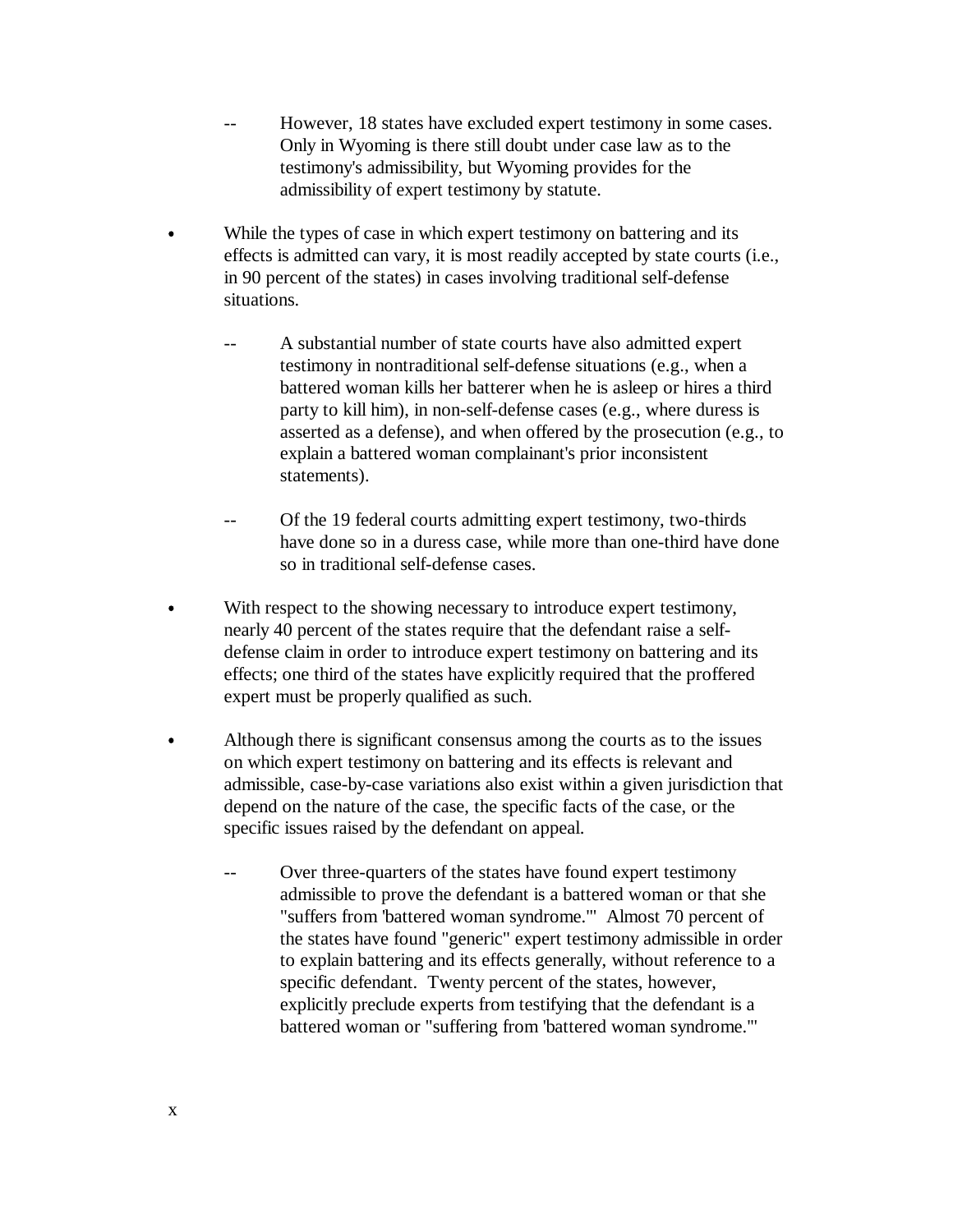- However, 18 states have excluded expert testimony in some cases. Only in Wyoming is there still doubt under case law as to the testimony's admissibility, but Wyoming provides for the admissibility of expert testimony by statute.

- While the types of case in which expert testimony on battering and its effects is admitted can vary, it is most readily accepted by state courts (i.e., in 90 percent of the states) in cases involving traditional self-defense situations.

  - A substantial number of state courts have also admitted expert testimony in nontraditional self-defense situations (e.g., when a battered woman kills her batterer when he is asleep or hires a third party to kill him), in non-self-defense cases (e.g., where duress is asserted as a defense), and when offered by the prosecution (e.g., to explain a battered woman complainant's prior inconsistent statements).

  - Of the 19 federal courts admitting expert testimony, two-thirds have done so in a duress case, while more than one-third have done so in traditional self-defense cases.

- With respect to the showing necessary to introduce expert testimony, nearly 40 percent of the states require that the defendant raise a self-defense claim in order to introduce expert testimony on battering and its effects; one third of the states have explicitly required that the proffered expert must be properly qualified as such.

- Although there is significant consensus among the courts as to the issues on which expert testimony on battering and its effects is relevant and admissible, case-by-case variations also exist within a given jurisdiction that depend on the nature of the case, the specific facts of the case, or the specific issues raised by the defendant on appeal.

  - Over three-quarters of the states have found expert testimony admissible to prove the defendant is a battered woman or that she "suffers from 'battered woman syndrome.'" Almost 70 percent of the states have found "generic" expert testimony admissible in order to explain battering and its effects generally, without reference to a specific defendant. Twenty percent of the states, however, explicitly preclude experts from testifying that the defendant is a battered woman or "suffering from 'battered woman syndrome.'"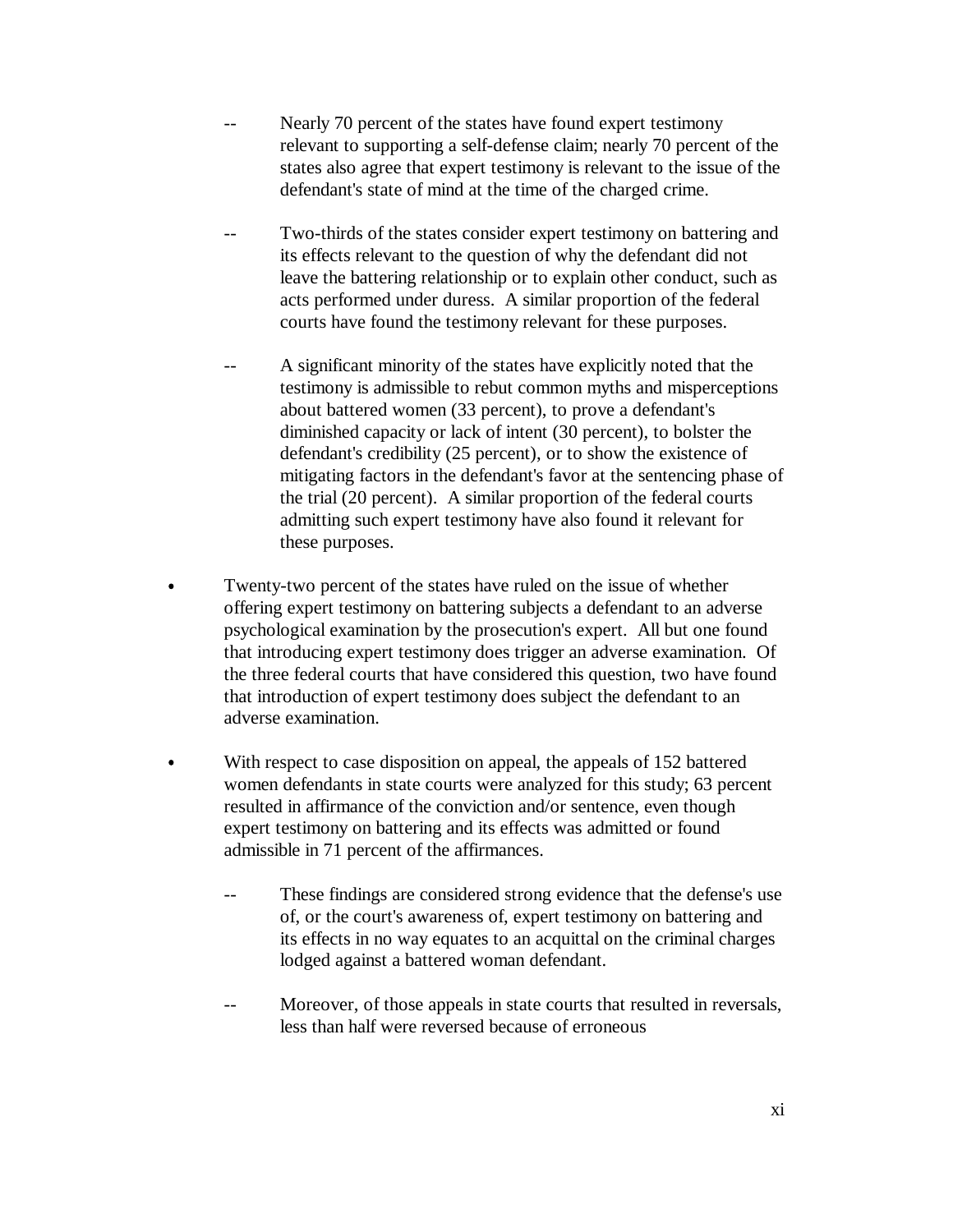- Nearly 70 percent of the states have found expert testimony relevant to supporting a self-defense claim; nearly 70 percent of the states also agree that expert testimony is relevant to the issue of the defendant's state of mind at the time of the charged crime.

  - Two-thirds of the states consider expert testimony on battering and its effects relevant to the question of why the defendant did not leave the battering relationship or to explain other conduct, such as acts performed under duress. A similar proportion of the federal courts have found the testimony relevant for these purposes.

  - A significant minority of the states have explicitly noted that the testimony is admissible to rebut common myths and misperceptions about battered women (33 percent), to prove a defendant's diminished capacity or lack of intent (30 percent), to bolster the defendant's credibility (25 percent), or to show the existence of mitigating factors in the defendant's favor at the sentencing phase of the trial (20 percent). A similar proportion of the federal courts admitting such expert testimony have also found it relevant for these purposes.

- Twenty-two percent of the states have ruled on the issue of whether offering expert testimony on battering subjects a defendant to an adverse psychological examination by the prosecution's expert. All but one found that introducing expert testimony does trigger an adverse examination. Of the three federal courts that have considered this question, two have found that introduction of expert testimony does subject the defendant to an adverse examination.

- With respect to case disposition on appeal, the appeals of 152 battered women defendants in state courts were analyzed for this study; 63 percent resulted in affirmance of the conviction and/or sentence, even though expert testimony on battering and its effects was admitted or found admissible in 71 percent of the affirmances.

  - These findings are considered strong evidence that the defense's use of, or the court's awareness of, expert testimony on battering and its effects in no way equates to an acquittal on the criminal charges lodged against a battered woman defendant.

  - Moreover, of those appeals in state courts that resulted in reversals, less than half were reversed because of erroneous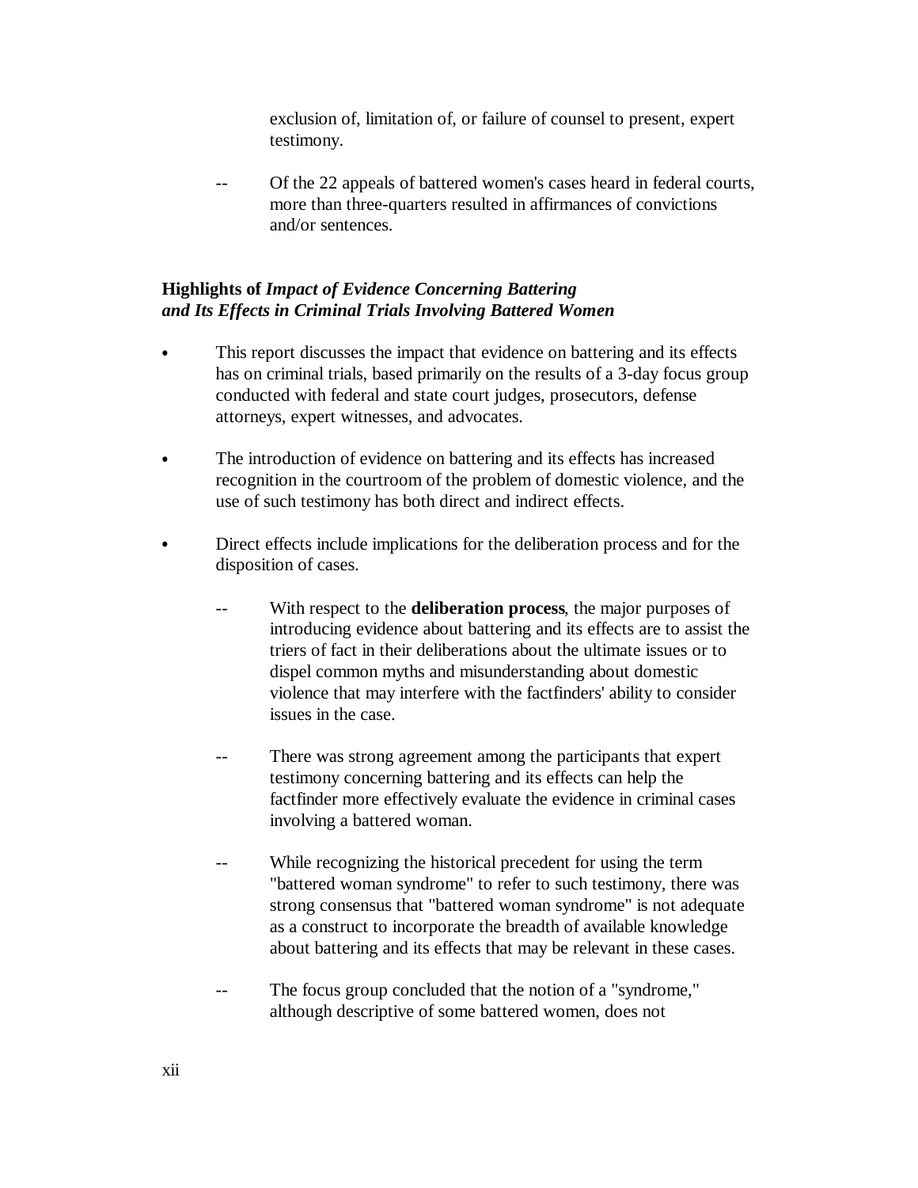exclusion of, limitation of, or failure of counsel to present, expert testimony.

- Of the 22 appeals of battered women's cases heard in federal courts, more than three-quarters resulted in affirmances of convictions and/or sentences.

### Highlights of *Impact of Evidence Concerning Battering and Its Effects in Criminal Trials Involving Battered Women*

- This report discusses the impact that evidence on battering and its effects has on criminal trials, based primarily on the results of a 3-day focus group conducted with federal and state court judges, prosecutors, defense attorneys, expert witnesses, and advocates.

- The introduction of evidence on battering and its effects has increased recognition in the courtroom of the problem of domestic violence, and the use of such testimony has both direct and indirect effects.

- Direct effects include implications for the deliberation process and for the disposition of cases.

  - With respect to the **deliberation process**, the major purposes of introducing evidence about battering and its effects are to assist the triers of fact in their deliberations about the ultimate issues or to dispel common myths and misunderstanding about domestic violence that may interfere with the factfinders' ability to consider issues in the case.

  - There was strong agreement among the participants that expert testimony concerning battering and its effects can help the factfinder more effectively evaluate the evidence in criminal cases involving a battered woman.

  - While recognizing the historical precedent for using the term "battered woman syndrome" to refer to such testimony, there was strong consensus that "battered woman syndrome" is not adequate as a construct to incorporate the breadth of available knowledge about battering and its effects that may be relevant in these cases.

  - The focus group concluded that the notion of a "syndrome," although descriptive of some battered women, does not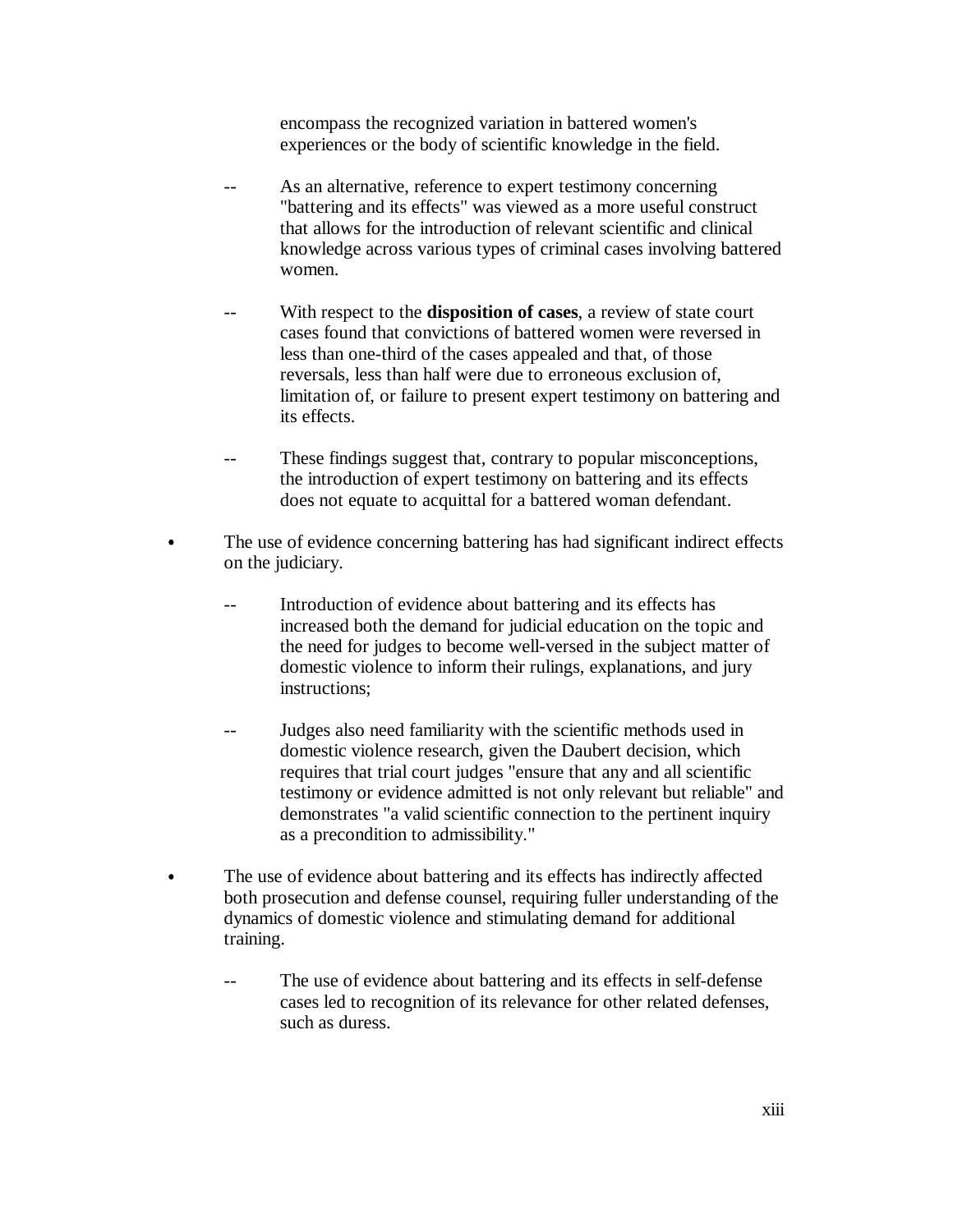encompass the recognized variation in battered women's experiences or the body of scientific knowledge in the field.

- As an alternative, reference to expert testimony concerning "battering and its effects" was viewed as a more useful construct that allows for the introduction of relevant scientific and clinical knowledge across various types of criminal cases involving battered women.

- With respect to the **disposition of cases**, a review of state court cases found that convictions of battered women were reversed in less than one-third of the cases appealed and that, of those reversals, less than half were due to erroneous exclusion of, limitation of, or failure to present expert testimony on battering and its effects.

- These findings suggest that, contrary to popular misconceptions, the introduction of expert testimony on battering and its effects does not equate to acquittal for a battered woman defendant.

- The use of evidence concerning battering has had significant indirect effects on the judiciary.

  - Introduction of evidence about battering and its effects has increased both the demand for judicial education on the topic and the need for judges to become well-versed in the subject matter of domestic violence to inform their rulings, explanations, and jury instructions;

  - Judges also need familiarity with the scientific methods used in domestic violence research, given the Daubert decision, which requires that trial court judges "ensure that any and all scientific testimony or evidence admitted is not only relevant but reliable" and demonstrates "a valid scientific connection to the pertinent inquiry as a precondition to admissibility."

- The use of evidence about battering and its effects has indirectly affected both prosecution and defense counsel, requiring fuller understanding of the dynamics of domestic violence and stimulating demand for additional training.

  - The use of evidence about battering and its effects in self-defense cases led to recognition of its relevance for other related defenses, such as duress.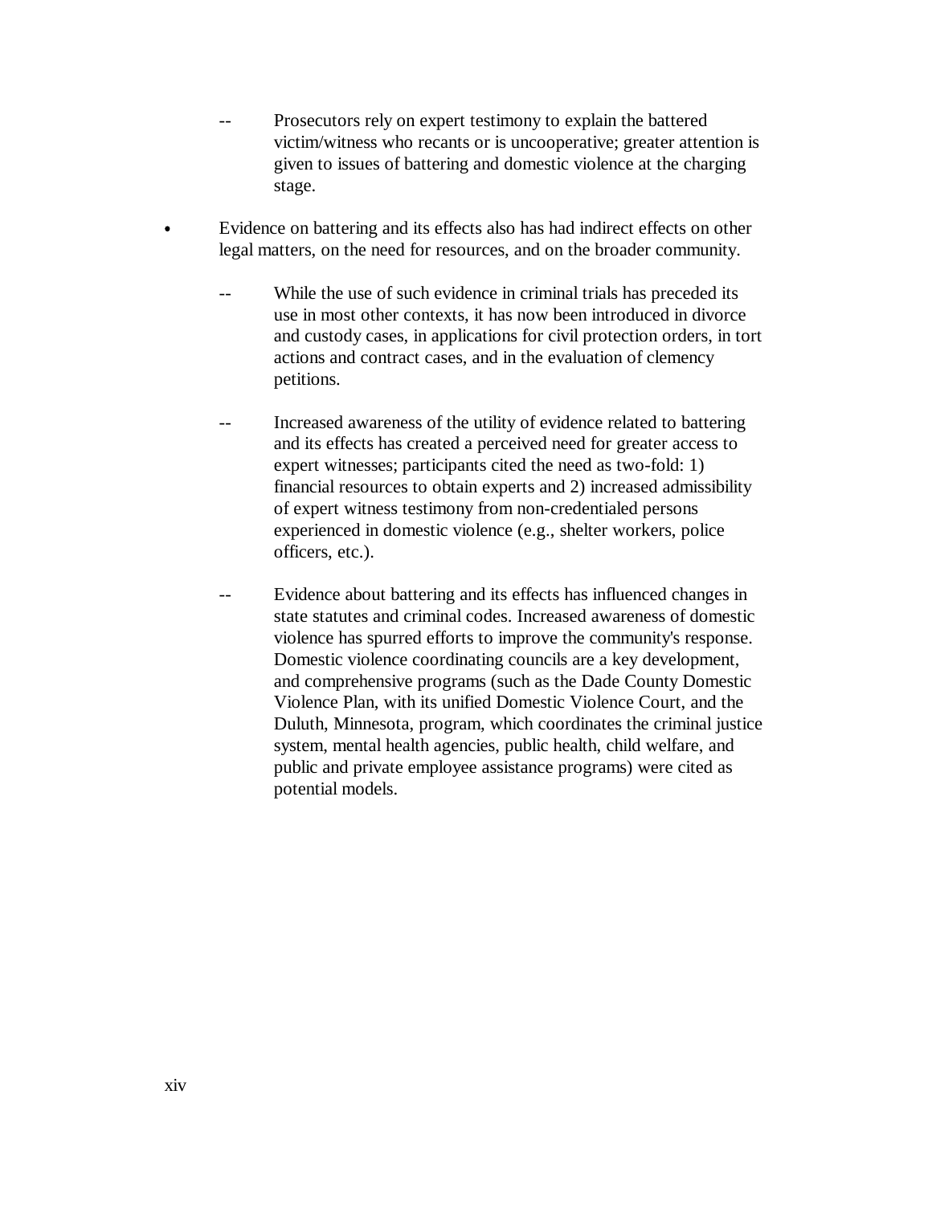- Prosecutors rely on expert testimony to explain the battered victim/witness who recants or is uncooperative; greater attention is given to issues of battering and domestic violence at the charging stage.

- Evidence on battering and its effects also has had indirect effects on other legal matters, on the need for resources, and on the broader community.

   - While the use of such evidence in criminal trials has preceded its use in most other contexts, it has now been introduced in divorce and custody cases, in applications for civil protection orders, in tort actions and contract cases, and in the evaluation of clemency petitions.

   - Increased awareness of the utility of evidence related to battering and its effects has created a perceived need for greater access to expert witnesses; participants cited the need as two-fold: 1) financial resources to obtain experts and 2) increased admissibility of expert witness testimony from non-credentialed persons experienced in domestic violence (e.g., shelter workers, police officers, etc.).

   - Evidence about battering and its effects has influenced changes in state statutes and criminal codes. Increased awareness of domestic violence has spurred efforts to improve the community's response. Domestic violence coordinating councils are a key development, and comprehensive programs (such as the Dade County Domestic Violence Plan, with its unified Domestic Violence Court, and the Duluth, Minnesota, program, which coordinates the criminal justice system, mental health agencies, public health, child welfare, and public and private employee assistance programs) were cited as potential models.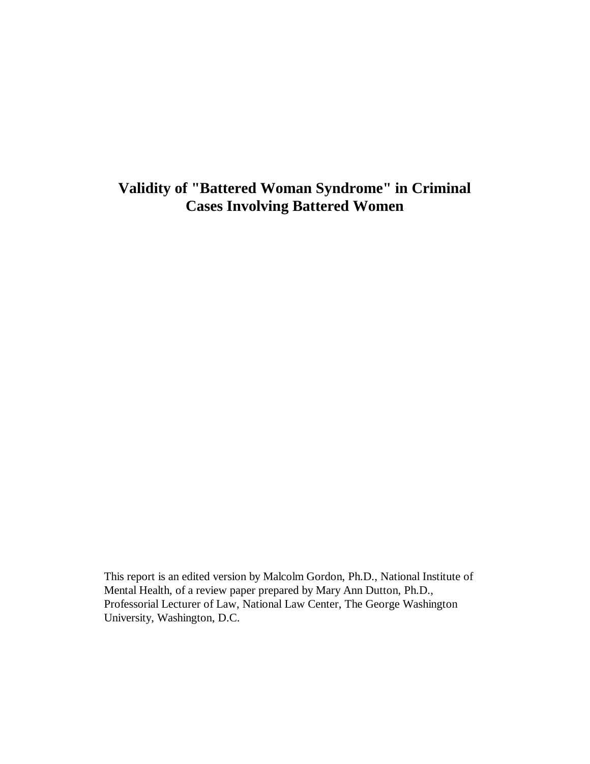# Validity of "Battered Woman Syndrome" in Criminal Cases Involving Battered Women

This report is an edited version by Malcolm Gordon, Ph.D., National Institute of Mental Health, of a review paper prepared by Mary Ann Dutton, Ph.D., Professorial Lecturer of Law, National Law Center, The George Washington University, Washington, D.C.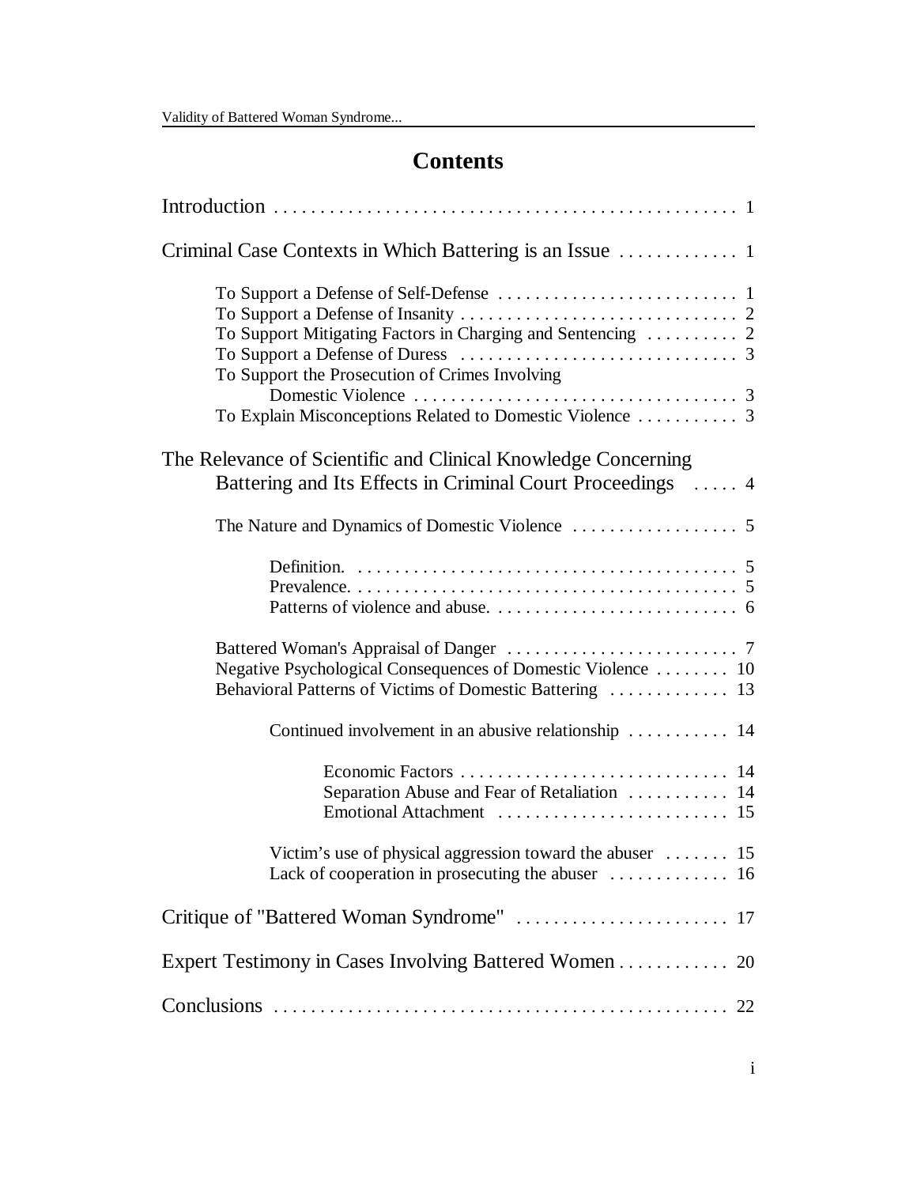# Contents

Introduction . . . . . . . . . . . . . . . . . . . . . . . . . . . . . . . . . . . . . . . . . . . . . . . 1

Criminal Case Contexts in Which Battering is an Issue . . . . . . . . . . . . . 1

- To Support a Defense of Self-Defense . . . . . . . . . . . . . . . . . . . . . . . . . . 1
- To Support a Defense of Insanity . . . . . . . . . . . . . . . . . . . . . . . . . . . . . . 2
- To Support Mitigating Factors in Charging and Sentencing . . . . . . . . . . 2
- To Support a Defense of Duress . . . . . . . . . . . . . . . . . . . . . . . . . . . . . . 3
- To Support the Prosecution of Crimes Involving Domestic Violence . . . . . . . . . . . . . . . . . . . . . . . . . . . . . . . . . . . 3
- To Explain Misconceptions Related to Domestic Violence . . . . . . . . . . . 3

The Relevance of Scientific and Clinical Knowledge Concerning Battering and Its Effects in Criminal Court Proceedings . . . . . 4

- The Nature and Dynamics of Domestic Violence . . . . . . . . . . . . . . . . . . 5
  - Definition. . . . . . . . . . . . . . . . . . . . . . . . . . . . . . . . . . . . . . . . . . 5
  - Prevalence. . . . . . . . . . . . . . . . . . . . . . . . . . . . . . . . . . . . . . . . . . 5
  - Patterns of violence and abuse. . . . . . . . . . . . . . . . . . . . . . . . . . . 6
- Battered Woman's Appraisal of Danger . . . . . . . . . . . . . . . . . . . . . . . . . 7
- Negative Psychological Consequences of Domestic Violence . . . . . . . . 10
- Behavioral Patterns of Victims of Domestic Battering . . . . . . . . . . . . . 13
  - Continued involvement in an abusive relationship . . . . . . . . . . . 14
    - Economic Factors . . . . . . . . . . . . . . . . . . . . . . . . . . . . . 14
    - Separation Abuse and Fear of Retaliation . . . . . . . . . . . 14
    - Emotional Attachment . . . . . . . . . . . . . . . . . . . . . . . . . 15
  - Victim's use of physical aggression toward the abuser . . . . . . . 15
  - Lack of cooperation in prosecuting the abuser . . . . . . . . . . . . . 16

Critique of "Battered Woman Syndrome" . . . . . . . . . . . . . . . . . . . . . . . 17

Expert Testimony in Cases Involving Battered Women . . . . . . . . . . . . 20

Conclusions . . . . . . . . . . . . . . . . . . . . . . . . . . . . . . . . . . . . . . . . . . . . . . . 22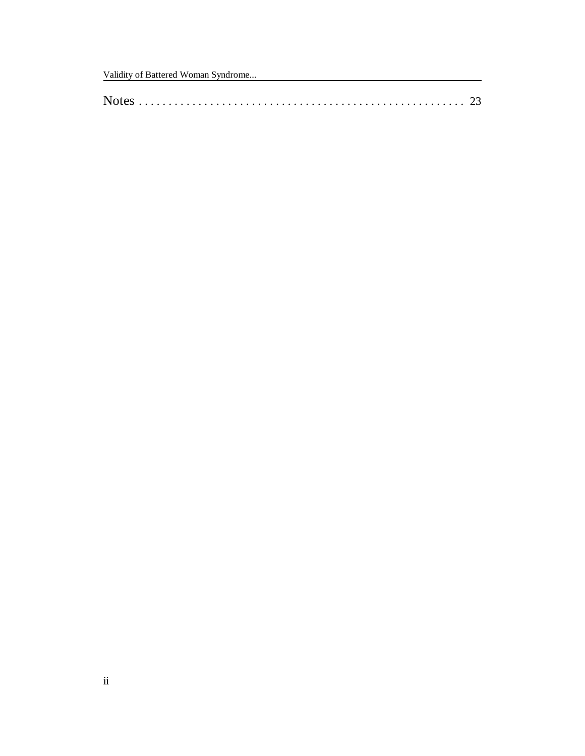Notes . . . . . . . . . . . . . . . . . . . . . . . . . . . . . . . . . . . . . . . . . . . . . . . . . . . . . 23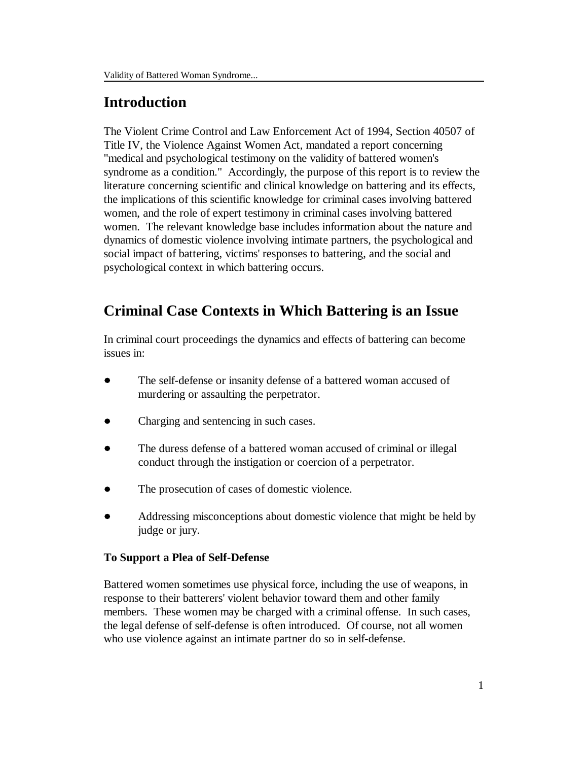# Introduction

The Violent Crime Control and Law Enforcement Act of 1994, Section 40507 of Title IV, the Violence Against Women Act, mandated a report concerning "medical and psychological testimony on the validity of battered women's syndrome as a condition." Accordingly, the purpose of this report is to review the literature concerning scientific and clinical knowledge on battering and its effects, the implications of this scientific knowledge for criminal cases involving battered women, and the role of expert testimony in criminal cases involving battered women. The relevant knowledge base includes information about the nature and dynamics of domestic violence involving intimate partners, the psychological and social impact of battering, victims' responses to battering, and the social and psychological context in which battering occurs.

# Criminal Case Contexts in Which Battering is an Issue

In criminal court proceedings the dynamics and effects of battering can become issues in:

- The self-defense or insanity defense of a battered woman accused of murdering or assaulting the perpetrator.
- Charging and sentencing in such cases.
- The duress defense of a battered woman accused of criminal or illegal conduct through the instigation or coercion of a perpetrator.
- The prosecution of cases of domestic violence.
- Addressing misconceptions about domestic violence that might be held by judge or jury.

### To Support a Plea of Self-Defense

Battered women sometimes use physical force, including the use of weapons, in response to their batterers' violent behavior toward them and other family members. These women may be charged with a criminal offense. In such cases, the legal defense of self-defense is often introduced. Of course, not all women who use violence against an intimate partner do so in self-defense.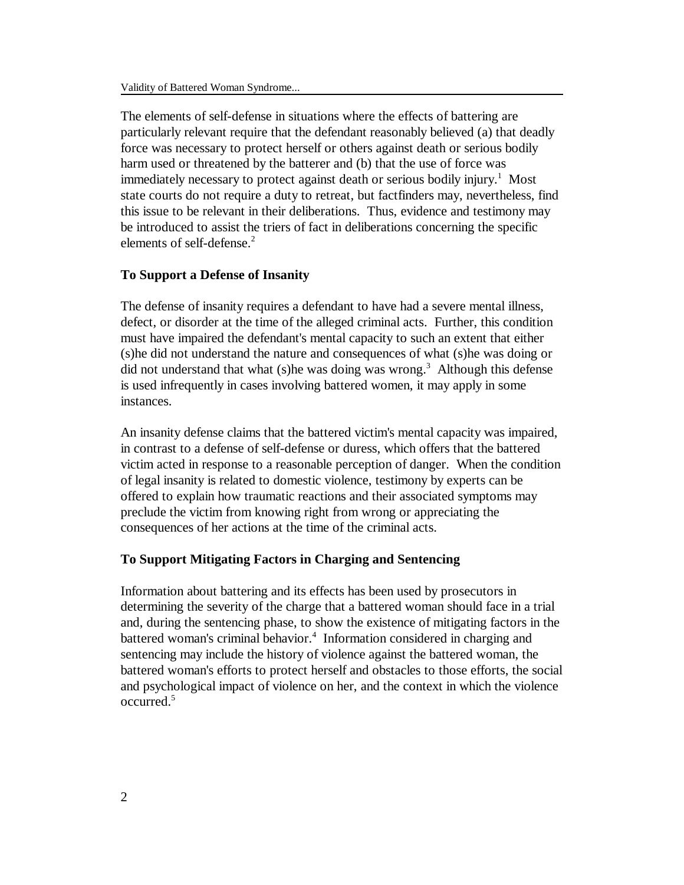The elements of self-defense in situations where the effects of battering are particularly relevant require that the defendant reasonably believed (a) that deadly force was necessary to protect herself or others against death or serious bodily harm used or threatened by the batterer and (b) that the use of force was immediately necessary to protect against death or serious bodily injury.[1] Most state courts do not require a duty to retreat, but factfinders may, nevertheless, find this issue to be relevant in their deliberations. Thus, evidence and testimony may be introduced to assist the triers of fact in deliberations concerning the specific elements of self-defense.[2]

### To Support a Defense of Insanity

The defense of insanity requires a defendant to have had a severe mental illness, defect, or disorder at the time of the alleged criminal acts. Further, this condition must have impaired the defendant's mental capacity to such an extent that either (s)he did not understand the nature and consequences of what (s)he was doing or did not understand that what (s)he was doing was wrong.[3] Although this defense is used infrequently in cases involving battered women, it may apply in some instances.

An insanity defense claims that the battered victim's mental capacity was impaired, in contrast to a defense of self-defense or duress, which offers that the battered victim acted in response to a reasonable perception of danger. When the condition of legal insanity is related to domestic violence, testimony by experts can be offered to explain how traumatic reactions and their associated symptoms may preclude the victim from knowing right from wrong or appreciating the consequences of her actions at the time of the criminal acts.

### To Support Mitigating Factors in Charging and Sentencing

Information about battering and its effects has been used by prosecutors in determining the severity of the charge that a battered woman should face in a trial and, during the sentencing phase, to show the existence of mitigating factors in the battered woman's criminal behavior.[4] Information considered in charging and sentencing may include the history of violence against the battered woman, the battered woman's efforts to protect herself and obstacles to those efforts, the social and psychological impact of violence on her, and the context in which the violence occurred.[5]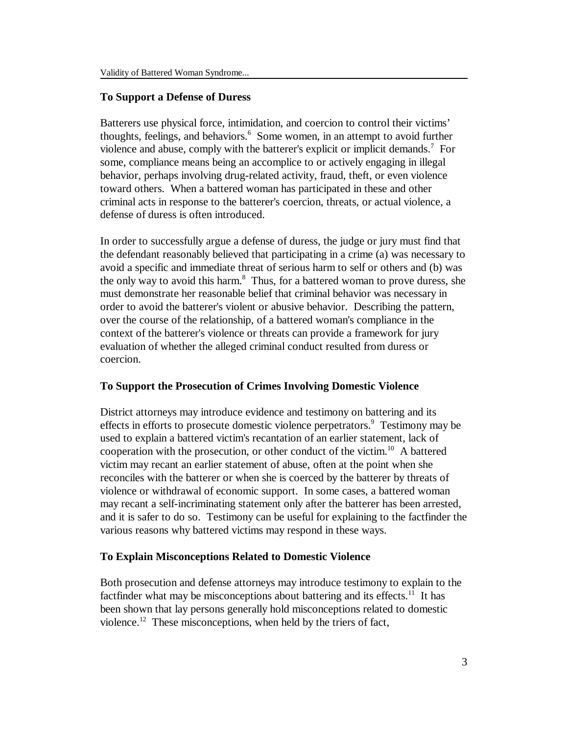## To Support a Defense of Duress

Batterers use physical force, intimidation, and coercion to control their victims' thoughts, feelings, and behaviors.[6] Some women, in an attempt to avoid further violence and abuse, comply with the batterer's explicit or implicit demands.[7] For some, compliance means being an accomplice to or actively engaging in illegal behavior, perhaps involving drug-related activity, fraud, theft, or even violence toward others. When a battered woman has participated in these and other criminal acts in response to the batterer's coercion, threats, or actual violence, a defense of duress is often introduced.

In order to successfully argue a defense of duress, the judge or jury must find that the defendant reasonably believed that participating in a crime (a) was necessary to avoid a specific and immediate threat of serious harm to self or others and (b) was the only way to avoid this harm.[8] Thus, for a battered woman to prove duress, she must demonstrate her reasonable belief that criminal behavior was necessary in order to avoid the batterer's violent or abusive behavior. Describing the pattern, over the course of the relationship, of a battered woman's compliance in the context of the batterer's violence or threats can provide a framework for jury evaluation of whether the alleged criminal conduct resulted from duress or coercion.

## To Support the Prosecution of Crimes Involving Domestic Violence

District attorneys may introduce evidence and testimony on battering and its effects in efforts to prosecute domestic violence perpetrators.[9] Testimony may be used to explain a battered victim's recantation of an earlier statement, lack of cooperation with the prosecution, or other conduct of the victim.[10] A battered victim may recant an earlier statement of abuse, often at the point when she reconciles with the batterer or when she is coerced by the batterer by threats of violence or withdrawal of economic support. In some cases, a battered woman may recant a self-incriminating statement only after the batterer has been arrested, and it is safer to do so. Testimony can be useful for explaining to the factfinder the various reasons why battered victims may respond in these ways.

## To Explain Misconceptions Related to Domestic Violence

Both prosecution and defense attorneys may introduce testimony to explain to the factfinder what may be misconceptions about battering and its effects.[11] It has been shown that lay persons generally hold misconceptions related to domestic violence.[12] These misconceptions, when held by the triers of fact,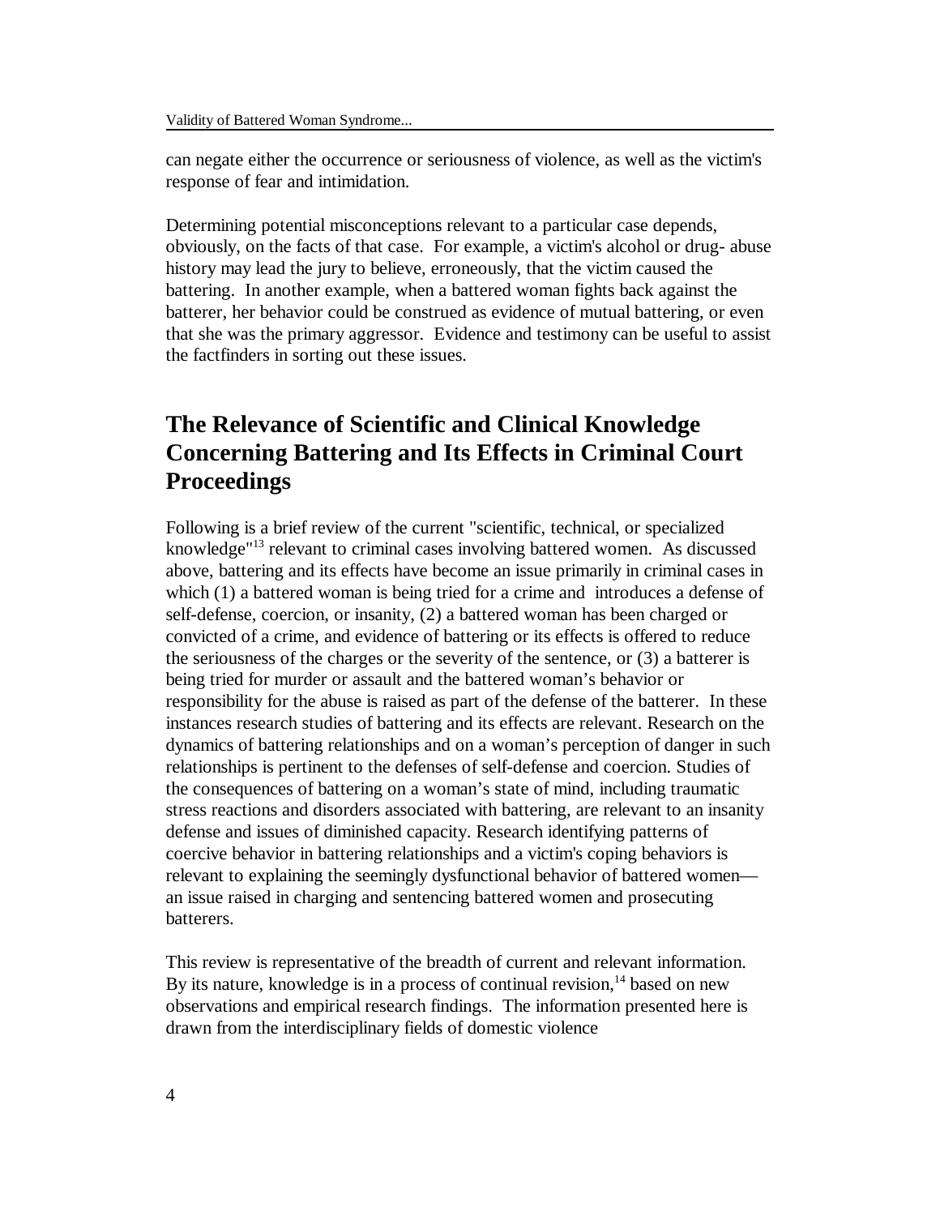can negate either the occurrence or seriousness of violence, as well as the victim's response of fear and intimidation.

Determining potential misconceptions relevant to a particular case depends, obviously, on the facts of that case. For example, a victim's alcohol or drug- abuse history may lead the jury to believe, erroneously, that the victim caused the battering. In another example, when a battered woman fights back against the batterer, her behavior could be construed as evidence of mutual battering, or even that she was the primary aggressor. Evidence and testimony can be useful to assist the factfinders in sorting out these issues.

## The Relevance of Scientific and Clinical Knowledge Concerning Battering and Its Effects in Criminal Court Proceedings

Following is a brief review of the current "scientific, technical, or specialized knowledge"[13] relevant to criminal cases involving battered women. As discussed above, battering and its effects have become an issue primarily in criminal cases in which (1) a battered woman is being tried for a crime and introduces a defense of self-defense, coercion, or insanity, (2) a battered woman has been charged or convicted of a crime, and evidence of battering or its effects is offered to reduce the seriousness of the charges or the severity of the sentence, or (3) a batterer is being tried for murder or assault and the battered woman's behavior or responsibility for the abuse is raised as part of the defense of the batterer. In these instances research studies of battering and its effects are relevant. Research on the dynamics of battering relationships and on a woman's perception of danger in such relationships is pertinent to the defenses of self-defense and coercion. Studies of the consequences of battering on a woman's state of mind, including traumatic stress reactions and disorders associated with battering, are relevant to an insanity defense and issues of diminished capacity. Research identifying patterns of coercive behavior in battering relationships and a victim's coping behaviors is relevant to explaining the seemingly dysfunctional behavior of battered women—an issue raised in charging and sentencing battered women and prosecuting batterers.

This review is representative of the breadth of current and relevant information. By its nature, knowledge is in a process of continual revision,[14] based on new observations and empirical research findings. The information presented here is drawn from the interdisciplinary fields of domestic violence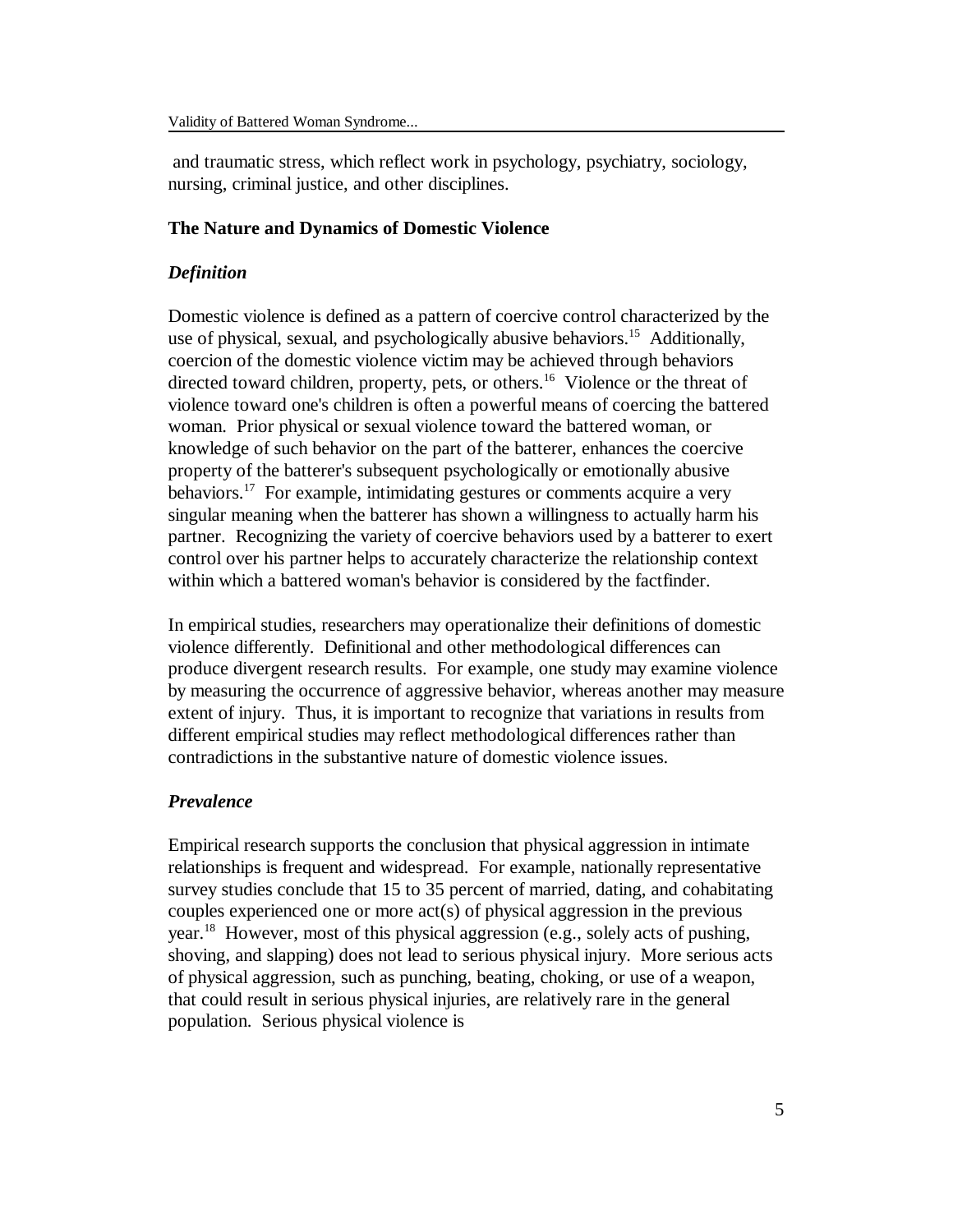and traumatic stress, which reflect work in psychology, psychiatry, sociology, nursing, criminal justice, and other disciplines.

## The Nature and Dynamics of Domestic Violence

### *Definition*

Domestic violence is defined as a pattern of coercive control characterized by the use of physical, sexual, and psychologically abusive behaviors.[15] Additionally, coercion of the domestic violence victim may be achieved through behaviors directed toward children, property, pets, or others.[16] Violence or the threat of violence toward one's children is often a powerful means of coercing the battered woman. Prior physical or sexual violence toward the battered woman, or knowledge of such behavior on the part of the batterer, enhances the coercive property of the batterer's subsequent psychologically or emotionally abusive behaviors.[17] For example, intimidating gestures or comments acquire a very singular meaning when the batterer has shown a willingness to actually harm his partner. Recognizing the variety of coercive behaviors used by a batterer to exert control over his partner helps to accurately characterize the relationship context within which a battered woman's behavior is considered by the factfinder.

In empirical studies, researchers may operationalize their definitions of domestic violence differently. Definitional and other methodological differences can produce divergent research results. For example, one study may examine violence by measuring the occurrence of aggressive behavior, whereas another may measure extent of injury. Thus, it is important to recognize that variations in results from different empirical studies may reflect methodological differences rather than contradictions in the substantive nature of domestic violence issues.

### *Prevalence*

Empirical research supports the conclusion that physical aggression in intimate relationships is frequent and widespread. For example, nationally representative survey studies conclude that 15 to 35 percent of married, dating, and cohabitating couples experienced one or more act(s) of physical aggression in the previous year.[18] However, most of this physical aggression (e.g., solely acts of pushing, shoving, and slapping) does not lead to serious physical injury. More serious acts of physical aggression, such as punching, beating, choking, or use of a weapon, that could result in serious physical injuries, are relatively rare in the general population. Serious physical violence is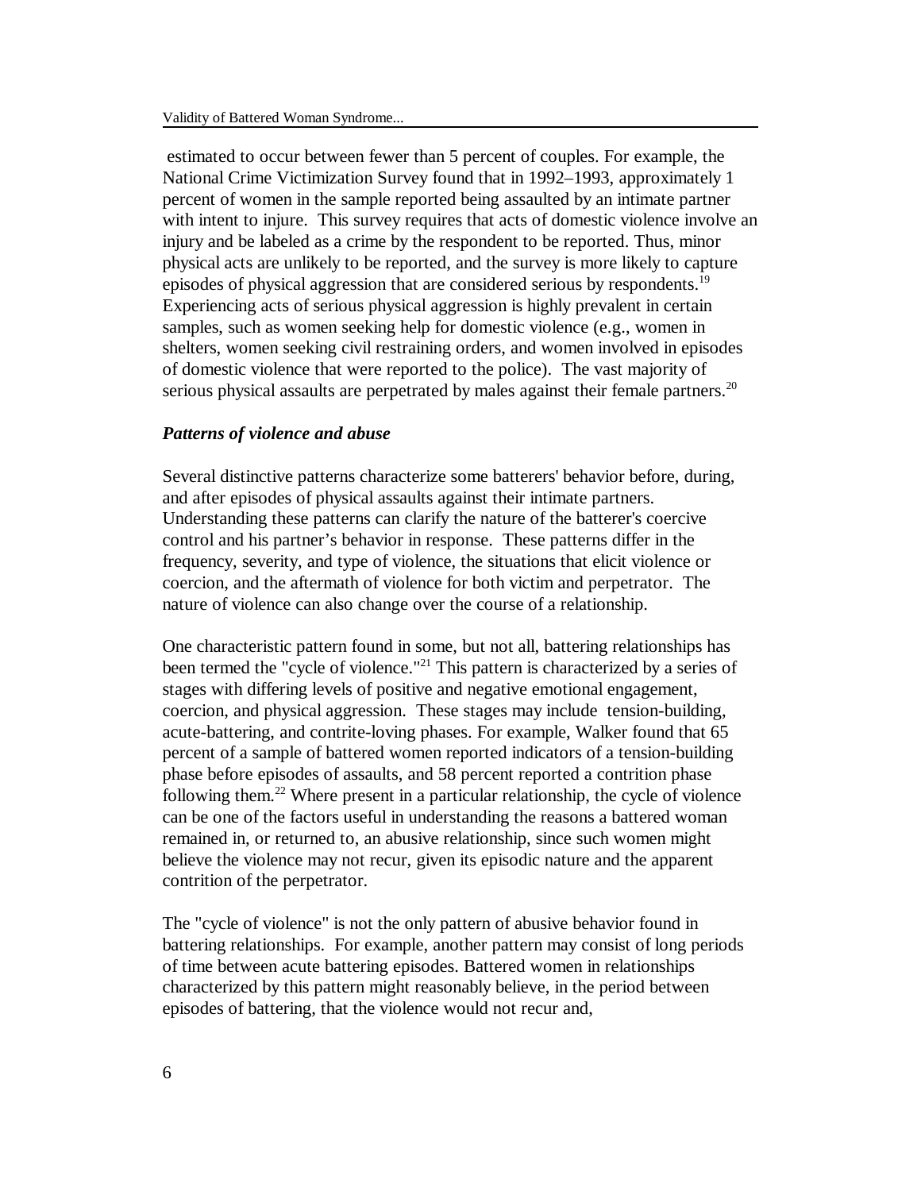estimated to occur between fewer than 5 percent of couples. For example, the National Crime Victimization Survey found that in 1992–1993, approximately 1 percent of women in the sample reported being assaulted by an intimate partner with intent to injure. This survey requires that acts of domestic violence involve an injury and be labeled as a crime by the respondent to be reported. Thus, minor physical acts are unlikely to be reported, and the survey is more likely to capture episodes of physical aggression that are considered serious by respondents.[19] Experiencing acts of serious physical aggression is highly prevalent in certain samples, such as women seeking help for domestic violence (e.g., women in shelters, women seeking civil restraining orders, and women involved in episodes of domestic violence that were reported to the police). The vast majority of serious physical assaults are perpetrated by males against their female partners.[20]

### *Patterns of violence and abuse*

Several distinctive patterns characterize some batterers' behavior before, during, and after episodes of physical assaults against their intimate partners. Understanding these patterns can clarify the nature of the batterer's coercive control and his partner's behavior in response. These patterns differ in the frequency, severity, and type of violence, the situations that elicit violence or coercion, and the aftermath of violence for both victim and perpetrator. The nature of violence can also change over the course of a relationship.

One characteristic pattern found in some, but not all, battering relationships has been termed the "cycle of violence."[21] This pattern is characterized by a series of stages with differing levels of positive and negative emotional engagement, coercion, and physical aggression. These stages may include tension-building, acute-battering, and contrite-loving phases. For example, Walker found that 65 percent of a sample of battered women reported indicators of a tension-building phase before episodes of assaults, and 58 percent reported a contrition phase following them.[22] Where present in a particular relationship, the cycle of violence can be one of the factors useful in understanding the reasons a battered woman remained in, or returned to, an abusive relationship, since such women might believe the violence may not recur, given its episodic nature and the apparent contrition of the perpetrator.

The "cycle of violence" is not the only pattern of abusive behavior found in battering relationships. For example, another pattern may consist of long periods of time between acute battering episodes. Battered women in relationships characterized by this pattern might reasonably believe, in the period between episodes of battering, that the violence would not recur and,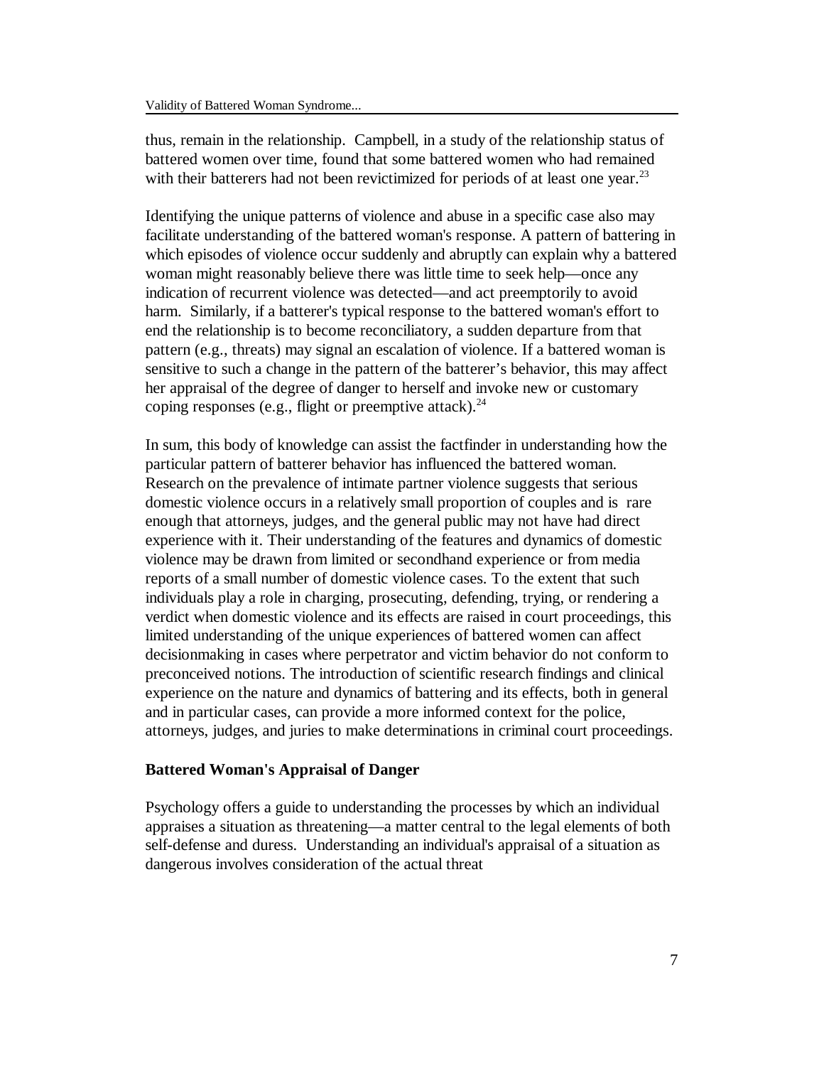thus, remain in the relationship. Campbell, in a study of the relationship status of battered women over time, found that some battered women who had remained with their batterers had not been revictimized for periods of at least one year.[23]

Identifying the unique patterns of violence and abuse in a specific case also may facilitate understanding of the battered woman's response. A pattern of battering in which episodes of violence occur suddenly and abruptly can explain why a battered woman might reasonably believe there was little time to seek help—once any indication of recurrent violence was detected—and act preemptorily to avoid harm. Similarly, if a batterer's typical response to the battered woman's effort to end the relationship is to become reconciliatory, a sudden departure from that pattern (e.g., threats) may signal an escalation of violence. If a battered woman is sensitive to such a change in the pattern of the batterer's behavior, this may affect her appraisal of the degree of danger to herself and invoke new or customary coping responses (e.g., flight or preemptive attack).[24]

In sum, this body of knowledge can assist the factfinder in understanding how the particular pattern of batterer behavior has influenced the battered woman. Research on the prevalence of intimate partner violence suggests that serious domestic violence occurs in a relatively small proportion of couples and is rare enough that attorneys, judges, and the general public may not have had direct experience with it. Their understanding of the features and dynamics of domestic violence may be drawn from limited or secondhand experience or from media reports of a small number of domestic violence cases. To the extent that such individuals play a role in charging, prosecuting, defending, trying, or rendering a verdict when domestic violence and its effects are raised in court proceedings, this limited understanding of the unique experiences of battered women can affect decisionmaking in cases where perpetrator and victim behavior do not conform to preconceived notions. The introduction of scientific research findings and clinical experience on the nature and dynamics of battering and its effects, both in general and in particular cases, can provide a more informed context for the police, attorneys, judges, and juries to make determinations in criminal court proceedings.

**Battered Woman's Appraisal of Danger**

Psychology offers a guide to understanding the processes by which an individual appraises a situation as threatening—a matter central to the legal elements of both self-defense and duress. Understanding an individual's appraisal of a situation as dangerous involves consideration of the actual threat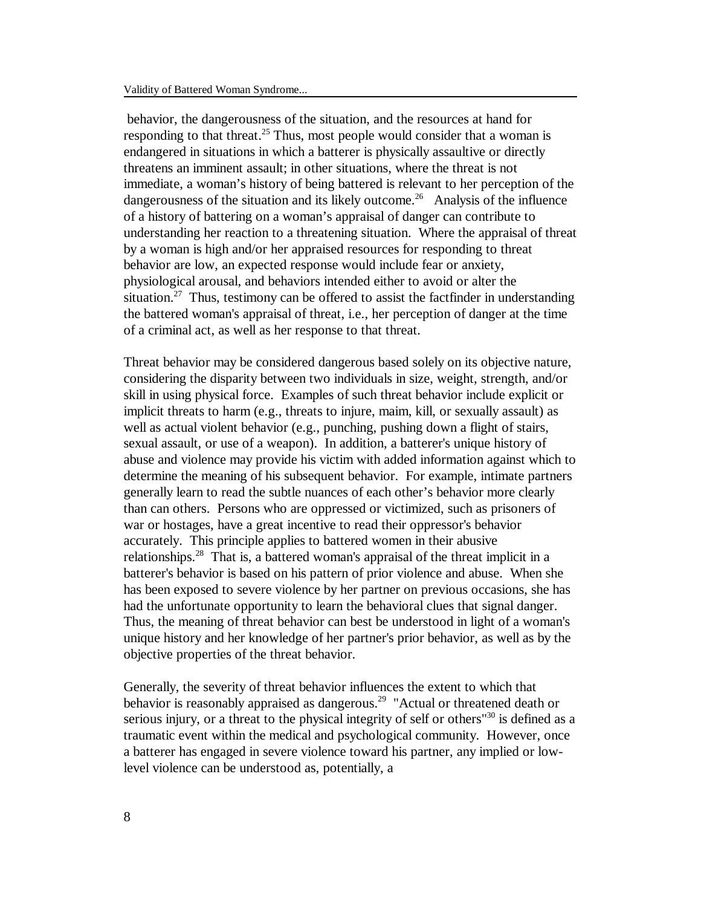behavior, the dangerousness of the situation, and the resources at hand for responding to that threat.[25] Thus, most people would consider that a woman is endangered in situations in which a batterer is physically assaultive or directly threatens an imminent assault; in other situations, where the threat is not immediate, a woman's history of being battered is relevant to her perception of the dangerousness of the situation and its likely outcome.[26] Analysis of the influence of a history of battering on a woman's appraisal of danger can contribute to understanding her reaction to a threatening situation. Where the appraisal of threat by a woman is high and/or her appraised resources for responding to threat behavior are low, an expected response would include fear or anxiety, physiological arousal, and behaviors intended either to avoid or alter the situation.[27] Thus, testimony can be offered to assist the factfinder in understanding the battered woman's appraisal of threat, i.e., her perception of danger at the time of a criminal act, as well as her response to that threat.

Threat behavior may be considered dangerous based solely on its objective nature, considering the disparity between two individuals in size, weight, strength, and/or skill in using physical force. Examples of such threat behavior include explicit or implicit threats to harm (e.g., threats to injure, maim, kill, or sexually assault) as well as actual violent behavior (e.g., punching, pushing down a flight of stairs, sexual assault, or use of a weapon). In addition, a batterer's unique history of abuse and violence may provide his victim with added information against which to determine the meaning of his subsequent behavior. For example, intimate partners generally learn to read the subtle nuances of each other's behavior more clearly than can others. Persons who are oppressed or victimized, such as prisoners of war or hostages, have a great incentive to read their oppressor's behavior accurately. This principle applies to battered women in their abusive relationships.[28] That is, a battered woman's appraisal of the threat implicit in a batterer's behavior is based on his pattern of prior violence and abuse. When she has been exposed to severe violence by her partner on previous occasions, she has had the unfortunate opportunity to learn the behavioral clues that signal danger. Thus, the meaning of threat behavior can best be understood in light of a woman's unique history and her knowledge of her partner's prior behavior, as well as by the objective properties of the threat behavior.

Generally, the severity of threat behavior influences the extent to which that behavior is reasonably appraised as dangerous.[29] "Actual or threatened death or serious injury, or a threat to the physical integrity of self or others"[30] is defined as a traumatic event within the medical and psychological community. However, once a batterer has engaged in severe violence toward his partner, any implied or low-level violence can be understood as, potentially, a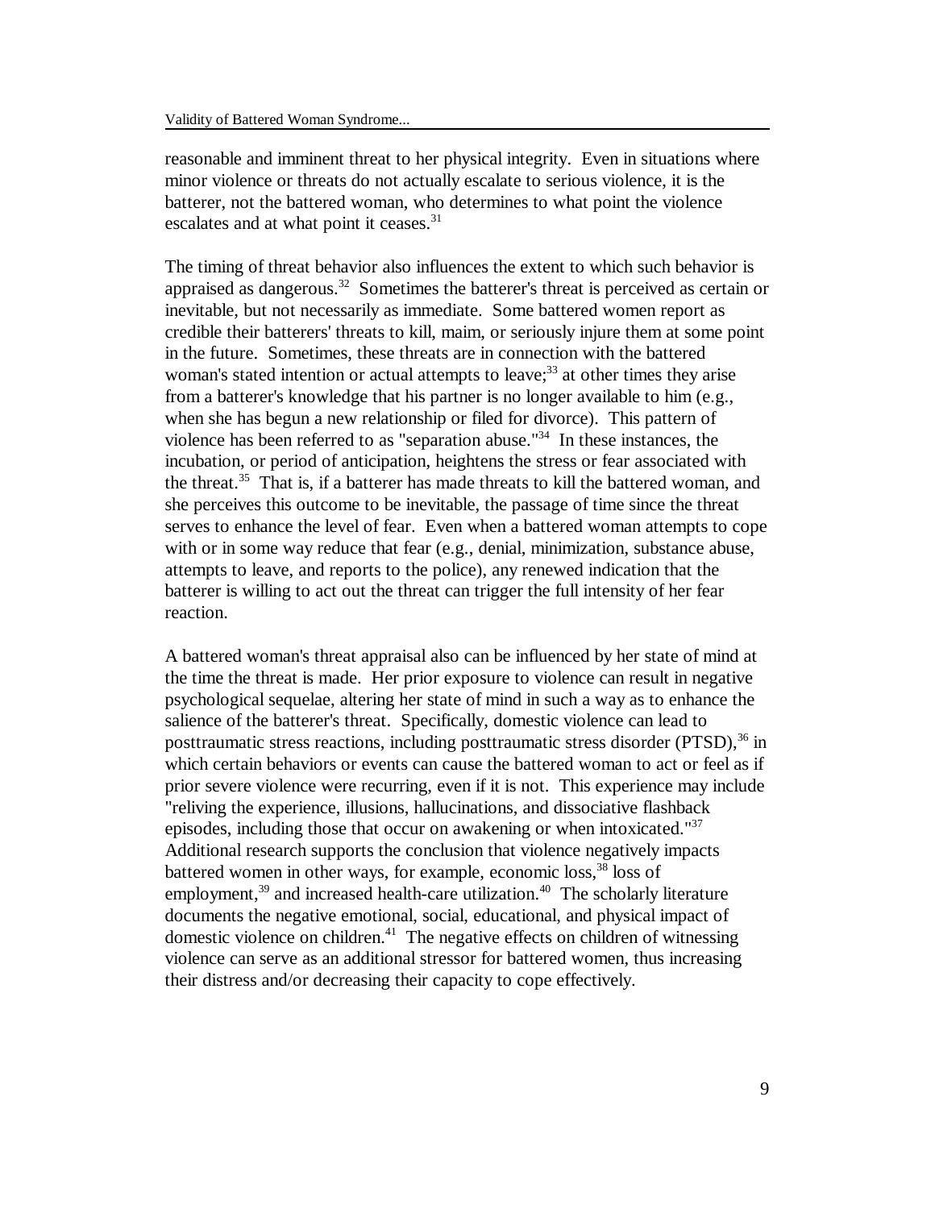reasonable and imminent threat to her physical integrity. Even in situations where minor violence or threats do not actually escalate to serious violence, it is the batterer, not the battered woman, who determines to what point the violence escalates and at what point it ceases.[31]

The timing of threat behavior also influences the extent to which such behavior is appraised as dangerous.[32] Sometimes the batterer's threat is perceived as certain or inevitable, but not necessarily as immediate. Some battered women report as credible their batterers' threats to kill, maim, or seriously injure them at some point in the future. Sometimes, these threats are in connection with the battered woman's stated intention or actual attempts to leave;[33] at other times they arise from a batterer's knowledge that his partner is no longer available to him (e.g., when she has begun a new relationship or filed for divorce). This pattern of violence has been referred to as "separation abuse."[34] In these instances, the incubation, or period of anticipation, heightens the stress or fear associated with the threat.[35] That is, if a batterer has made threats to kill the battered woman, and she perceives this outcome to be inevitable, the passage of time since the threat serves to enhance the level of fear. Even when a battered woman attempts to cope with or in some way reduce that fear (e.g., denial, minimization, substance abuse, attempts to leave, and reports to the police), any renewed indication that the batterer is willing to act out the threat can trigger the full intensity of her fear reaction.

A battered woman's threat appraisal also can be influenced by her state of mind at the time the threat is made. Her prior exposure to violence can result in negative psychological sequelae, altering her state of mind in such a way as to enhance the salience of the batterer's threat. Specifically, domestic violence can lead to posttraumatic stress reactions, including posttraumatic stress disorder (PTSD),[36] in which certain behaviors or events can cause the battered woman to act or feel as if prior severe violence were recurring, even if it is not. This experience may include "reliving the experience, illusions, hallucinations, and dissociative flashback episodes, including those that occur on awakening or when intoxicated."[37] Additional research supports the conclusion that violence negatively impacts battered women in other ways, for example, economic loss,[38] loss of employment,[39] and increased health-care utilization.[40] The scholarly literature documents the negative emotional, social, educational, and physical impact of domestic violence on children.[41] The negative effects on children of witnessing violence can serve as an additional stressor for battered women, thus increasing their distress and/or decreasing their capacity to cope effectively.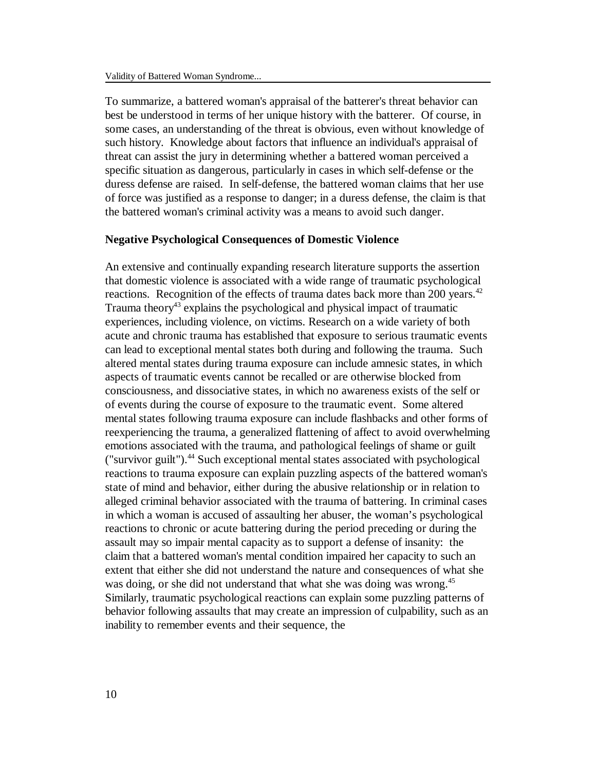To summarize, a battered woman's appraisal of the batterer's threat behavior can best be understood in terms of her unique history with the batterer. Of course, in some cases, an understanding of the threat is obvious, even without knowledge of such history. Knowledge about factors that influence an individual's appraisal of threat can assist the jury in determining whether a battered woman perceived a specific situation as dangerous, particularly in cases in which self-defense or the duress defense are raised. In self-defense, the battered woman claims that her use of force was justified as a response to danger; in a duress defense, the claim is that the battered woman's criminal activity was a means to avoid such danger.

**Negative Psychological Consequences of Domestic Violence**

An extensive and continually expanding research literature supports the assertion that domestic violence is associated with a wide range of traumatic psychological reactions. Recognition of the effects of trauma dates back more than 200 years.[42] Trauma theory[43] explains the psychological and physical impact of traumatic experiences, including violence, on victims. Research on a wide variety of both acute and chronic trauma has established that exposure to serious traumatic events can lead to exceptional mental states both during and following the trauma. Such altered mental states during trauma exposure can include amnesic states, in which aspects of traumatic events cannot be recalled or are otherwise blocked from consciousness, and dissociative states, in which no awareness exists of the self or of events during the course of exposure to the traumatic event. Some altered mental states following trauma exposure can include flashbacks and other forms of reexperiencing the trauma, a generalized flattening of affect to avoid overwhelming emotions associated with the trauma, and pathological feelings of shame or guilt ("survivor guilt").[44] Such exceptional mental states associated with psychological reactions to trauma exposure can explain puzzling aspects of the battered woman's state of mind and behavior, either during the abusive relationship or in relation to alleged criminal behavior associated with the trauma of battering. In criminal cases in which a woman is accused of assaulting her abuser, the woman's psychological reactions to chronic or acute battering during the period preceding or during the assault may so impair mental capacity as to support a defense of insanity: the claim that a battered woman's mental condition impaired her capacity to such an extent that either she did not understand the nature and consequences of what she was doing, or she did not understand that what she was doing was wrong.[45] Similarly, traumatic psychological reactions can explain some puzzling patterns of behavior following assaults that may create an impression of culpability, such as an inability to remember events and their sequence, the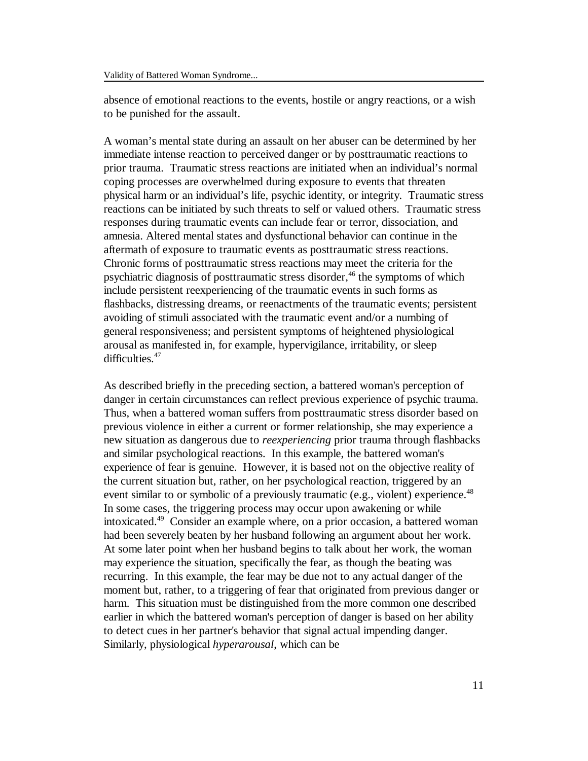absence of emotional reactions to the events, hostile or angry reactions, or a wish to be punished for the assault.

A woman's mental state during an assault on her abuser can be determined by her immediate intense reaction to perceived danger or by posttraumatic reactions to prior trauma. Traumatic stress reactions are initiated when an individual's normal coping processes are overwhelmed during exposure to events that threaten physical harm or an individual's life, psychic identity, or integrity. Traumatic stress reactions can be initiated by such threats to self or valued others. Traumatic stress responses during traumatic events can include fear or terror, dissociation, and amnesia. Altered mental states and dysfunctional behavior can continue in the aftermath of exposure to traumatic events as posttraumatic stress reactions. Chronic forms of posttraumatic stress reactions may meet the criteria for the psychiatric diagnosis of posttraumatic stress disorder,[46] the symptoms of which include persistent reexperiencing of the traumatic events in such forms as flashbacks, distressing dreams, or reenactments of the traumatic events; persistent avoiding of stimuli associated with the traumatic event and/or a numbing of general responsiveness; and persistent symptoms of heightened physiological arousal as manifested in, for example, hypervigilance, irritability, or sleep difficulties.[47]

As described briefly in the preceding section, a battered woman's perception of danger in certain circumstances can reflect previous experience of psychic trauma. Thus, when a battered woman suffers from posttraumatic stress disorder based on previous violence in either a current or former relationship, she may experience a new situation as dangerous due to *reexperiencing* prior trauma through flashbacks and similar psychological reactions. In this example, the battered woman's experience of fear is genuine. However, it is based not on the objective reality of the current situation but, rather, on her psychological reaction, triggered by an event similar to or symbolic of a previously traumatic (e.g., violent) experience.[48] In some cases, the triggering process may occur upon awakening or while intoxicated.[49] Consider an example where, on a prior occasion, a battered woman had been severely beaten by her husband following an argument about her work. At some later point when her husband begins to talk about her work, the woman may experience the situation, specifically the fear, as though the beating was recurring. In this example, the fear may be due not to any actual danger of the moment but, rather, to a triggering of fear that originated from previous danger or harm. This situation must be distinguished from the more common one described earlier in which the battered woman's perception of danger is based on her ability to detect cues in her partner's behavior that signal actual impending danger. Similarly, physiological *hyperarousal*, which can be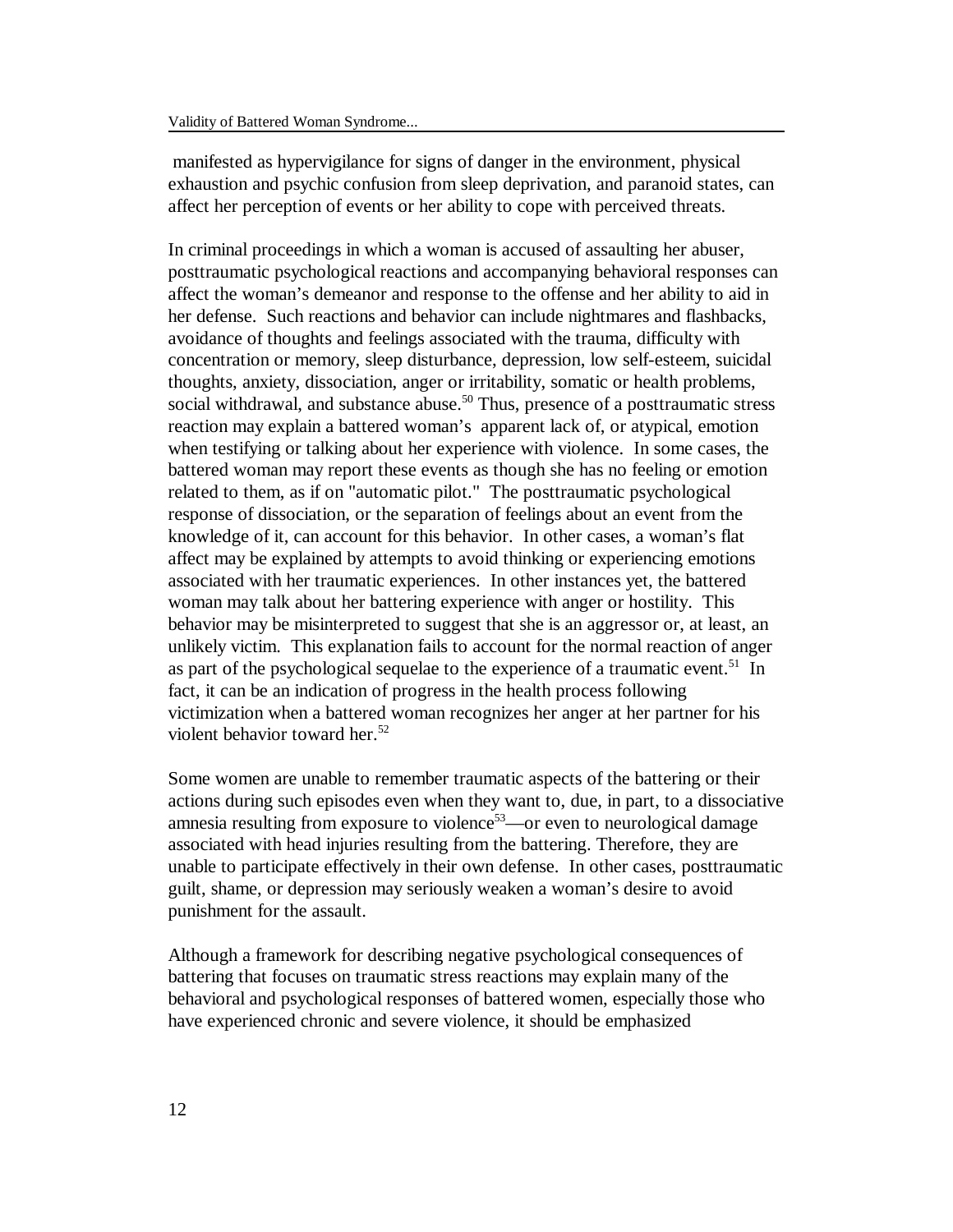manifested as hypervigilance for signs of danger in the environment, physical exhaustion and psychic confusion from sleep deprivation, and paranoid states, can affect her perception of events or her ability to cope with perceived threats.

In criminal proceedings in which a woman is accused of assaulting her abuser, posttraumatic psychological reactions and accompanying behavioral responses can affect the woman's demeanor and response to the offense and her ability to aid in her defense. Such reactions and behavior can include nightmares and flashbacks, avoidance of thoughts and feelings associated with the trauma, difficulty with concentration or memory, sleep disturbance, depression, low self-esteem, suicidal thoughts, anxiety, dissociation, anger or irritability, somatic or health problems, social withdrawal, and substance abuse.[50] Thus, presence of a posttraumatic stress reaction may explain a battered woman's apparent lack of, or atypical, emotion when testifying or talking about her experience with violence. In some cases, the battered woman may report these events as though she has no feeling or emotion related to them, as if on "automatic pilot." The posttraumatic psychological response of dissociation, or the separation of feelings about an event from the knowledge of it, can account for this behavior. In other cases, a woman's flat affect may be explained by attempts to avoid thinking or experiencing emotions associated with her traumatic experiences. In other instances yet, the battered woman may talk about her battering experience with anger or hostility. This behavior may be misinterpreted to suggest that she is an aggressor or, at least, an unlikely victim. This explanation fails to account for the normal reaction of anger as part of the psychological sequelae to the experience of a traumatic event.[51] In fact, it can be an indication of progress in the health process following victimization when a battered woman recognizes her anger at her partner for his violent behavior toward her.[52]

Some women are unable to remember traumatic aspects of the battering or their actions during such episodes even when they want to, due, in part, to a dissociative amnesia resulting from exposure to violence[53]—or even to neurological damage associated with head injuries resulting from the battering. Therefore, they are unable to participate effectively in their own defense. In other cases, posttraumatic guilt, shame, or depression may seriously weaken a woman's desire to avoid punishment for the assault.

Although a framework for describing negative psychological consequences of battering that focuses on traumatic stress reactions may explain many of the behavioral and psychological responses of battered women, especially those who have experienced chronic and severe violence, it should be emphasized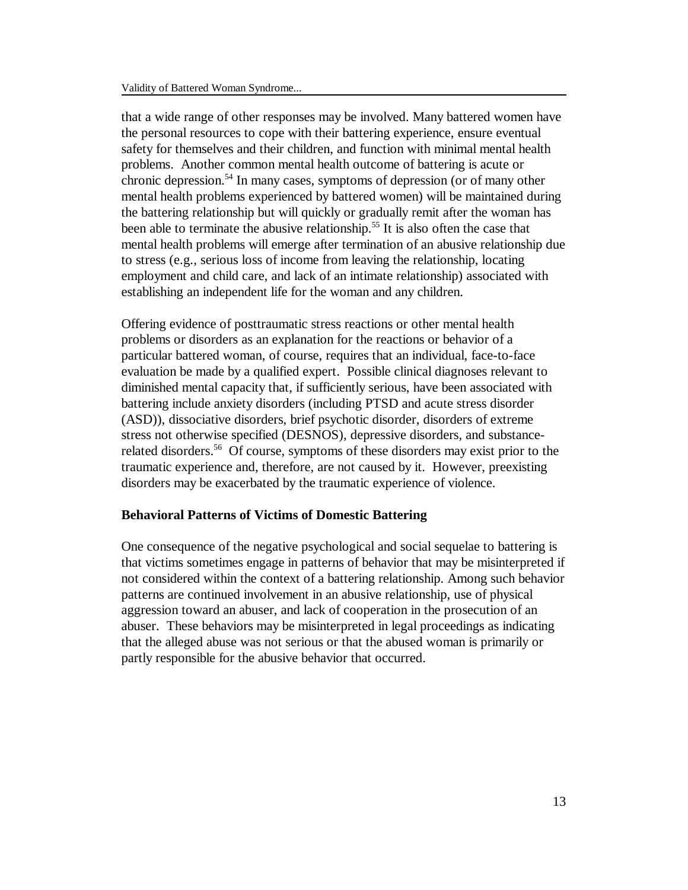that a wide range of other responses may be involved. Many battered women have the personal resources to cope with their battering experience, ensure eventual safety for themselves and their children, and function with minimal mental health problems. Another common mental health outcome of battering is acute or chronic depression.[54] In many cases, symptoms of depression (or of many other mental health problems experienced by battered women) will be maintained during the battering relationship but will quickly or gradually remit after the woman has been able to terminate the abusive relationship.[55] It is also often the case that mental health problems will emerge after termination of an abusive relationship due to stress (e.g., serious loss of income from leaving the relationship, locating employment and child care, and lack of an intimate relationship) associated with establishing an independent life for the woman and any children.

Offering evidence of posttraumatic stress reactions or other mental health problems or disorders as an explanation for the reactions or behavior of a particular battered woman, of course, requires that an individual, face-to-face evaluation be made by a qualified expert. Possible clinical diagnoses relevant to diminished mental capacity that, if sufficiently serious, have been associated with battering include anxiety disorders (including PTSD and acute stress disorder (ASD)), dissociative disorders, brief psychotic disorder, disorders of extreme stress not otherwise specified (DESNOS), depressive disorders, and substance-related disorders.[56] Of course, symptoms of these disorders may exist prior to the traumatic experience and, therefore, are not caused by it. However, preexisting disorders may be exacerbated by the traumatic experience of violence.

## Behavioral Patterns of Victims of Domestic Battering

One consequence of the negative psychological and social sequelae to battering is that victims sometimes engage in patterns of behavior that may be misinterpreted if not considered within the context of a battering relationship. Among such behavior patterns are continued involvement in an abusive relationship, use of physical aggression toward an abuser, and lack of cooperation in the prosecution of an abuser. These behaviors may be misinterpreted in legal proceedings as indicating that the alleged abuse was not serious or that the abused woman is primarily or partly responsible for the abusive behavior that occurred.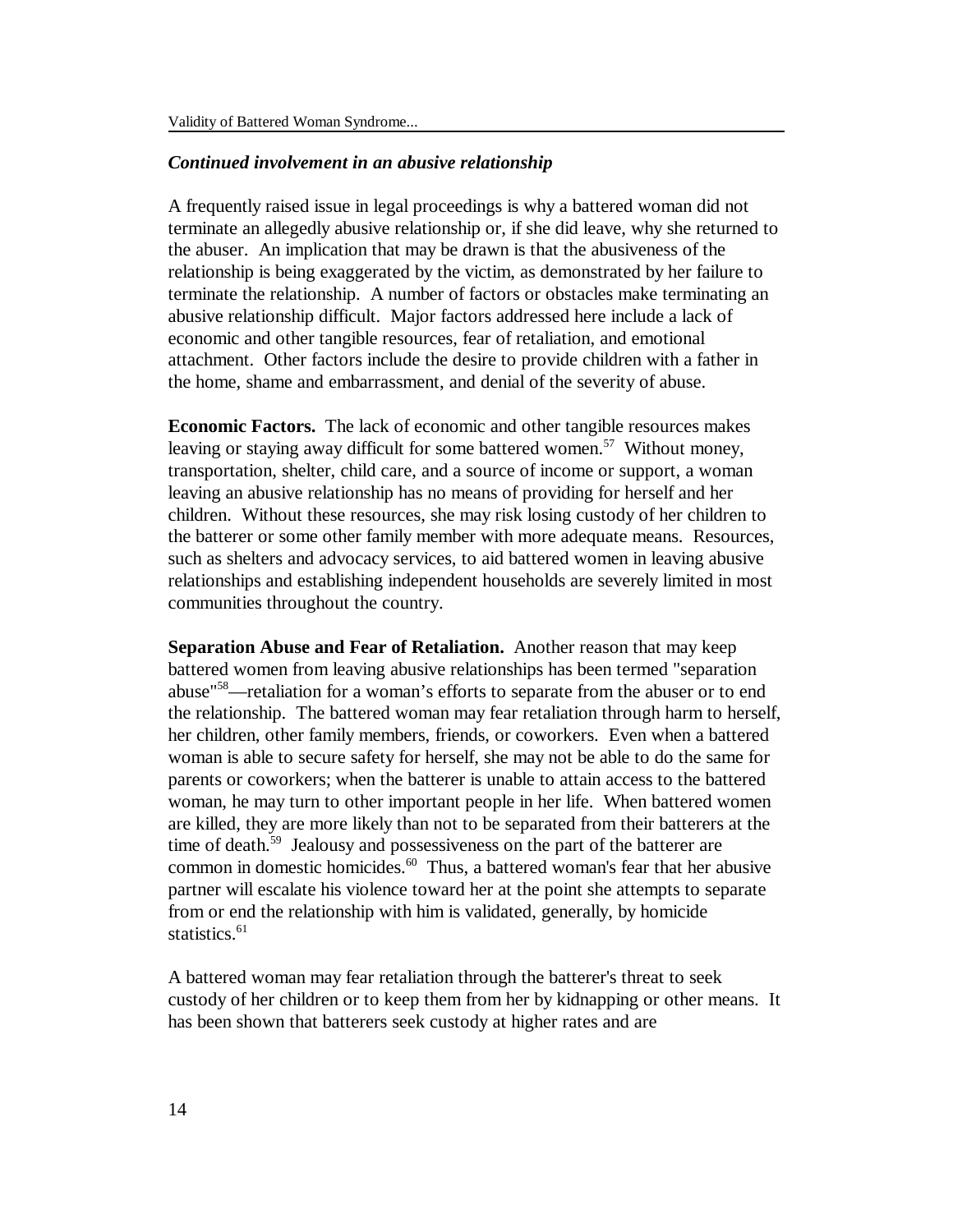### *Continued involvement in an abusive relationship*

A frequently raised issue in legal proceedings is why a battered woman did not terminate an allegedly abusive relationship or, if she did leave, why she returned to the abuser. An implication that may be drawn is that the abusiveness of the relationship is being exaggerated by the victim, as demonstrated by her failure to terminate the relationship. A number of factors or obstacles make terminating an abusive relationship difficult. Major factors addressed here include a lack of economic and other tangible resources, fear of retaliation, and emotional attachment. Other factors include the desire to provide children with a father in the home, shame and embarrassment, and denial of the severity of abuse.

**Economic Factors.** The lack of economic and other tangible resources makes leaving or staying away difficult for some battered women.[57] Without money, transportation, shelter, child care, and a source of income or support, a woman leaving an abusive relationship has no means of providing for herself and her children. Without these resources, she may risk losing custody of her children to the batterer or some other family member with more adequate means. Resources, such as shelters and advocacy services, to aid battered women in leaving abusive relationships and establishing independent households are severely limited in most communities throughout the country.

**Separation Abuse and Fear of Retaliation.** Another reason that may keep battered women from leaving abusive relationships has been termed "separation abuse"[58]—retaliation for a woman's efforts to separate from the abuser or to end the relationship. The battered woman may fear retaliation through harm to herself, her children, other family members, friends, or coworkers. Even when a battered woman is able to secure safety for herself, she may not be able to do the same for parents or coworkers; when the batterer is unable to attain access to the battered woman, he may turn to other important people in her life. When battered women are killed, they are more likely than not to be separated from their batterers at the time of death.[59] Jealousy and possessiveness on the part of the batterer are common in domestic homicides.[60] Thus, a battered woman's fear that her abusive partner will escalate his violence toward her at the point she attempts to separate from or end the relationship with him is validated, generally, by homicide statistics.[61]

A battered woman may fear retaliation through the batterer's threat to seek custody of her children or to keep them from her by kidnapping or other means. It has been shown that batterers seek custody at higher rates and are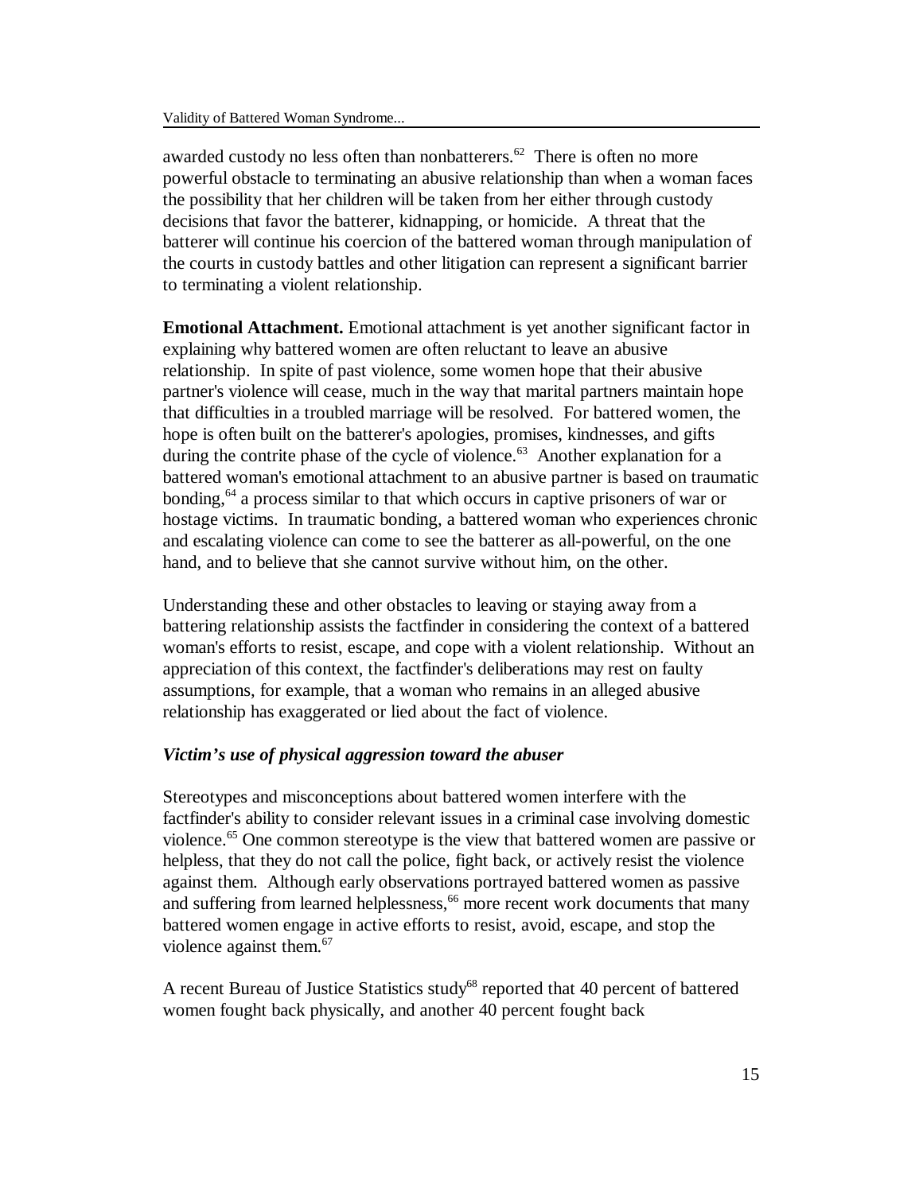awarded custody no less often than nonbatterers.[62] There is often no more powerful obstacle to terminating an abusive relationship than when a woman faces the possibility that her children will be taken from her either through custody decisions that favor the batterer, kidnapping, or homicide. A threat that the batterer will continue his coercion of the battered woman through manipulation of the courts in custody battles and other litigation can represent a significant barrier to terminating a violent relationship.

**Emotional Attachment.** Emotional attachment is yet another significant factor in explaining why battered women are often reluctant to leave an abusive relationship. In spite of past violence, some women hope that their abusive partner's violence will cease, much in the way that marital partners maintain hope that difficulties in a troubled marriage will be resolved. For battered women, the hope is often built on the batterer's apologies, promises, kindnesses, and gifts during the contrite phase of the cycle of violence.[63] Another explanation for a battered woman's emotional attachment to an abusive partner is based on traumatic bonding,[64] a process similar to that which occurs in captive prisoners of war or hostage victims. In traumatic bonding, a battered woman who experiences chronic and escalating violence can come to see the batterer as all-powerful, on the one hand, and to believe that she cannot survive without him, on the other.

Understanding these and other obstacles to leaving or staying away from a battering relationship assists the factfinder in considering the context of a battered woman's efforts to resist, escape, and cope with a violent relationship. Without an appreciation of this context, the factfinder's deliberations may rest on faulty assumptions, for example, that a woman who remains in an alleged abusive relationship has exaggerated or lied about the fact of violence.

***Victim's use of physical aggression toward the abuser***

Stereotypes and misconceptions about battered women interfere with the factfinder's ability to consider relevant issues in a criminal case involving domestic violence.[65] One common stereotype is the view that battered women are passive or helpless, that they do not call the police, fight back, or actively resist the violence against them. Although early observations portrayed battered women as passive and suffering from learned helplessness,[66] more recent work documents that many battered women engage in active efforts to resist, avoid, escape, and stop the violence against them.[67]

A recent Bureau of Justice Statistics study[68] reported that 40 percent of battered women fought back physically, and another 40 percent fought back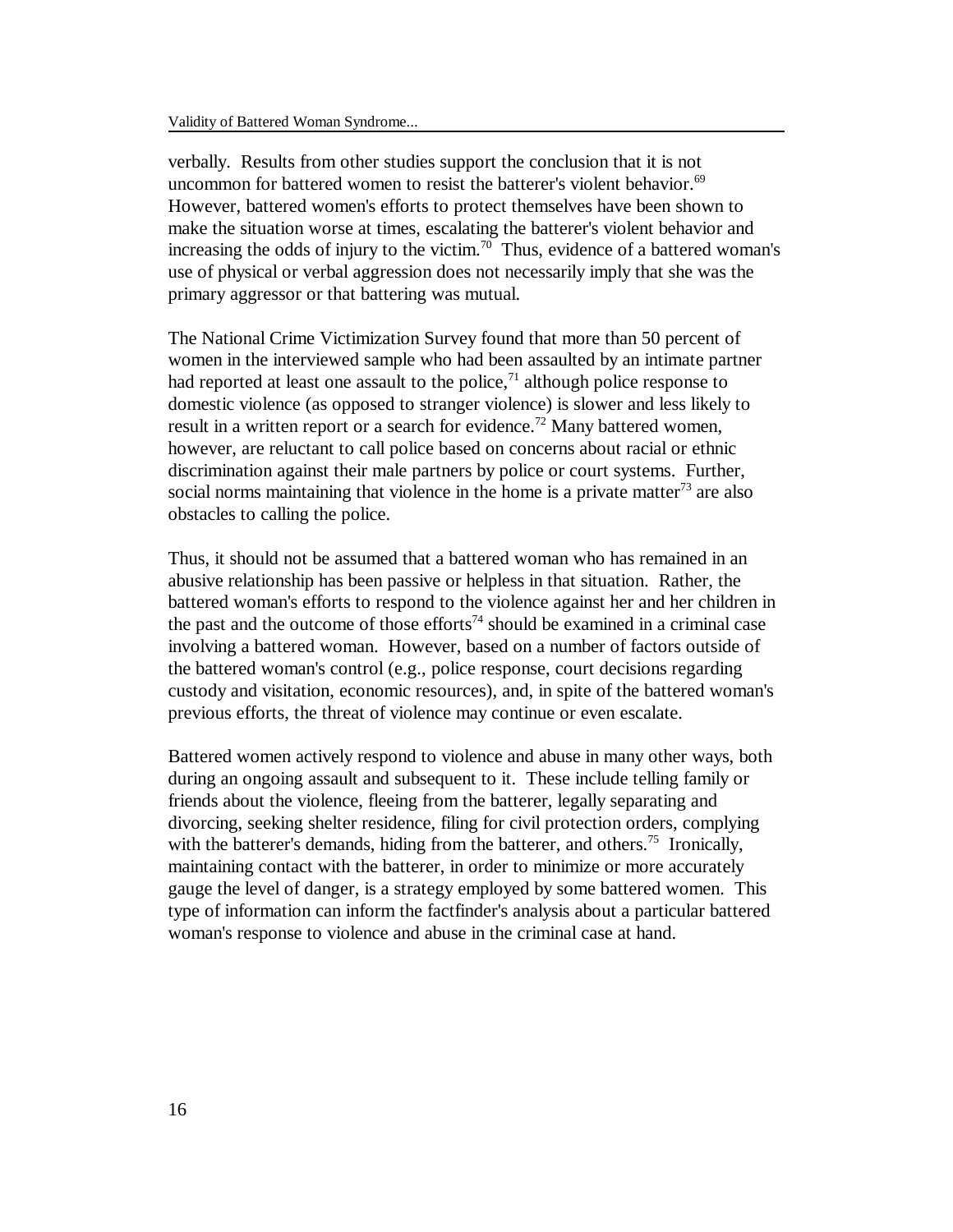verbally. Results from other studies support the conclusion that it is not uncommon for battered women to resist the batterer's violent behavior.[69] However, battered women's efforts to protect themselves have been shown to make the situation worse at times, escalating the batterer's violent behavior and increasing the odds of injury to the victim.[70] Thus, evidence of a battered woman's use of physical or verbal aggression does not necessarily imply that she was the primary aggressor or that battering was mutual.

The National Crime Victimization Survey found that more than 50 percent of women in the interviewed sample who had been assaulted by an intimate partner had reported at least one assault to the police,[71] although police response to domestic violence (as opposed to stranger violence) is slower and less likely to result in a written report or a search for evidence.[72] Many battered women, however, are reluctant to call police based on concerns about racial or ethnic discrimination against their male partners by police or court systems. Further, social norms maintaining that violence in the home is a private matter[73] are also obstacles to calling the police.

Thus, it should not be assumed that a battered woman who has remained in an abusive relationship has been passive or helpless in that situation. Rather, the battered woman's efforts to respond to the violence against her and her children in the past and the outcome of those efforts[74] should be examined in a criminal case involving a battered woman. However, based on a number of factors outside of the battered woman's control (e.g., police response, court decisions regarding custody and visitation, economic resources), and, in spite of the battered woman's previous efforts, the threat of violence may continue or even escalate.

Battered women actively respond to violence and abuse in many other ways, both during an ongoing assault and subsequent to it. These include telling family or friends about the violence, fleeing from the batterer, legally separating and divorcing, seeking shelter residence, filing for civil protection orders, complying with the batterer's demands, hiding from the batterer, and others.[75] Ironically, maintaining contact with the batterer, in order to minimize or more accurately gauge the level of danger, is a strategy employed by some battered women. This type of information can inform the factfinder's analysis about a particular battered woman's response to violence and abuse in the criminal case at hand.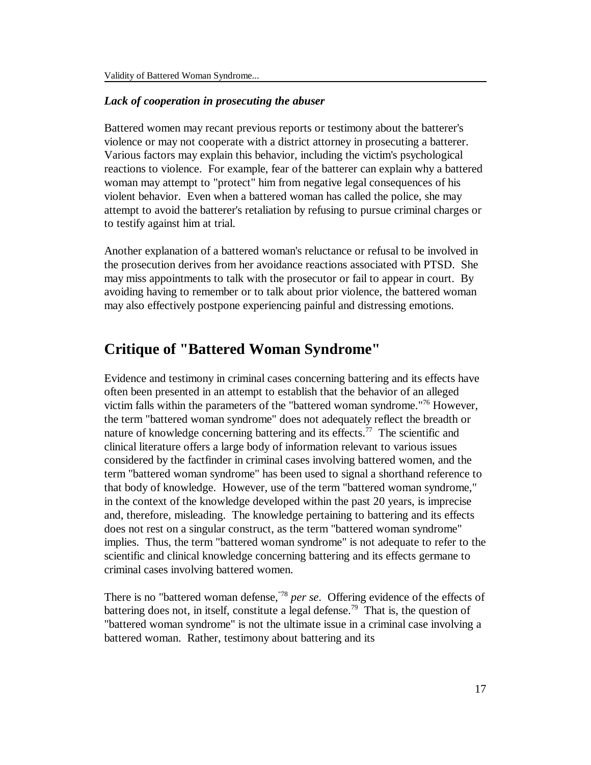### *Lack of cooperation in prosecuting the abuser*

Battered women may recant previous reports or testimony about the batterer's violence or may not cooperate with a district attorney in prosecuting a batterer. Various factors may explain this behavior, including the victim's psychological reactions to violence. For example, fear of the batterer can explain why a battered woman may attempt to "protect" him from negative legal consequences of his violent behavior. Even when a battered woman has called the police, she may attempt to avoid the batterer's retaliation by refusing to pursue criminal charges or to testify against him at trial.

Another explanation of a battered woman's reluctance or refusal to be involved in the prosecution derives from her avoidance reactions associated with PTSD. She may miss appointments to talk with the prosecutor or fail to appear in court. By avoiding having to remember or to talk about prior violence, the battered woman may also effectively postpone experiencing painful and distressing emotions.

## Critique of "Battered Woman Syndrome"

Evidence and testimony in criminal cases concerning battering and its effects have often been presented in an attempt to establish that the behavior of an alleged victim falls within the parameters of the "battered woman syndrome."[76] However, the term "battered woman syndrome" does not adequately reflect the breadth or nature of knowledge concerning battering and its effects.[77] The scientific and clinical literature offers a large body of information relevant to various issues considered by the factfinder in criminal cases involving battered women, and the term "battered woman syndrome" has been used to signal a shorthand reference to that body of knowledge. However, use of the term "battered woman syndrome," in the context of the knowledge developed within the past 20 years, is imprecise and, therefore, misleading. The knowledge pertaining to battering and its effects does not rest on a singular construct, as the term "battered woman syndrome" implies. Thus, the term "battered woman syndrome" is not adequate to refer to the scientific and clinical knowledge concerning battering and its effects germane to criminal cases involving battered women.

There is no "battered woman defense,"[78] *per se*. Offering evidence of the effects of battering does not, in itself, constitute a legal defense.[79] That is, the question of "battered woman syndrome" is not the ultimate issue in a criminal case involving a battered woman. Rather, testimony about battering and its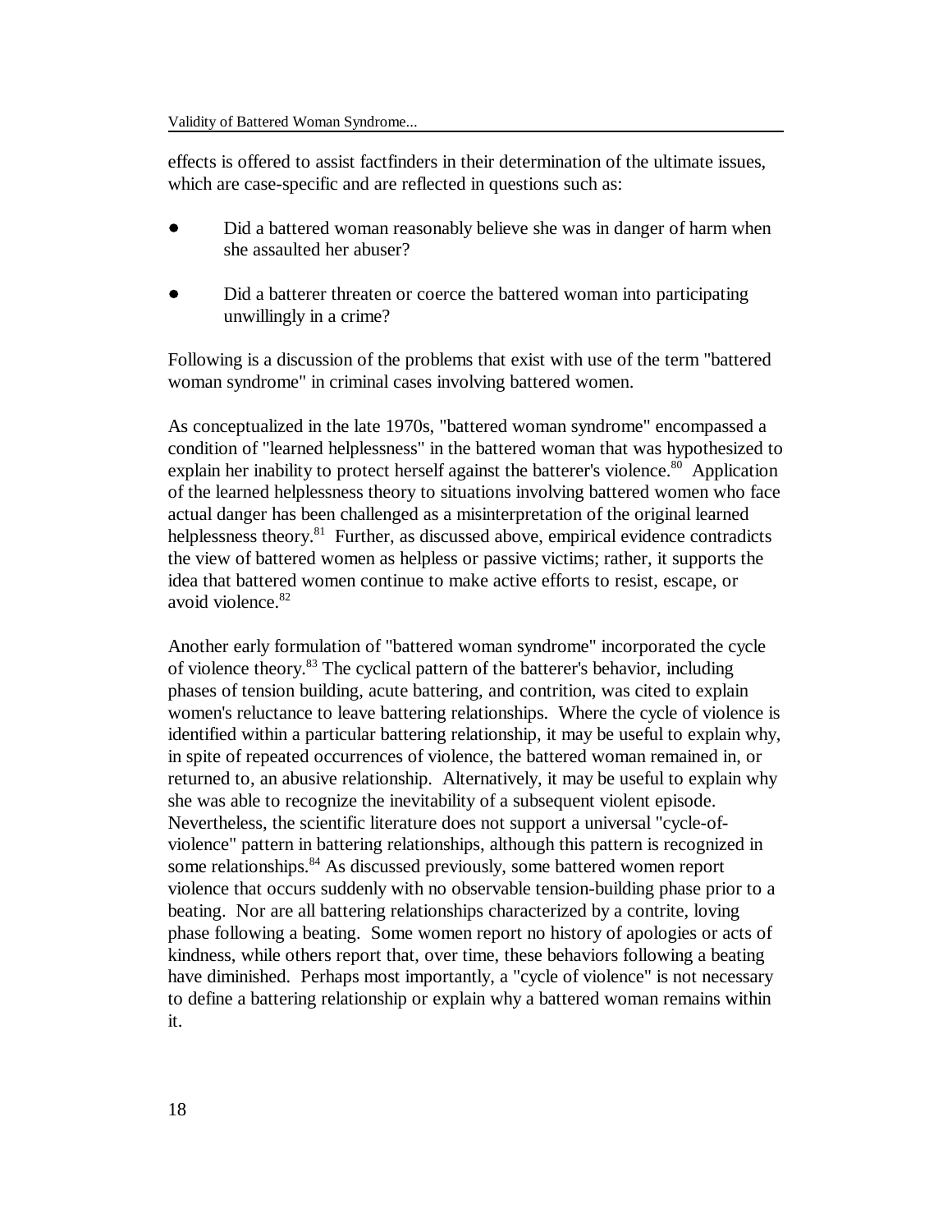effects is offered to assist factfinders in their determination of the ultimate issues, which are case-specific and are reflected in questions such as:

- Did a battered woman reasonably believe she was in danger of harm when she assaulted her abuser?
- Did a batterer threaten or coerce the battered woman into participating unwillingly in a crime?

Following is a discussion of the problems that exist with use of the term "battered woman syndrome" in criminal cases involving battered women.

As conceptualized in the late 1970s, "battered woman syndrome" encompassed a condition of "learned helplessness" in the battered woman that was hypothesized to explain her inability to protect herself against the batterer's violence.[80] Application of the learned helplessness theory to situations involving battered women who face actual danger has been challenged as a misinterpretation of the original learned helplessness theory.[81] Further, as discussed above, empirical evidence contradicts the view of battered women as helpless or passive victims; rather, it supports the idea that battered women continue to make active efforts to resist, escape, or avoid violence.[82]

Another early formulation of "battered woman syndrome" incorporated the cycle of violence theory.[83] The cyclical pattern of the batterer's behavior, including phases of tension building, acute battering, and contrition, was cited to explain women's reluctance to leave battering relationships. Where the cycle of violence is identified within a particular battering relationship, it may be useful to explain why, in spite of repeated occurrences of violence, the battered woman remained in, or returned to, an abusive relationship. Alternatively, it may be useful to explain why she was able to recognize the inevitability of a subsequent violent episode. Nevertheless, the scientific literature does not support a universal "cycle-of-violence" pattern in battering relationships, although this pattern is recognized in some relationships.[84] As discussed previously, some battered women report violence that occurs suddenly with no observable tension-building phase prior to a beating. Nor are all battering relationships characterized by a contrite, loving phase following a beating. Some women report no history of apologies or acts of kindness, while others report that, over time, these behaviors following a beating have diminished. Perhaps most importantly, a "cycle of violence" is not necessary to define a battering relationship or explain why a battered woman remains within it.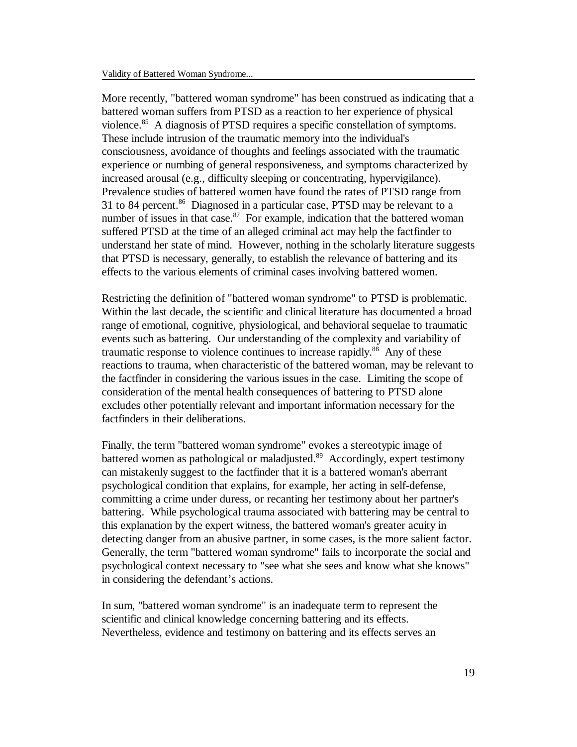More recently, "battered woman syndrome" has been construed as indicating that a battered woman suffers from PTSD as a reaction to her experience of physical violence.[85] A diagnosis of PTSD requires a specific constellation of symptoms. These include intrusion of the traumatic memory into the individual's consciousness, avoidance of thoughts and feelings associated with the traumatic experience or numbing of general responsiveness, and symptoms characterized by increased arousal (e.g., difficulty sleeping or concentrating, hypervigilance). Prevalence studies of battered women have found the rates of PTSD range from 31 to 84 percent.[86] Diagnosed in a particular case, PTSD may be relevant to a number of issues in that case.[87] For example, indication that the battered woman suffered PTSD at the time of an alleged criminal act may help the factfinder to understand her state of mind. However, nothing in the scholarly literature suggests that PTSD is necessary, generally, to establish the relevance of battering and its effects to the various elements of criminal cases involving battered women.

Restricting the definition of "battered woman syndrome" to PTSD is problematic. Within the last decade, the scientific and clinical literature has documented a broad range of emotional, cognitive, physiological, and behavioral sequelae to traumatic events such as battering. Our understanding of the complexity and variability of traumatic response to violence continues to increase rapidly.[88] Any of these reactions to trauma, when characteristic of the battered woman, may be relevant to the factfinder in considering the various issues in the case. Limiting the scope of consideration of the mental health consequences of battering to PTSD alone excludes other potentially relevant and important information necessary for the factfinders in their deliberations.

Finally, the term "battered woman syndrome" evokes a stereotypic image of battered women as pathological or maladjusted.[89] Accordingly, expert testimony can mistakenly suggest to the factfinder that it is a battered woman's aberrant psychological condition that explains, for example, her acting in self-defense, committing a crime under duress, or recanting her testimony about her partner's battering. While psychological trauma associated with battering may be central to this explanation by the expert witness, the battered woman's greater acuity in detecting danger from an abusive partner, in some cases, is the more salient factor. Generally, the term "battered woman syndrome" fails to incorporate the social and psychological context necessary to "see what she sees and know what she knows" in considering the defendant's actions.

In sum, "battered woman syndrome" is an inadequate term to represent the scientific and clinical knowledge concerning battering and its effects. Nevertheless, evidence and testimony on battering and its effects serves an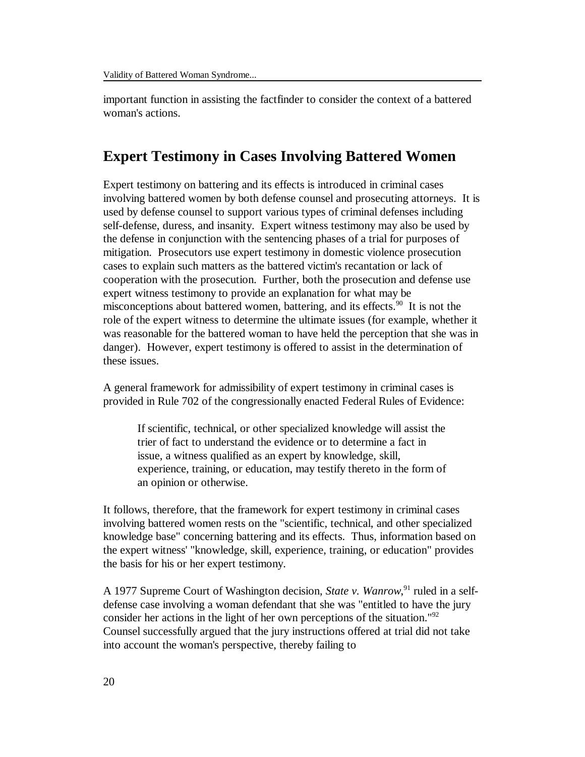important function in assisting the factfinder to consider the context of a battered woman's actions.

## Expert Testimony in Cases Involving Battered Women

Expert testimony on battering and its effects is introduced in criminal cases involving battered women by both defense counsel and prosecuting attorneys. It is used by defense counsel to support various types of criminal defenses including self-defense, duress, and insanity. Expert witness testimony may also be used by the defense in conjunction with the sentencing phases of a trial for purposes of mitigation. Prosecutors use expert testimony in domestic violence prosecution cases to explain such matters as the battered victim's recantation or lack of cooperation with the prosecution. Further, both the prosecution and defense use expert witness testimony to provide an explanation for what may be misconceptions about battered women, battering, and its effects.[90] It is not the role of the expert witness to determine the ultimate issues (for example, whether it was reasonable for the battered woman to have held the perception that she was in danger). However, expert testimony is offered to assist in the determination of these issues.

A general framework for admissibility of expert testimony in criminal cases is provided in Rule 702 of the congressionally enacted Federal Rules of Evidence:

> If scientific, technical, or other specialized knowledge will assist the trier of fact to understand the evidence or to determine a fact in issue, a witness qualified as an expert by knowledge, skill, experience, training, or education, may testify thereto in the form of an opinion or otherwise.

It follows, therefore, that the framework for expert testimony in criminal cases involving battered women rests on the "scientific, technical, and other specialized knowledge base" concerning battering and its effects. Thus, information based on the expert witness' "knowledge, skill, experience, training, or education" provides the basis for his or her expert testimony.

A 1977 Supreme Court of Washington decision, *State v. Wanrow*,[91] ruled in a self-defense case involving a woman defendant that she was "entitled to have the jury consider her actions in the light of her own perceptions of the situation."[92] Counsel successfully argued that the jury instructions offered at trial did not take into account the woman's perspective, thereby failing to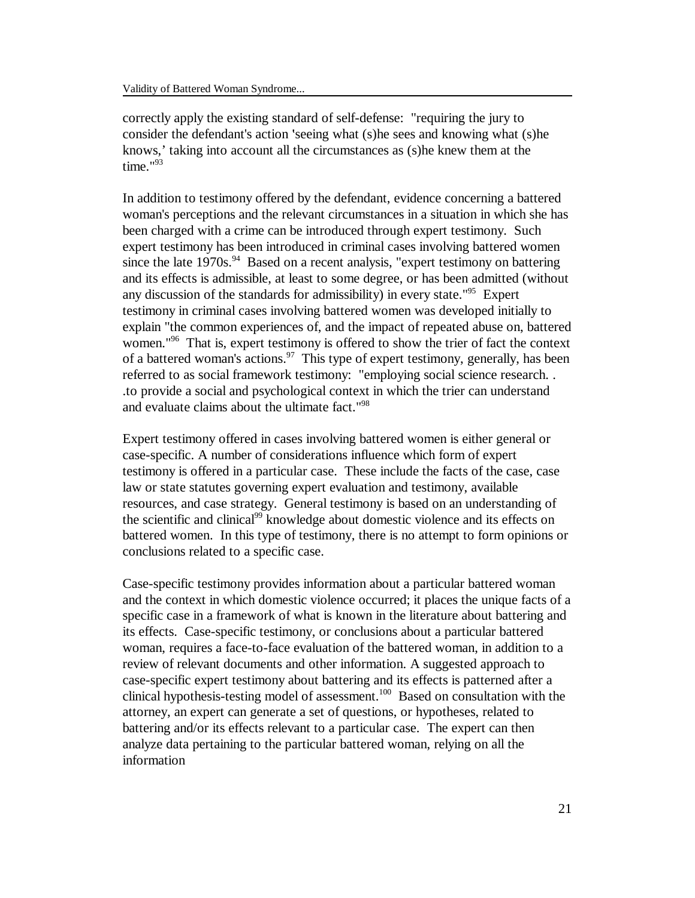correctly apply the existing standard of self-defense: "requiring the jury to consider the defendant's action 'seeing what (s)he sees and knowing what (s)he knows,' taking into account all the circumstances as (s)he knew them at the time."[93]

In addition to testimony offered by the defendant, evidence concerning a battered woman's perceptions and the relevant circumstances in a situation in which she has been charged with a crime can be introduced through expert testimony. Such expert testimony has been introduced in criminal cases involving battered women since the late 1970s.[94] Based on a recent analysis, "expert testimony on battering and its effects is admissible, at least to some degree, or has been admitted (without any discussion of the standards for admissibility) in every state."[95] Expert testimony in criminal cases involving battered women was developed initially to explain "the common experiences of, and the impact of repeated abuse on, battered women."[96] That is, expert testimony is offered to show the trier of fact the context of a battered woman's actions.[97] This type of expert testimony, generally, has been referred to as social framework testimony: "employing social science research. . .to provide a social and psychological context in which the trier can understand and evaluate claims about the ultimate fact."[98]

Expert testimony offered in cases involving battered women is either general or case-specific. A number of considerations influence which form of expert testimony is offered in a particular case. These include the facts of the case, case law or state statutes governing expert evaluation and testimony, available resources, and case strategy. General testimony is based on an understanding of the scientific and clinical[99] knowledge about domestic violence and its effects on battered women. In this type of testimony, there is no attempt to form opinions or conclusions related to a specific case.

Case-specific testimony provides information about a particular battered woman and the context in which domestic violence occurred; it places the unique facts of a specific case in a framework of what is known in the literature about battering and its effects. Case-specific testimony, or conclusions about a particular battered woman, requires a face-to-face evaluation of the battered woman, in addition to a review of relevant documents and other information. A suggested approach to case-specific expert testimony about battering and its effects is patterned after a clinical hypothesis-testing model of assessment.[100] Based on consultation with the attorney, an expert can generate a set of questions, or hypotheses, related to battering and/or its effects relevant to a particular case. The expert can then analyze data pertaining to the particular battered woman, relying on all the information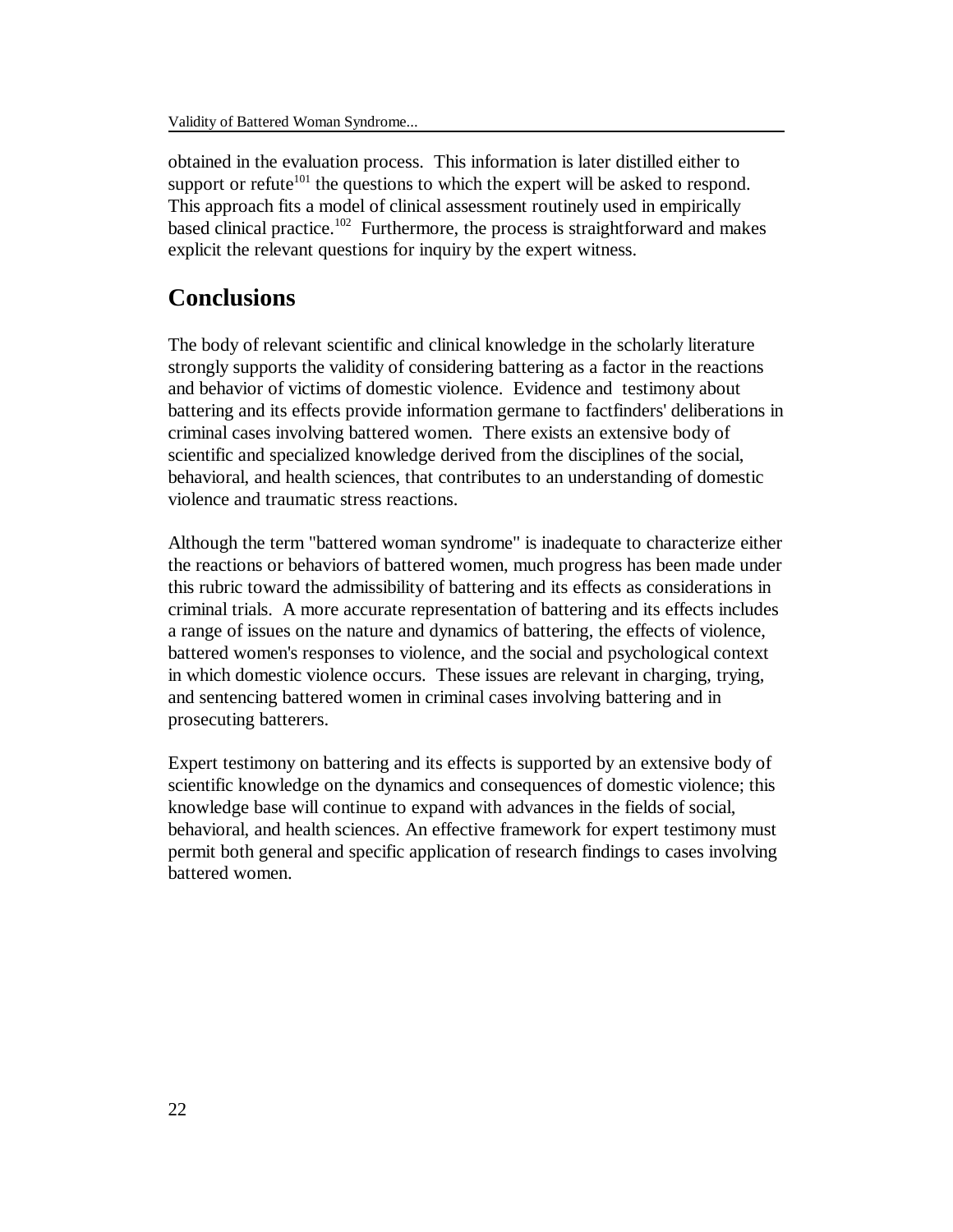obtained in the evaluation process. This information is later distilled either to support or refute[101] the questions to which the expert will be asked to respond. This approach fits a model of clinical assessment routinely used in empirically based clinical practice.[102] Furthermore, the process is straightforward and makes explicit the relevant questions for inquiry by the expert witness.

## Conclusions

The body of relevant scientific and clinical knowledge in the scholarly literature strongly supports the validity of considering battering as a factor in the reactions and behavior of victims of domestic violence. Evidence and testimony about battering and its effects provide information germane to factfinders' deliberations in criminal cases involving battered women. There exists an extensive body of scientific and specialized knowledge derived from the disciplines of the social, behavioral, and health sciences, that contributes to an understanding of domestic violence and traumatic stress reactions.

Although the term "battered woman syndrome" is inadequate to characterize either the reactions or behaviors of battered women, much progress has been made under this rubric toward the admissibility of battering and its effects as considerations in criminal trials. A more accurate representation of battering and its effects includes a range of issues on the nature and dynamics of battering, the effects of violence, battered women's responses to violence, and the social and psychological context in which domestic violence occurs. These issues are relevant in charging, trying, and sentencing battered women in criminal cases involving battering and in prosecuting batterers.

Expert testimony on battering and its effects is supported by an extensive body of scientific knowledge on the dynamics and consequences of domestic violence; this knowledge base will continue to expand with advances in the fields of social, behavioral, and health sciences. An effective framework for expert testimony must permit both general and specific application of research findings to cases involving battered women.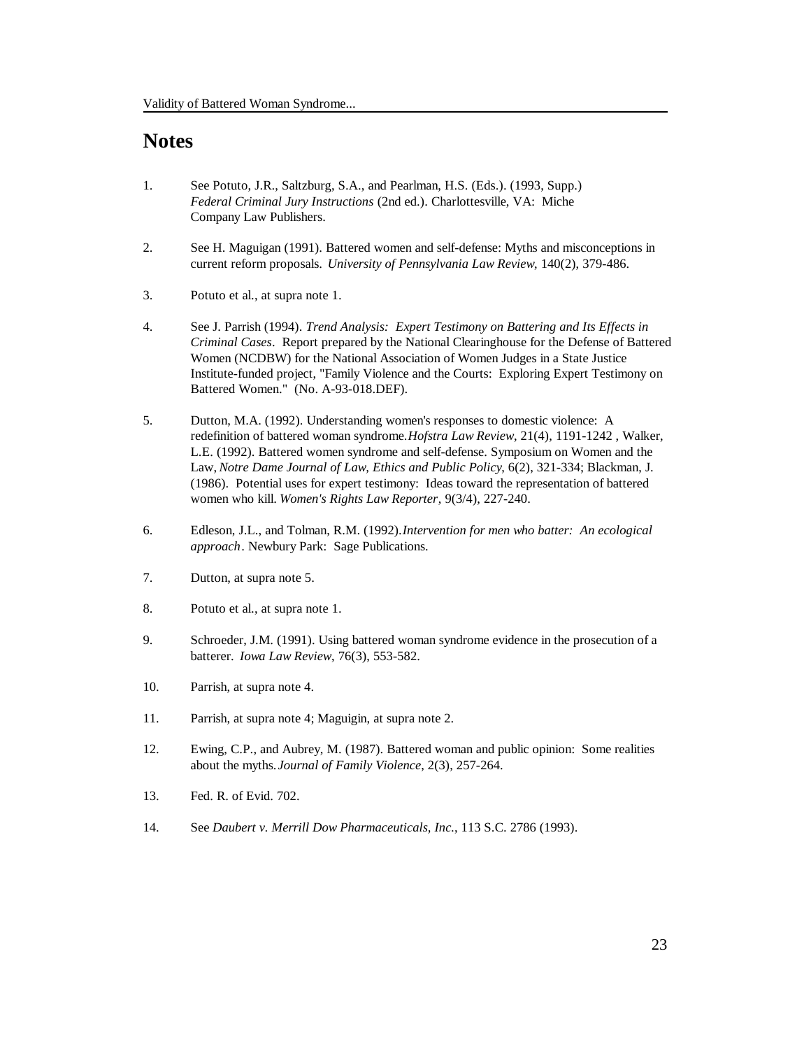# Notes

1. See Potuto, J.R., Saltzburg, S.A., and Pearlman, H.S. (Eds.). (1993, Supp.) *Federal Criminal Jury Instructions* (2nd ed.). Charlottesville, VA: Miche Company Law Publishers.

2. See H. Maguigan (1991). Battered women and self-defense: Myths and misconceptions in current reform proposals. *University of Pennsylvania Law Review*, 140(2), 379-486.

3. Potuto et al., at supra note 1.

4. See J. Parrish (1994). *Trend Analysis: Expert Testimony on Battering and Its Effects in Criminal Cases*. Report prepared by the National Clearinghouse for the Defense of Battered Women (NCDBW) for the National Association of Women Judges in a State Justice Institute-funded project, "Family Violence and the Courts: Exploring Expert Testimony on Battered Women." (No. A-93-018.DEF).

5. Dutton, M.A. (1992). Understanding women's responses to domestic violence: A redefinition of battered woman syndrome. *Hofstra Law Review*, 21(4), 1191-1242 , Walker, L.E. (1992). Battered women syndrome and self-defense. Symposium on Women and the Law, *Notre Dame Journal of Law, Ethics and Public Policy*, 6(2), 321-334; Blackman, J. (1986). Potential uses for expert testimony: Ideas toward the representation of battered women who kill. *Women's Rights Law Reporter*, 9(3/4), 227-240.

6. Edleson, J.L., and Tolman, R.M. (1992). *Intervention for men who batter: An ecological approach*. Newbury Park: Sage Publications.

7. Dutton, at supra note 5.

8. Potuto et al., at supra note 1.

9. Schroeder, J.M. (1991). Using battered woman syndrome evidence in the prosecution of a batterer. *Iowa Law Review*, 76(3), 553-582.

10. Parrish, at supra note 4.

11. Parrish, at supra note 4; Maguigin, at supra note 2.

12. Ewing, C.P., and Aubrey, M. (1987). Battered woman and public opinion: Some realities about the myths. *Journal of Family Violence*, 2(3), 257-264.

13. Fed. R. of Evid. 702.

14. See *Daubert v. Merrill Dow Pharmaceuticals, Inc.*, 113 S.C. 2786 (1993).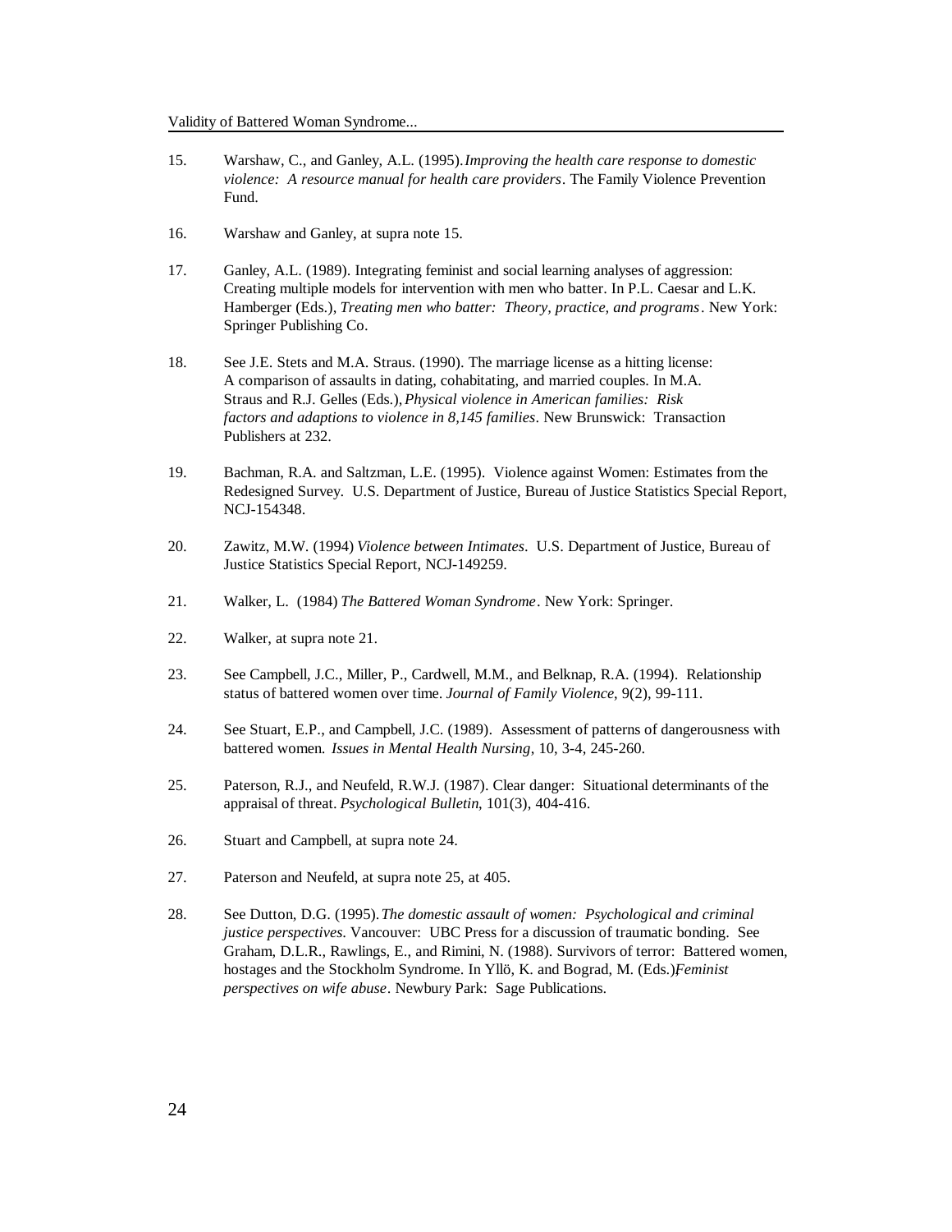15. Warshaw, C., and Ganley, A.L. (1995). *Improving the health care response to domestic violence: A resource manual for health care providers*. The Family Violence Prevention Fund.

16. Warshaw and Ganley, at supra note 15.

17. Ganley, A.L. (1989). Integrating feminist and social learning analyses of aggression: Creating multiple models for intervention with men who batter. In P.L. Caesar and L.K. Hamberger (Eds.), *Treating men who batter: Theory, practice, and programs*. New York: Springer Publishing Co.

18. See J.E. Stets and M.A. Straus. (1990). The marriage license as a hitting license: A comparison of assaults in dating, cohabitating, and married couples. In M.A. Straus and R.J. Gelles (Eds.), *Physical violence in American families: Risk factors and adaptions to violence in 8,145 families*. New Brunswick: Transaction Publishers at 232.

19. Bachman, R.A. and Saltzman, L.E. (1995). Violence against Women: Estimates from the Redesigned Survey. U.S. Department of Justice, Bureau of Justice Statistics Special Report, NCJ-154348.

20. Zawitz, M.W. (1994) *Violence between Intimates*. U.S. Department of Justice, Bureau of Justice Statistics Special Report, NCJ-149259.

21. Walker, L. (1984) *The Battered Woman Syndrome*. New York: Springer.

22. Walker, at supra note 21.

23. See Campbell, J.C., Miller, P., Cardwell, M.M., and Belknap, R.A. (1994). Relationship status of battered women over time. *Journal of Family Violence*, 9(2), 99-111.

24. See Stuart, E.P., and Campbell, J.C. (1989). Assessment of patterns of dangerousness with battered women. *Issues in Mental Health Nursing*, 10, 3-4, 245-260.

25. Paterson, R.J., and Neufeld, R.W.J. (1987). Clear danger: Situational determinants of the appraisal of threat. *Psychological Bulletin*, 101(3), 404-416.

26. Stuart and Campbell, at supra note 24.

27. Paterson and Neufeld, at supra note 25, at 405.

28. See Dutton, D.G. (1995). *The domestic assault of women: Psychological and criminal justice perspectives*. Vancouver: UBC Press for a discussion of traumatic bonding. See Graham, D.L.R., Rawlings, E., and Rimini, N. (1988). Survivors of terror: Battered women, hostages and the Stockholm Syndrome. In Yllö, K. and Bograd, M. (Eds.) *Feminist perspectives on wife abuse*. Newbury Park: Sage Publications.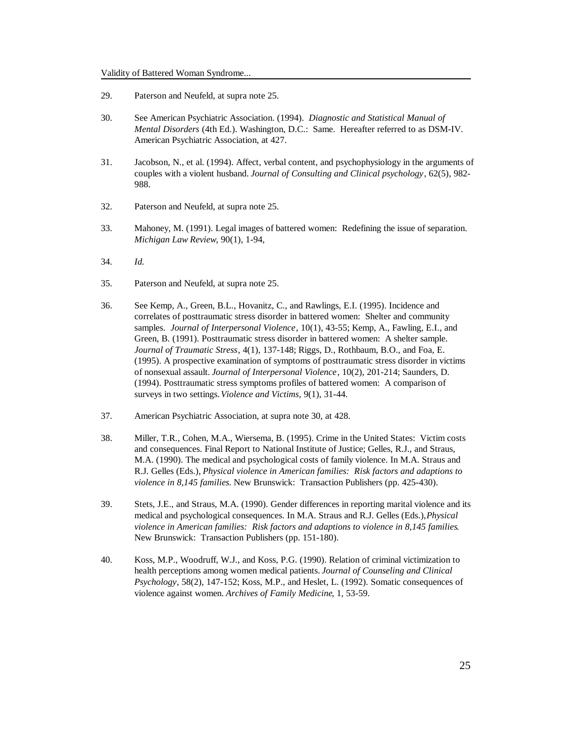29. Paterson and Neufeld, at supra note 25.

30. See American Psychiatric Association. (1994). *Diagnostic and Statistical Manual of Mental Disorders* (4th Ed.). Washington, D.C.: Same. Hereafter referred to as DSM-IV. American Psychiatric Association, at 427.

31. Jacobson, N., et al. (1994). Affect, verbal content, and psychophysiology in the arguments of couples with a violent husband. *Journal of Consulting and Clinical psychology*, 62(5), 982-988.

32. Paterson and Neufeld, at supra note 25.

33. Mahoney, M. (1991). Legal images of battered women: Redefining the issue of separation. *Michigan Law Review*, 90(1), 1-94,

34. *Id.*

35. Paterson and Neufeld, at supra note 25.

36. See Kemp, A., Green, B.L., Hovanitz, C., and Rawlings, E.I. (1995). Incidence and correlates of posttraumatic stress disorder in battered women: Shelter and community samples. *Journal of Interpersonal Violence*, 10(1), 43-55; Kemp, A., Fawling, E.I., and Green, B. (1991). Posttraumatic stress disorder in battered women: A shelter sample. *Journal of Traumatic Stress*, 4(1), 137-148; Riggs, D., Rothbaum, B.O., and Foa, E. (1995). A prospective examination of symptoms of posttraumatic stress disorder in victims of nonsexual assault. *Journal of Interpersonal Violence*, 10(2), 201-214; Saunders, D. (1994). Posttraumatic stress symptoms profiles of battered women: A comparison of surveys in two settings. *Violence and Victims*, 9(1), 31-44.

37. American Psychiatric Association, at supra note 30, at 428.

38. Miller, T.R., Cohen, M.A., Wiersema, B. (1995). Crime in the United States: Victim costs and consequences. Final Report to National Institute of Justice; Gelles, R.J., and Straus, M.A. (1990). The medical and psychological costs of family violence. In M.A. Straus and R.J. Gelles (Eds.), *Physical violence in American families: Risk factors and adaptions to violence in 8,145 families*. New Brunswick: Transaction Publishers (pp. 425-430).

39. Stets, J.E., and Straus, M.A. (1990). Gender differences in reporting marital violence and its medical and psychological consequences. In M.A. Straus and R.J. Gelles (Eds.), *Physical violence in American families: Risk factors and adaptions to violence in 8,145 families*. New Brunswick: Transaction Publishers (pp. 151-180).

40. Koss, M.P., Woodruff, W.J., and Koss, P.G. (1990). Relation of criminal victimization to health perceptions among women medical patients. *Journal of Counseling and Clinical Psychology*, 58(2), 147-152; Koss, M.P., and Heslet, L. (1992). Somatic consequences of violence against women. *Archives of Family Medicine*, 1, 53-59.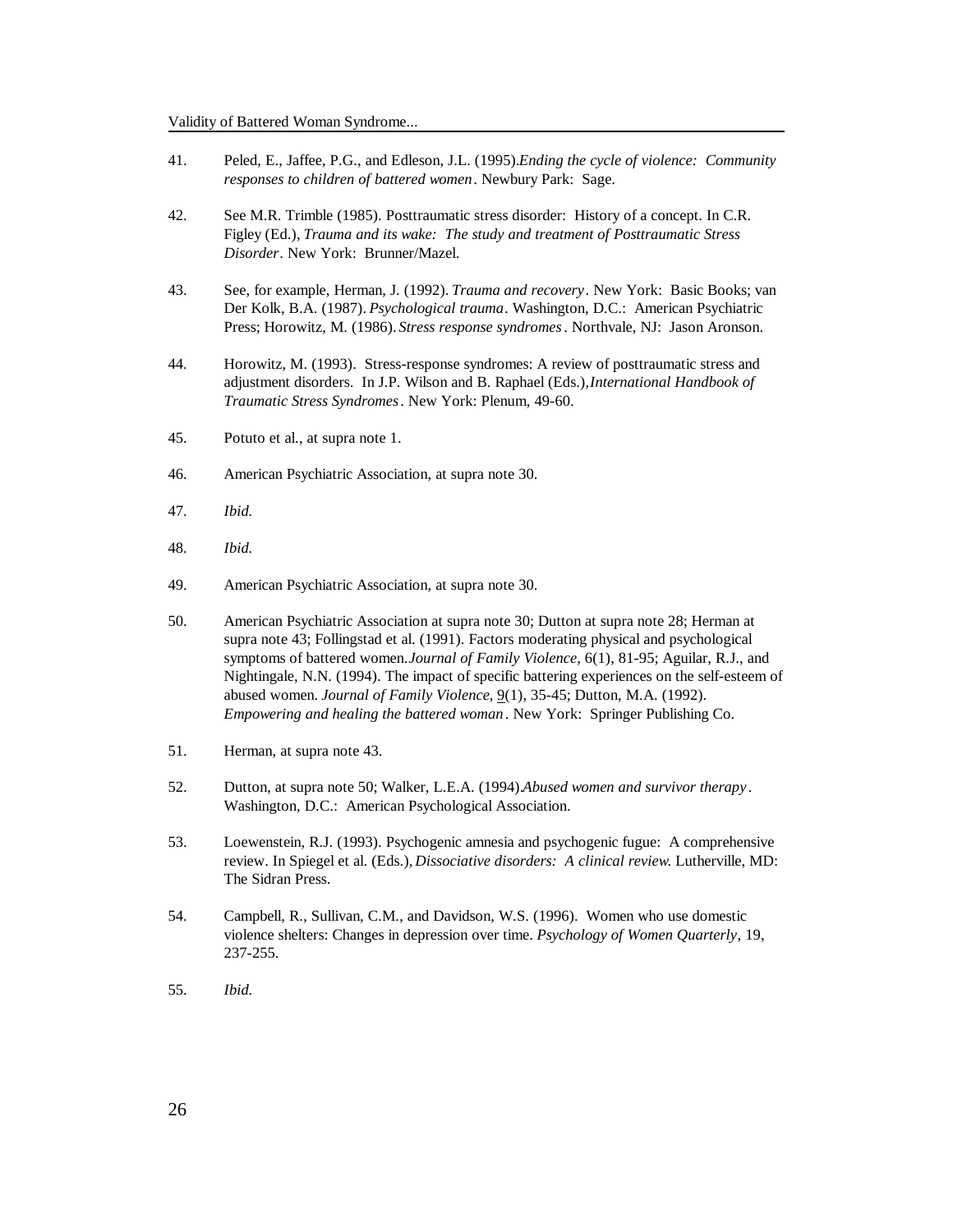41. Peled, E., Jaffee, P.G., and Edleson, J.L. (1995). *Ending the cycle of violence: Community responses to children of battered women*. Newbury Park: Sage.

42. See M.R. Trimble (1985). Posttraumatic stress disorder: History of a concept. In C.R. Figley (Ed.), *Trauma and its wake: The study and treatment of Posttraumatic Stress Disorder*. New York: Brunner/Mazel.

43. See, for example, Herman, J. (1992). *Trauma and recovery*. New York: Basic Books; van Der Kolk, B.A. (1987). *Psychological trauma*. Washington, D.C.: American Psychiatric Press; Horowitz, M. (1986). *Stress response syndromes*. Northvale, NJ: Jason Aronson.

44. Horowitz, M. (1993). Stress-response syndromes: A review of posttraumatic stress and adjustment disorders. In J.P. Wilson and B. Raphael (Eds.), *International Handbook of Traumatic Stress Syndromes*. New York: Plenum, 49-60.

45. Potuto et al., at supra note 1.

46. American Psychiatric Association, at supra note 30.

47. *Ibid.*

48. *Ibid.*

49. American Psychiatric Association, at supra note 30.

50. American Psychiatric Association at supra note 30; Dutton at supra note 28; Herman at supra note 43; Follingstad et al. (1991). Factors moderating physical and psychological symptoms of battered women. *Journal of Family Violence*, 6(1), 81-95; Aguilar, R.J., and Nightingale, N.N. (1994). The impact of specific battering experiences on the self-esteem of abused women. *Journal of Family Violence*, 9(1), 35-45; Dutton, M.A. (1992). *Empowering and healing the battered woman*. New York: Springer Publishing Co.

51. Herman, at supra note 43.

52. Dutton, at supra note 50; Walker, L.E.A. (1994). *Abused women and survivor therapy*. Washington, D.C.: American Psychological Association.

53. Loewenstein, R.J. (1993). Psychogenic amnesia and psychogenic fugue: A comprehensive review. In Spiegel et al. (Eds.), *Dissociative disorders: A clinical review.* Lutherville, MD: The Sidran Press.

54. Campbell, R., Sullivan, C.M., and Davidson, W.S. (1996). Women who use domestic violence shelters: Changes in depression over time. *Psychology of Women Quarterly*, 19, 237-255.

55. *Ibid.*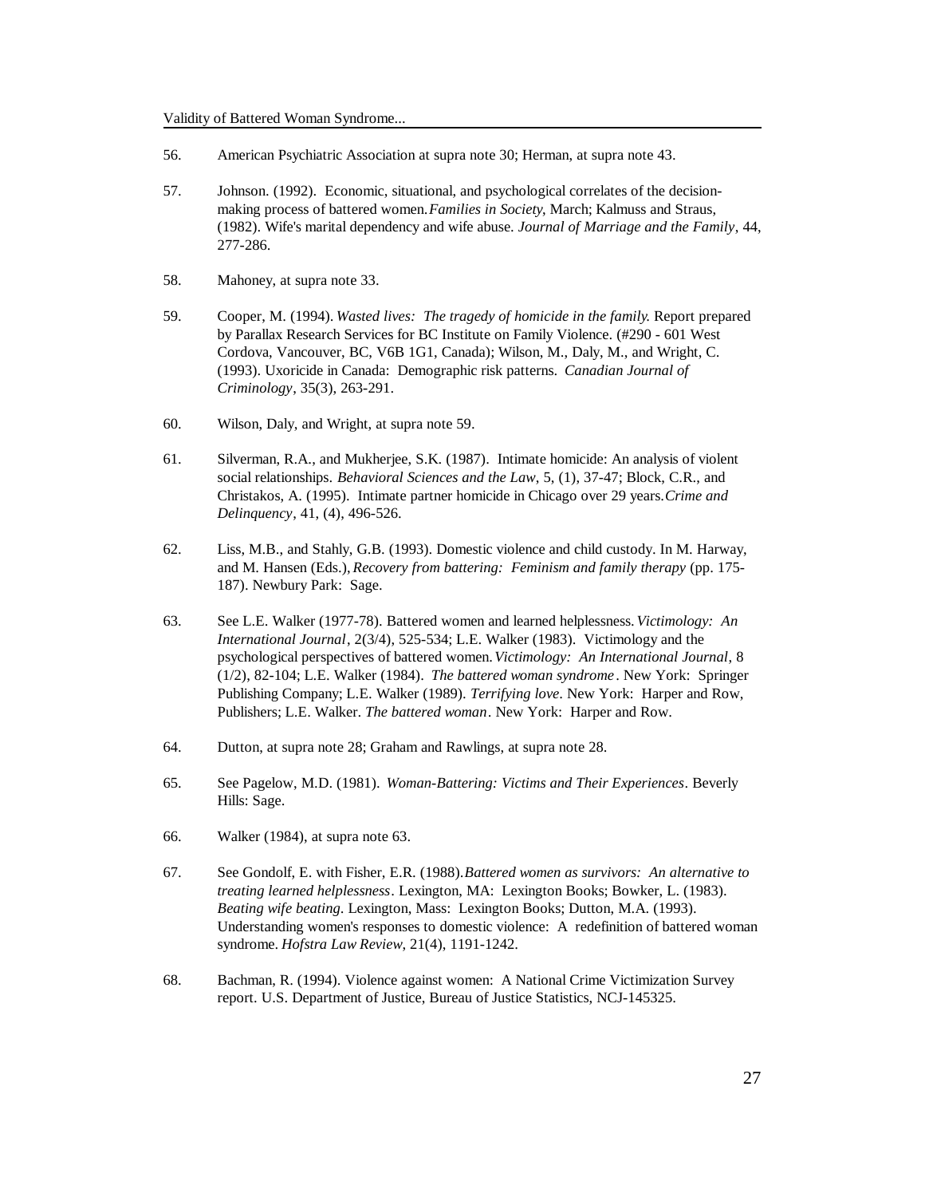56. American Psychiatric Association at supra note 30; Herman, at supra note 43.

57. Johnson. (1992). Economic, situational, and psychological correlates of the decision-making process of battered women. *Families in Society*, March; Kalmuss and Straus, (1982). Wife's marital dependency and wife abuse. *Journal of Marriage and the Family*, 44, 277-286.

58. Mahoney, at supra note 33.

59. Cooper, M. (1994). *Wasted lives: The tragedy of homicide in the family.* Report prepared by Parallax Research Services for BC Institute on Family Violence. (#290 - 601 West Cordova, Vancouver, BC, V6B 1G1, Canada); Wilson, M., Daly, M., and Wright, C. (1993). Uxoricide in Canada: Demographic risk patterns. *Canadian Journal of Criminology*, 35(3), 263-291.

60. Wilson, Daly, and Wright, at supra note 59.

61. Silverman, R.A., and Mukherjee, S.K. (1987). Intimate homicide: An analysis of violent social relationships. *Behavioral Sciences and the Law*, 5, (1), 37-47; Block, C.R., and Christakos, A. (1995). Intimate partner homicide in Chicago over 29 years. *Crime and Delinquency*, 41, (4), 496-526.

62. Liss, M.B., and Stahly, G.B. (1993). Domestic violence and child custody. In M. Harway, and M. Hansen (Eds.), *Recovery from battering: Feminism and family therapy* (pp. 175-187). Newbury Park: Sage.

63. See L.E. Walker (1977-78). Battered women and learned helplessness. *Victimology: An International Journal*, 2(3/4), 525-534; L.E. Walker (1983). Victimology and the psychological perspectives of battered women. *Victimology: An International Journal*, 8 (1/2), 82-104; L.E. Walker (1984). *The battered woman syndrome*. New York: Springer Publishing Company; L.E. Walker (1989). *Terrifying love*. New York: Harper and Row, Publishers; L.E. Walker. *The battered woman*. New York: Harper and Row.

64. Dutton, at supra note 28; Graham and Rawlings, at supra note 28.

65. See Pagelow, M.D. (1981). *Woman-Battering: Victims and Their Experiences*. Beverly Hills: Sage.

66. Walker (1984), at supra note 63.

67. See Gondolf, E. with Fisher, E.R. (1988). *Battered women as survivors: An alternative to treating learned helplessness*. Lexington, MA: Lexington Books; Bowker, L. (1983). *Beating wife beating*. Lexington, Mass: Lexington Books; Dutton, M.A. (1993). Understanding women's responses to domestic violence: A redefinition of battered woman syndrome. *Hofstra Law Review*, 21(4), 1191-1242.

68. Bachman, R. (1994). Violence against women: A National Crime Victimization Survey report. U.S. Department of Justice, Bureau of Justice Statistics, NCJ-145325.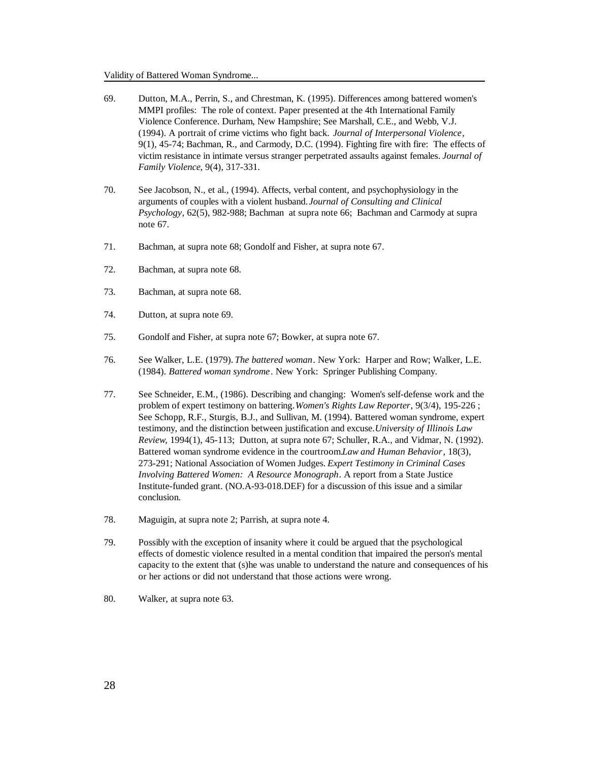69. Dutton, M.A., Perrin, S., and Chrestman, K. (1995). Differences among battered women's MMPI profiles: The role of context. Paper presented at the 4th International Family Violence Conference. Durham, New Hampshire; See Marshall, C.E., and Webb, V.J. (1994). A portrait of crime victims who fight back. *Journal of Interpersonal Violence*, 9(1), 45-74; Bachman, R., and Carmody, D.C. (1994). Fighting fire with fire: The effects of victim resistance in intimate versus stranger perpetrated assaults against females. *Journal of Family Violence*, 9(4), 317-331.

70. See Jacobson, N., et al., (1994). Affects, verbal content, and psychophysiology in the arguments of couples with a violent husband. *Journal of Consulting and Clinical Psychology*, 62(5), 982-988; Bachman at supra note 66; Bachman and Carmody at supra note 67.

71. Bachman, at supra note 68; Gondolf and Fisher, at supra note 67.

72. Bachman, at supra note 68.

73. Bachman, at supra note 68.

74. Dutton, at supra note 69.

75. Gondolf and Fisher, at supra note 67; Bowker, at supra note 67.

76. See Walker, L.E. (1979). *The battered woman*. New York: Harper and Row; Walker, L.E. (1984). *Battered woman syndrome*. New York: Springer Publishing Company.

77. See Schneider, E.M., (1986). Describing and changing: Women's self-defense work and the problem of expert testimony on battering. *Women's Rights Law Reporter*, 9(3/4), 195-226 ; See Schopp, R.F., Sturgis, B.J., and Sullivan, M. (1994). Battered woman syndrome, expert testimony, and the distinction between justification and excuse. *University of Illinois Law Review*, 1994(1), 45-113; Dutton, at supra note 67; Schuller, R.A., and Vidmar, N. (1992). Battered woman syndrome evidence in the courtroom. *Law and Human Behavior*, 18(3), 273-291; National Association of Women Judges. *Expert Testimony in Criminal Cases Involving Battered Women: A Resource Monograph*. A report from a State Justice Institute-funded grant. (NO.A-93-018.DEF) for a discussion of this issue and a similar conclusion.

78. Maguigin, at supra note 2; Parrish, at supra note 4.

79. Possibly with the exception of insanity where it could be argued that the psychological effects of domestic violence resulted in a mental condition that impaired the person's mental capacity to the extent that (s)he was unable to understand the nature and consequences of his or her actions or did not understand that those actions were wrong.

80. Walker, at supra note 63.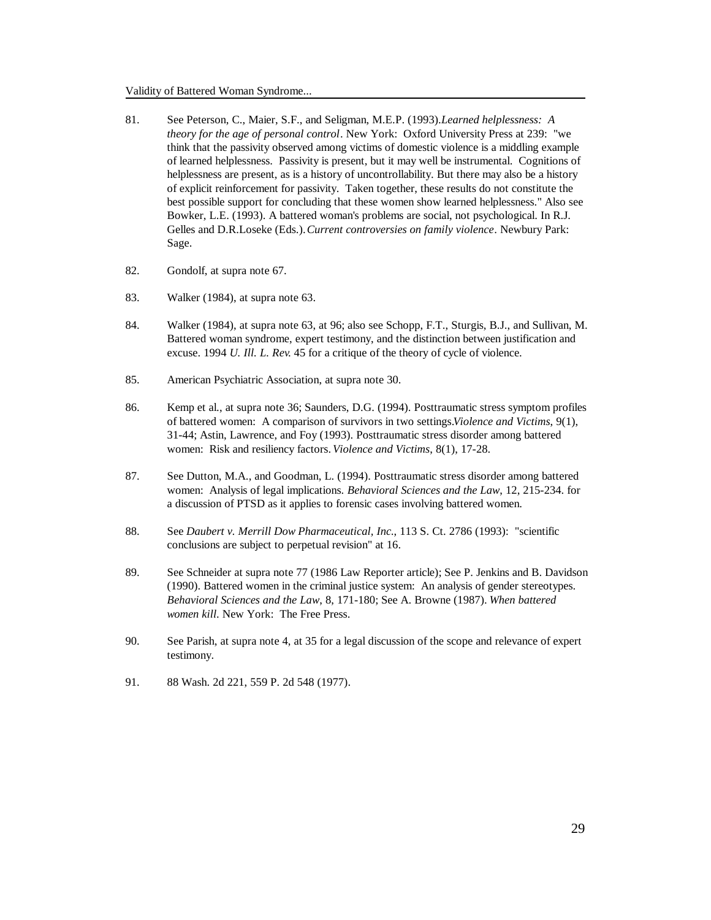81. See Peterson, C., Maier, S.F., and Seligman, M.E.P. (1993).*Learned helplessness: A theory for the age of personal control*. New York: Oxford University Press at 239: "we think that the passivity observed among victims of domestic violence is a middling example of learned helplessness. Passivity is present, but it may well be instrumental. Cognitions of helplessness are present, as is a history of uncontrollability. But there may also be a history of explicit reinforcement for passivity. Taken together, these results do not constitute the best possible support for concluding that these women show learned helplessness." Also see Bowker, L.E. (1993). A battered woman's problems are social, not psychological. In R.J. Gelles and D.R.Loseke (Eds.).*Current controversies on family violence*. Newbury Park: Sage.

82. Gondolf, at supra note 67.

83. Walker (1984), at supra note 63.

84. Walker (1984), at supra note 63, at 96; also see Schopp, F.T., Sturgis, B.J., and Sullivan, M. Battered woman syndrome, expert testimony, and the distinction between justification and excuse. 1994 *U. Ill. L. Rev.* 45 for a critique of the theory of cycle of violence.

85. American Psychiatric Association, at supra note 30.

86. Kemp et al., at supra note 36; Saunders, D.G. (1994). Posttraumatic stress symptom profiles of battered women: A comparison of survivors in two settings.*Violence and Victims*, 9(1), 31-44; Astin, Lawrence, and Foy (1993). Posttraumatic stress disorder among battered women: Risk and resiliency factors. *Violence and Victims*, 8(1), 17-28.

87. See Dutton, M.A., and Goodman, L. (1994). Posttraumatic stress disorder among battered women: Analysis of legal implications. *Behavioral Sciences and the Law*, 12, 215-234. for a discussion of PTSD as it applies to forensic cases involving battered women.

88. See *Daubert v. Merrill Dow Pharmaceutical, Inc.*, 113 S. Ct. 2786 (1993): "scientific conclusions are subject to perpetual revision" at 16.

89. See Schneider at supra note 77 (1986 Law Reporter article); See P. Jenkins and B. Davidson (1990). Battered women in the criminal justice system: An analysis of gender stereotypes. *Behavioral Sciences and the Law*, 8, 171-180; See A. Browne (1987). *When battered women kill*. New York: The Free Press.

90. See Parish, at supra note 4, at 35 for a legal discussion of the scope and relevance of expert testimony.

91. 88 Wash. 2d 221, 559 P. 2d 548 (1977).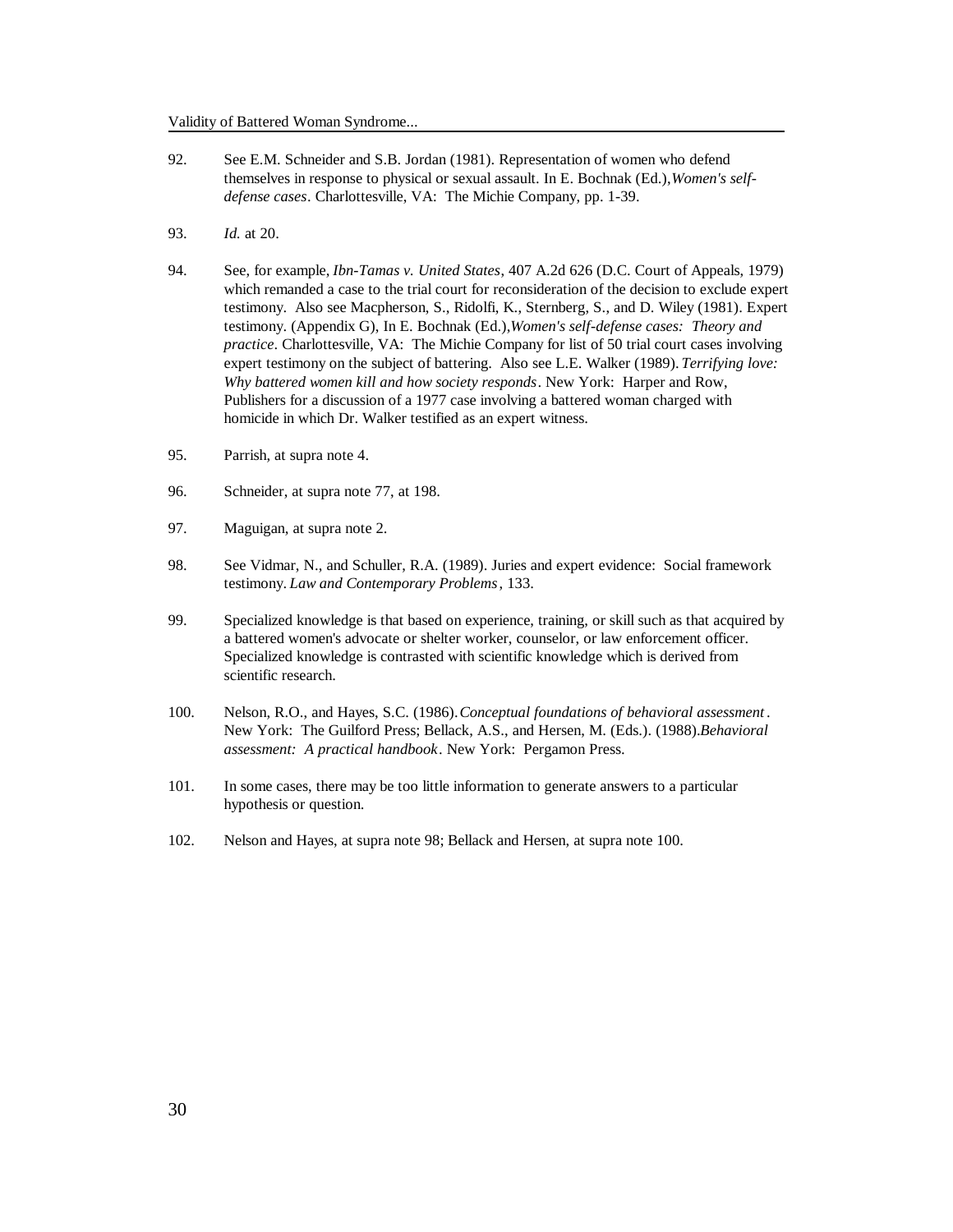92. See E.M. Schneider and S.B. Jordan (1981). Representation of women who defend themselves in response to physical or sexual assault. In E. Bochnak (Ed.), *Women's self-defense cases*. Charlottesville, VA: The Michie Company, pp. 1-39.

93. *Id.* at 20.

94. See, for example, *Ibn-Tamas v. United States*, 407 A.2d 626 (D.C. Court of Appeals, 1979) which remanded a case to the trial court for reconsideration of the decision to exclude expert testimony. Also see Macpherson, S., Ridolfi, K., Sternberg, S., and D. Wiley (1981). Expert testimony. (Appendix G), In E. Bochnak (Ed.), *Women's self-defense cases: Theory and practice*. Charlottesville, VA: The Michie Company for list of 50 trial court cases involving expert testimony on the subject of battering. Also see L.E. Walker (1989). *Terrifying love: Why battered women kill and how society responds*. New York: Harper and Row, Publishers for a discussion of a 1977 case involving a battered woman charged with homicide in which Dr. Walker testified as an expert witness.

95. Parrish, at supra note 4.

96. Schneider, at supra note 77, at 198.

97. Maguigan, at supra note 2.

98. See Vidmar, N., and Schuller, R.A. (1989). Juries and expert evidence: Social framework testimony. *Law and Contemporary Problems*, 133.

99. Specialized knowledge is that based on experience, training, or skill such as that acquired by a battered women's advocate or shelter worker, counselor, or law enforcement officer. Specialized knowledge is contrasted with scientific knowledge which is derived from scientific research.

100. Nelson, R.O., and Hayes, S.C. (1986). *Conceptual foundations of behavioral assessment*. New York: The Guilford Press; Bellack, A.S., and Hersen, M. (Eds.). (1988). *Behavioral assessment: A practical handbook*. New York: Pergamon Press.

101. In some cases, there may be too little information to generate answers to a particular hypothesis or question.

102. Nelson and Hayes, at supra note 98; Bellack and Hersen, at supra note 100.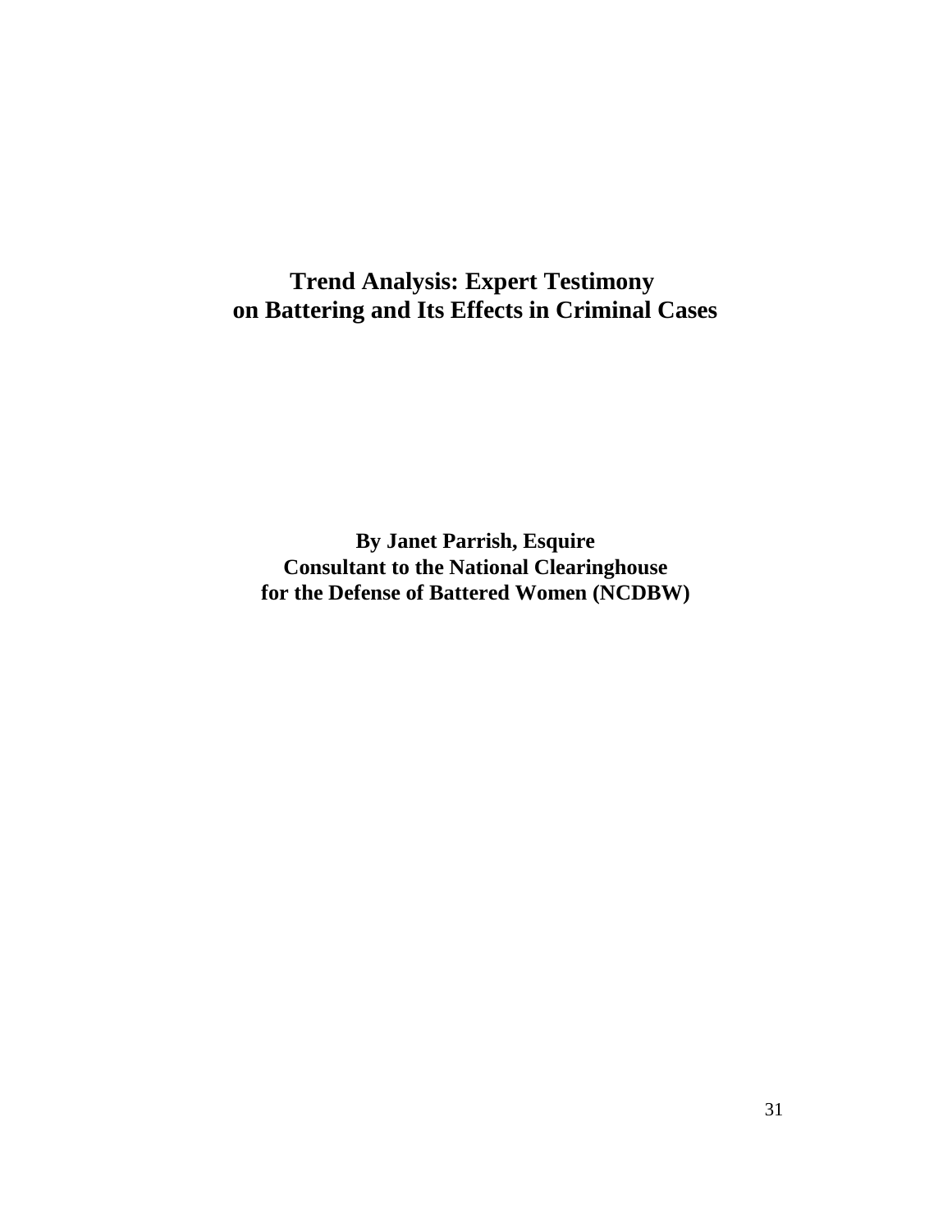# Trend Analysis: Expert Testimony on Battering and Its Effects in Criminal Cases

**By Janet Parrish, Esquire**
**Consultant to the National Clearinghouse for the Defense of Battered Women (NCDBW)**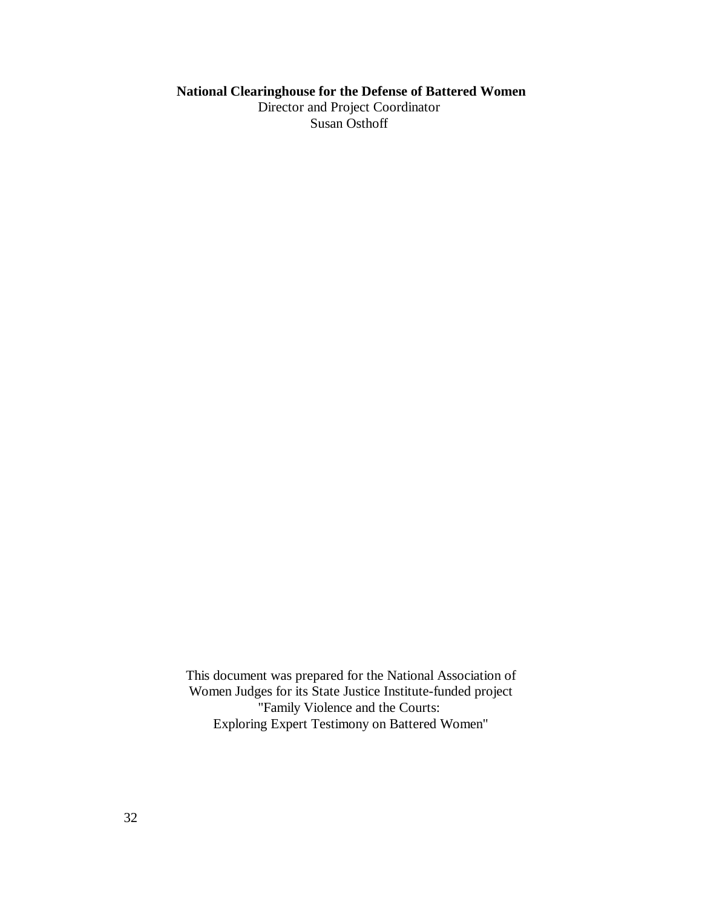**National Clearinghouse for the Defense of Battered Women**

Director and Project Coordinator

Susan Osthoff

This document was prepared for the National Association of Women Judges for its State Justice Institute-funded project "Family Violence and the Courts: Exploring Expert Testimony on Battered Women"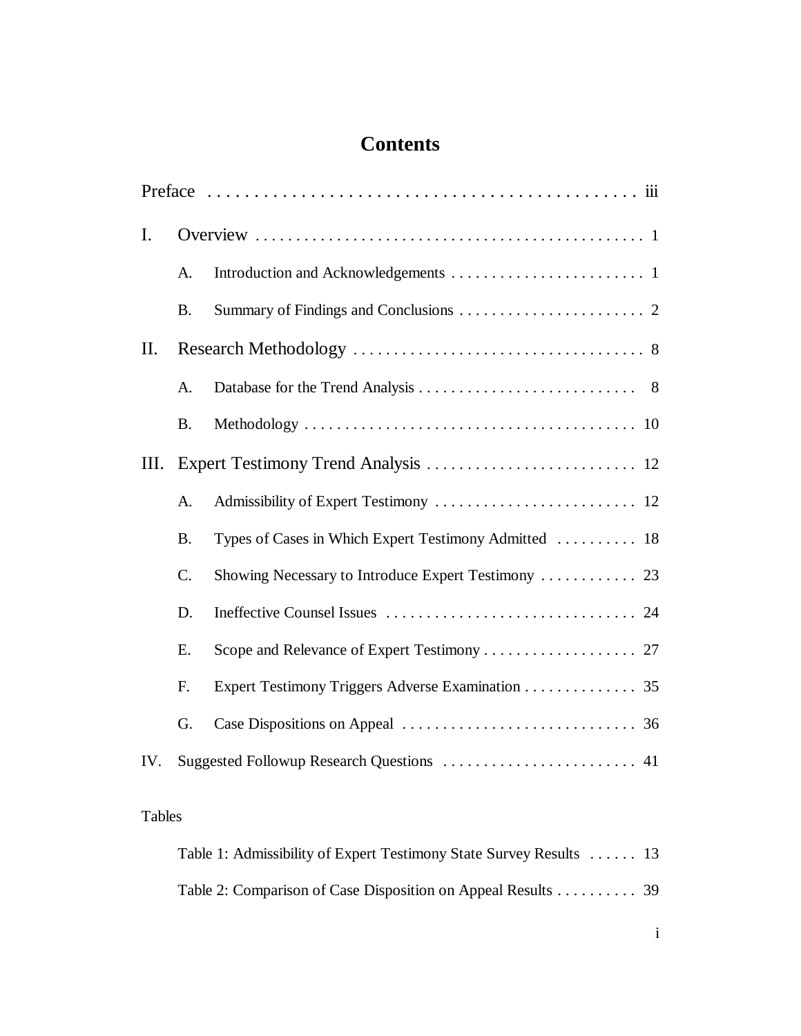# Contents

Preface . . . . . . . . . . . . . . . . . . . . . . . . . . . . . . . . . . . . . . . . . . . . . . iii

I. Overview . . . . . . . . . . . . . . . . . . . . . . . . . . . . . . . . . . . . . . . . . . . . . . . 1

  A. Introduction and Acknowledgements . . . . . . . . . . . . . . . . . . . . . . . . 1

  B. Summary of Findings and Conclusions . . . . . . . . . . . . . . . . . . . . . . . 2

II. Research Methodology . . . . . . . . . . . . . . . . . . . . . . . . . . . . . . . . . . . 8

  A. Database for the Trend Analysis . . . . . . . . . . . . . . . . . . . . . . . . . . . 8

  B. Methodology . . . . . . . . . . . . . . . . . . . . . . . . . . . . . . . . . . . . . . . . . 10

III. Expert Testimony Trend Analysis . . . . . . . . . . . . . . . . . . . . . . . . . . 12

  A. Admissibility of Expert Testimony . . . . . . . . . . . . . . . . . . . . . . . . . 12

  B. Types of Cases in Which Expert Testimony Admitted . . . . . . . . . . 18

  C. Showing Necessary to Introduce Expert Testimony . . . . . . . . . . . . 23

  D. Ineffective Counsel Issues . . . . . . . . . . . . . . . . . . . . . . . . . . . . . . . 24

  E. Scope and Relevance of Expert Testimony . . . . . . . . . . . . . . . . . . . 27

  F. Expert Testimony Triggers Adverse Examination . . . . . . . . . . . . . . 35

  G. Case Dispositions on Appeal . . . . . . . . . . . . . . . . . . . . . . . . . . . . . 36

IV. Suggested Followup Research Questions . . . . . . . . . . . . . . . . . . . . . . . 41

Tables

  Table 1: Admissibility of Expert Testimony State Survey Results . . . . . . 13

  Table 2: Comparison of Case Disposition on Appeal Results . . . . . . . . . . 39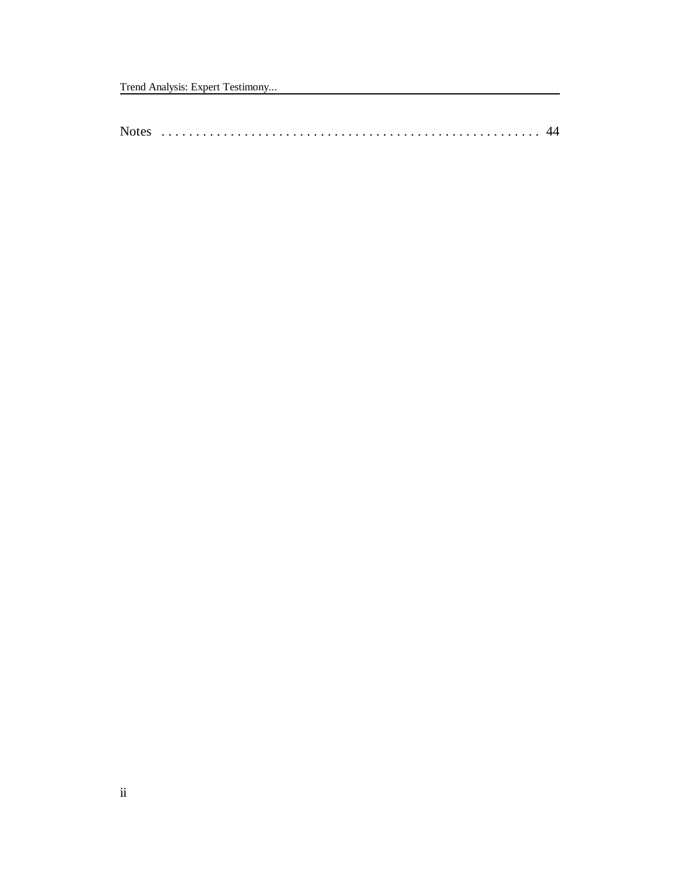Notes . . . . . . . . . . . . . . . . . . . . . . . . . . . . . . . . . . . . . . . . . . . . . . . . . . . . . . 44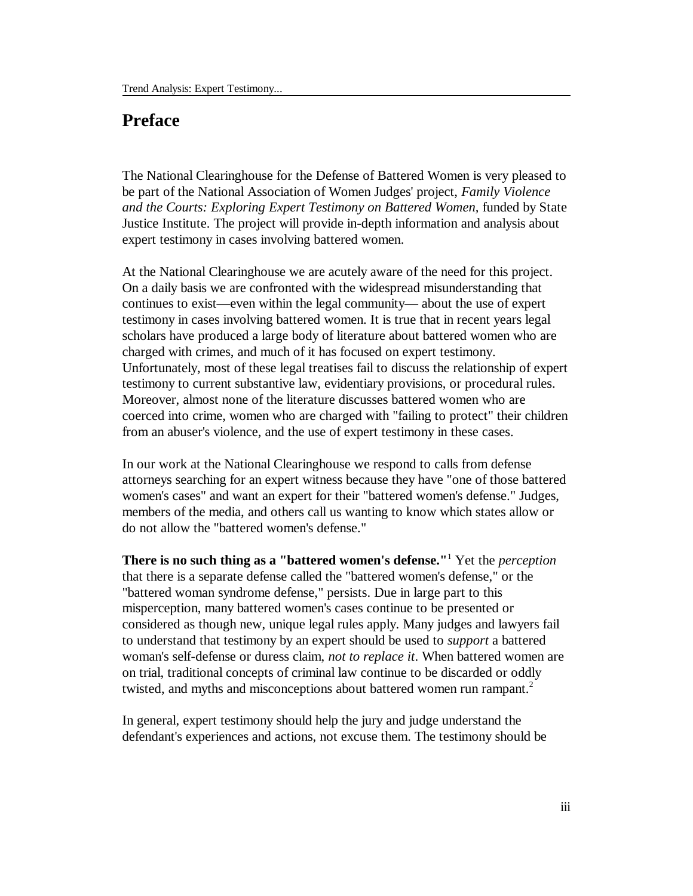# Preface

The National Clearinghouse for the Defense of Battered Women is very pleased to be part of the National Association of Women Judges' project, *Family Violence and the Courts: Exploring Expert Testimony on Battered Women,* funded by State Justice Institute. The project will provide in-depth information and analysis about expert testimony in cases involving battered women.

At the National Clearinghouse we are acutely aware of the need for this project. On a daily basis we are confronted with the widespread misunderstanding that continues to exist—even within the legal community— about the use of expert testimony in cases involving battered women. It is true that in recent years legal scholars have produced a large body of literature about battered women who are charged with crimes, and much of it has focused on expert testimony. Unfortunately, most of these legal treatises fail to discuss the relationship of expert testimony to current substantive law, evidentiary provisions, or procedural rules. Moreover, almost none of the literature discusses battered women who are coerced into crime, women who are charged with "failing to protect" their children from an abuser's violence, and the use of expert testimony in these cases.

In our work at the National Clearinghouse we respond to calls from defense attorneys searching for an expert witness because they have "one of those battered women's cases" and want an expert for their "battered women's defense." Judges, members of the media, and others call us wanting to know which states allow or do not allow the "battered women's defense."

**There is no such thing as a "battered women's defense."**[1] Yet the *perception* that there is a separate defense called the "battered women's defense," or the "battered woman syndrome defense," persists. Due in large part to this misperception, many battered women's cases continue to be presented or considered as though new, unique legal rules apply. Many judges and lawyers fail to understand that testimony by an expert should be used to *support* a battered woman's self-defense or duress claim, *not to replace it*. When battered women are on trial, traditional concepts of criminal law continue to be discarded or oddly twisted, and myths and misconceptions about battered women run rampant.[2]

In general, expert testimony should help the jury and judge understand the defendant's experiences and actions, not excuse them. The testimony should be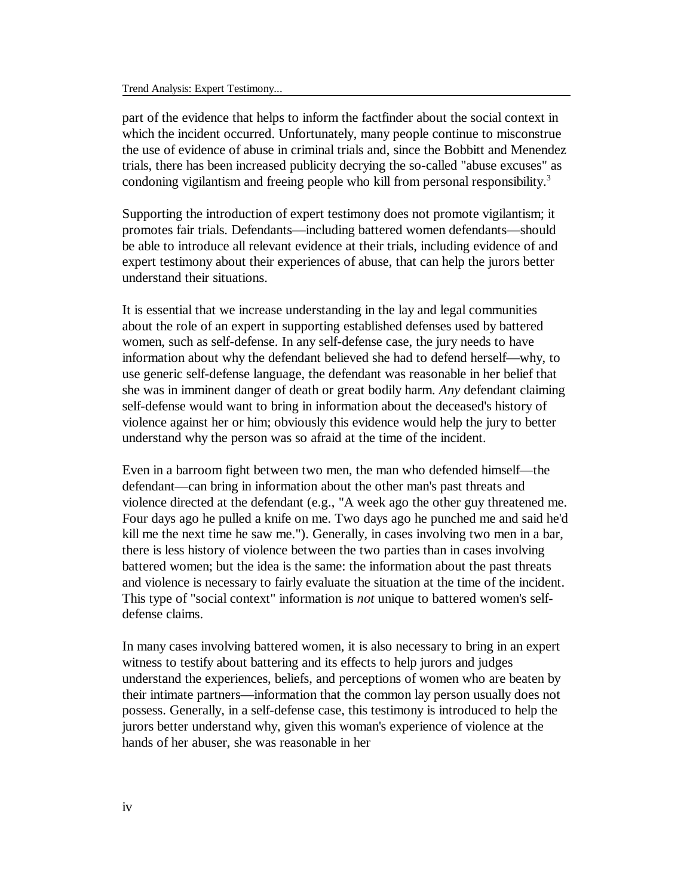part of the evidence that helps to inform the factfinder about the social context in which the incident occurred. Unfortunately, many people continue to misconstrue the use of evidence of abuse in criminal trials and, since the Bobbitt and Menendez trials, there has been increased publicity decrying the so-called "abuse excuses" as condoning vigilantism and freeing people who kill from personal responsibility.[3]

Supporting the introduction of expert testimony does not promote vigilantism; it promotes fair trials. Defendants—including battered women defendants—should be able to introduce all relevant evidence at their trials, including evidence of and expert testimony about their experiences of abuse, that can help the jurors better understand their situations.

It is essential that we increase understanding in the lay and legal communities about the role of an expert in supporting established defenses used by battered women, such as self-defense. In any self-defense case, the jury needs to have information about why the defendant believed she had to defend herself—why, to use generic self-defense language, the defendant was reasonable in her belief that she was in imminent danger of death or great bodily harm. *Any* defendant claiming self-defense would want to bring in information about the deceased's history of violence against her or him; obviously this evidence would help the jury to better understand why the person was so afraid at the time of the incident.

Even in a barroom fight between two men, the man who defended himself—the defendant—can bring in information about the other man's past threats and violence directed at the defendant (e.g., "A week ago the other guy threatened me. Four days ago he pulled a knife on me. Two days ago he punched me and said he'd kill me the next time he saw me."). Generally, in cases involving two men in a bar, there is less history of violence between the two parties than in cases involving battered women; but the idea is the same: the information about the past threats and violence is necessary to fairly evaluate the situation at the time of the incident. This type of "social context" information is *not* unique to battered women's self-defense claims.

In many cases involving battered women, it is also necessary to bring in an expert witness to testify about battering and its effects to help jurors and judges understand the experiences, beliefs, and perceptions of women who are beaten by their intimate partners—information that the common lay person usually does not possess. Generally, in a self-defense case, this testimony is introduced to help the jurors better understand why, given this woman's experience of violence at the hands of her abuser, she was reasonable in her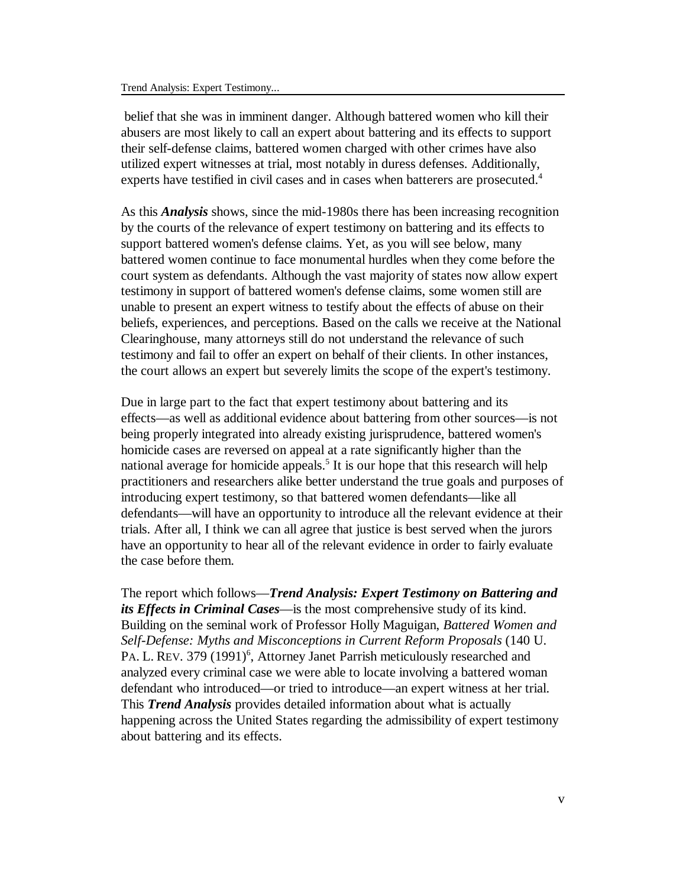belief that she was in imminent danger. Although battered women who kill their abusers are most likely to call an expert about battering and its effects to support their self-defense claims, battered women charged with other crimes have also utilized expert witnesses at trial, most notably in duress defenses. Additionally, experts have testified in civil cases and in cases when batterers are prosecuted.[4]

As this ***Analysis*** shows, since the mid-1980s there has been increasing recognition by the courts of the relevance of expert testimony on battering and its effects to support battered women's defense claims. Yet, as you will see below, many battered women continue to face monumental hurdles when they come before the court system as defendants. Although the vast majority of states now allow expert testimony in support of battered women's defense claims, some women still are unable to present an expert witness to testify about the effects of abuse on their beliefs, experiences, and perceptions. Based on the calls we receive at the National Clearinghouse, many attorneys still do not understand the relevance of such testimony and fail to offer an expert on behalf of their clients. In other instances, the court allows an expert but severely limits the scope of the expert's testimony.

Due in large part to the fact that expert testimony about battering and its effects—as well as additional evidence about battering from other sources—is not being properly integrated into already existing jurisprudence, battered women's homicide cases are reversed on appeal at a rate significantly higher than the national average for homicide appeals.[5] It is our hope that this research will help practitioners and researchers alike better understand the true goals and purposes of introducing expert testimony, so that battered women defendants—like all defendants—will have an opportunity to introduce all the relevant evidence at their trials. After all, I think we can all agree that justice is best served when the jurors have an opportunity to hear all of the relevant evidence in order to fairly evaluate the case before them.

The report which follows—***Trend Analysis: Expert Testimony on Battering and its Effects in Criminal Cases***—is the most comprehensive study of its kind. Building on the seminal work of Professor Holly Maguigan, *Battered Women and Self-Defense: Myths and Misconceptions in Current Reform Proposals* (140 U. PA. L. REV. 379 (1991)[6], Attorney Janet Parrish meticulously researched and analyzed every criminal case we were able to locate involving a battered woman defendant who introduced—or tried to introduce—an expert witness at her trial. This ***Trend Analysis*** provides detailed information about what is actually happening across the United States regarding the admissibility of expert testimony about battering and its effects.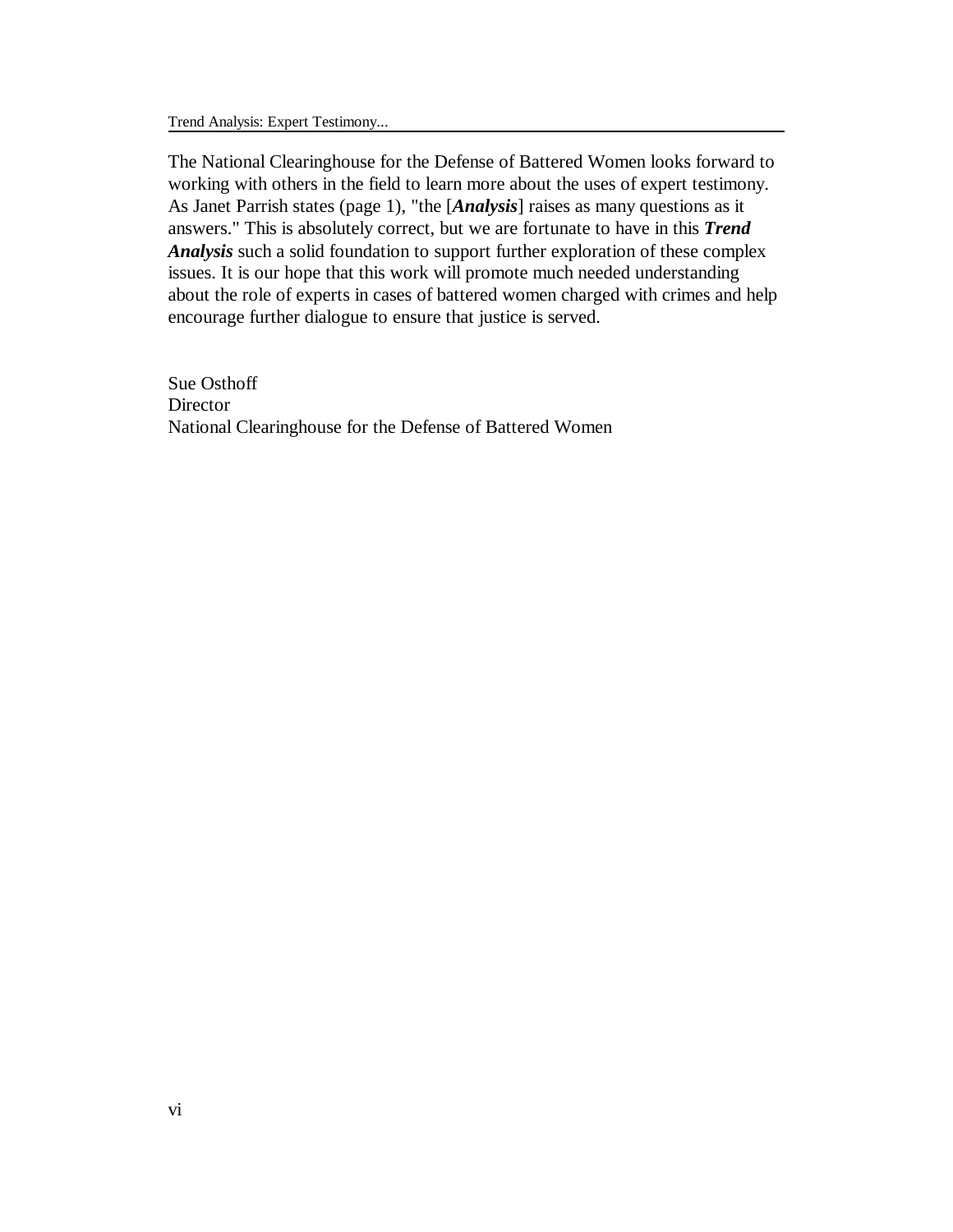The National Clearinghouse for the Defense of Battered Women looks forward to working with others in the field to learn more about the uses of expert testimony. As Janet Parrish states (page 1), "the [***Analysis***] raises as many questions as it answers." This is absolutely correct, but we are fortunate to have in this ***Trend Analysis*** such a solid foundation to support further exploration of these complex issues. It is our hope that this work will promote much needed understanding about the role of experts in cases of battered women charged with crimes and help encourage further dialogue to ensure that justice is served.

Sue Osthoff  
Director  
National Clearinghouse for the Defense of Battered Women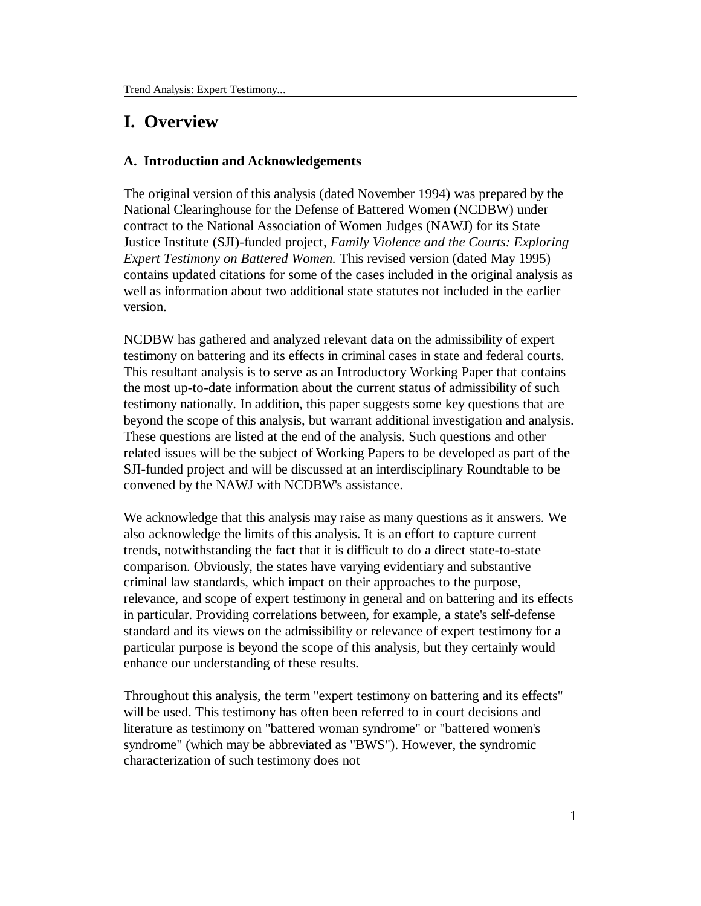# I. Overview

### A. Introduction and Acknowledgements

The original version of this analysis (dated November 1994) was prepared by the National Clearinghouse for the Defense of Battered Women (NCDBW) under contract to the National Association of Women Judges (NAWJ) for its State Justice Institute (SJI)-funded project, *Family Violence and the Courts: Exploring Expert Testimony on Battered Women.* This revised version (dated May 1995) contains updated citations for some of the cases included in the original analysis as well as information about two additional state statutes not included in the earlier version.

NCDBW has gathered and analyzed relevant data on the admissibility of expert testimony on battering and its effects in criminal cases in state and federal courts. This resultant analysis is to serve as an Introductory Working Paper that contains the most up-to-date information about the current status of admissibility of such testimony nationally. In addition, this paper suggests some key questions that are beyond the scope of this analysis, but warrant additional investigation and analysis. These questions are listed at the end of the analysis. Such questions and other related issues will be the subject of Working Papers to be developed as part of the SJI-funded project and will be discussed at an interdisciplinary Roundtable to be convened by the NAWJ with NCDBW's assistance.

We acknowledge that this analysis may raise as many questions as it answers. We also acknowledge the limits of this analysis. It is an effort to capture current trends, notwithstanding the fact that it is difficult to do a direct state-to-state comparison. Obviously, the states have varying evidentiary and substantive criminal law standards, which impact on their approaches to the purpose, relevance, and scope of expert testimony in general and on battering and its effects in particular. Providing correlations between, for example, a state's self-defense standard and its views on the admissibility or relevance of expert testimony for a particular purpose is beyond the scope of this analysis, but they certainly would enhance our understanding of these results.

Throughout this analysis, the term "expert testimony on battering and its effects" will be used. This testimony has often been referred to in court decisions and literature as testimony on "battered woman syndrome" or "battered women's syndrome" (which may be abbreviated as "BWS"). However, the syndromic characterization of such testimony does not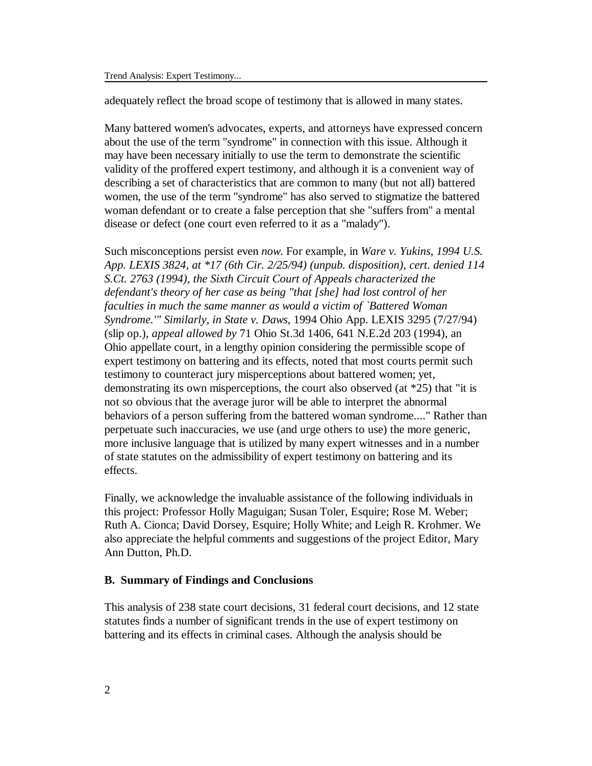adequately reflect the broad scope of testimony that is allowed in many states.

Many battered women's advocates, experts, and attorneys have expressed concern about the use of the term "syndrome" in connection with this issue. Although it may have been necessary initially to use the term to demonstrate the scientific validity of the proffered expert testimony, and although it is a convenient way of describing a set of characteristics that are common to many (but not all) battered women, the use of the term "syndrome" has also served to stigmatize the battered woman defendant or to create a false perception that she "suffers from" a mental disease or defect (one court even referred to it as a "malady").

Such misconceptions persist even *now*. For example, in *Ware v. Yukins, 1994 U.S. App. LEXIS 3824, at *17 (6th Cir. 2/25/94) (unpub. disposition), cert. denied 114 S.Ct. 2763 (1994), the Sixth Circuit Court of Appeals characterized the defendant's theory of her case as being "that [she] had lost control of her faculties in much the same manner as would a victim of `Battered Woman Syndrome.'" Similarly, in State v. Daws*, 1994 Ohio App. LEXIS 3295 (7/27/94) (slip op.), *appeal allowed by* 71 Ohio St.3d 1406, 641 N.E.2d 203 (1994), an Ohio appellate court, in a lengthy opinion considering the permissible scope of expert testimony on battering and its effects, noted that most courts permit such testimony to counteract jury misperceptions about battered women; yet, demonstrating its own misperceptions, the court also observed (at *25) that "it is not so obvious that the average juror will be able to interpret the abnormal behaviors of a person suffering from the battered woman syndrome...." Rather than perpetuate such inaccuracies, we use (and urge others to use) the more generic, more inclusive language that is utilized by many expert witnesses and in a number of state statutes on the admissibility of expert testimony on battering and its effects.

Finally, we acknowledge the invaluable assistance of the following individuals in this project: Professor Holly Maguigan; Susan Toler, Esquire; Rose M. Weber; Ruth A. Cionca; David Dorsey, Esquire; Holly White; and Leigh R. Krohmer. We also appreciate the helpful comments and suggestions of the project Editor, Mary Ann Dutton, Ph.D.

### B. Summary of Findings and Conclusions

This analysis of 238 state court decisions, 31 federal court decisions, and 12 state statutes finds a number of significant trends in the use of expert testimony on battering and its effects in criminal cases. Although the analysis should be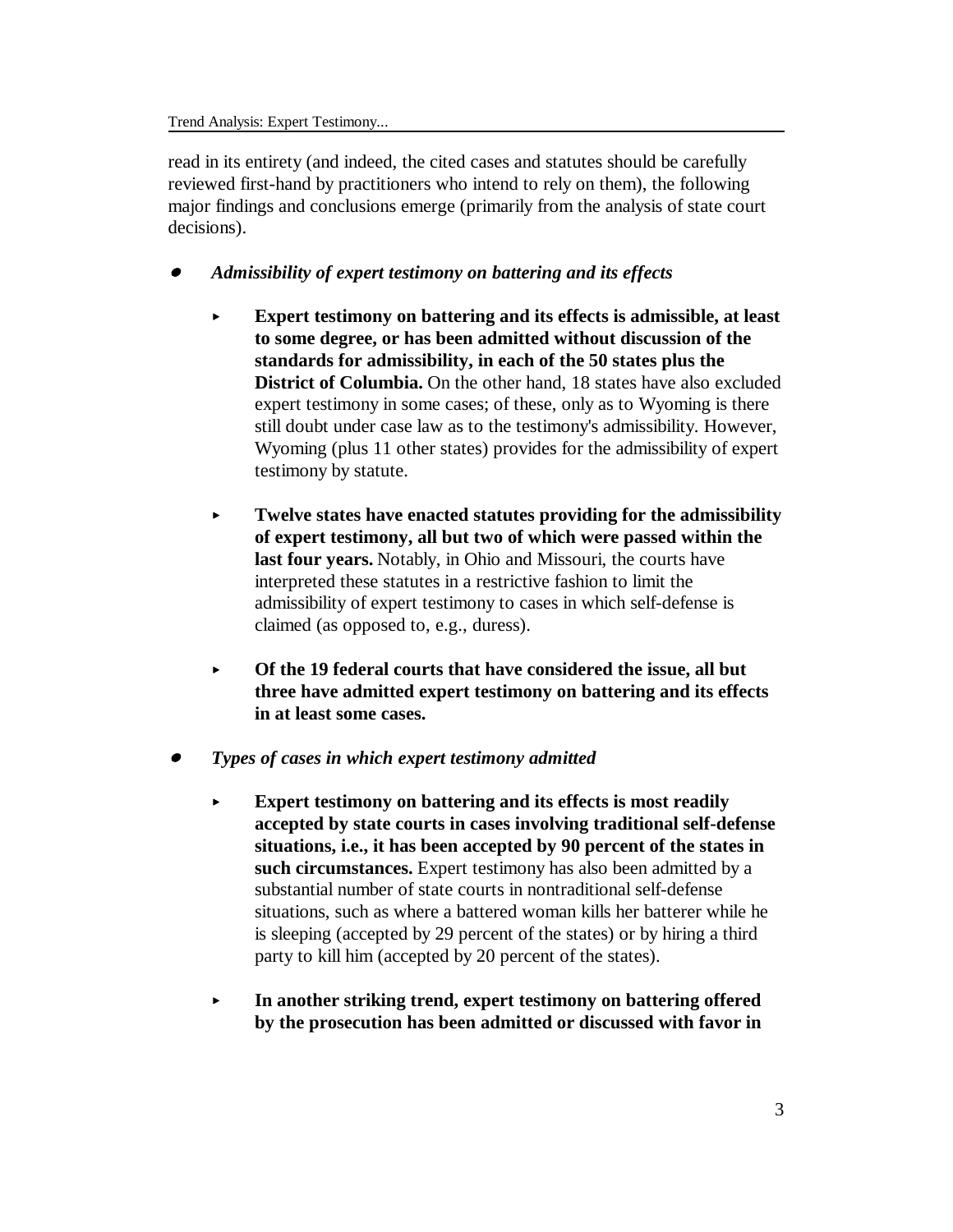read in its entirety (and indeed, the cited cases and statutes should be carefully reviewed first-hand by practitioners who intend to rely on them), the following major findings and conclusions emerge (primarily from the analysis of state court decisions).

- ***Admissibility of expert testimony on battering and its effects***

  - **Expert testimony on battering and its effects is admissible, at least to some degree, or has been admitted without discussion of the standards for admissibility, in each of the 50 states plus the District of Columbia.** On the other hand, 18 states have also excluded expert testimony in some cases; of these, only as to Wyoming is there still doubt under case law as to the testimony's admissibility. However, Wyoming (plus 11 other states) provides for the admissibility of expert testimony by statute.

  - **Twelve states have enacted statutes providing for the admissibility of expert testimony, all but two of which were passed within the last four years.** Notably, in Ohio and Missouri, the courts have interpreted these statutes in a restrictive fashion to limit the admissibility of expert testimony to cases in which self-defense is claimed (as opposed to, e.g., duress).

  - **Of the 19 federal courts that have considered the issue, all but three have admitted expert testimony on battering and its effects in at least some cases.**

- ***Types of cases in which expert testimony admitted***

  - **Expert testimony on battering and its effects is most readily accepted by state courts in cases involving traditional self-defense situations, i.e., it has been accepted by 90 percent of the states in such circumstances.** Expert testimony has also been admitted by a substantial number of state courts in nontraditional self-defense situations, such as where a battered woman kills her batterer while he is sleeping (accepted by 29 percent of the states) or by hiring a third party to kill him (accepted by 20 percent of the states).

  - **In another striking trend, expert testimony on battering offered by the prosecution has been admitted or discussed with favor in**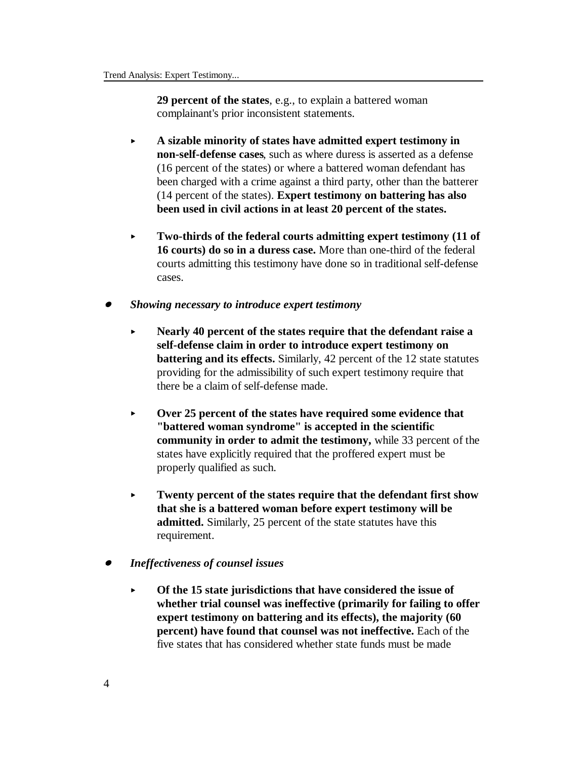**29 percent of the states**, e.g., to explain a battered woman complainant's prior inconsistent statements.

- **A sizable minority of states have admitted expert testimony in non-self-defense cases**, such as where duress is asserted as a defense (16 percent of the states) or where a battered woman defendant has been charged with a crime against a third party, other than the batterer (14 percent of the states). **Expert testimony on battering has also been used in civil actions in at least 20 percent of the states.**

- **Two-thirds of the federal courts admitting expert testimony (11 of 16 courts) do so in a duress case.** More than one-third of the federal courts admitting this testimony have done so in traditional self-defense cases.

- ***Showing necessary to introduce expert testimony***

  - **Nearly 40 percent of the states require that the defendant raise a self-defense claim in order to introduce expert testimony on battering and its effects.** Similarly, 42 percent of the 12 state statutes providing for the admissibility of such expert testimony require that there be a claim of self-defense made.

  - **Over 25 percent of the states have required some evidence that "battered woman syndrome" is accepted in the scientific community in order to admit the testimony,** while 33 percent of the states have explicitly required that the proffered expert must be properly qualified as such.

  - **Twenty percent of the states require that the defendant first show that she is a battered woman before expert testimony will be admitted.** Similarly, 25 percent of the state statutes have this requirement.

- ***Ineffectiveness of counsel issues***

  - **Of the 15 state jurisdictions that have considered the issue of whether trial counsel was ineffective (primarily for failing to offer expert testimony on battering and its effects), the majority (60 percent) have found that counsel was not ineffective.** Each of the five states that has considered whether state funds must be made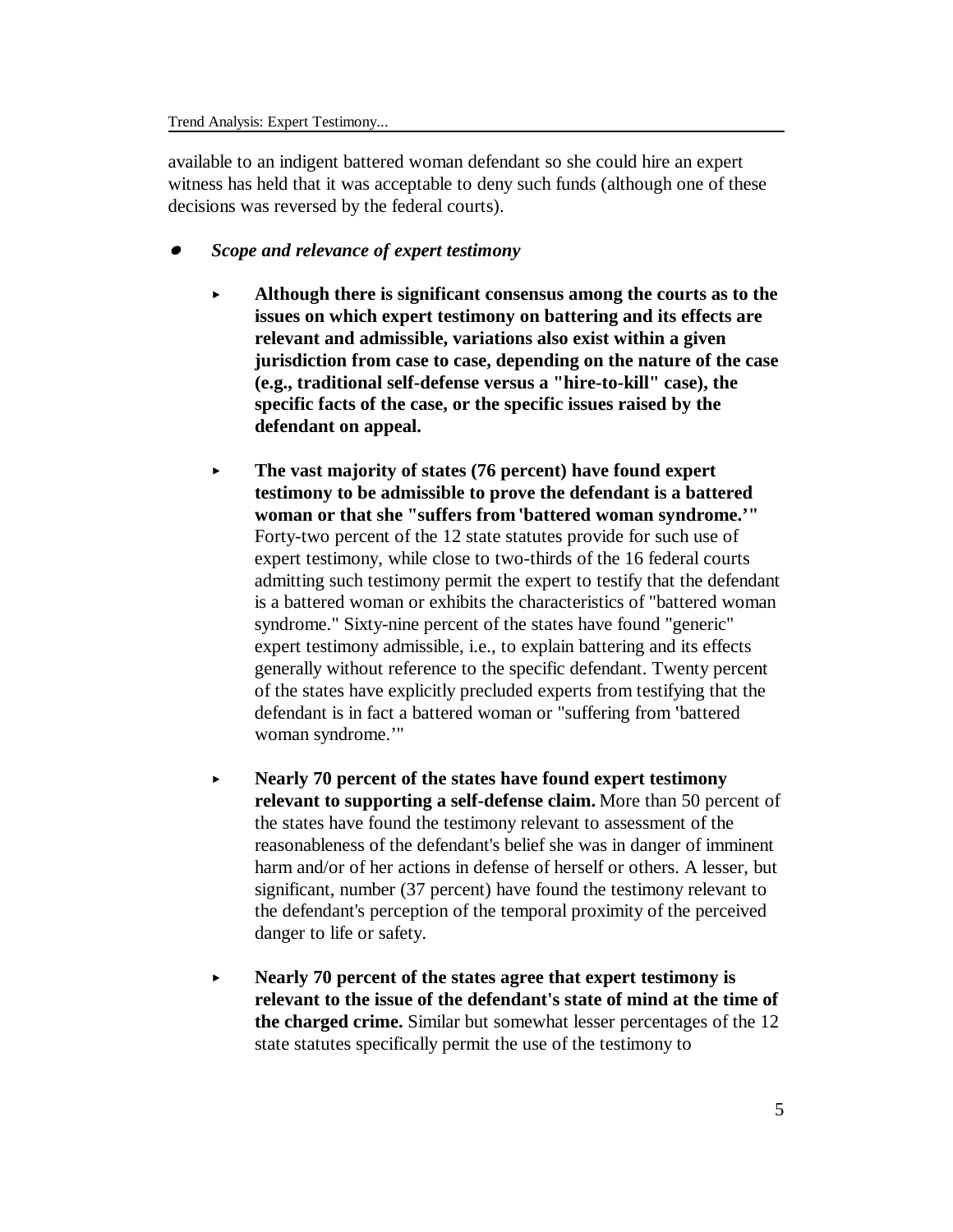available to an indigent battered woman defendant so she could hire an expert witness has held that it was acceptable to deny such funds (although one of these decisions was reversed by the federal courts).

- ***Scope and relevance of expert testimony***

  - **Although there is significant consensus among the courts as to the issues on which expert testimony on battering and its effects are relevant and admissible, variations also exist within a given jurisdiction from case to case, depending on the nature of the case (e.g., traditional self-defense versus a "hire-to-kill" case), the specific facts of the case, or the specific issues raised by the defendant on appeal.**

  - **The vast majority of states (76 percent) have found expert testimony to be admissible to prove the defendant is a battered woman or that she "suffers from 'battered woman syndrome.'"** Forty-two percent of the 12 state statutes provide for such use of expert testimony, while close to two-thirds of the 16 federal courts admitting such testimony permit the expert to testify that the defendant is a battered woman or exhibits the characteristics of "battered woman syndrome." Sixty-nine percent of the states have found "generic" expert testimony admissible, i.e., to explain battering and its effects generally without reference to the specific defendant. Twenty percent of the states have explicitly precluded experts from testifying that the defendant is in fact a battered woman or "suffering from 'battered woman syndrome.'"

  - **Nearly 70 percent of the states have found expert testimony relevant to supporting a self-defense claim.** More than 50 percent of the states have found the testimony relevant to assessment of the reasonableness of the defendant's belief she was in danger of imminent harm and/or of her actions in defense of herself or others. A lesser, but significant, number (37 percent) have found the testimony relevant to the defendant's perception of the temporal proximity of the perceived danger to life or safety.

  - **Nearly 70 percent of the states agree that expert testimony is relevant to the issue of the defendant's state of mind at the time of the charged crime.** Similar but somewhat lesser percentages of the 12 state statutes specifically permit the use of the testimony to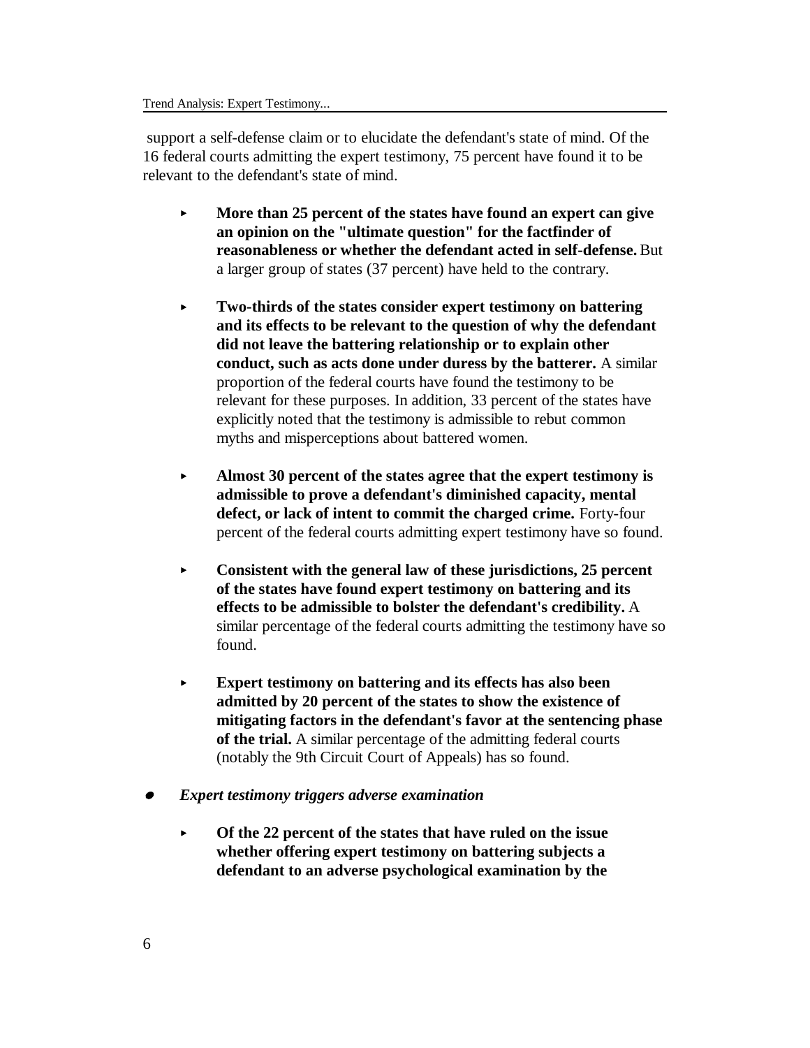support a self-defense claim or to elucidate the defendant's state of mind. Of the 16 federal courts admitting the expert testimony, 75 percent have found it to be relevant to the defendant's state of mind.

- **More than 25 percent of the states have found an expert can give an opinion on the "ultimate question" for the factfinder of reasonableness or whether the defendant acted in self-defense.** But a larger group of states (37 percent) have held to the contrary.

- **Two-thirds of the states consider expert testimony on battering and its effects to be relevant to the question of why the defendant did not leave the battering relationship or to explain other conduct, such as acts done under duress by the batterer.** A similar proportion of the federal courts have found the testimony to be relevant for these purposes. In addition, 33 percent of the states have explicitly noted that the testimony is admissible to rebut common myths and misperceptions about battered women.

- **Almost 30 percent of the states agree that the expert testimony is admissible to prove a defendant's diminished capacity, mental defect, or lack of intent to commit the charged crime.** Forty-four percent of the federal courts admitting expert testimony have so found.

- **Consistent with the general law of these jurisdictions, 25 percent of the states have found expert testimony on battering and its effects to be admissible to bolster the defendant's credibility.** A similar percentage of the federal courts admitting the testimony have so found.

- **Expert testimony on battering and its effects has also been admitted by 20 percent of the states to show the existence of mitigating factors in the defendant's favor at the sentencing phase of the trial.** A similar percentage of the admitting federal courts (notably the 9th Circuit Court of Appeals) has so found.

- ***Expert testimony triggers adverse examination***

  - **Of the 22 percent of the states that have ruled on the issue whether offering expert testimony on battering subjects a defendant to an adverse psychological examination by the**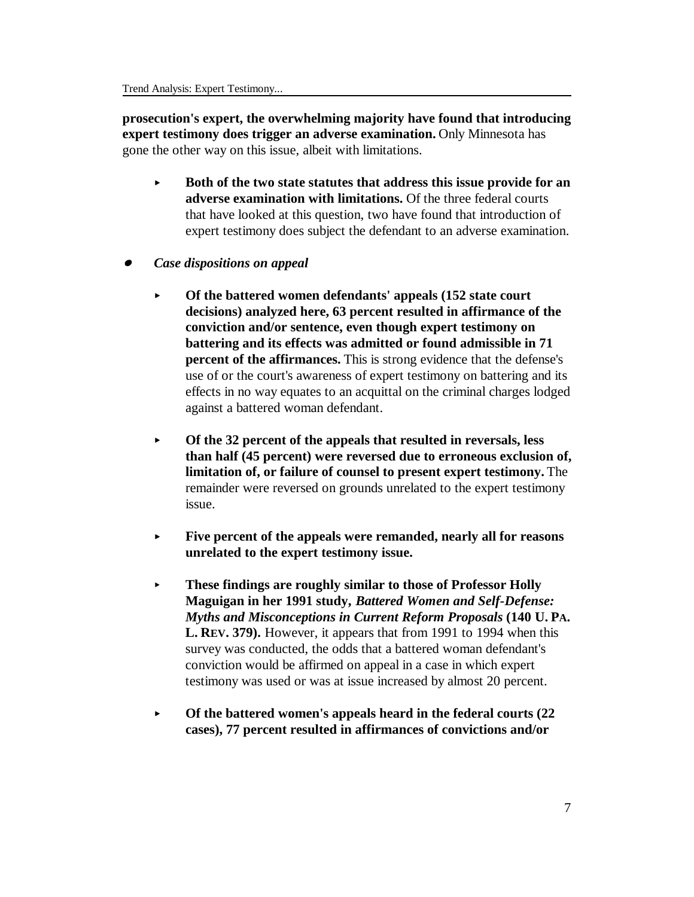**prosecution's expert, the overwhelming majority have found that introducing expert testimony does trigger an adverse examination.** Only Minnesota has gone the other way on this issue, albeit with limitations.

- **Both of the two state statutes that address this issue provide for an adverse examination with limitations.** Of the three federal courts that have looked at this question, two have found that introduction of expert testimony does subject the defendant to an adverse examination.

- ***Case dispositions on appeal***

  - **Of the battered women defendants' appeals (152 state court decisions) analyzed here, 63 percent resulted in affirmance of the conviction and/or sentence, even though expert testimony on battering and its effects was admitted or found admissible in 71 percent of the affirmances.** This is strong evidence that the defense's use of or the court's awareness of expert testimony on battering and its effects in no way equates to an acquittal on the criminal charges lodged against a battered woman defendant.

  - **Of the 32 percent of the appeals that resulted in reversals, less than half (45 percent) were reversed due to erroneous exclusion of, limitation of, or failure of counsel to present expert testimony.** The remainder were reversed on grounds unrelated to the expert testimony issue.

  - **Five percent of the appeals were remanded, nearly all for reasons unrelated to the expert testimony issue.**

  - **These findings are roughly similar to those of Professor Holly Maguigan in her 1991 study, *Battered Women and Self-Defense: Myths and Misconceptions in Current Reform Proposals* (140 U. PA. L. REV. 379).** However, it appears that from 1991 to 1994 when this survey was conducted, the odds that a battered woman defendant's conviction would be affirmed on appeal in a case in which expert testimony was used or was at issue increased by almost 20 percent.

  - **Of the battered women's appeals heard in the federal courts (22 cases), 77 percent resulted in affirmances of convictions and/or**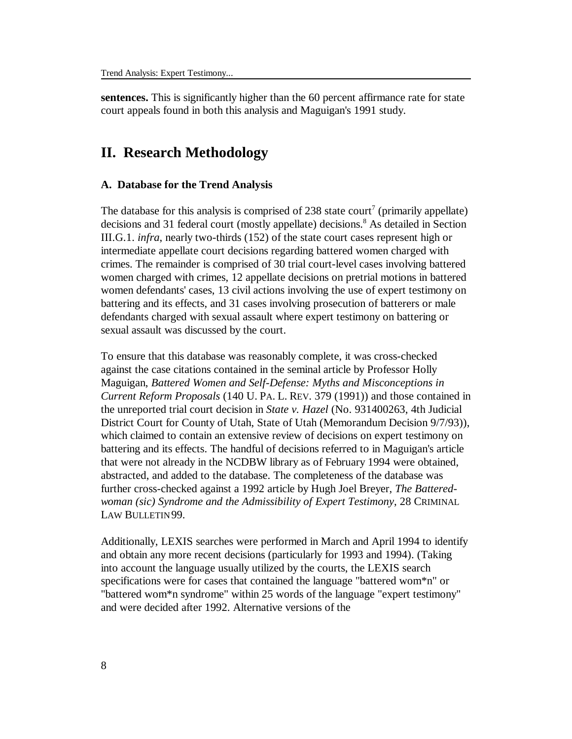**sentences.** This is significantly higher than the 60 percent affirmance rate for state court appeals found in both this analysis and Maguigan's 1991 study.

## II. Research Methodology

### A. Database for the Trend Analysis

The database for this analysis is comprised of 238 state court[7] (primarily appellate) decisions and 31 federal court (mostly appellate) decisions.[8] As detailed in Section III.G.1. *infra*, nearly two-thirds (152) of the state court cases represent high or intermediate appellate court decisions regarding battered women charged with crimes. The remainder is comprised of 30 trial court-level cases involving battered women charged with crimes, 12 appellate decisions on pretrial motions in battered women defendants' cases, 13 civil actions involving the use of expert testimony on battering and its effects, and 31 cases involving prosecution of batterers or male defendants charged with sexual assault where expert testimony on battering or sexual assault was discussed by the court.

To ensure that this database was reasonably complete, it was cross-checked against the case citations contained in the seminal article by Professor Holly Maguigan, *Battered Women and Self-Defense: Myths and Misconceptions in Current Reform Proposals* (140 U. PA. L. REV. 379 (1991)) and those contained in the unreported trial court decision in *State v. Hazel* (No. 931400263, 4th Judicial District Court for County of Utah, State of Utah (Memorandum Decision 9/7/93)), which claimed to contain an extensive review of decisions on expert testimony on battering and its effects. The handful of decisions referred to in Maguigan's article that were not already in the NCDBW library as of February 1994 were obtained, abstracted, and added to the database. The completeness of the database was further cross-checked against a 1992 article by Hugh Joel Breyer, *The Battered-woman (sic) Syndrome and the Admissibility of Expert Testimony*, 28 CRIMINAL LAW BULLETIN 99.

Additionally, LEXIS searches were performed in March and April 1994 to identify and obtain any more recent decisions (particularly for 1993 and 1994). (Taking into account the language usually utilized by the courts, the LEXIS search specifications were for cases that contained the language "battered wom*n" or "battered wom*n syndrome" within 25 words of the language "expert testimony" and were decided after 1992. Alternative versions of the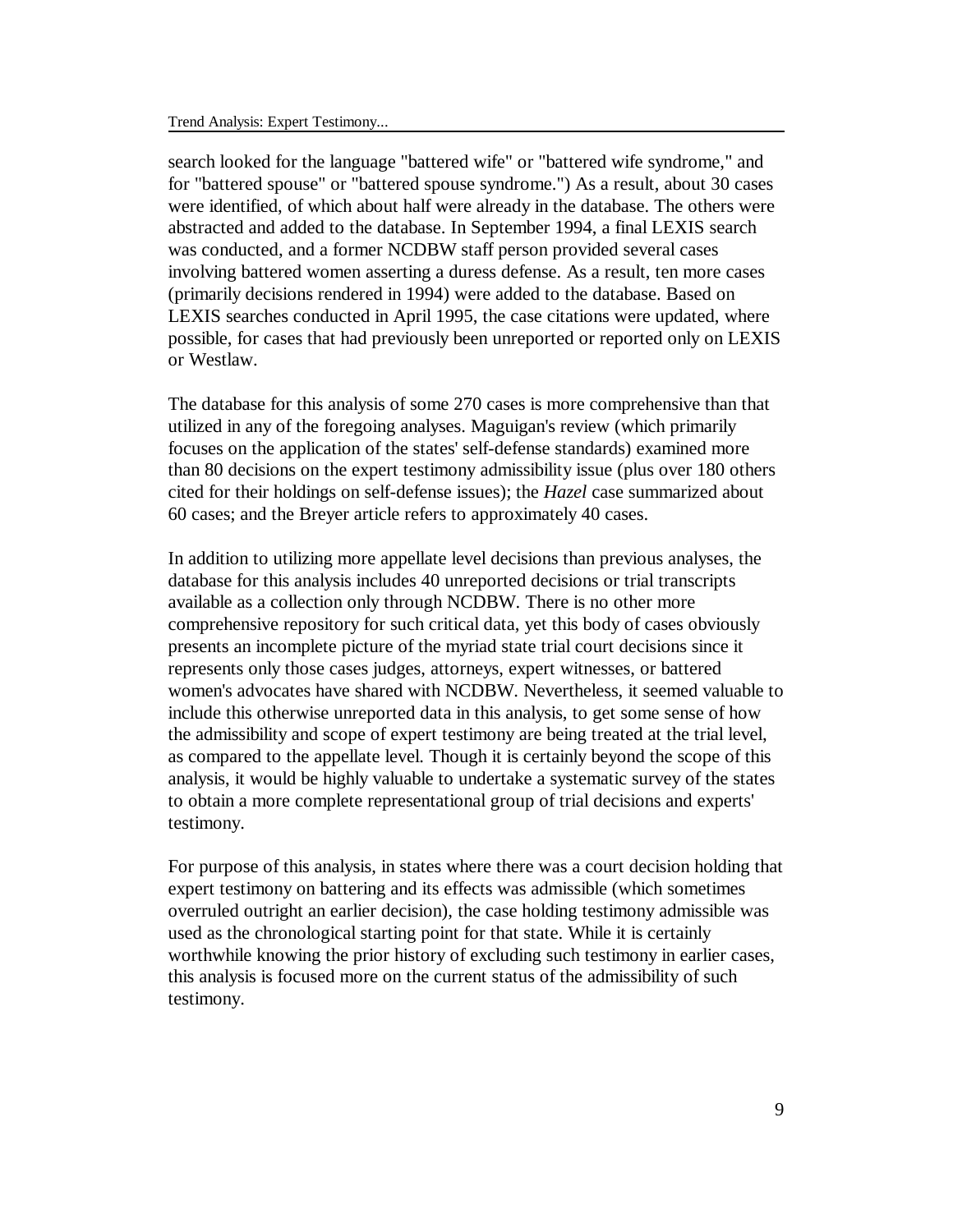search looked for the language "battered wife" or "battered wife syndrome," and for "battered spouse" or "battered spouse syndrome.") As a result, about 30 cases were identified, of which about half were already in the database. The others were abstracted and added to the database. In September 1994, a final LEXIS search was conducted, and a former NCDBW staff person provided several cases involving battered women asserting a duress defense. As a result, ten more cases (primarily decisions rendered in 1994) were added to the database. Based on LEXIS searches conducted in April 1995, the case citations were updated, where possible, for cases that had previously been unreported or reported only on LEXIS or Westlaw.

The database for this analysis of some 270 cases is more comprehensive than that utilized in any of the foregoing analyses. Maguigan's review (which primarily focuses on the application of the states' self-defense standards) examined more than 80 decisions on the expert testimony admissibility issue (plus over 180 others cited for their holdings on self-defense issues); the *Hazel* case summarized about 60 cases; and the Breyer article refers to approximately 40 cases.

In addition to utilizing more appellate level decisions than previous analyses, the database for this analysis includes 40 unreported decisions or trial transcripts available as a collection only through NCDBW. There is no other more comprehensive repository for such critical data, yet this body of cases obviously presents an incomplete picture of the myriad state trial court decisions since it represents only those cases judges, attorneys, expert witnesses, or battered women's advocates have shared with NCDBW. Nevertheless, it seemed valuable to include this otherwise unreported data in this analysis, to get some sense of how the admissibility and scope of expert testimony are being treated at the trial level, as compared to the appellate level. Though it is certainly beyond the scope of this analysis, it would be highly valuable to undertake a systematic survey of the states to obtain a more complete representational group of trial decisions and experts' testimony.

For purpose of this analysis, in states where there was a court decision holding that expert testimony on battering and its effects was admissible (which sometimes overruled outright an earlier decision), the case holding testimony admissible was used as the chronological starting point for that state. While it is certainly worthwhile knowing the prior history of excluding such testimony in earlier cases, this analysis is focused more on the current status of the admissibility of such testimony.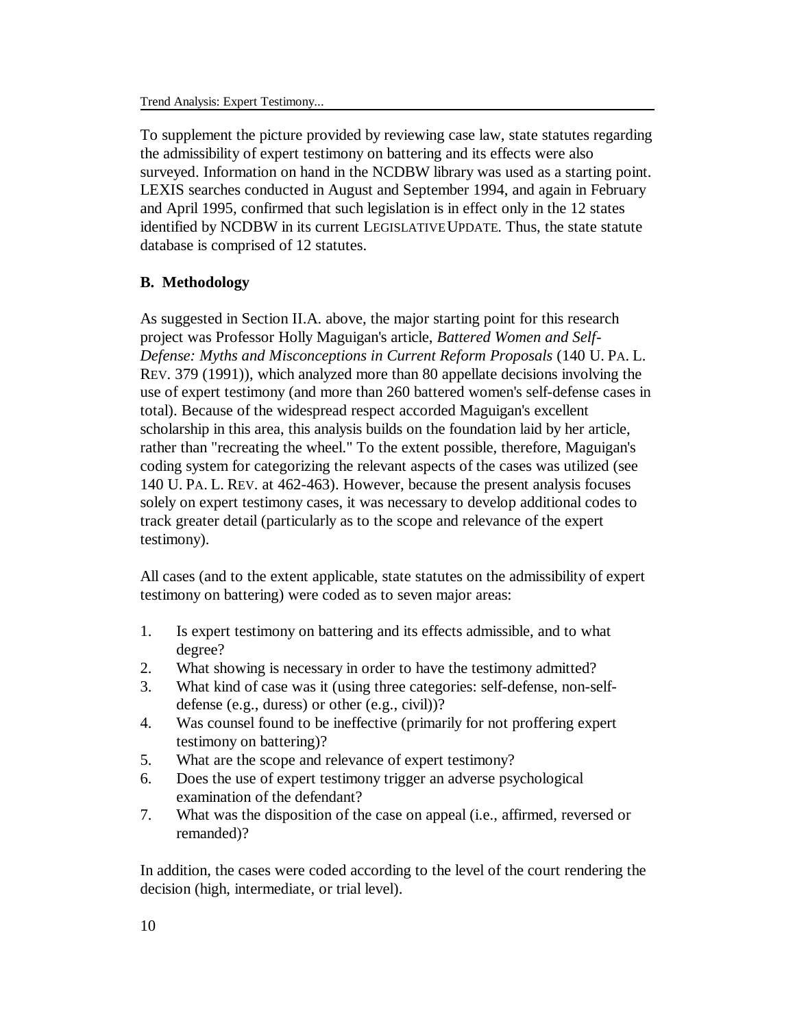To supplement the picture provided by reviewing case law, state statutes regarding the admissibility of expert testimony on battering and its effects were also surveyed. Information on hand in the NCDBW library was used as a starting point. LEXIS searches conducted in August and September 1994, and again in February and April 1995, confirmed that such legislation is in effect only in the 12 states identified by NCDBW in its current LEGISLATIVE UPDATE. Thus, the state statute database is comprised of 12 statutes.

### B. Methodology

As suggested in Section II.A. above, the major starting point for this research project was Professor Holly Maguigan's article, *Battered Women and Self-Defense: Myths and Misconceptions in Current Reform Proposals* (140 U. PA. L. REV. 379 (1991)), which analyzed more than 80 appellate decisions involving the use of expert testimony (and more than 260 battered women's self-defense cases in total). Because of the widespread respect accorded Maguigan's excellent scholarship in this area, this analysis builds on the foundation laid by her article, rather than "recreating the wheel." To the extent possible, therefore, Maguigan's coding system for categorizing the relevant aspects of the cases was utilized (see 140 U. PA. L. REV. at 462-463). However, because the present analysis focuses solely on expert testimony cases, it was necessary to develop additional codes to track greater detail (particularly as to the scope and relevance of the expert testimony).

All cases (and to the extent applicable, state statutes on the admissibility of expert testimony on battering) were coded as to seven major areas:

1. Is expert testimony on battering and its effects admissible, and to what degree?
2. What showing is necessary in order to have the testimony admitted?
3. What kind of case was it (using three categories: self-defense, non-self-defense (e.g., duress) or other (e.g., civil))?
4. Was counsel found to be ineffective (primarily for not proffering expert testimony on battering)?
5. What are the scope and relevance of expert testimony?
6. Does the use of expert testimony trigger an adverse psychological examination of the defendant?
7. What was the disposition of the case on appeal (i.e., affirmed, reversed or remanded)?

In addition, the cases were coded according to the level of the court rendering the decision (high, intermediate, or trial level).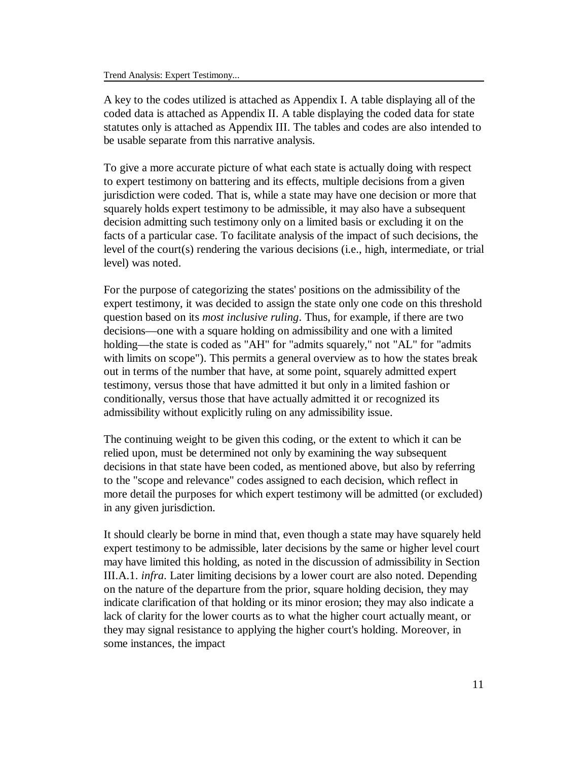A key to the codes utilized is attached as Appendix I. A table displaying all of the coded data is attached as Appendix II. A table displaying the coded data for state statutes only is attached as Appendix III. The tables and codes are also intended to be usable separate from this narrative analysis.

To give a more accurate picture of what each state is actually doing with respect to expert testimony on battering and its effects, multiple decisions from a given jurisdiction were coded. That is, while a state may have one decision or more that squarely holds expert testimony to be admissible, it may also have a subsequent decision admitting such testimony only on a limited basis or excluding it on the facts of a particular case. To facilitate analysis of the impact of such decisions, the level of the court(s) rendering the various decisions (i.e., high, intermediate, or trial level) was noted.

For the purpose of categorizing the states' positions on the admissibility of the expert testimony, it was decided to assign the state only one code on this threshold question based on its *most inclusive ruling*. Thus, for example, if there are two decisions—one with a square holding on admissibility and one with a limited holding—the state is coded as "AH" for "admits squarely," not "AL" for "admits with limits on scope"). This permits a general overview as to how the states break out in terms of the number that have, at some point, squarely admitted expert testimony, versus those that have admitted it but only in a limited fashion or conditionally, versus those that have actually admitted it or recognized its admissibility without explicitly ruling on any admissibility issue.

The continuing weight to be given this coding, or the extent to which it can be relied upon, must be determined not only by examining the way subsequent decisions in that state have been coded, as mentioned above, but also by referring to the "scope and relevance" codes assigned to each decision, which reflect in more detail the purposes for which expert testimony will be admitted (or excluded) in any given jurisdiction.

It should clearly be borne in mind that, even though a state may have squarely held expert testimony to be admissible, later decisions by the same or higher level court may have limited this holding, as noted in the discussion of admissibility in Section III.A.1. *infra*. Later limiting decisions by a lower court are also noted. Depending on the nature of the departure from the prior, square holding decision, they may indicate clarification of that holding or its minor erosion; they may also indicate a lack of clarity for the lower courts as to what the higher court actually meant, or they may signal resistance to applying the higher court's holding. Moreover, in some instances, the impact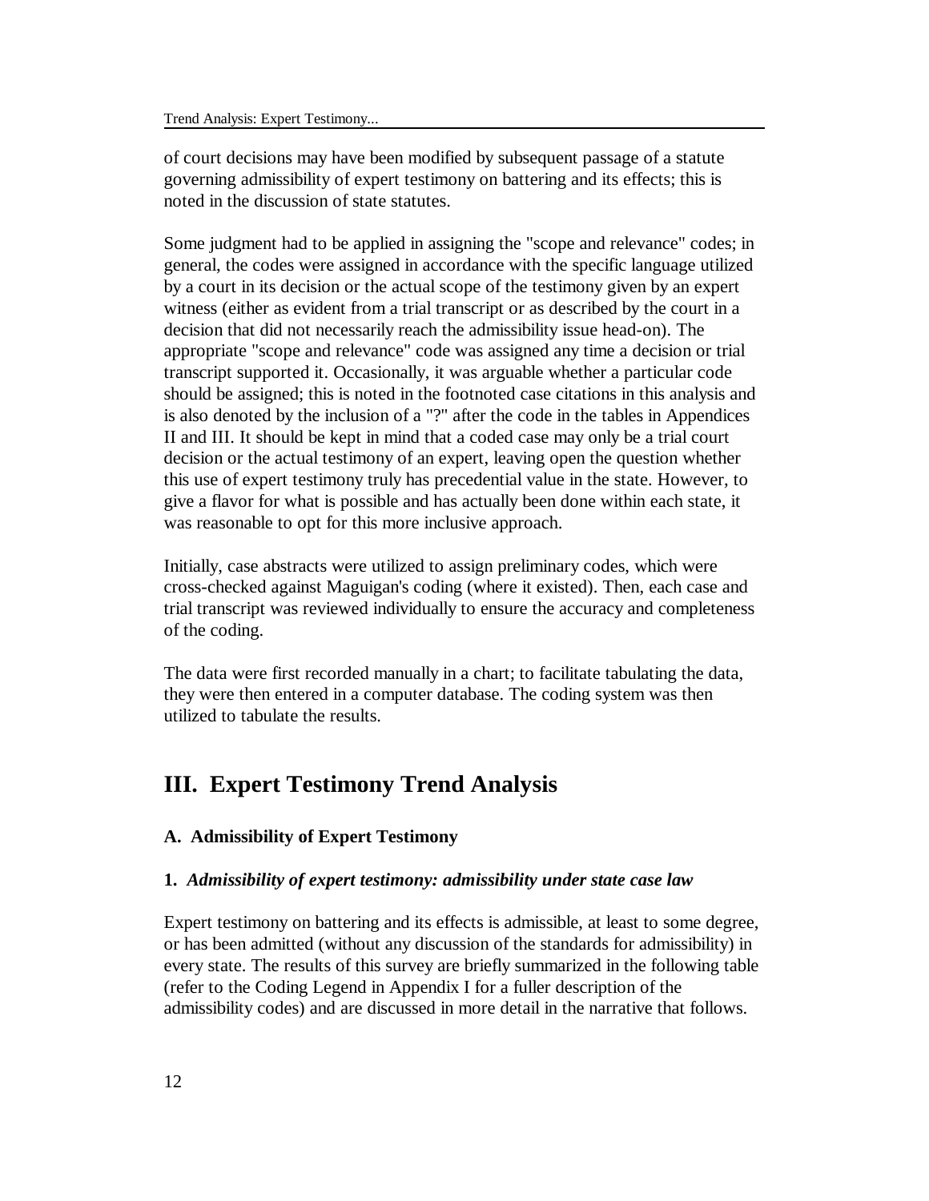of court decisions may have been modified by subsequent passage of a statute governing admissibility of expert testimony on battering and its effects; this is noted in the discussion of state statutes.

Some judgment had to be applied in assigning the "scope and relevance" codes; in general, the codes were assigned in accordance with the specific language utilized by a court in its decision or the actual scope of the testimony given by an expert witness (either as evident from a trial transcript or as described by the court in a decision that did not necessarily reach the admissibility issue head-on). The appropriate "scope and relevance" code was assigned any time a decision or trial transcript supported it. Occasionally, it was arguable whether a particular code should be assigned; this is noted in the footnoted case citations in this analysis and is also denoted by the inclusion of a "?" after the code in the tables in Appendices II and III. It should be kept in mind that a coded case may only be a trial court decision or the actual testimony of an expert, leaving open the question whether this use of expert testimony truly has precedential value in the state. However, to give a flavor for what is possible and has actually been done within each state, it was reasonable to opt for this more inclusive approach.

Initially, case abstracts were utilized to assign preliminary codes, which were cross-checked against Maguigan's coding (where it existed). Then, each case and trial transcript was reviewed individually to ensure the accuracy and completeness of the coding.

The data were first recorded manually in a chart; to facilitate tabulating the data, they were then entered in a computer database. The coding system was then utilized to tabulate the results.

# III. Expert Testimony Trend Analysis

### A. Admissibility of Expert Testimony

#### 1. *Admissibility of expert testimony: admissibility under state case law*

Expert testimony on battering and its effects is admissible, at least to some degree, or has been admitted (without any discussion of the standards for admissibility) in every state. The results of this survey are briefly summarized in the following table (refer to the Coding Legend in Appendix I for a fuller description of the admissibility codes) and are discussed in more detail in the narrative that follows.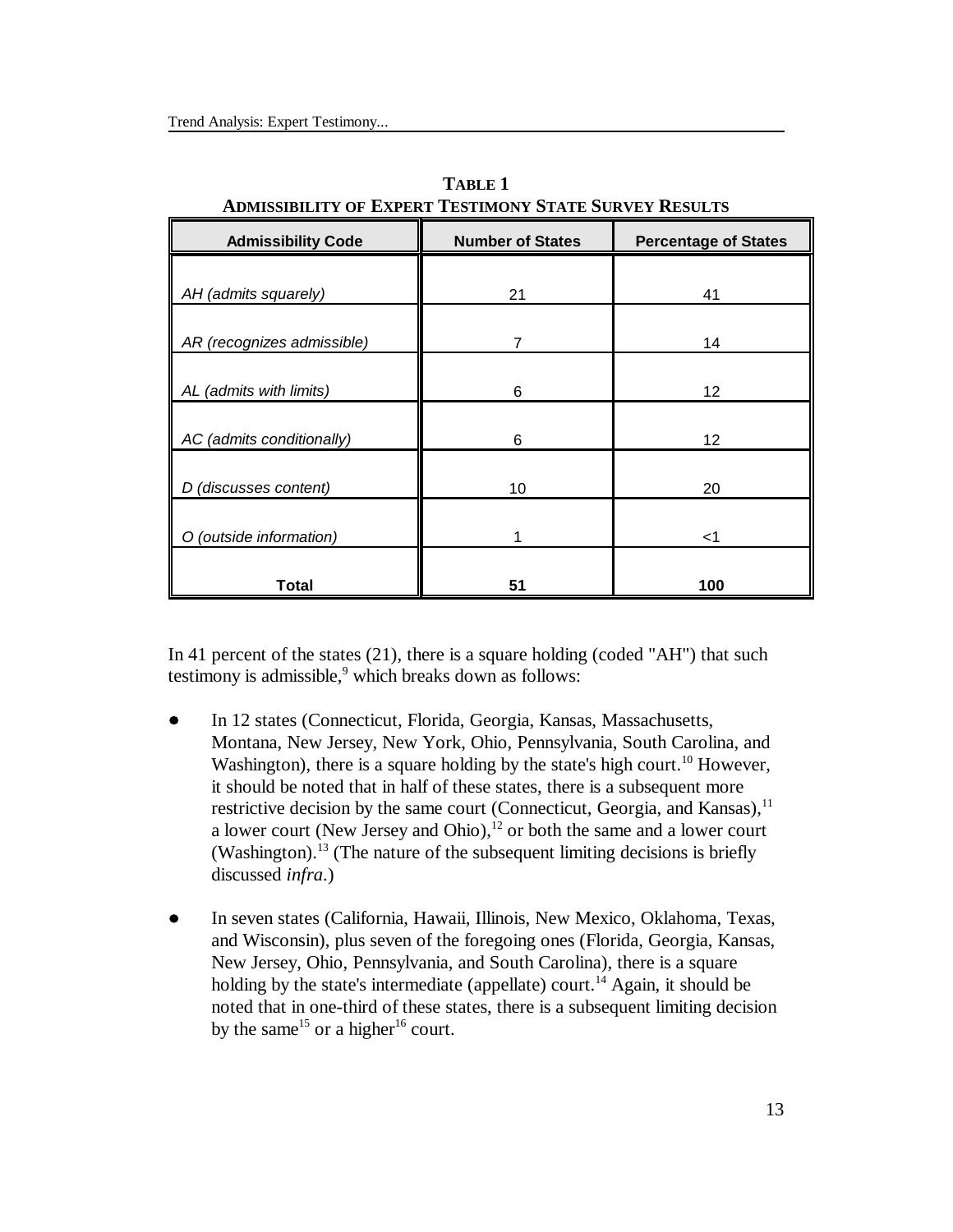**TABLE 1**
**ADMISSIBILITY OF EXPERT TESTIMONY STATE SURVEY RESULTS**

| Admissibility Code | Number of States | Percentage of States |
|---|---|---|
| *AH (admits squarely)* | 21 | 41 |
| *AR (recognizes admissible)* | 7 | 14 |
| *AL (admits with limits)* | 6 | 12 |
| *AC (admits conditionally)* | 6 | 12 |
| *D (discusses content)* | 10 | 20 |
| *O (outside information)* | 1 | <1 |
| **Total** | **51** | **100** |

In 41 percent of the states (21), there is a square holding (coded "AH") that such testimony is admissible,[9] which breaks down as follows:

- In 12 states (Connecticut, Florida, Georgia, Kansas, Massachusetts, Montana, New Jersey, New York, Ohio, Pennsylvania, South Carolina, and Washington), there is a square holding by the state's high court.[10] However, it should be noted that in half of these states, there is a subsequent more restrictive decision by the same court (Connecticut, Georgia, and Kansas),[11] a lower court (New Jersey and Ohio),[12] or both the same and a lower court (Washington).[13] (The nature of the subsequent limiting decisions is briefly discussed *infra*.)

- In seven states (California, Hawaii, Illinois, New Mexico, Oklahoma, Texas, and Wisconsin), plus seven of the foregoing ones (Florida, Georgia, Kansas, New Jersey, Ohio, Pennsylvania, and South Carolina), there is a square holding by the state's intermediate (appellate) court.[14] Again, it should be noted that in one-third of these states, there is a subsequent limiting decision by the same[15] or a higher[16] court.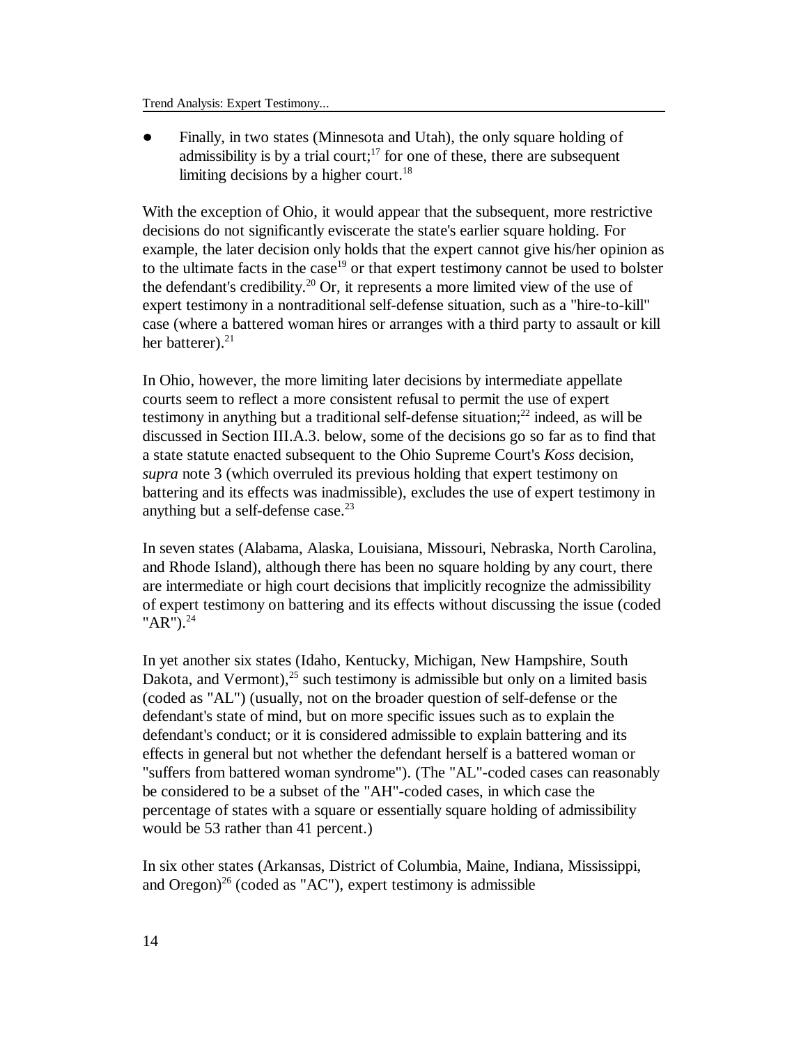- Finally, in two states (Minnesota and Utah), the only square holding of admissibility is by a trial court;[17] for one of these, there are subsequent limiting decisions by a higher court.[18]

With the exception of Ohio, it would appear that the subsequent, more restrictive decisions do not significantly eviscerate the state's earlier square holding. For example, the later decision only holds that the expert cannot give his/her opinion as to the ultimate facts in the case[19] or that expert testimony cannot be used to bolster the defendant's credibility.[20] Or, it represents a more limited view of the use of expert testimony in a nontraditional self-defense situation, such as a "hire-to-kill" case (where a battered woman hires or arranges with a third party to assault or kill her batterer).[21]

In Ohio, however, the more limiting later decisions by intermediate appellate courts seem to reflect a more consistent refusal to permit the use of expert testimony in anything but a traditional self-defense situation;[22] indeed, as will be discussed in Section III.A.3. below, some of the decisions go so far as to find that a state statute enacted subsequent to the Ohio Supreme Court's *Koss* decision, *supra* note 3 (which overruled its previous holding that expert testimony on battering and its effects was inadmissible), excludes the use of expert testimony in anything but a self-defense case.[23]

In seven states (Alabama, Alaska, Louisiana, Missouri, Nebraska, North Carolina, and Rhode Island), although there has been no square holding by any court, there are intermediate or high court decisions that implicitly recognize the admissibility of expert testimony on battering and its effects without discussing the issue (coded "AR").[24]

In yet another six states (Idaho, Kentucky, Michigan, New Hampshire, South Dakota, and Vermont),[25] such testimony is admissible but only on a limited basis (coded as "AL") (usually, not on the broader question of self-defense or the defendant's state of mind, but on more specific issues such as to explain the defendant's conduct; or it is considered admissible to explain battering and its effects in general but not whether the defendant herself is a battered woman or "suffers from battered woman syndrome"). (The "AL"-coded cases can reasonably be considered to be a subset of the "AH"-coded cases, in which case the percentage of states with a square or essentially square holding of admissibility would be 53 rather than 41 percent.)

In six other states (Arkansas, District of Columbia, Maine, Indiana, Mississippi, and Oregon)[26] (coded as "AC"), expert testimony is admissible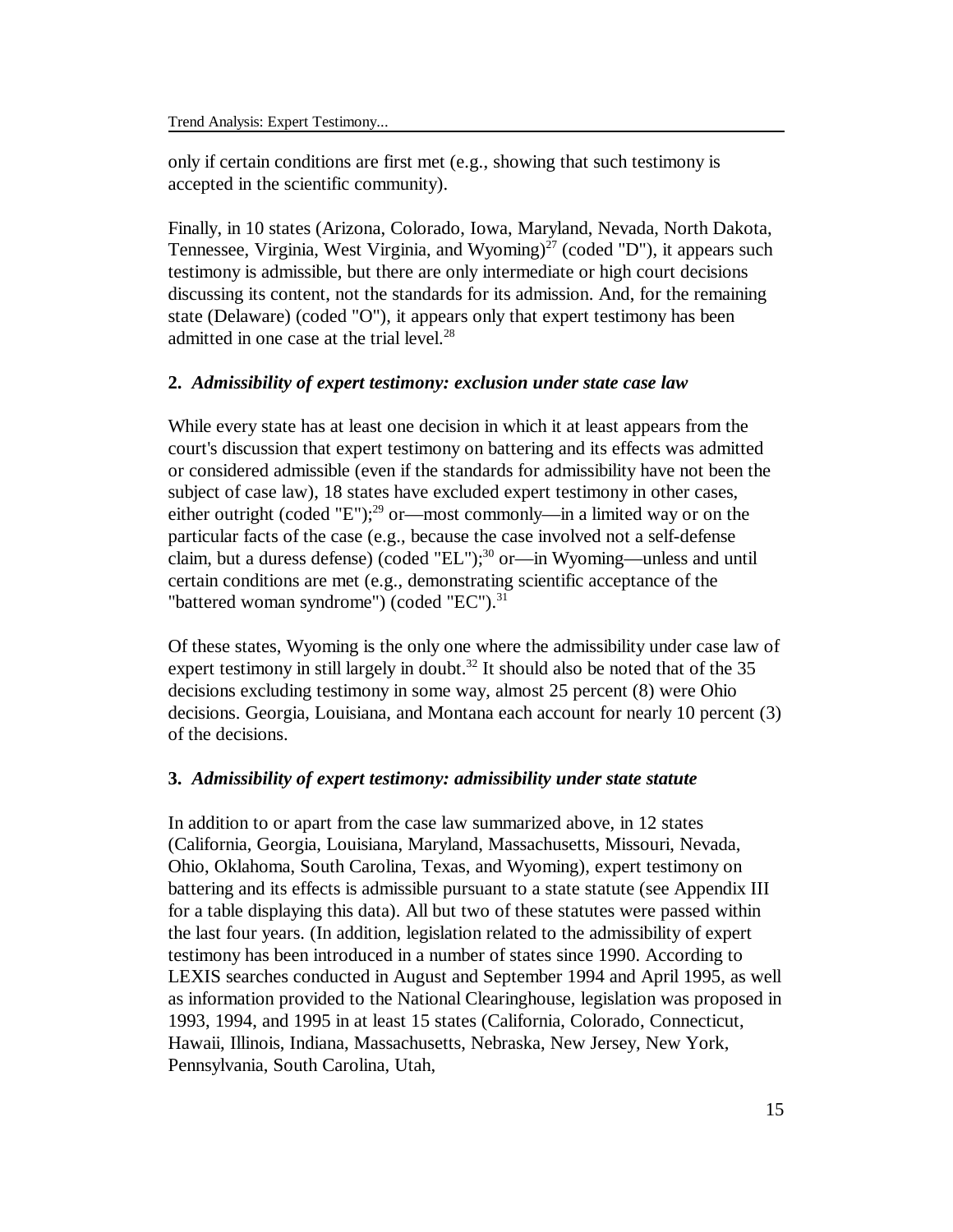only if certain conditions are first met (e.g., showing that such testimony is accepted in the scientific community).

Finally, in 10 states (Arizona, Colorado, Iowa, Maryland, Nevada, North Dakota, Tennessee, Virginia, West Virginia, and Wyoming)[27] (coded "D"), it appears such testimony is admissible, but there are only intermediate or high court decisions discussing its content, not the standards for its admission. And, for the remaining state (Delaware) (coded "O"), it appears only that expert testimony has been admitted in one case at the trial level.[28]

### 2. *Admissibility of expert testimony: exclusion under state case law*

While every state has at least one decision in which it at least appears from the court's discussion that expert testimony on battering and its effects was admitted or considered admissible (even if the standards for admissibility have not been the subject of case law), 18 states have excluded expert testimony in other cases, either outright (coded "E");[29] or—most commonly—in a limited way or on the particular facts of the case (e.g., because the case involved not a self-defense claim, but a duress defense) (coded "EL");[30] or—in Wyoming—unless and until certain conditions are met (e.g., demonstrating scientific acceptance of the "battered woman syndrome") (coded "EC").[31]

Of these states, Wyoming is the only one where the admissibility under case law of expert testimony in still largely in doubt.[32] It should also be noted that of the 35 decisions excluding testimony in some way, almost 25 percent (8) were Ohio decisions. Georgia, Louisiana, and Montana each account for nearly 10 percent (3) of the decisions.

### 3. *Admissibility of expert testimony: admissibility under state statute*

In addition to or apart from the case law summarized above, in 12 states (California, Georgia, Louisiana, Maryland, Massachusetts, Missouri, Nevada, Ohio, Oklahoma, South Carolina, Texas, and Wyoming), expert testimony on battering and its effects is admissible pursuant to a state statute (see Appendix III for a table displaying this data). All but two of these statutes were passed within the last four years. (In addition, legislation related to the admissibility of expert testimony has been introduced in a number of states since 1990. According to LEXIS searches conducted in August and September 1994 and April 1995, as well as information provided to the National Clearinghouse, legislation was proposed in 1993, 1994, and 1995 in at least 15 states (California, Colorado, Connecticut, Hawaii, Illinois, Indiana, Massachusetts, Nebraska, New Jersey, New York, Pennsylvania, South Carolina, Utah,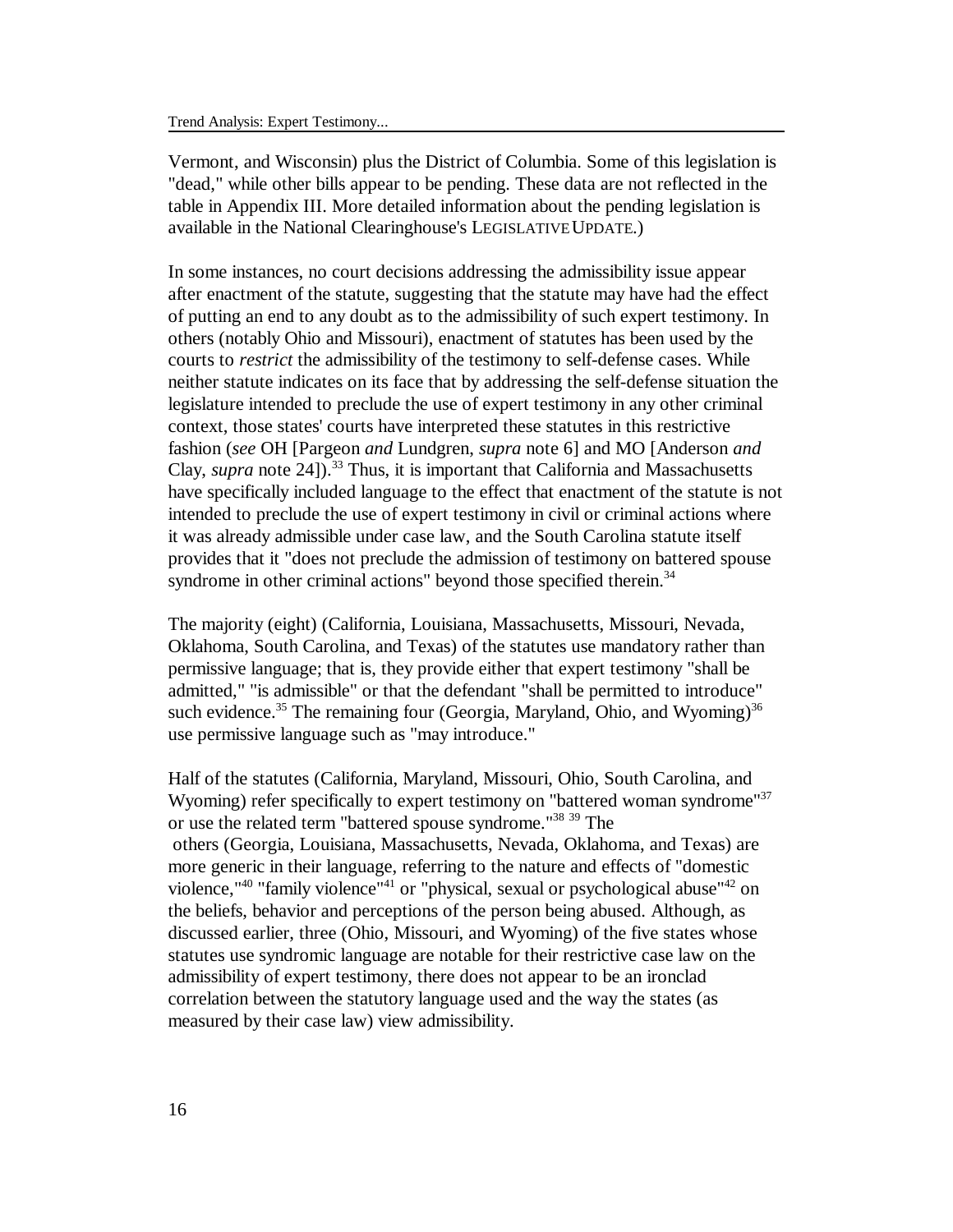Vermont, and Wisconsin) plus the District of Columbia. Some of this legislation is "dead," while other bills appear to be pending. These data are not reflected in the table in Appendix III. More detailed information about the pending legislation is available in the National Clearinghouse's LEGISLATIVE UPDATE.)

In some instances, no court decisions addressing the admissibility issue appear after enactment of the statute, suggesting that the statute may have had the effect of putting an end to any doubt as to the admissibility of such expert testimony. In others (notably Ohio and Missouri), enactment of statutes has been used by the courts to *restrict* the admissibility of the testimony to self-defense cases. While neither statute indicates on its face that by addressing the self-defense situation the legislature intended to preclude the use of expert testimony in any other criminal context, those states' courts have interpreted these statutes in this restrictive fashion (*see* OH [Pargeon *and* Lundgren, *supra* note 6] and MO [Anderson *and* Clay, *supra* note 24]).[33] Thus, it is important that California and Massachusetts have specifically included language to the effect that enactment of the statute is not intended to preclude the use of expert testimony in civil or criminal actions where it was already admissible under case law, and the South Carolina statute itself provides that it "does not preclude the admission of testimony on battered spouse syndrome in other criminal actions" beyond those specified therein.[34]

The majority (eight) (California, Louisiana, Massachusetts, Missouri, Nevada, Oklahoma, South Carolina, and Texas) of the statutes use mandatory rather than permissive language; that is, they provide either that expert testimony "shall be admitted," "is admissible" or that the defendant "shall be permitted to introduce" such evidence.[35] The remaining four (Georgia, Maryland, Ohio, and Wyoming)[36] use permissive language such as "may introduce."

Half of the statutes (California, Maryland, Missouri, Ohio, South Carolina, and Wyoming) refer specifically to expert testimony on "battered woman syndrome"[37] or use the related term "battered spouse syndrome."[38] [39] The others (Georgia, Louisiana, Massachusetts, Nevada, Oklahoma, and Texas) are more generic in their language, referring to the nature and effects of "domestic violence,"[40] "family violence"[41] or "physical, sexual or psychological abuse"[42] on the beliefs, behavior and perceptions of the person being abused. Although, as discussed earlier, three (Ohio, Missouri, and Wyoming) of the five states whose statutes use syndromic language are notable for their restrictive case law on the admissibility of expert testimony, there does not appear to be an ironclad correlation between the statutory language used and the way the states (as measured by their case law) view admissibility.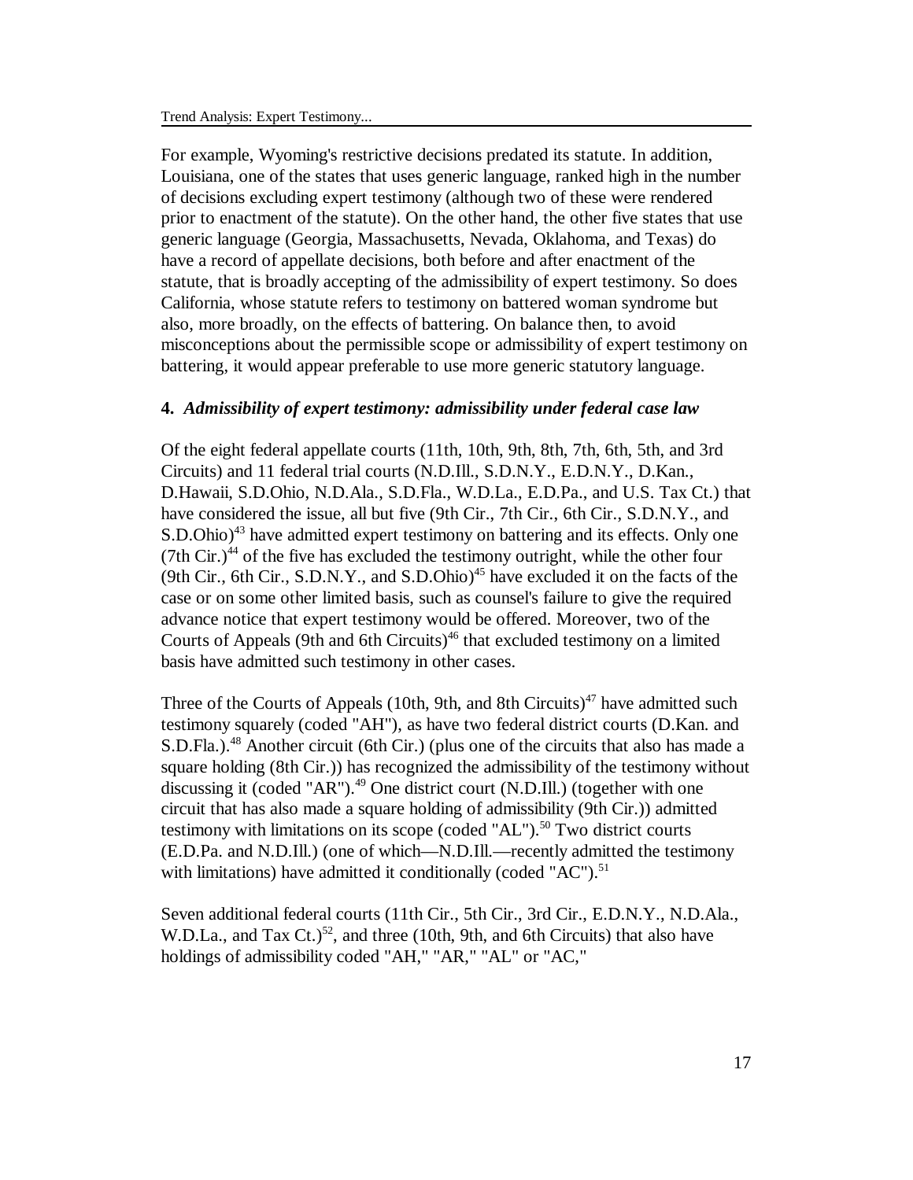For example, Wyoming's restrictive decisions predated its statute. In addition, Louisiana, one of the states that uses generic language, ranked high in the number of decisions excluding expert testimony (although two of these were rendered prior to enactment of the statute). On the other hand, the other five states that use generic language (Georgia, Massachusetts, Nevada, Oklahoma, and Texas) do have a record of appellate decisions, both before and after enactment of the statute, that is broadly accepting of the admissibility of expert testimony. So does California, whose statute refers to testimony on battered woman syndrome but also, more broadly, on the effects of battering. On balance then, to avoid misconceptions about the permissible scope or admissibility of expert testimony on battering, it would appear preferable to use more generic statutory language.

**4.** ***Admissibility of expert testimony: admissibility under federal case law***

Of the eight federal appellate courts (11th, 10th, 9th, 8th, 7th, 6th, 5th, and 3rd Circuits) and 11 federal trial courts (N.D.Ill., S.D.N.Y., E.D.N.Y., D.Kan., D.Hawaii, S.D.Ohio, N.D.Ala., S.D.Fla., W.D.La., E.D.Pa., and U.S. Tax Ct.) that have considered the issue, all but five (9th Cir., 7th Cir., 6th Cir., S.D.N.Y., and S.D.Ohio)[43] have admitted expert testimony on battering and its effects. Only one (7th Cir.)[44] of the five has excluded the testimony outright, while the other four (9th Cir., 6th Cir., S.D.N.Y., and S.D.Ohio)[45] have excluded it on the facts of the case or on some other limited basis, such as counsel's failure to give the required advance notice that expert testimony would be offered. Moreover, two of the Courts of Appeals (9th and 6th Circuits)[46] that excluded testimony on a limited basis have admitted such testimony in other cases.

Three of the Courts of Appeals (10th, 9th, and 8th Circuits)[47] have admitted such testimony squarely (coded "AH"), as have two federal district courts (D.Kan. and S.D.Fla.).[48] Another circuit (6th Cir.) (plus one of the circuits that also has made a square holding (8th Cir.)) has recognized the admissibility of the testimony without discussing it (coded "AR").[49] One district court (N.D.Ill.) (together with one circuit that has also made a square holding of admissibility (9th Cir.)) admitted testimony with limitations on its scope (coded "AL").[50] Two district courts (E.D.Pa. and N.D.Ill.) (one of which—N.D.Ill.—recently admitted the testimony with limitations) have admitted it conditionally (coded "AC").[51]

Seven additional federal courts (11th Cir., 5th Cir., 3rd Cir., E.D.N.Y., N.D.Ala., W.D.La., and Tax Ct.)[52], and three (10th, 9th, and 6th Circuits) that also have holdings of admissibility coded "AH," "AR," "AL" or "AC,"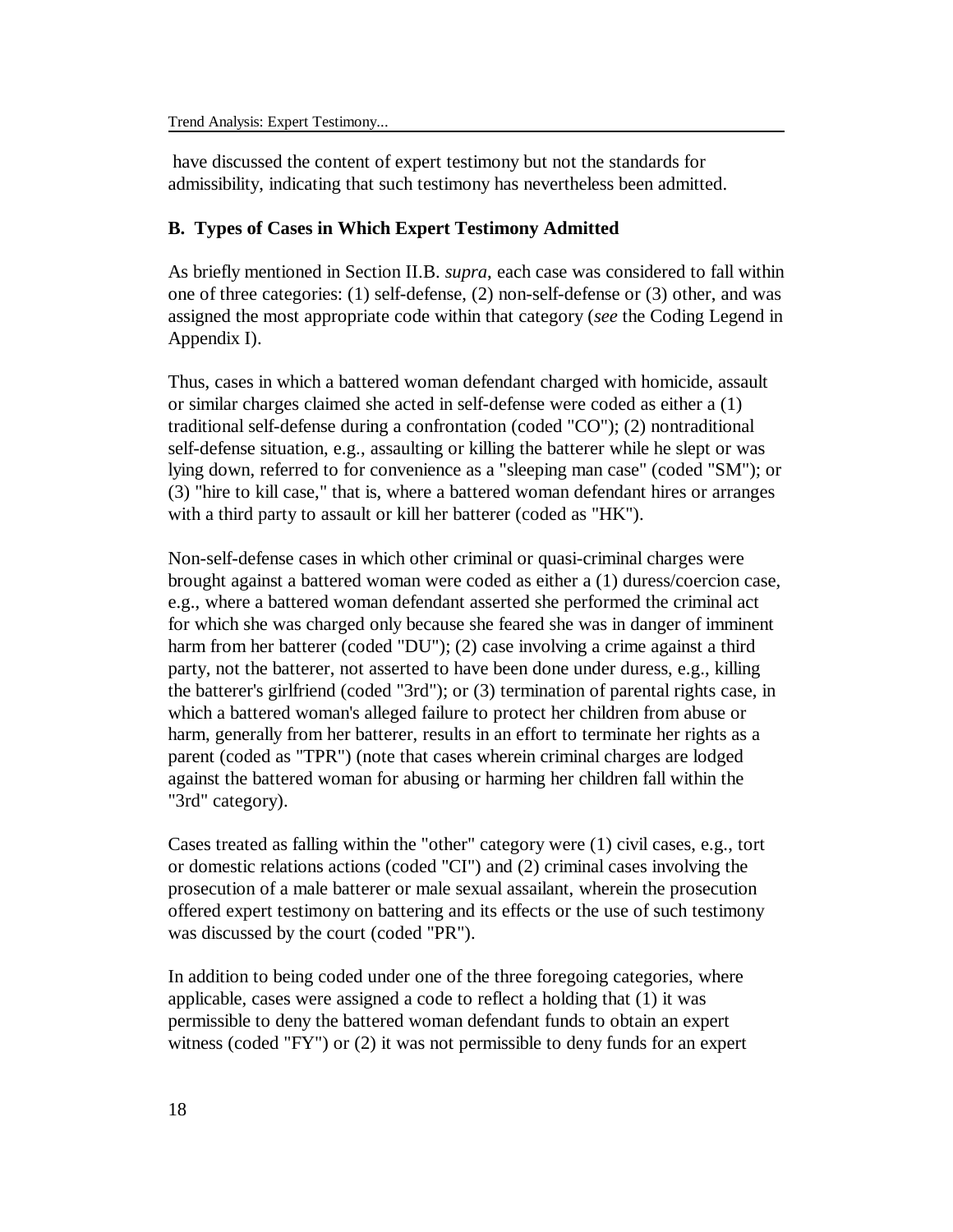have discussed the content of expert testimony but not the standards for admissibility, indicating that such testimony has nevertheless been admitted.

### B. Types of Cases in Which Expert Testimony Admitted

As briefly mentioned in Section II.B. *supra*, each case was considered to fall within one of three categories: (1) self-defense, (2) non-self-defense or (3) other, and was assigned the most appropriate code within that category (*see* the Coding Legend in Appendix I).

Thus, cases in which a battered woman defendant charged with homicide, assault or similar charges claimed she acted in self-defense were coded as either a (1) traditional self-defense during a confrontation (coded "CO"); (2) nontraditional self-defense situation, e.g., assaulting or killing the batterer while he slept or was lying down, referred to for convenience as a "sleeping man case" (coded "SM"); or (3) "hire to kill case," that is, where a battered woman defendant hires or arranges with a third party to assault or kill her batterer (coded as "HK").

Non-self-defense cases in which other criminal or quasi-criminal charges were brought against a battered woman were coded as either a (1) duress/coercion case, e.g., where a battered woman defendant asserted she performed the criminal act for which she was charged only because she feared she was in danger of imminent harm from her batterer (coded "DU"); (2) case involving a crime against a third party, not the batterer, not asserted to have been done under duress, e.g., killing the batterer's girlfriend (coded "3rd"); or (3) termination of parental rights case, in which a battered woman's alleged failure to protect her children from abuse or harm, generally from her batterer, results in an effort to terminate her rights as a parent (coded as "TPR") (note that cases wherein criminal charges are lodged against the battered woman for abusing or harming her children fall within the "3rd" category).

Cases treated as falling within the "other" category were (1) civil cases, e.g., tort or domestic relations actions (coded "CI") and (2) criminal cases involving the prosecution of a male batterer or male sexual assailant, wherein the prosecution offered expert testimony on battering and its effects or the use of such testimony was discussed by the court (coded "PR").

In addition to being coded under one of the three foregoing categories, where applicable, cases were assigned a code to reflect a holding that (1) it was permissible to deny the battered woman defendant funds to obtain an expert witness (coded "FY") or (2) it was not permissible to deny funds for an expert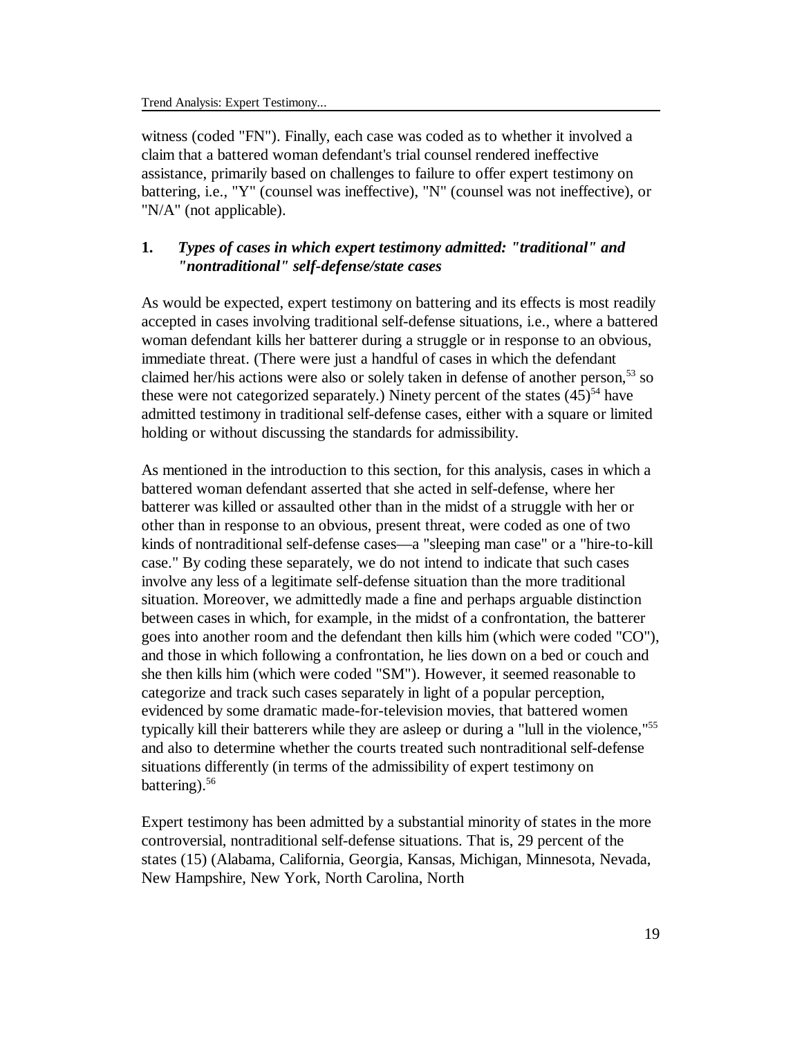witness (coded "FN"). Finally, each case was coded as to whether it involved a claim that a battered woman defendant's trial counsel rendered ineffective assistance, primarily based on challenges to failure to offer expert testimony on battering, i.e., "Y" (counsel was ineffective), "N" (counsel was not ineffective), or "N/A" (not applicable).

### 1. *Types of cases in which expert testimony admitted: "traditional" and "nontraditional" self-defense/state cases*

As would be expected, expert testimony on battering and its effects is most readily accepted in cases involving traditional self-defense situations, i.e., where a battered woman defendant kills her batterer during a struggle or in response to an obvious, immediate threat. (There were just a handful of cases in which the defendant claimed her/his actions were also or solely taken in defense of another person,[53] so these were not categorized separately.) Ninety percent of the states (45)[54] have admitted testimony in traditional self-defense cases, either with a square or limited holding or without discussing the standards for admissibility.

As mentioned in the introduction to this section, for this analysis, cases in which a battered woman defendant asserted that she acted in self-defense, where her batterer was killed or assaulted other than in the midst of a struggle with her or other than in response to an obvious, present threat, were coded as one of two kinds of nontraditional self-defense cases—a "sleeping man case" or a "hire-to-kill case." By coding these separately, we do not intend to indicate that such cases involve any less of a legitimate self-defense situation than the more traditional situation. Moreover, we admittedly made a fine and perhaps arguable distinction between cases in which, for example, in the midst of a confrontation, the batterer goes into another room and the defendant then kills him (which were coded "CO"), and those in which following a confrontation, he lies down on a bed or couch and she then kills him (which were coded "SM"). However, it seemed reasonable to categorize and track such cases separately in light of a popular perception, evidenced by some dramatic made-for-television movies, that battered women typically kill their batterers while they are asleep or during a "lull in the violence,"[55] and also to determine whether the courts treated such nontraditional self-defense situations differently (in terms of the admissibility of expert testimony on battering).[56]

Expert testimony has been admitted by a substantial minority of states in the more controversial, nontraditional self-defense situations. That is, 29 percent of the states (15) (Alabama, California, Georgia, Kansas, Michigan, Minnesota, Nevada, New Hampshire, New York, North Carolina, North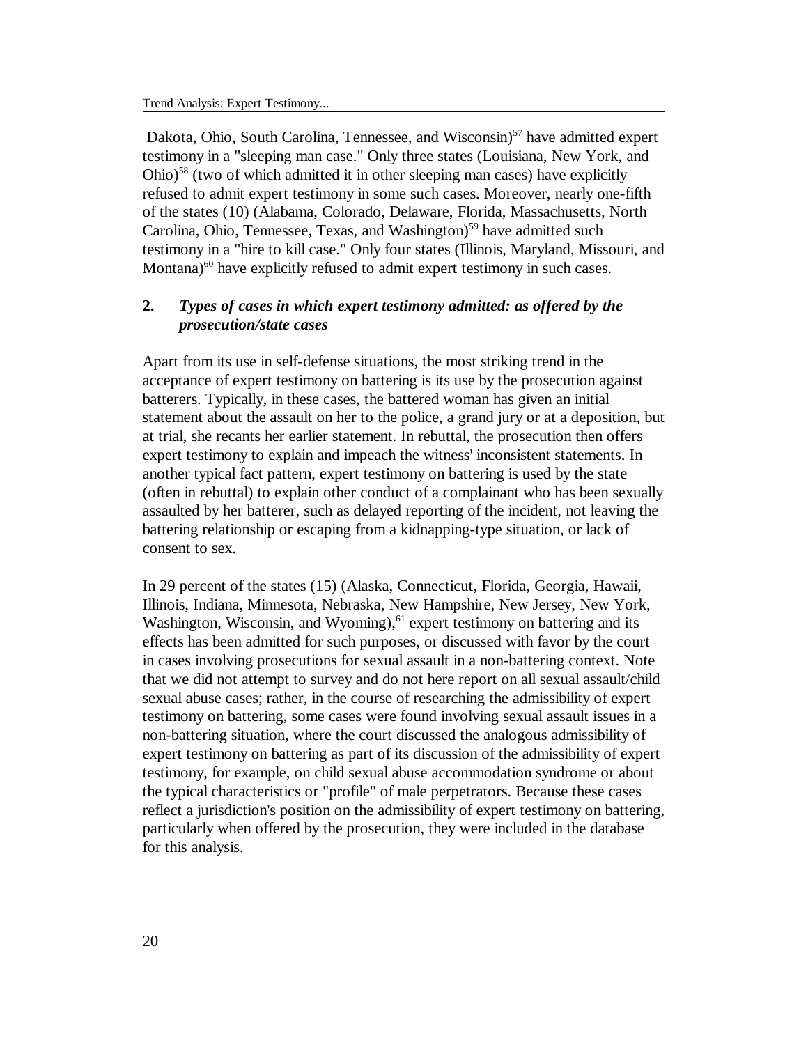Dakota, Ohio, South Carolina, Tennessee, and Wisconsin)[57] have admitted expert testimony in a "sleeping man case." Only three states (Louisiana, New York, and Ohio)[58] (two of which admitted it in other sleeping man cases) have explicitly refused to admit expert testimony in some such cases. Moreover, nearly one-fifth of the states (10) (Alabama, Colorado, Delaware, Florida, Massachusetts, North Carolina, Ohio, Tennessee, Texas, and Washington)[59] have admitted such testimony in a "hire to kill case." Only four states (Illinois, Maryland, Missouri, and Montana)[60] have explicitly refused to admit expert testimony in such cases.

**2. *Types of cases in which expert testimony admitted: as offered by the prosecution/state cases***

Apart from its use in self-defense situations, the most striking trend in the acceptance of expert testimony on battering is its use by the prosecution against batterers. Typically, in these cases, the battered woman has given an initial statement about the assault on her to the police, a grand jury or at a deposition, but at trial, she recants her earlier statement. In rebuttal, the prosecution then offers expert testimony to explain and impeach the witness' inconsistent statements. In another typical fact pattern, expert testimony on battering is used by the state (often in rebuttal) to explain other conduct of a complainant who has been sexually assaulted by her batterer, such as delayed reporting of the incident, not leaving the battering relationship or escaping from a kidnapping-type situation, or lack of consent to sex.

In 29 percent of the states (15) (Alaska, Connecticut, Florida, Georgia, Hawaii, Illinois, Indiana, Minnesota, Nebraska, New Hampshire, New Jersey, New York, Washington, Wisconsin, and Wyoming),[61] expert testimony on battering and its effects has been admitted for such purposes, or discussed with favor by the court in cases involving prosecutions for sexual assault in a non-battering context. Note that we did not attempt to survey and do not here report on all sexual assault/child sexual abuse cases; rather, in the course of researching the admissibility of expert testimony on battering, some cases were found involving sexual assault issues in a non-battering situation, where the court discussed the analogous admissibility of expert testimony on battering as part of its discussion of the admissibility of expert testimony, for example, on child sexual abuse accommodation syndrome or about the typical characteristics or "profile" of male perpetrators. Because these cases reflect a jurisdiction's position on the admissibility of expert testimony on battering, particularly when offered by the prosecution, they were included in the database for this analysis.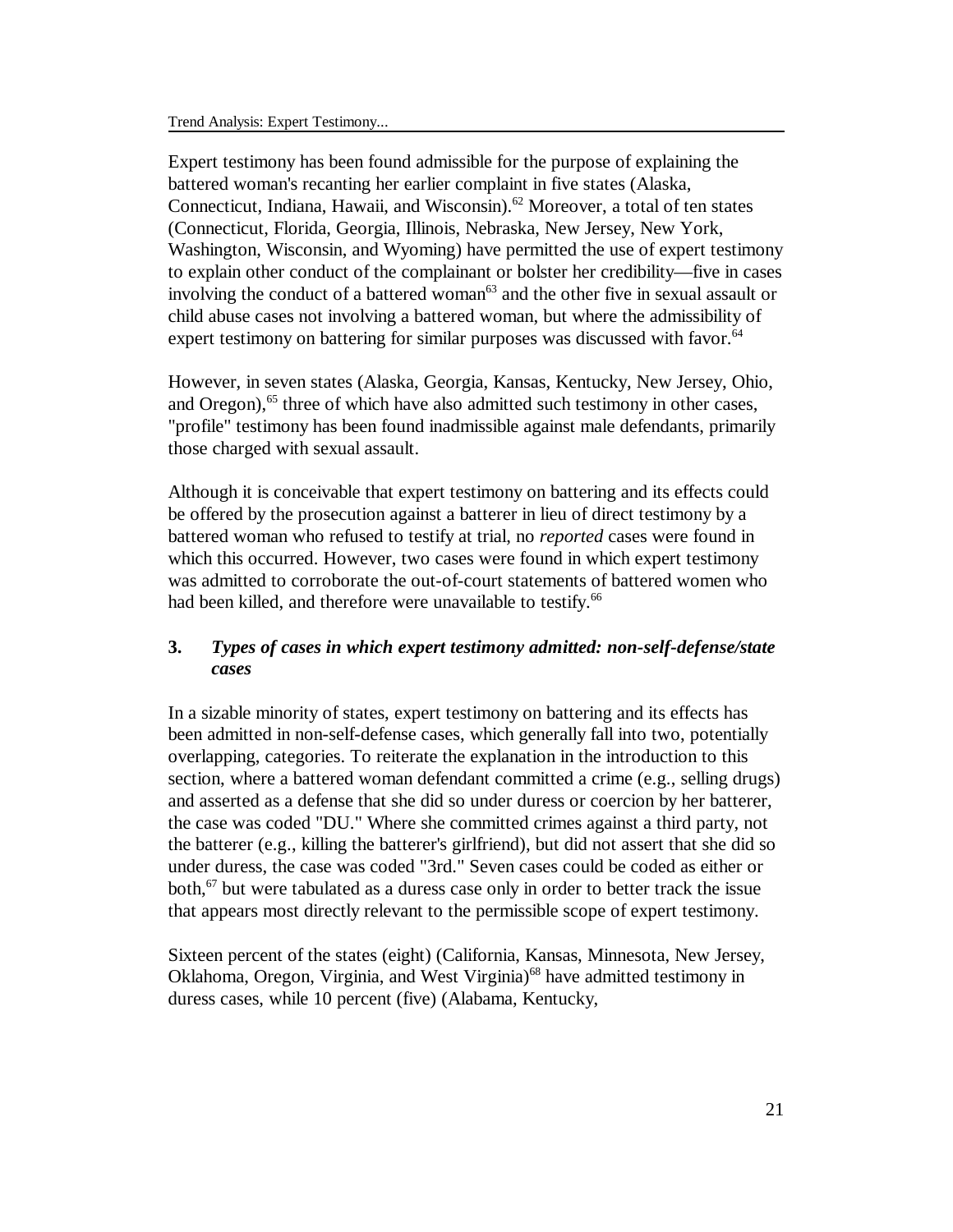Expert testimony has been found admissible for the purpose of explaining the battered woman's recanting her earlier complaint in five states (Alaska, Connecticut, Indiana, Hawaii, and Wisconsin).[62] Moreover, a total of ten states (Connecticut, Florida, Georgia, Illinois, Nebraska, New Jersey, New York, Washington, Wisconsin, and Wyoming) have permitted the use of expert testimony to explain other conduct of the complainant or bolster her credibility—five in cases involving the conduct of a battered woman[63] and the other five in sexual assault or child abuse cases not involving a battered woman, but where the admissibility of expert testimony on battering for similar purposes was discussed with favor.[64]

However, in seven states (Alaska, Georgia, Kansas, Kentucky, New Jersey, Ohio, and Oregon),[65] three of which have also admitted such testimony in other cases, "profile" testimony has been found inadmissible against male defendants, primarily those charged with sexual assault.

Although it is conceivable that expert testimony on battering and its effects could be offered by the prosecution against a batterer in lieu of direct testimony by a battered woman who refused to testify at trial, no *reported* cases were found in which this occurred. However, two cases were found in which expert testimony was admitted to corroborate the out-of-court statements of battered women who had been killed, and therefore were unavailable to testify.[66]

### 3. ***Types of cases in which expert testimony admitted: non-self-defense/state cases***

In a sizable minority of states, expert testimony on battering and its effects has been admitted in non-self-defense cases, which generally fall into two, potentially overlapping, categories. To reiterate the explanation in the introduction to this section, where a battered woman defendant committed a crime (e.g., selling drugs) and asserted as a defense that she did so under duress or coercion by her batterer, the case was coded "DU." Where she committed crimes against a third party, not the batterer (e.g., killing the batterer's girlfriend), but did not assert that she did so under duress, the case was coded "3rd." Seven cases could be coded as either or both,[67] but were tabulated as a duress case only in order to better track the issue that appears most directly relevant to the permissible scope of expert testimony.

Sixteen percent of the states (eight) (California, Kansas, Minnesota, New Jersey, Oklahoma, Oregon, Virginia, and West Virginia)[68] have admitted testimony in duress cases, while 10 percent (five) (Alabama, Kentucky,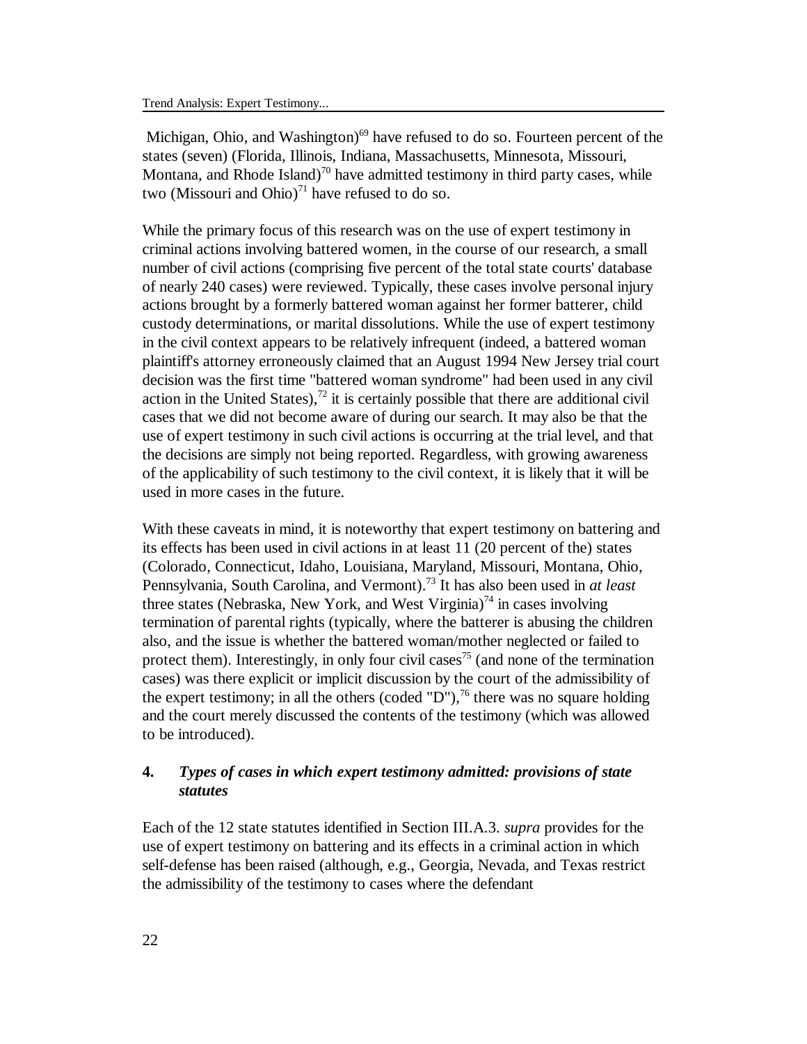Michigan, Ohio, and Washington)[69] have refused to do so. Fourteen percent of the states (seven) (Florida, Illinois, Indiana, Massachusetts, Minnesota, Missouri, Montana, and Rhode Island)[70] have admitted testimony in third party cases, while two (Missouri and Ohio)[71] have refused to do so.

While the primary focus of this research was on the use of expert testimony in criminal actions involving battered women, in the course of our research, a small number of civil actions (comprising five percent of the total state courts' database of nearly 240 cases) were reviewed. Typically, these cases involve personal injury actions brought by a formerly battered woman against her former batterer, child custody determinations, or marital dissolutions. While the use of expert testimony in the civil context appears to be relatively infrequent (indeed, a battered woman plaintiff's attorney erroneously claimed that an August 1994 New Jersey trial court decision was the first time "battered woman syndrome" had been used in any civil action in the United States),[72] it is certainly possible that there are additional civil cases that we did not become aware of during our search. It may also be that the use of expert testimony in such civil actions is occurring at the trial level, and that the decisions are simply not being reported. Regardless, with growing awareness of the applicability of such testimony to the civil context, it is likely that it will be used in more cases in the future.

With these caveats in mind, it is noteworthy that expert testimony on battering and its effects has been used in civil actions in at least 11 (20 percent of the) states (Colorado, Connecticut, Idaho, Louisiana, Maryland, Missouri, Montana, Ohio, Pennsylvania, South Carolina, and Vermont).[73] It has also been used in *at least* three states (Nebraska, New York, and West Virginia)[74] in cases involving termination of parental rights (typically, where the batterer is abusing the children also, and the issue is whether the battered woman/mother neglected or failed to protect them). Interestingly, in only four civil cases[75] (and none of the termination cases) was there explicit or implicit discussion by the court of the admissibility of the expert testimony; in all the others (coded "D"),[76] there was no square holding and the court merely discussed the contents of the testimony (which was allowed to be introduced).

### 4. *Types of cases in which expert testimony admitted: provisions of state statutes*

Each of the 12 state statutes identified in Section III.A.3. *supra* provides for the use of expert testimony on battering and its effects in a criminal action in which self-defense has been raised (although, e.g., Georgia, Nevada, and Texas restrict the admissibility of the testimony to cases where the defendant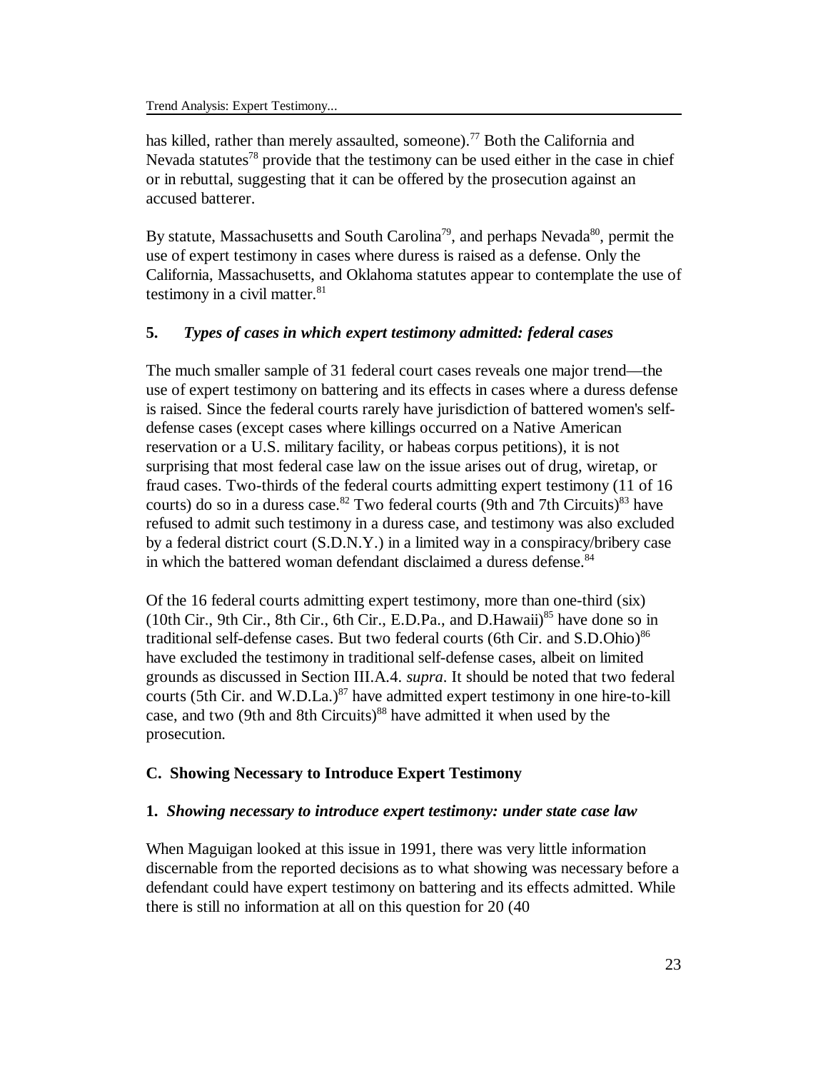has killed, rather than merely assaulted, someone).[77] Both the California and Nevada statutes[78] provide that the testimony can be used either in the case in chief or in rebuttal, suggesting that it can be offered by the prosecution against an accused batterer.

By statute, Massachusetts and South Carolina[79], and perhaps Nevada[80], permit the use of expert testimony in cases where duress is raised as a defense. Only the California, Massachusetts, and Oklahoma statutes appear to contemplate the use of testimony in a civil matter.[81]

### 5. *Types of cases in which expert testimony admitted: federal cases*

The much smaller sample of 31 federal court cases reveals one major trend—the use of expert testimony on battering and its effects in cases where a duress defense is raised. Since the federal courts rarely have jurisdiction of battered women's self-defense cases (except cases where killings occurred on a Native American reservation or a U.S. military facility, or habeas corpus petitions), it is not surprising that most federal case law on the issue arises out of drug, wiretap, or fraud cases. Two-thirds of the federal courts admitting expert testimony (11 of 16 courts) do so in a duress case.[82] Two federal courts (9th and 7th Circuits)[83] have refused to admit such testimony in a duress case, and testimony was also excluded by a federal district court (S.D.N.Y.) in a limited way in a conspiracy/bribery case in which the battered woman defendant disclaimed a duress defense.[84]

Of the 16 federal courts admitting expert testimony, more than one-third (six) (10th Cir., 9th Cir., 8th Cir., 6th Cir., E.D.Pa., and D.Hawaii)[85] have done so in traditional self-defense cases. But two federal courts (6th Cir. and S.D.Ohio)[86] have excluded the testimony in traditional self-defense cases, albeit on limited grounds as discussed in Section III.A.4. *supra*. It should be noted that two federal courts (5th Cir. and W.D.La.)[87] have admitted expert testimony in one hire-to-kill case, and two (9th and 8th Circuits)[88] have admitted it when used by the prosecution.

## C. Showing Necessary to Introduce Expert Testimony

### 1. *Showing necessary to introduce expert testimony: under state case law*

When Maguigan looked at this issue in 1991, there was very little information discernable from the reported decisions as to what showing was necessary before a defendant could have expert testimony on battering and its effects admitted. While there is still no information at all on this question for 20 (40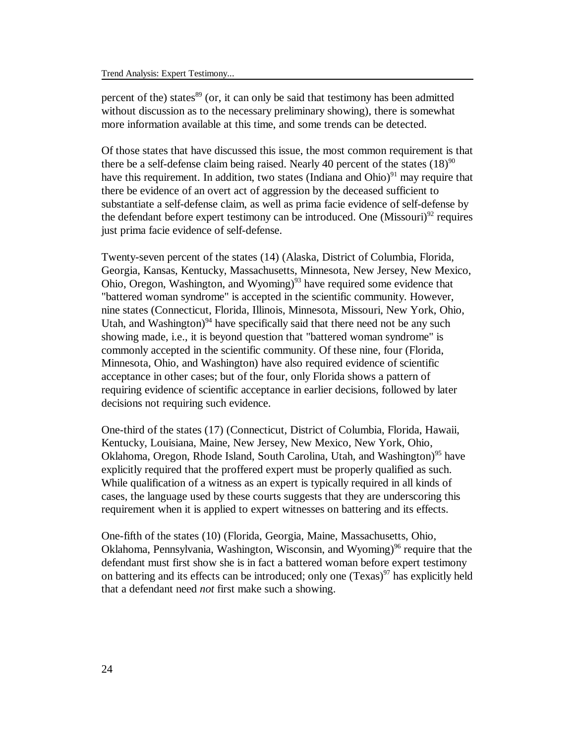percent of the) states[89] (or, it can only be said that testimony has been admitted without discussion as to the necessary preliminary showing), there is somewhat more information available at this time, and some trends can be detected.

Of those states that have discussed this issue, the most common requirement is that there be a self-defense claim being raised. Nearly 40 percent of the states (18)[90] have this requirement. In addition, two states (Indiana and Ohio)[91] may require that there be evidence of an overt act of aggression by the deceased sufficient to substantiate a self-defense claim, as well as prima facie evidence of self-defense by the defendant before expert testimony can be introduced. One (Missouri)[92] requires just prima facie evidence of self-defense.

Twenty-seven percent of the states (14) (Alaska, District of Columbia, Florida, Georgia, Kansas, Kentucky, Massachusetts, Minnesota, New Jersey, New Mexico, Ohio, Oregon, Washington, and Wyoming)[93] have required some evidence that "battered woman syndrome" is accepted in the scientific community. However, nine states (Connecticut, Florida, Illinois, Minnesota, Missouri, New York, Ohio, Utah, and Washington)[94] have specifically said that there need not be any such showing made, i.e., it is beyond question that "battered woman syndrome" is commonly accepted in the scientific community. Of these nine, four (Florida, Minnesota, Ohio, and Washington) have also required evidence of scientific acceptance in other cases; but of the four, only Florida shows a pattern of requiring evidence of scientific acceptance in earlier decisions, followed by later decisions not requiring such evidence.

One-third of the states (17) (Connecticut, District of Columbia, Florida, Hawaii, Kentucky, Louisiana, Maine, New Jersey, New Mexico, New York, Ohio, Oklahoma, Oregon, Rhode Island, South Carolina, Utah, and Washington)[95] have explicitly required that the proffered expert must be properly qualified as such. While qualification of a witness as an expert is typically required in all kinds of cases, the language used by these courts suggests that they are underscoring this requirement when it is applied to expert witnesses on battering and its effects.

One-fifth of the states (10) (Florida, Georgia, Maine, Massachusetts, Ohio, Oklahoma, Pennsylvania, Washington, Wisconsin, and Wyoming)[96] require that the defendant must first show she is in fact a battered woman before expert testimony on battering and its effects can be introduced; only one (Texas)[97] has explicitly held that a defendant need *not* first make such a showing.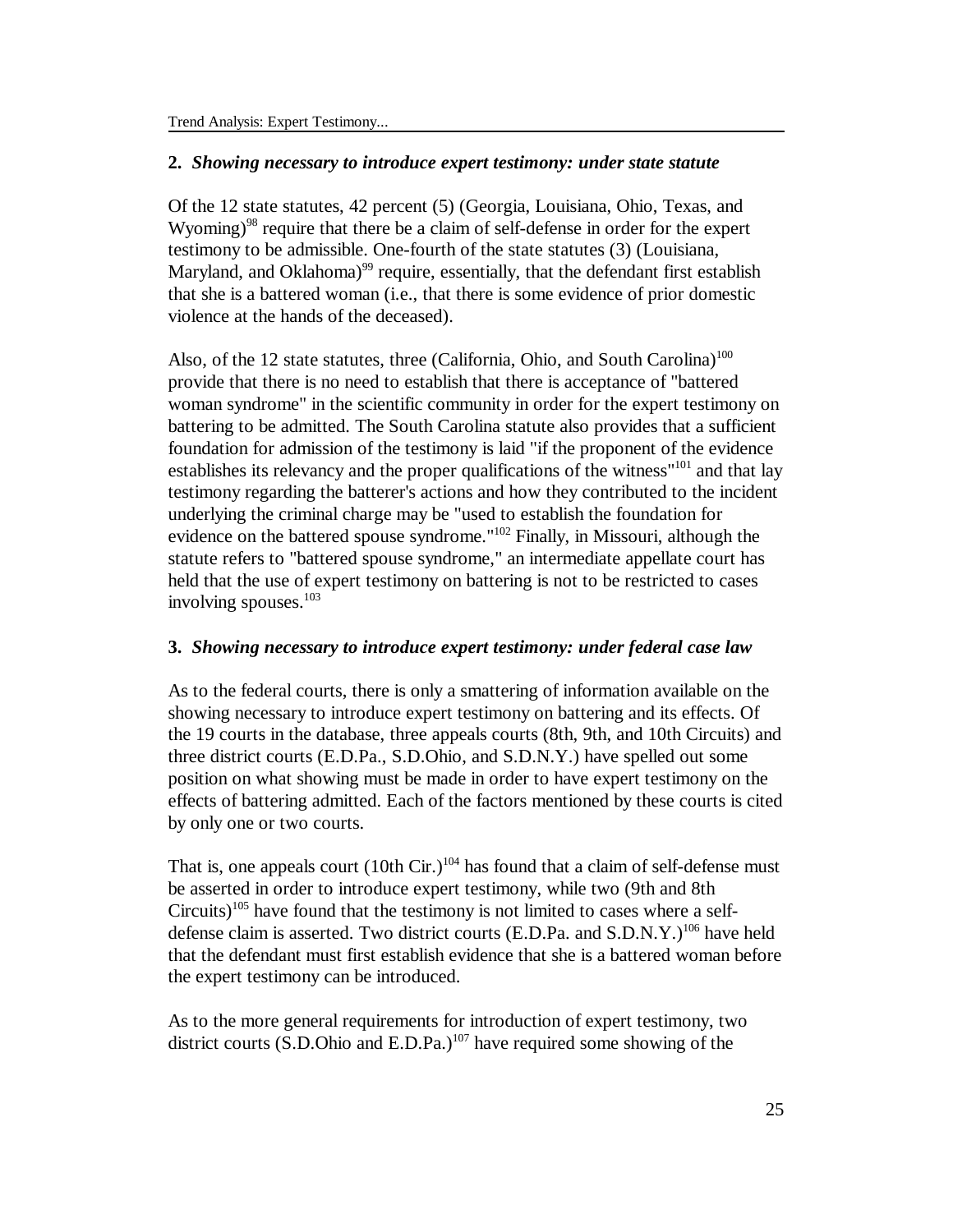### 2. *Showing necessary to introduce expert testimony: under state statute*

Of the 12 state statutes, 42 percent (5) (Georgia, Louisiana, Ohio, Texas, and Wyoming)[98] require that there be a claim of self-defense in order for the expert testimony to be admissible. One-fourth of the state statutes (3) (Louisiana, Maryland, and Oklahoma)[99] require, essentially, that the defendant first establish that she is a battered woman (i.e., that there is some evidence of prior domestic violence at the hands of the deceased).

Also, of the 12 state statutes, three (California, Ohio, and South Carolina)[100] provide that there is no need to establish that there is acceptance of "battered woman syndrome" in the scientific community in order for the expert testimony on battering to be admitted. The South Carolina statute also provides that a sufficient foundation for admission of the testimony is laid "if the proponent of the evidence establishes its relevancy and the proper qualifications of the witness"[101] and that lay testimony regarding the batterer's actions and how they contributed to the incident underlying the criminal charge may be "used to establish the foundation for evidence on the battered spouse syndrome."[102] Finally, in Missouri, although the statute refers to "battered spouse syndrome," an intermediate appellate court has held that the use of expert testimony on battering is not to be restricted to cases involving spouses.[103]

### 3. *Showing necessary to introduce expert testimony: under federal case law*

As to the federal courts, there is only a smattering of information available on the showing necessary to introduce expert testimony on battering and its effects. Of the 19 courts in the database, three appeals courts (8th, 9th, and 10th Circuits) and three district courts (E.D.Pa., S.D.Ohio, and S.D.N.Y.) have spelled out some position on what showing must be made in order to have expert testimony on the effects of battering admitted. Each of the factors mentioned by these courts is cited by only one or two courts.

That is, one appeals court (10th Cir.)[104] has found that a claim of self-defense must be asserted in order to introduce expert testimony, while two (9th and 8th Circuits)[105] have found that the testimony is not limited to cases where a self-defense claim is asserted. Two district courts (E.D.Pa. and S.D.N.Y.)[106] have held that the defendant must first establish evidence that she is a battered woman before the expert testimony can be introduced.

As to the more general requirements for introduction of expert testimony, two district courts (S.D.Ohio and E.D.Pa.)[107] have required some showing of the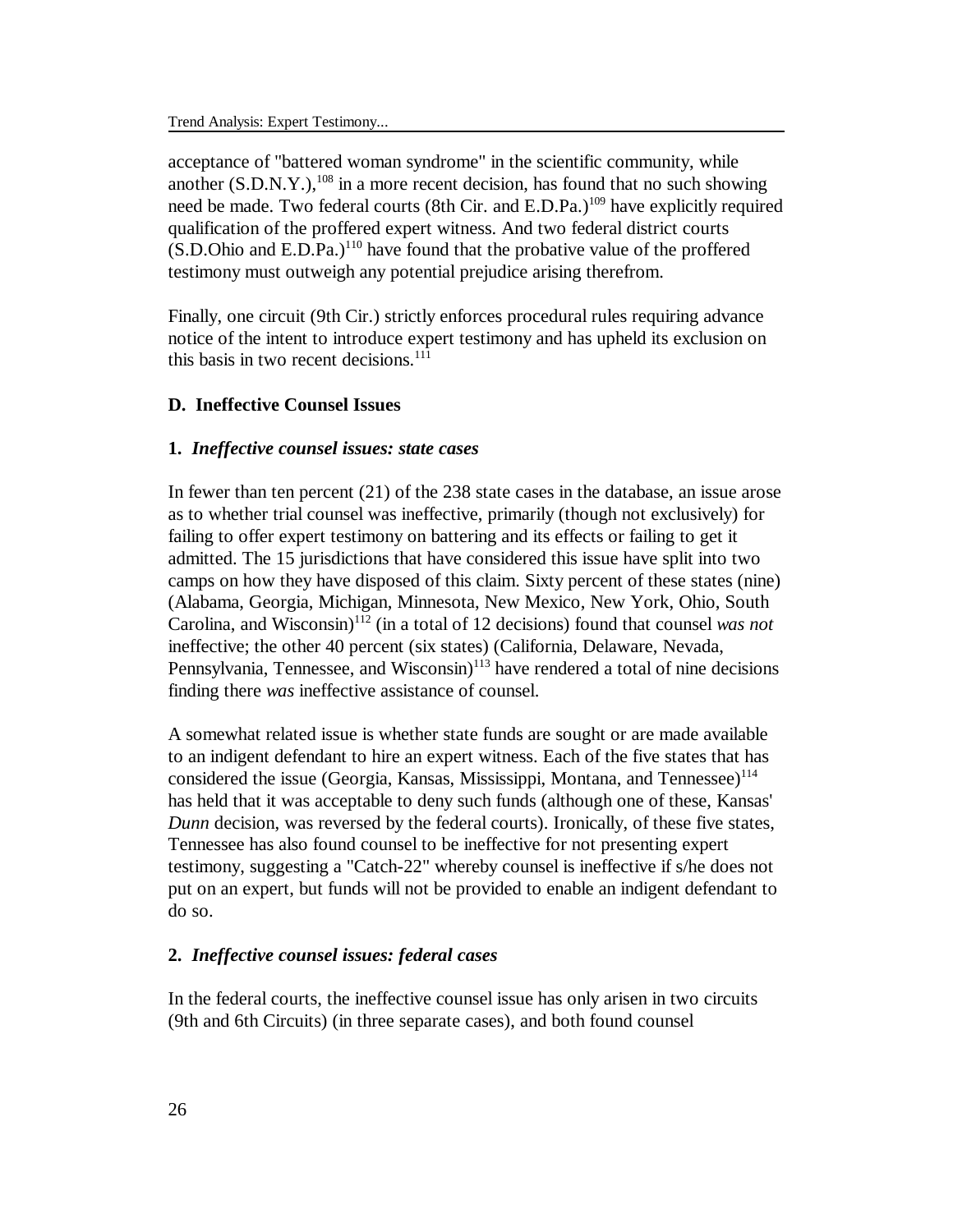acceptance of "battered woman syndrome" in the scientific community, while another (S.D.N.Y.),[108] in a more recent decision, has found that no such showing need be made. Two federal courts (8th Cir. and E.D.Pa.)[109] have explicitly required qualification of the proffered expert witness. And two federal district courts (S.D.Ohio and E.D.Pa.)[110] have found that the probative value of the proffered testimony must outweigh any potential prejudice arising therefrom.

Finally, one circuit (9th Cir.) strictly enforces procedural rules requiring advance notice of the intent to introduce expert testimony and has upheld its exclusion on this basis in two recent decisions.[111]

### D. Ineffective Counsel Issues

#### 1. *Ineffective counsel issues: state cases*

In fewer than ten percent (21) of the 238 state cases in the database, an issue arose as to whether trial counsel was ineffective, primarily (though not exclusively) for failing to offer expert testimony on battering and its effects or failing to get it admitted. The 15 jurisdictions that have considered this issue have split into two camps on how they have disposed of this claim. Sixty percent of these states (nine) (Alabama, Georgia, Michigan, Minnesota, New Mexico, New York, Ohio, South Carolina, and Wisconsin)[112] (in a total of 12 decisions) found that counsel *was not* ineffective; the other 40 percent (six states) (California, Delaware, Nevada, Pennsylvania, Tennessee, and Wisconsin)[113] have rendered a total of nine decisions finding there *was* ineffective assistance of counsel.

A somewhat related issue is whether state funds are sought or are made available to an indigent defendant to hire an expert witness. Each of the five states that has considered the issue (Georgia, Kansas, Mississippi, Montana, and Tennessee)[114] has held that it was acceptable to deny such funds (although one of these, Kansas' *Dunn* decision, was reversed by the federal courts). Ironically, of these five states, Tennessee has also found counsel to be ineffective for not presenting expert testimony, suggesting a "Catch-22" whereby counsel is ineffective if s/he does not put on an expert, but funds will not be provided to enable an indigent defendant to do so.

#### 2. *Ineffective counsel issues: federal cases*

In the federal courts, the ineffective counsel issue has only arisen in two circuits (9th and 6th Circuits) (in three separate cases), and both found counsel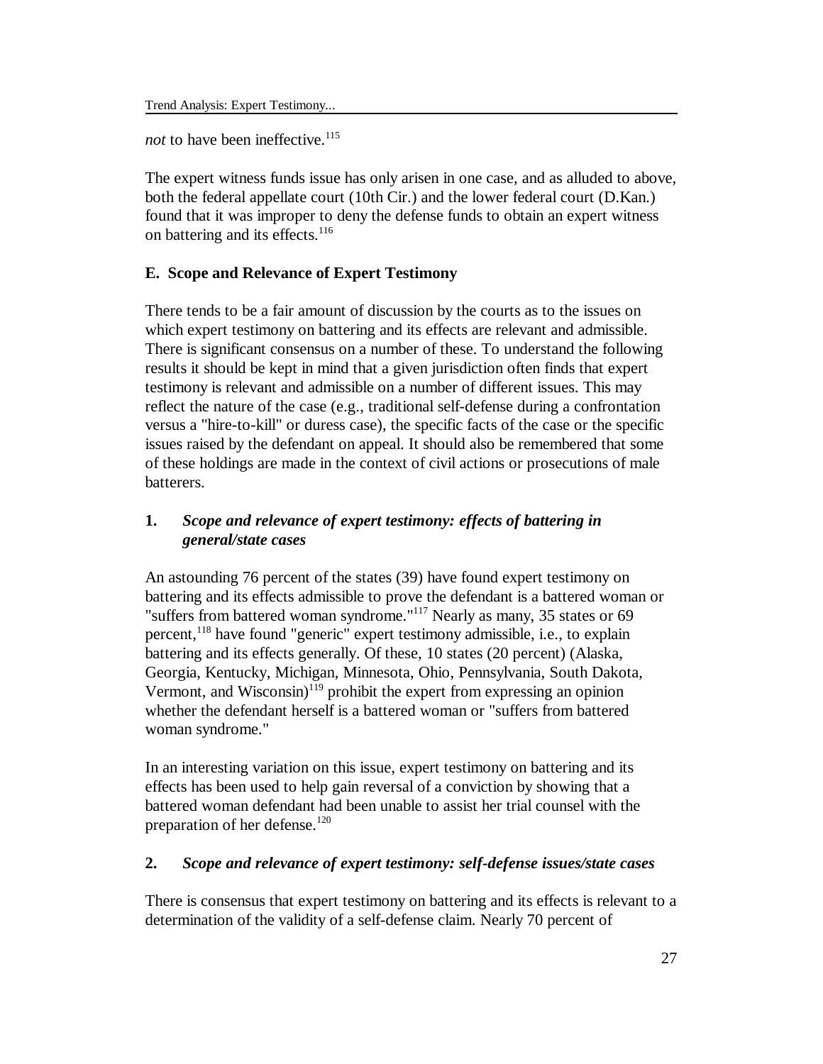*not* to have been ineffective.[115]

The expert witness funds issue has only arisen in one case, and as alluded to above, both the federal appellate court (10th Cir.) and the lower federal court (D.Kan.) found that it was improper to deny the defense funds to obtain an expert witness on battering and its effects.[116]

### E. Scope and Relevance of Expert Testimony

There tends to be a fair amount of discussion by the courts as to the issues on which expert testimony on battering and its effects are relevant and admissible. There is significant consensus on a number of these. To understand the following results it should be kept in mind that a given jurisdiction often finds that expert testimony is relevant and admissible on a number of different issues. This may reflect the nature of the case (e.g., traditional self-defense during a confrontation versus a "hire-to-kill" or duress case), the specific facts of the case or the specific issues raised by the defendant on appeal. It should also be remembered that some of these holdings are made in the context of civil actions or prosecutions of male batterers.

#### 1. *Scope and relevance of expert testimony: effects of battering in general/state cases*

An astounding 76 percent of the states (39) have found expert testimony on battering and its effects admissible to prove the defendant is a battered woman or "suffers from battered woman syndrome."[117] Nearly as many, 35 states or 69 percent,[118] have found "generic" expert testimony admissible, i.e., to explain battering and its effects generally. Of these, 10 states (20 percent) (Alaska, Georgia, Kentucky, Michigan, Minnesota, Ohio, Pennsylvania, South Dakota, Vermont, and Wisconsin)[119] prohibit the expert from expressing an opinion whether the defendant herself is a battered woman or "suffers from battered woman syndrome."

In an interesting variation on this issue, expert testimony on battering and its effects has been used to help gain reversal of a conviction by showing that a battered woman defendant had been unable to assist her trial counsel with the preparation of her defense.[120]

#### 2. *Scope and relevance of expert testimony: self-defense issues/state cases*

There is consensus that expert testimony on battering and its effects is relevant to a determination of the validity of a self-defense claim. Nearly 70 percent of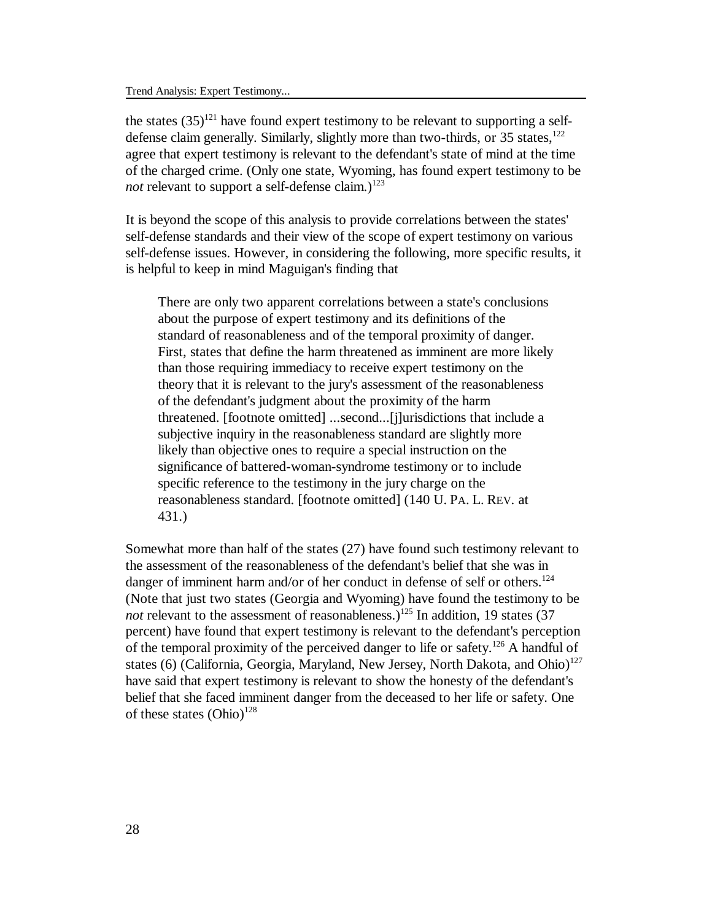the states (35)[121] have found expert testimony to be relevant to supporting a self-defense claim generally. Similarly, slightly more than two-thirds, or 35 states,[122] agree that expert testimony is relevant to the defendant's state of mind at the time of the charged crime. (Only one state, Wyoming, has found expert testimony to be *not* relevant to support a self-defense claim.)[123]

It is beyond the scope of this analysis to provide correlations between the states' self-defense standards and their view of the scope of expert testimony on various self-defense issues. However, in considering the following, more specific results, it is helpful to keep in mind Maguigan's finding that

> There are only two apparent correlations between a state's conclusions about the purpose of expert testimony and its definitions of the standard of reasonableness and of the temporal proximity of danger. First, states that define the harm threatened as imminent are more likely than those requiring immediacy to receive expert testimony on the theory that it is relevant to the jury's assessment of the reasonableness of the defendant's judgment about the proximity of the harm threatened. [footnote omitted] ...second...[j]urisdictions that include a subjective inquiry in the reasonableness standard are slightly more likely than objective ones to require a special instruction on the significance of battered-woman-syndrome testimony or to include specific reference to the testimony in the jury charge on the reasonableness standard. [footnote omitted] (140 U. PA. L. REV. at 431.)

Somewhat more than half of the states (27) have found such testimony relevant to the assessment of the reasonableness of the defendant's belief that she was in danger of imminent harm and/or of her conduct in defense of self or others.[124] (Note that just two states (Georgia and Wyoming) have found the testimony to be *not* relevant to the assessment of reasonableness.)[125] In addition, 19 states (37 percent) have found that expert testimony is relevant to the defendant's perception of the temporal proximity of the perceived danger to life or safety.[126] A handful of states (6) (California, Georgia, Maryland, New Jersey, North Dakota, and Ohio)[127] have said that expert testimony is relevant to show the honesty of the defendant's belief that she faced imminent danger from the deceased to her life or safety. One of these states (Ohio)[128]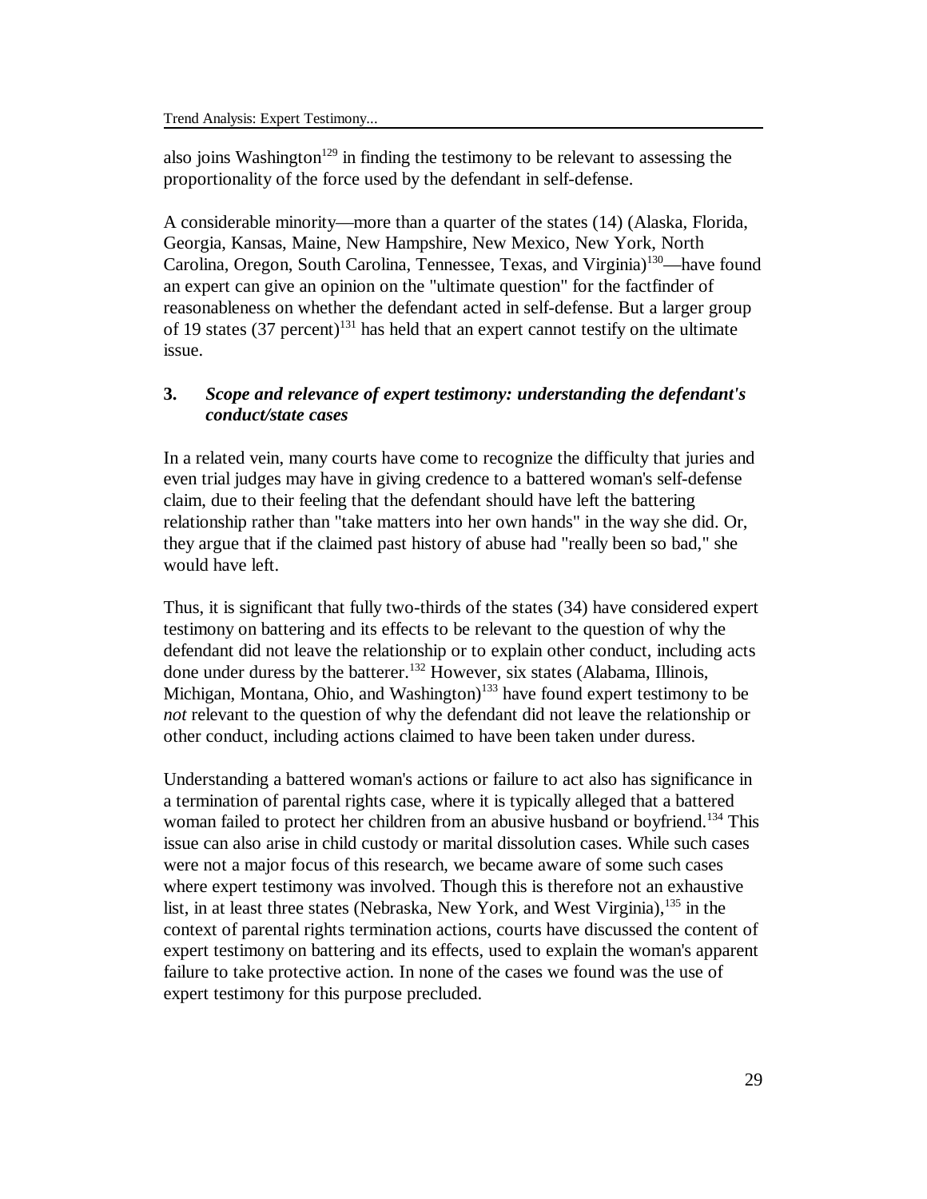also joins Washington[129] in finding the testimony to be relevant to assessing the proportionality of the force used by the defendant in self-defense.

A considerable minority—more than a quarter of the states (14) (Alaska, Florida, Georgia, Kansas, Maine, New Hampshire, New Mexico, New York, North Carolina, Oregon, South Carolina, Tennessee, Texas, and Virginia)[130]—have found an expert can give an opinion on the "ultimate question" for the factfinder of reasonableness on whether the defendant acted in self-defense. But a larger group of 19 states (37 percent)[131] has held that an expert cannot testify on the ultimate issue.

### 3. *Scope and relevance of expert testimony: understanding the defendant's conduct/state cases*

In a related vein, many courts have come to recognize the difficulty that juries and even trial judges may have in giving credence to a battered woman's self-defense claim, due to their feeling that the defendant should have left the battering relationship rather than "take matters into her own hands" in the way she did. Or, they argue that if the claimed past history of abuse had "really been so bad," she would have left.

Thus, it is significant that fully two-thirds of the states (34) have considered expert testimony on battering and its effects to be relevant to the question of why the defendant did not leave the relationship or to explain other conduct, including acts done under duress by the batterer.[132] However, six states (Alabama, Illinois, Michigan, Montana, Ohio, and Washington)[133] have found expert testimony to be *not* relevant to the question of why the defendant did not leave the relationship or other conduct, including actions claimed to have been taken under duress.

Understanding a battered woman's actions or failure to act also has significance in a termination of parental rights case, where it is typically alleged that a battered woman failed to protect her children from an abusive husband or boyfriend.[134] This issue can also arise in child custody or marital dissolution cases. While such cases were not a major focus of this research, we became aware of some such cases where expert testimony was involved. Though this is therefore not an exhaustive list, in at least three states (Nebraska, New York, and West Virginia),[135] in the context of parental rights termination actions, courts have discussed the content of expert testimony on battering and its effects, used to explain the woman's apparent failure to take protective action. In none of the cases we found was the use of expert testimony for this purpose precluded.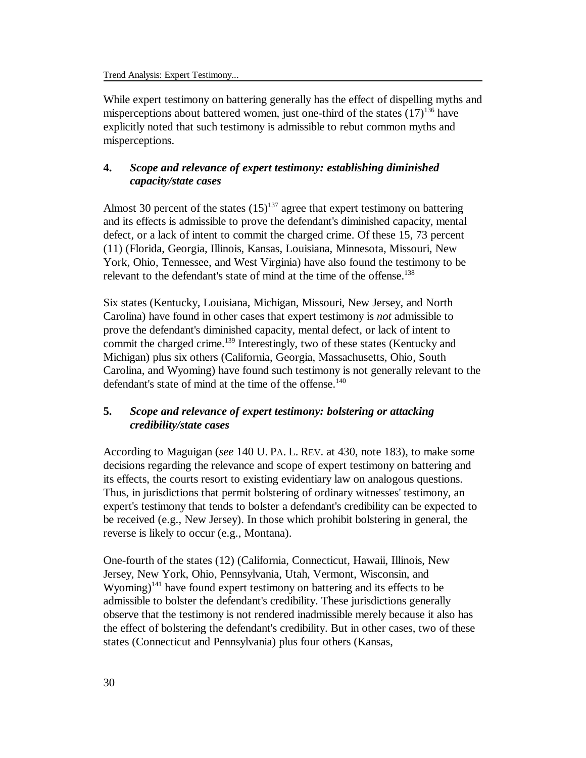While expert testimony on battering generally has the effect of dispelling myths and misperceptions about battered women, just one-third of the states (17)[136] have explicitly noted that such testimony is admissible to rebut common myths and misperceptions.

#### 4. *Scope and relevance of expert testimony: establishing diminished capacity/state cases*

Almost 30 percent of the states (15)[137] agree that expert testimony on battering and its effects is admissible to prove the defendant's diminished capacity, mental defect, or a lack of intent to commit the charged crime. Of these 15, 73 percent (11) (Florida, Georgia, Illinois, Kansas, Louisiana, Minnesota, Missouri, New York, Ohio, Tennessee, and West Virginia) have also found the testimony to be relevant to the defendant's state of mind at the time of the offense.[138]

Six states (Kentucky, Louisiana, Michigan, Missouri, New Jersey, and North Carolina) have found in other cases that expert testimony is *not* admissible to prove the defendant's diminished capacity, mental defect, or lack of intent to commit the charged crime.[139] Interestingly, two of these states (Kentucky and Michigan) plus six others (California, Georgia, Massachusetts, Ohio, South Carolina, and Wyoming) have found such testimony is not generally relevant to the defendant's state of mind at the time of the offense.[140]

#### 5. *Scope and relevance of expert testimony: bolstering or attacking credibility/state cases*

According to Maguigan (*see* 140 U. PA. L. REV. at 430, note 183), to make some decisions regarding the relevance and scope of expert testimony on battering and its effects, the courts resort to existing evidentiary law on analogous questions. Thus, in jurisdictions that permit bolstering of ordinary witnesses' testimony, an expert's testimony that tends to bolster a defendant's credibility can be expected to be received (e.g., New Jersey). In those which prohibit bolstering in general, the reverse is likely to occur (e.g., Montana).

One-fourth of the states (12) (California, Connecticut, Hawaii, Illinois, New Jersey, New York, Ohio, Pennsylvania, Utah, Vermont, Wisconsin, and Wyoming)[141] have found expert testimony on battering and its effects to be admissible to bolster the defendant's credibility. These jurisdictions generally observe that the testimony is not rendered inadmissible merely because it also has the effect of bolstering the defendant's credibility. But in other cases, two of these states (Connecticut and Pennsylvania) plus four others (Kansas,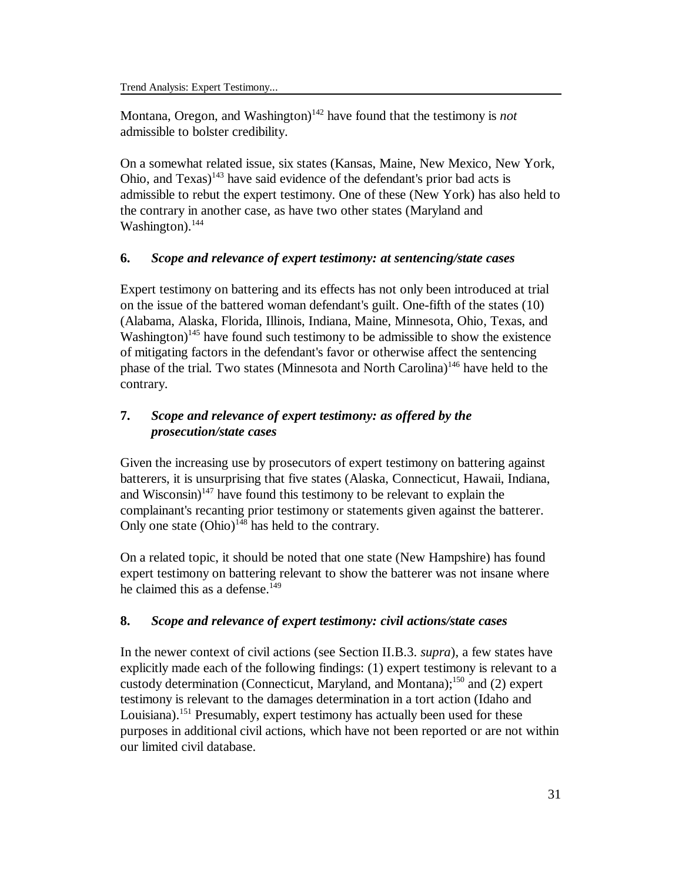Montana, Oregon, and Washington)[142] have found that the testimony is *not* admissible to bolster credibility.

On a somewhat related issue, six states (Kansas, Maine, New Mexico, New York, Ohio, and Texas)[143] have said evidence of the defendant's prior bad acts is admissible to rebut the expert testimony. One of these (New York) has also held to the contrary in another case, as have two other states (Maryland and Washington).[144]

### 6. *Scope and relevance of expert testimony: at sentencing/state cases*

Expert testimony on battering and its effects has not only been introduced at trial on the issue of the battered woman defendant's guilt. One-fifth of the states (10) (Alabama, Alaska, Florida, Illinois, Indiana, Maine, Minnesota, Ohio, Texas, and Washington)[145] have found such testimony to be admissible to show the existence of mitigating factors in the defendant's favor or otherwise affect the sentencing phase of the trial. Two states (Minnesota and North Carolina)[146] have held to the contrary.

### 7. *Scope and relevance of expert testimony: as offered by the prosecution/state cases*

Given the increasing use by prosecutors of expert testimony on battering against batterers, it is unsurprising that five states (Alaska, Connecticut, Hawaii, Indiana, and Wisconsin)[147] have found this testimony to be relevant to explain the complainant's recanting prior testimony or statements given against the batterer. Only one state (Ohio)[148] has held to the contrary.

On a related topic, it should be noted that one state (New Hampshire) has found expert testimony on battering relevant to show the batterer was not insane where he claimed this as a defense.[149]

### 8. *Scope and relevance of expert testimony: civil actions/state cases*

In the newer context of civil actions (see Section II.B.3. *supra*), a few states have explicitly made each of the following findings: (1) expert testimony is relevant to a custody determination (Connecticut, Maryland, and Montana);[150] and (2) expert testimony is relevant to the damages determination in a tort action (Idaho and Louisiana).[151] Presumably, expert testimony has actually been used for these purposes in additional civil actions, which have not been reported or are not within our limited civil database.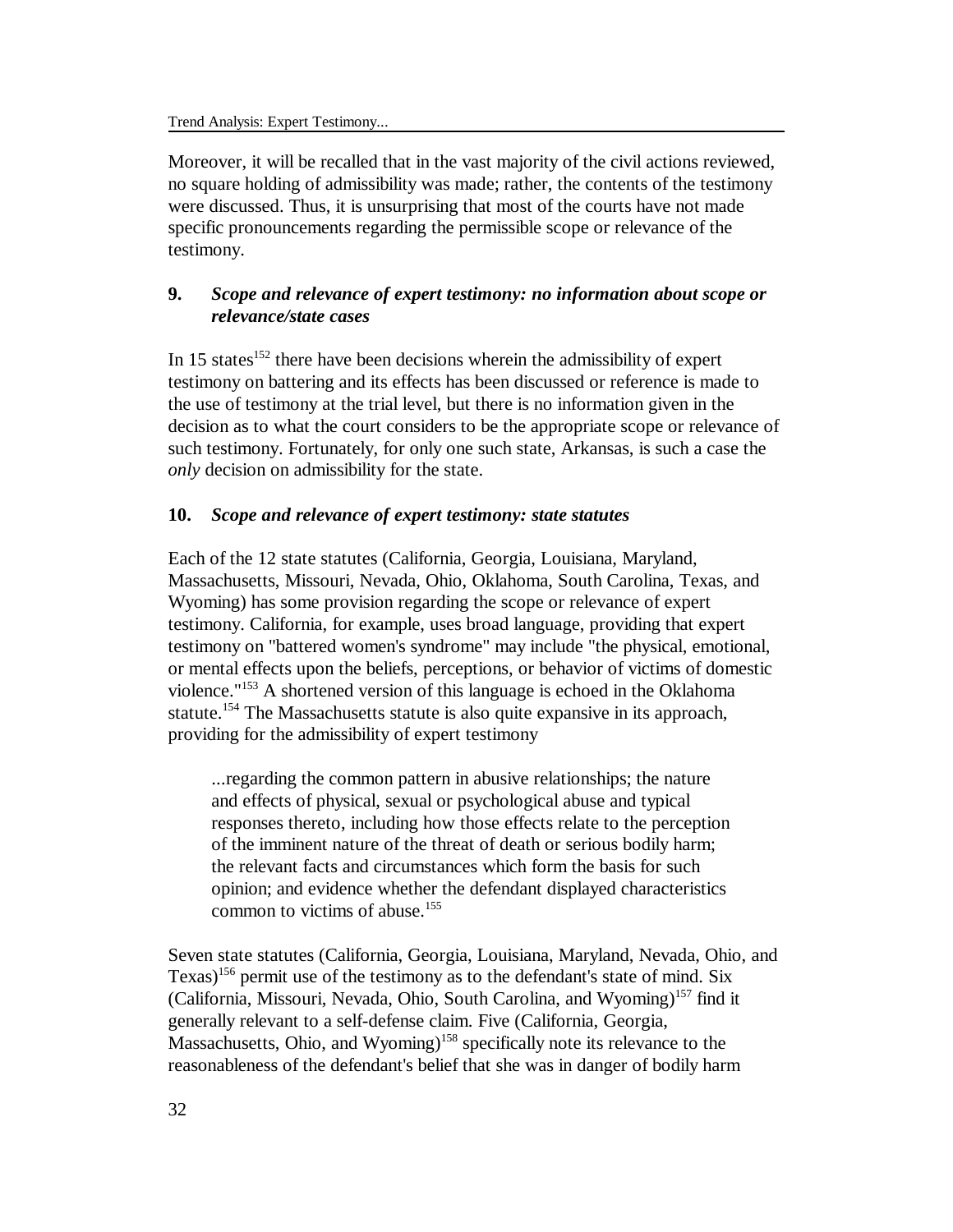Moreover, it will be recalled that in the vast majority of the civil actions reviewed, no square holding of admissibility was made; rather, the contents of the testimony were discussed. Thus, it is unsurprising that most of the courts have not made specific pronouncements regarding the permissible scope or relevance of the testimony.

### 9. *Scope and relevance of expert testimony: no information about scope or relevance/state cases*

In 15 states[152] there have been decisions wherein the admissibility of expert testimony on battering and its effects has been discussed or reference is made to the use of testimony at the trial level, but there is no information given in the decision as to what the court considers to be the appropriate scope or relevance of such testimony. Fortunately, for only one such state, Arkansas, is such a case the *only* decision on admissibility for the state.

### 10. *Scope and relevance of expert testimony: state statutes*

Each of the 12 state statutes (California, Georgia, Louisiana, Maryland, Massachusetts, Missouri, Nevada, Ohio, Oklahoma, South Carolina, Texas, and Wyoming) has some provision regarding the scope or relevance of expert testimony. California, for example, uses broad language, providing that expert testimony on "battered women's syndrome" may include "the physical, emotional, or mental effects upon the beliefs, perceptions, or behavior of victims of domestic violence."[153] A shortened version of this language is echoed in the Oklahoma statute.[154] The Massachusetts statute is also quite expansive in its approach, providing for the admissibility of expert testimony

> ...regarding the common pattern in abusive relationships; the nature and effects of physical, sexual or psychological abuse and typical responses thereto, including how those effects relate to the perception of the imminent nature of the threat of death or serious bodily harm; the relevant facts and circumstances which form the basis for such opinion; and evidence whether the defendant displayed characteristics common to victims of abuse.[155]

Seven state statutes (California, Georgia, Louisiana, Maryland, Nevada, Ohio, and Texas)[156] permit use of the testimony as to the defendant's state of mind. Six (California, Missouri, Nevada, Ohio, South Carolina, and Wyoming)[157] find it generally relevant to a self-defense claim. Five (California, Georgia, Massachusetts, Ohio, and Wyoming)[158] specifically note its relevance to the reasonableness of the defendant's belief that she was in danger of bodily harm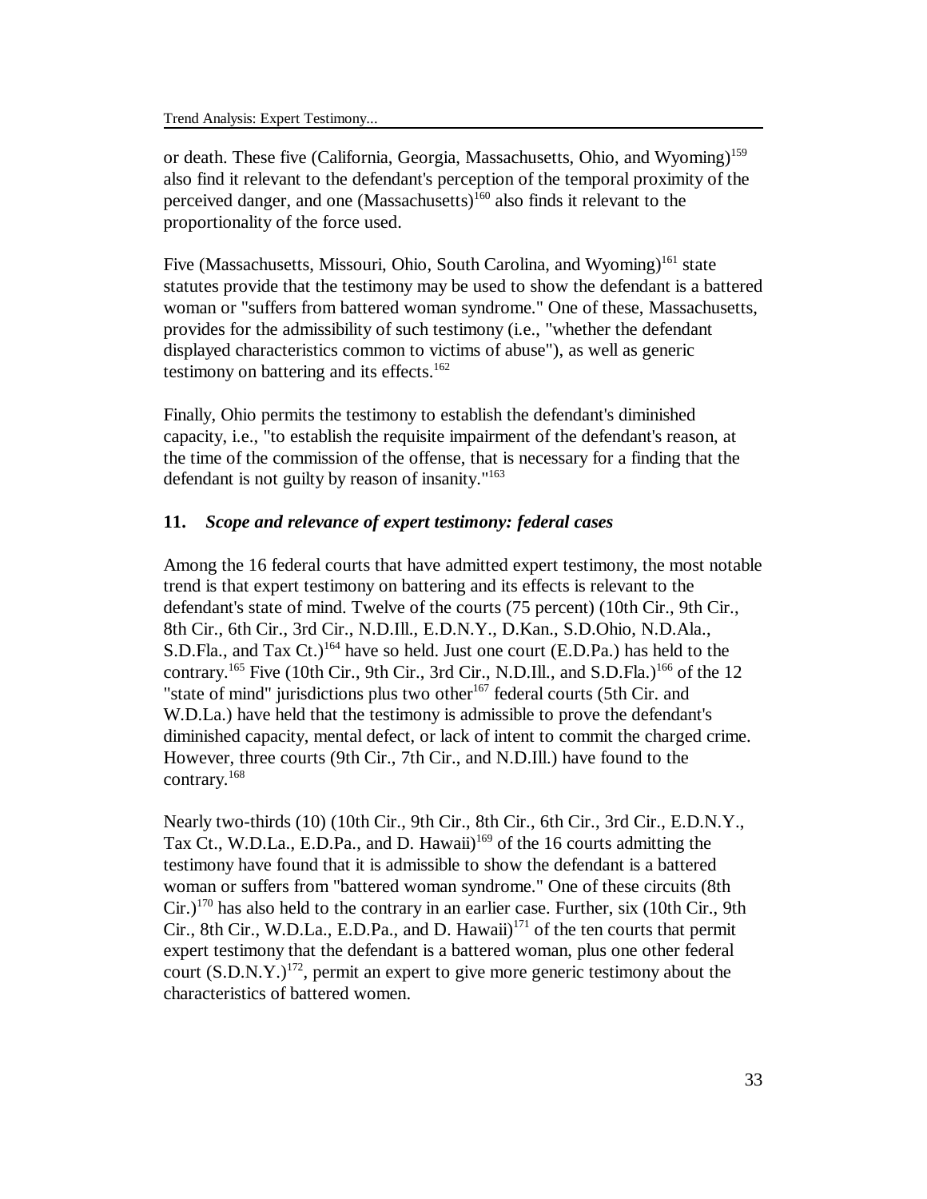or death. These five (California, Georgia, Massachusetts, Ohio, and Wyoming)[159] also find it relevant to the defendant's perception of the temporal proximity of the perceived danger, and one (Massachusetts)[160] also finds it relevant to the proportionality of the force used.

Five (Massachusetts, Missouri, Ohio, South Carolina, and Wyoming)[161] state statutes provide that the testimony may be used to show the defendant is a battered woman or "suffers from battered woman syndrome." One of these, Massachusetts, provides for the admissibility of such testimony (i.e., "whether the defendant displayed characteristics common to victims of abuse"), as well as generic testimony on battering and its effects.[162]

Finally, Ohio permits the testimony to establish the defendant's diminished capacity, i.e., "to establish the requisite impairment of the defendant's reason, at the time of the commission of the offense, that is necessary for a finding that the defendant is not guilty by reason of insanity."[163]

### 11. *Scope and relevance of expert testimony: federal cases*

Among the 16 federal courts that have admitted expert testimony, the most notable trend is that expert testimony on battering and its effects is relevant to the defendant's state of mind. Twelve of the courts (75 percent) (10th Cir., 9th Cir., 8th Cir., 6th Cir., 3rd Cir., N.D.Ill., E.D.N.Y., D.Kan., S.D.Ohio, N.D.Ala., S.D.Fla., and Tax Ct.)[164] have so held. Just one court (E.D.Pa.) has held to the contrary.[165] Five (10th Cir., 9th Cir., 3rd Cir., N.D.Ill., and S.D.Fla.)[166] of the 12 "state of mind" jurisdictions plus two other[167] federal courts (5th Cir. and W.D.La.) have held that the testimony is admissible to prove the defendant's diminished capacity, mental defect, or lack of intent to commit the charged crime. However, three courts (9th Cir., 7th Cir., and N.D.Ill.) have found to the contrary.[168]

Nearly two-thirds (10) (10th Cir., 9th Cir., 8th Cir., 6th Cir., 3rd Cir., E.D.N.Y., Tax Ct., W.D.La., E.D.Pa., and D. Hawaii)[169] of the 16 courts admitting the testimony have found that it is admissible to show the defendant is a battered woman or suffers from "battered woman syndrome." One of these circuits (8th Cir.)[170] has also held to the contrary in an earlier case. Further, six (10th Cir., 9th Cir., 8th Cir., W.D.La., E.D.Pa., and D. Hawaii)[171] of the ten courts that permit expert testimony that the defendant is a battered woman, plus one other federal court (S.D.N.Y.)[172], permit an expert to give more generic testimony about the characteristics of battered women.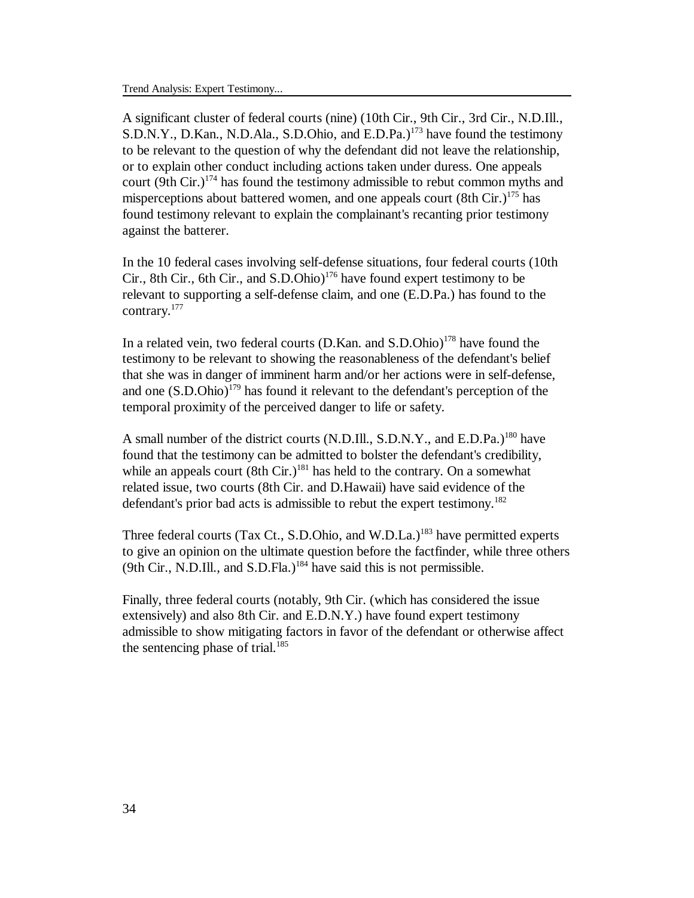A significant cluster of federal courts (nine) (10th Cir., 9th Cir., 3rd Cir., N.D.Ill., S.D.N.Y., D.Kan., N.D.Ala., S.D.Ohio, and E.D.Pa.)[173] have found the testimony to be relevant to the question of why the defendant did not leave the relationship, or to explain other conduct including actions taken under duress. One appeals court (9th Cir.)[174] has found the testimony admissible to rebut common myths and misperceptions about battered women, and one appeals court (8th Cir.)[175] has found testimony relevant to explain the complainant's recanting prior testimony against the batterer.

In the 10 federal cases involving self-defense situations, four federal courts (10th Cir., 8th Cir., 6th Cir., and S.D.Ohio)[176] have found expert testimony to be relevant to supporting a self-defense claim, and one (E.D.Pa.) has found to the contrary.[177]

In a related vein, two federal courts (D.Kan. and S.D.Ohio)[178] have found the testimony to be relevant to showing the reasonableness of the defendant's belief that she was in danger of imminent harm and/or her actions were in self-defense, and one (S.D.Ohio)[179] has found it relevant to the defendant's perception of the temporal proximity of the perceived danger to life or safety.

A small number of the district courts (N.D.Ill., S.D.N.Y., and E.D.Pa.)[180] have found that the testimony can be admitted to bolster the defendant's credibility, while an appeals court (8th Cir.)[181] has held to the contrary. On a somewhat related issue, two courts (8th Cir. and D.Hawaii) have said evidence of the defendant's prior bad acts is admissible to rebut the expert testimony.[182]

Three federal courts (Tax Ct., S.D.Ohio, and W.D.La.)[183] have permitted experts to give an opinion on the ultimate question before the factfinder, while three others (9th Cir., N.D.Ill., and S.D.Fla.)[184] have said this is not permissible.

Finally, three federal courts (notably, 9th Cir. (which has considered the issue extensively) and also 8th Cir. and E.D.N.Y.) have found expert testimony admissible to show mitigating factors in favor of the defendant or otherwise affect the sentencing phase of trial.[185]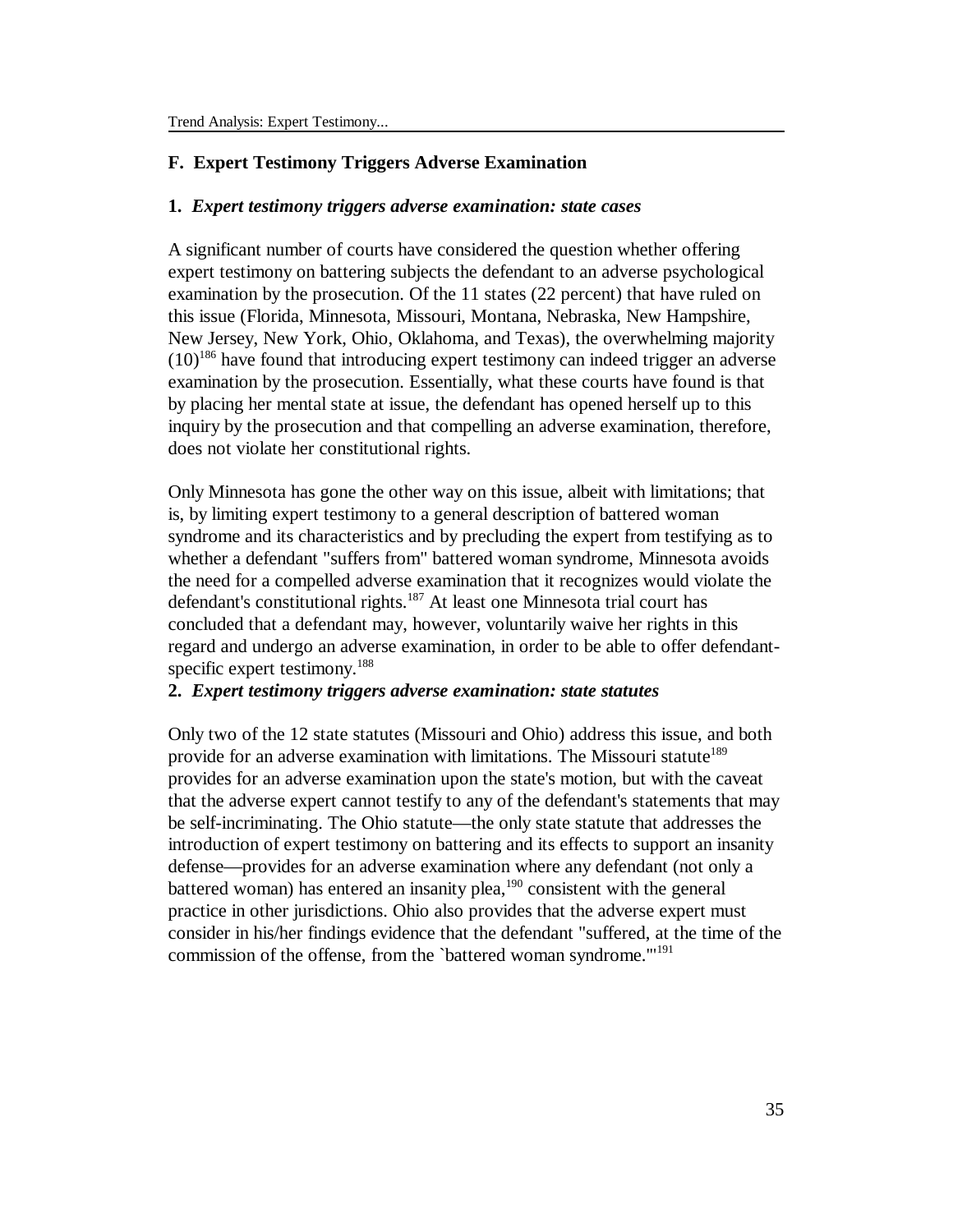## F. Expert Testimony Triggers Adverse Examination

### 1. *Expert testimony triggers adverse examination: state cases*

A significant number of courts have considered the question whether offering expert testimony on battering subjects the defendant to an adverse psychological examination by the prosecution. Of the 11 states (22 percent) that have ruled on this issue (Florida, Minnesota, Missouri, Montana, Nebraska, New Hampshire, New Jersey, New York, Ohio, Oklahoma, and Texas), the overwhelming majority (10)[186] have found that introducing expert testimony can indeed trigger an adverse examination by the prosecution. Essentially, what these courts have found is that by placing her mental state at issue, the defendant has opened herself up to this inquiry by the prosecution and that compelling an adverse examination, therefore, does not violate her constitutional rights.

Only Minnesota has gone the other way on this issue, albeit with limitations; that is, by limiting expert testimony to a general description of battered woman syndrome and its characteristics and by precluding the expert from testifying as to whether a defendant "suffers from" battered woman syndrome, Minnesota avoids the need for a compelled adverse examination that it recognizes would violate the defendant's constitutional rights.[187] At least one Minnesota trial court has concluded that a defendant may, however, voluntarily waive her rights in this regard and undergo an adverse examination, in order to be able to offer defendant-specific expert testimony.[188]

### 2. *Expert testimony triggers adverse examination: state statutes*

Only two of the 12 state statutes (Missouri and Ohio) address this issue, and both provide for an adverse examination with limitations. The Missouri statute[189] provides for an adverse examination upon the state's motion, but with the caveat that the adverse expert cannot testify to any of the defendant's statements that may be self-incriminating. The Ohio statute—the only state statute that addresses the introduction of expert testimony on battering and its effects to support an insanity defense—provides for an adverse examination where any defendant (not only a battered woman) has entered an insanity plea,[190] consistent with the general practice in other jurisdictions. Ohio also provides that the adverse expert must consider in his/her findings evidence that the defendant "suffered, at the time of the commission of the offense, from the `battered woman syndrome.'"[191]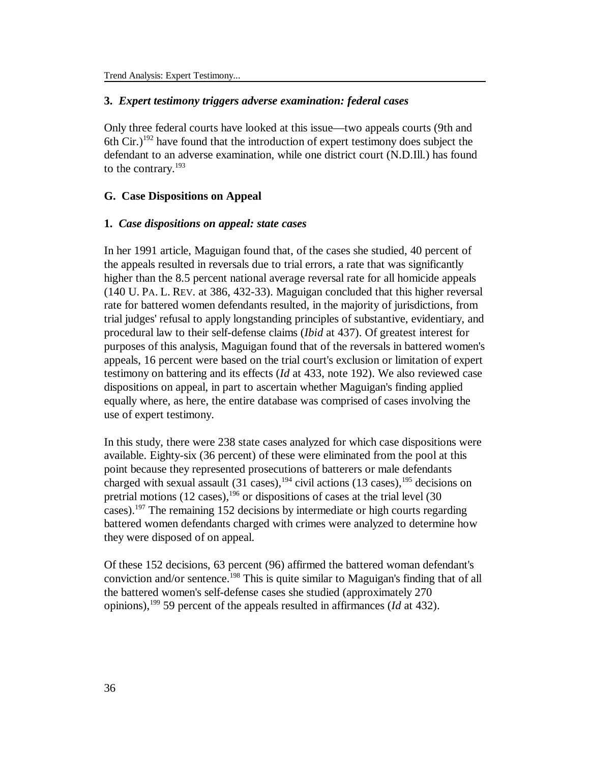### 3. *Expert testimony triggers adverse examination: federal cases*

Only three federal courts have looked at this issue—two appeals courts (9th and 6th Cir.)[192] have found that the introduction of expert testimony does subject the defendant to an adverse examination, while one district court (N.D.Ill.) has found to the contrary.[193]

## G. Case Dispositions on Appeal

### 1. *Case dispositions on appeal: state cases*

In her 1991 article, Maguigan found that, of the cases she studied, 40 percent of the appeals resulted in reversals due to trial errors, a rate that was significantly higher than the 8.5 percent national average reversal rate for all homicide appeals (140 U. PA. L. REV. at 386, 432-33). Maguigan concluded that this higher reversal rate for battered women defendants resulted, in the majority of jurisdictions, from trial judges' refusal to apply longstanding principles of substantive, evidentiary, and procedural law to their self-defense claims (*Ibid* at 437). Of greatest interest for purposes of this analysis, Maguigan found that of the reversals in battered women's appeals, 16 percent were based on the trial court's exclusion or limitation of expert testimony on battering and its effects (*Id* at 433, note 192). We also reviewed case dispositions on appeal, in part to ascertain whether Maguigan's finding applied equally where, as here, the entire database was comprised of cases involving the use of expert testimony.

In this study, there were 238 state cases analyzed for which case dispositions were available. Eighty-six (36 percent) of these were eliminated from the pool at this point because they represented prosecutions of batterers or male defendants charged with sexual assault (31 cases),[194] civil actions (13 cases),[195] decisions on pretrial motions (12 cases),[196] or dispositions of cases at the trial level (30 cases).[197] The remaining 152 decisions by intermediate or high courts regarding battered women defendants charged with crimes were analyzed to determine how they were disposed of on appeal.

Of these 152 decisions, 63 percent (96) affirmed the battered woman defendant's conviction and/or sentence.[198] This is quite similar to Maguigan's finding that of all the battered women's self-defense cases she studied (approximately 270 opinions),[199] 59 percent of the appeals resulted in affirmances (*Id* at 432).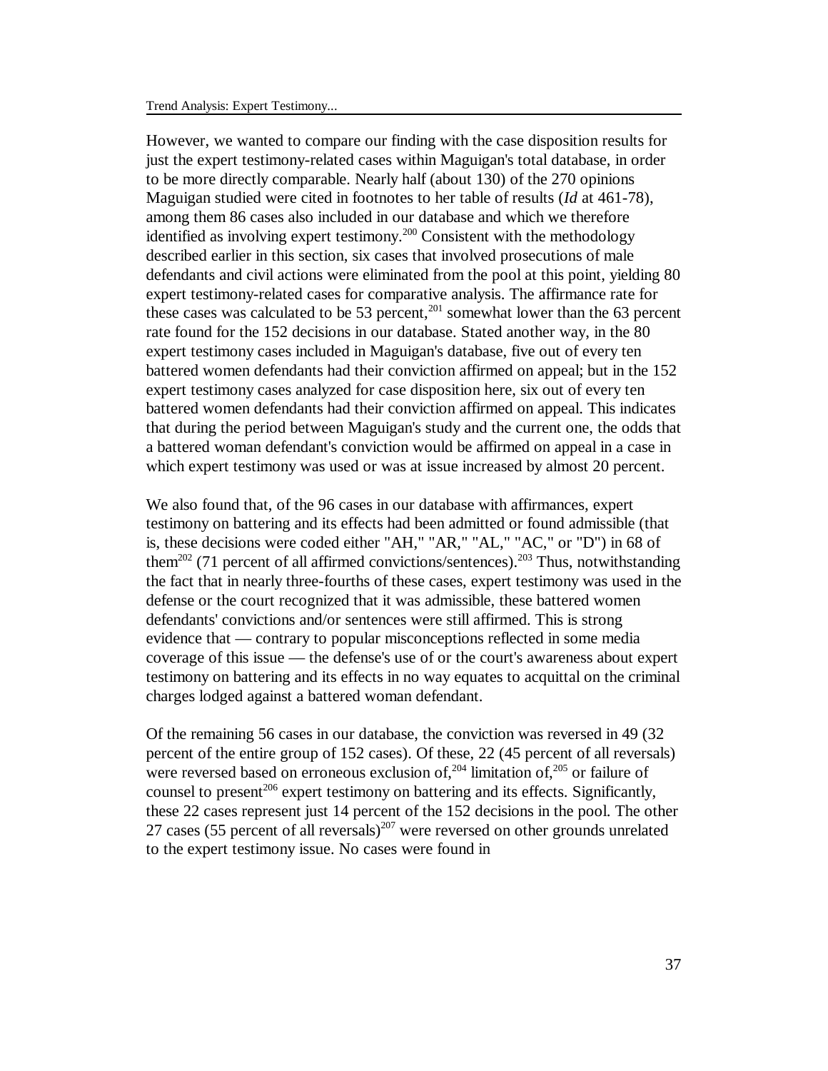However, we wanted to compare our finding with the case disposition results for just the expert testimony-related cases within Maguigan's total database, in order to be more directly comparable. Nearly half (about 130) of the 270 opinions Maguigan studied were cited in footnotes to her table of results (*Id* at 461-78), among them 86 cases also included in our database and which we therefore identified as involving expert testimony.[200] Consistent with the methodology described earlier in this section, six cases that involved prosecutions of male defendants and civil actions were eliminated from the pool at this point, yielding 80 expert testimony-related cases for comparative analysis. The affirmance rate for these cases was calculated to be 53 percent,[201] somewhat lower than the 63 percent rate found for the 152 decisions in our database. Stated another way, in the 80 expert testimony cases included in Maguigan's database, five out of every ten battered women defendants had their conviction affirmed on appeal; but in the 152 expert testimony cases analyzed for case disposition here, six out of every ten battered women defendants had their conviction affirmed on appeal. This indicates that during the period between Maguigan's study and the current one, the odds that a battered woman defendant's conviction would be affirmed on appeal in a case in which expert testimony was used or was at issue increased by almost 20 percent.

We also found that, of the 96 cases in our database with affirmances, expert testimony on battering and its effects had been admitted or found admissible (that is, these decisions were coded either "AH," "AR," "AL," "AC," or "D") in 68 of them[202] (71 percent of all affirmed convictions/sentences).[203] Thus, notwithstanding the fact that in nearly three-fourths of these cases, expert testimony was used in the defense or the court recognized that it was admissible, these battered women defendants' convictions and/or sentences were still affirmed. This is strong evidence that — contrary to popular misconceptions reflected in some media coverage of this issue — the defense's use of or the court's awareness about expert testimony on battering and its effects in no way equates to acquittal on the criminal charges lodged against a battered woman defendant.

Of the remaining 56 cases in our database, the conviction was reversed in 49 (32 percent of the entire group of 152 cases). Of these, 22 (45 percent of all reversals) were reversed based on erroneous exclusion of,[204] limitation of,[205] or failure of counsel to present[206] expert testimony on battering and its effects. Significantly, these 22 cases represent just 14 percent of the 152 decisions in the pool. The other 27 cases (55 percent of all reversals)[207] were reversed on other grounds unrelated to the expert testimony issue. No cases were found in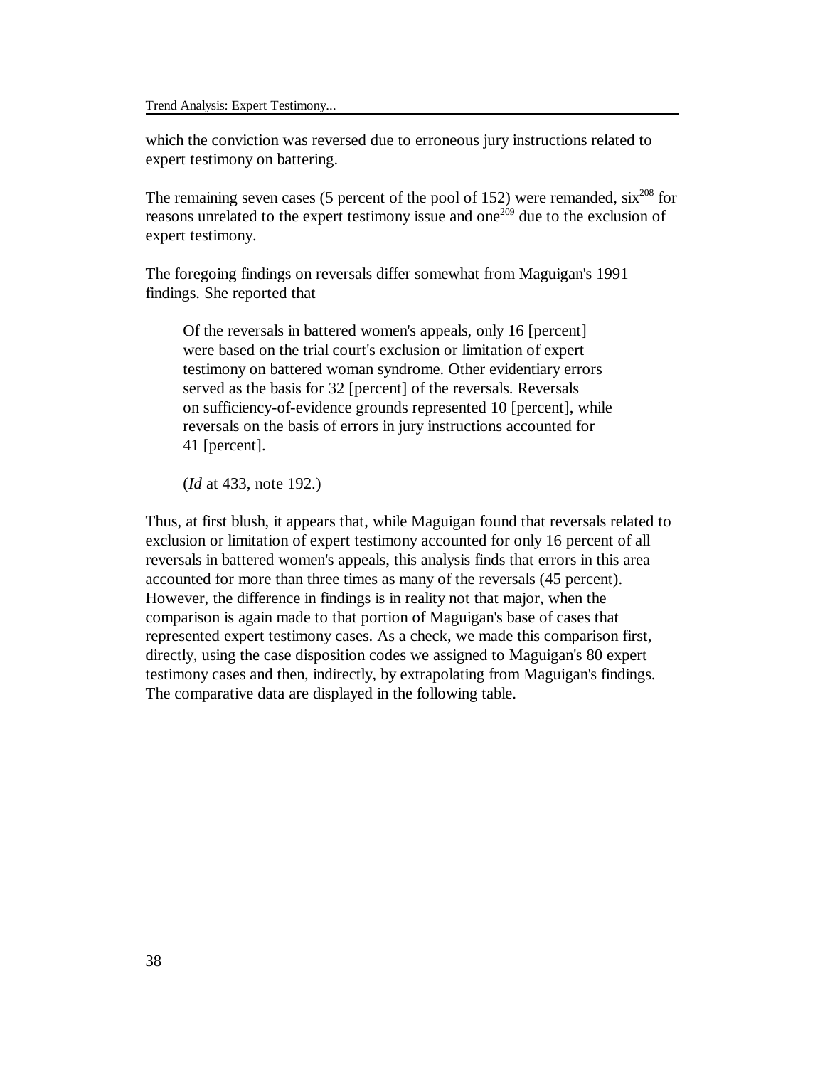which the conviction was reversed due to erroneous jury instructions related to expert testimony on battering.

The remaining seven cases (5 percent of the pool of 152) were remanded, six[208] for reasons unrelated to the expert testimony issue and one[209] due to the exclusion of expert testimony.

The foregoing findings on reversals differ somewhat from Maguigan's 1991 findings. She reported that

> Of the reversals in battered women's appeals, only 16 [percent] were based on the trial court's exclusion or limitation of expert testimony on battered woman syndrome. Other evidentiary errors served as the basis for 32 [percent] of the reversals. Reversals on sufficiency-of-evidence grounds represented 10 [percent], while reversals on the basis of errors in jury instructions accounted for 41 [percent].
>
> (*Id* at 433, note 192.)

Thus, at first blush, it appears that, while Maguigan found that reversals related to exclusion or limitation of expert testimony accounted for only 16 percent of all reversals in battered women's appeals, this analysis finds that errors in this area accounted for more than three times as many of the reversals (45 percent). However, the difference in findings is in reality not that major, when the comparison is again made to that portion of Maguigan's base of cases that represented expert testimony cases. As a check, we made this comparison first, directly, using the case disposition codes we assigned to Maguigan's 80 expert testimony cases and then, indirectly, by extrapolating from Maguigan's findings. The comparative data are displayed in the following table.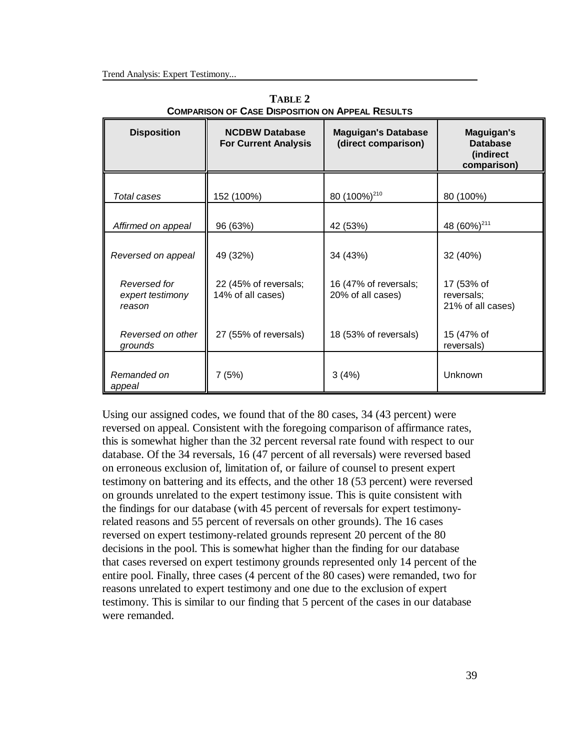**TABLE 2**
**COMPARISON OF CASE DISPOSITION ON APPEAL RESULTS**

| Disposition | NCDBW Database For Current Analysis | Maguigan's Database (direct comparison) | Maguigan's Database (indirect comparison) |
|---|---|---|---|
| *Total cases* | 152 (100%) | 80 (100%)[210] | 80 (100%) |
| *Affirmed on appeal* | 96 (63%) | 42 (53%) | 48 (60%)[211] |
| *Reversed on appeal* | 49 (32%) | 34 (43%) | 32 (40%) |
| *Reversed for expert testimony reason* | 22 (45% of reversals; 14% of all cases) | 16 (47% of reversals; 20% of all cases) | 17 (53% of reversals; 21% of all cases) |
| *Reversed on other grounds* | 27 (55% of reversals) | 18 (53% of reversals) | 15 (47% of reversals) |
| *Remanded on appeal* | 7 (5%) | 3 (4%) | Unknown |

Using our assigned codes, we found that of the 80 cases, 34 (43 percent) were reversed on appeal. Consistent with the foregoing comparison of affirmance rates, this is somewhat higher than the 32 percent reversal rate found with respect to our database. Of the 34 reversals, 16 (47 percent of all reversals) were reversed based on erroneous exclusion of, limitation of, or failure of counsel to present expert testimony on battering and its effects, and the other 18 (53 percent) were reversed on grounds unrelated to the expert testimony issue. This is quite consistent with the findings for our database (with 45 percent of reversals for expert testimony-related reasons and 55 percent of reversals on other grounds). The 16 cases reversed on expert testimony-related grounds represent 20 percent of the 80 decisions in the pool. This is somewhat higher than the finding for our database that cases reversed on expert testimony grounds represented only 14 percent of the entire pool. Finally, three cases (4 percent of the 80 cases) were remanded, two for reasons unrelated to expert testimony and one due to the exclusion of expert testimony. This is similar to our finding that 5 percent of the cases in our database were remanded.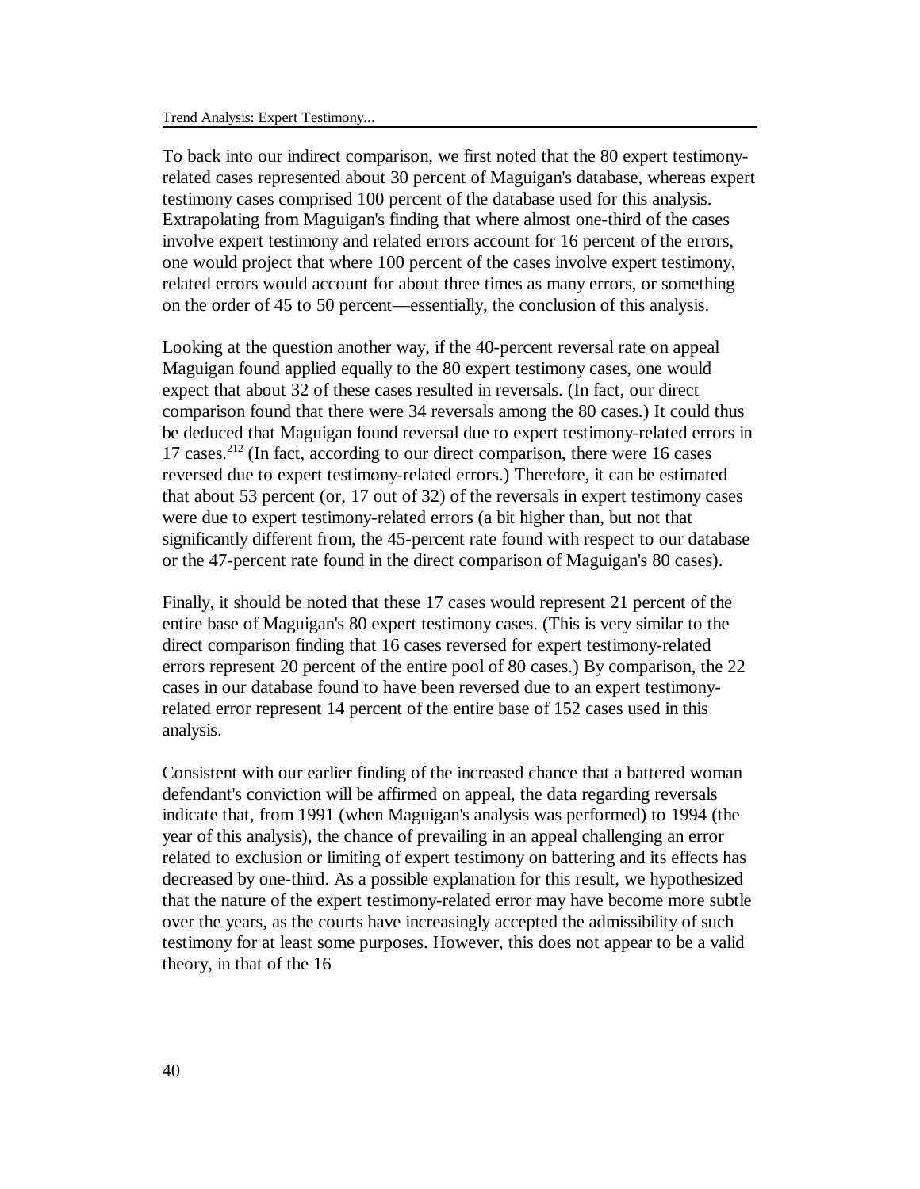To back into our indirect comparison, we first noted that the 80 expert testimony-related cases represented about 30 percent of Maguigan's database, whereas expert testimony cases comprised 100 percent of the database used for this analysis. Extrapolating from Maguigan's finding that where almost one-third of the cases involve expert testimony and related errors account for 16 percent of the errors, one would project that where 100 percent of the cases involve expert testimony, related errors would account for about three times as many errors, or something on the order of 45 to 50 percent—essentially, the conclusion of this analysis.

Looking at the question another way, if the 40-percent reversal rate on appeal Maguigan found applied equally to the 80 expert testimony cases, one would expect that about 32 of these cases resulted in reversals. (In fact, our direct comparison found that there were 34 reversals among the 80 cases.) It could thus be deduced that Maguigan found reversal due to expert testimony-related errors in 17 cases.[212] (In fact, according to our direct comparison, there were 16 cases reversed due to expert testimony-related errors.) Therefore, it can be estimated that about 53 percent (or, 17 out of 32) of the reversals in expert testimony cases were due to expert testimony-related errors (a bit higher than, but not that significantly different from, the 45-percent rate found with respect to our database or the 47-percent rate found in the direct comparison of Maguigan's 80 cases).

Finally, it should be noted that these 17 cases would represent 21 percent of the entire base of Maguigan's 80 expert testimony cases. (This is very similar to the direct comparison finding that 16 cases reversed for expert testimony-related errors represent 20 percent of the entire pool of 80 cases.) By comparison, the 22 cases in our database found to have been reversed due to an expert testimony-related error represent 14 percent of the entire base of 152 cases used in this analysis.

Consistent with our earlier finding of the increased chance that a battered woman defendant's conviction will be affirmed on appeal, the data regarding reversals indicate that, from 1991 (when Maguigan's analysis was performed) to 1994 (the year of this analysis), the chance of prevailing in an appeal challenging an error related to exclusion or limiting of expert testimony on battering and its effects has decreased by one-third. As a possible explanation for this result, we hypothesized that the nature of the expert testimony-related error may have become more subtle over the years, as the courts have increasingly accepted the admissibility of such testimony for at least some purposes. However, this does not appear to be a valid theory, in that of the 16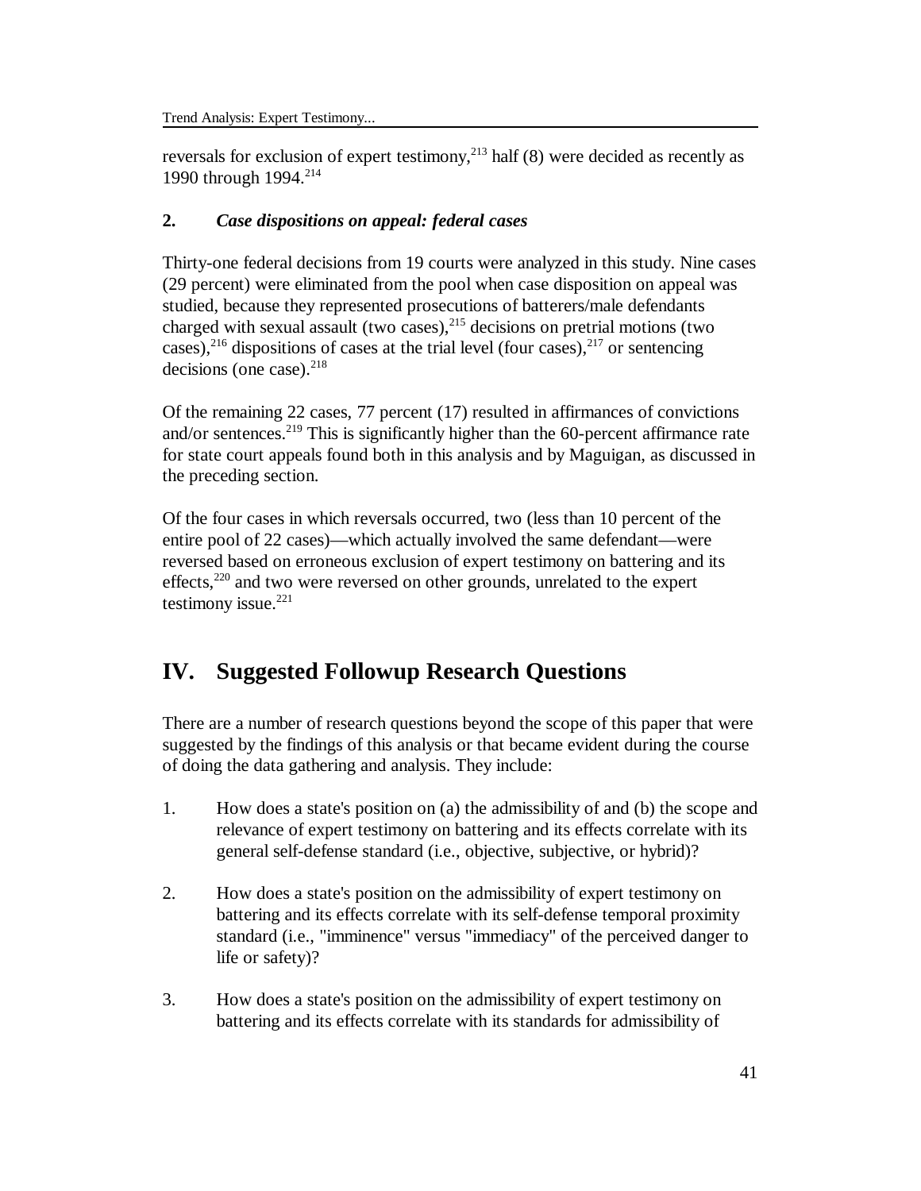reversals for exclusion of expert testimony,[213] half (8) were decided as recently as 1990 through 1994.[214]

### 2. *Case dispositions on appeal: federal cases*

Thirty-one federal decisions from 19 courts were analyzed in this study. Nine cases (29 percent) were eliminated from the pool when case disposition on appeal was studied, because they represented prosecutions of batterers/male defendants charged with sexual assault (two cases),[215] decisions on pretrial motions (two cases),[216] dispositions of cases at the trial level (four cases),[217] or sentencing decisions (one case).[218]

Of the remaining 22 cases, 77 percent (17) resulted in affirmances of convictions and/or sentences.[219] This is significantly higher than the 60-percent affirmance rate for state court appeals found both in this analysis and by Maguigan, as discussed in the preceding section.

Of the four cases in which reversals occurred, two (less than 10 percent of the entire pool of 22 cases)—which actually involved the same defendant—were reversed based on erroneous exclusion of expert testimony on battering and its effects,[220] and two were reversed on other grounds, unrelated to the expert testimony issue.[221]

## IV. Suggested Followup Research Questions

There are a number of research questions beyond the scope of this paper that were suggested by the findings of this analysis or that became evident during the course of doing the data gathering and analysis. They include:

1. How does a state's position on (a) the admissibility of and (b) the scope and relevance of expert testimony on battering and its effects correlate with its general self-defense standard (i.e., objective, subjective, or hybrid)?

2. How does a state's position on the admissibility of expert testimony on battering and its effects correlate with its self-defense temporal proximity standard (i.e., "imminence" versus "immediacy" of the perceived danger to life or safety)?

3. How does a state's position on the admissibility of expert testimony on battering and its effects correlate with its standards for admissibility of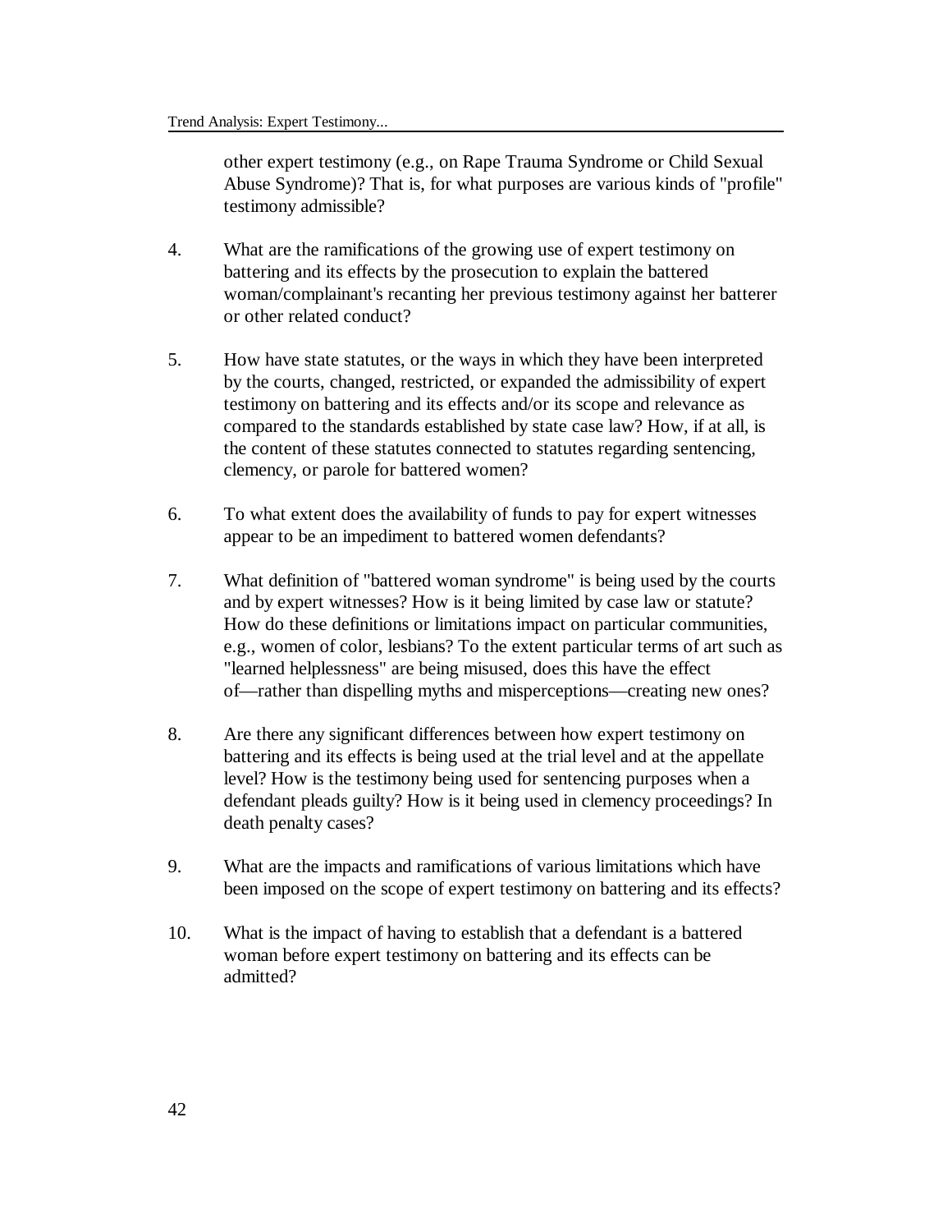other expert testimony (e.g., on Rape Trauma Syndrome or Child Sexual Abuse Syndrome)? That is, for what purposes are various kinds of "profile" testimony admissible?

4. What are the ramifications of the growing use of expert testimony on battering and its effects by the prosecution to explain the battered woman/complainant's recanting her previous testimony against her batterer or other related conduct?

5. How have state statutes, or the ways in which they have been interpreted by the courts, changed, restricted, or expanded the admissibility of expert testimony on battering and its effects and/or its scope and relevance as compared to the standards established by state case law? How, if at all, is the content of these statutes connected to statutes regarding sentencing, clemency, or parole for battered women?

6. To what extent does the availability of funds to pay for expert witnesses appear to be an impediment to battered women defendants?

7. What definition of "battered woman syndrome" is being used by the courts and by expert witnesses? How is it being limited by case law or statute? How do these definitions or limitations impact on particular communities, e.g., women of color, lesbians? To the extent particular terms of art such as "learned helplessness" are being misused, does this have the effect of—rather than dispelling myths and misperceptions—creating new ones?

8. Are there any significant differences between how expert testimony on battering and its effects is being used at the trial level and at the appellate level? How is the testimony being used for sentencing purposes when a defendant pleads guilty? How is it being used in clemency proceedings? In death penalty cases?

9. What are the impacts and ramifications of various limitations which have been imposed on the scope of expert testimony on battering and its effects?

10. What is the impact of having to establish that a defendant is a battered woman before expert testimony on battering and its effects can be admitted?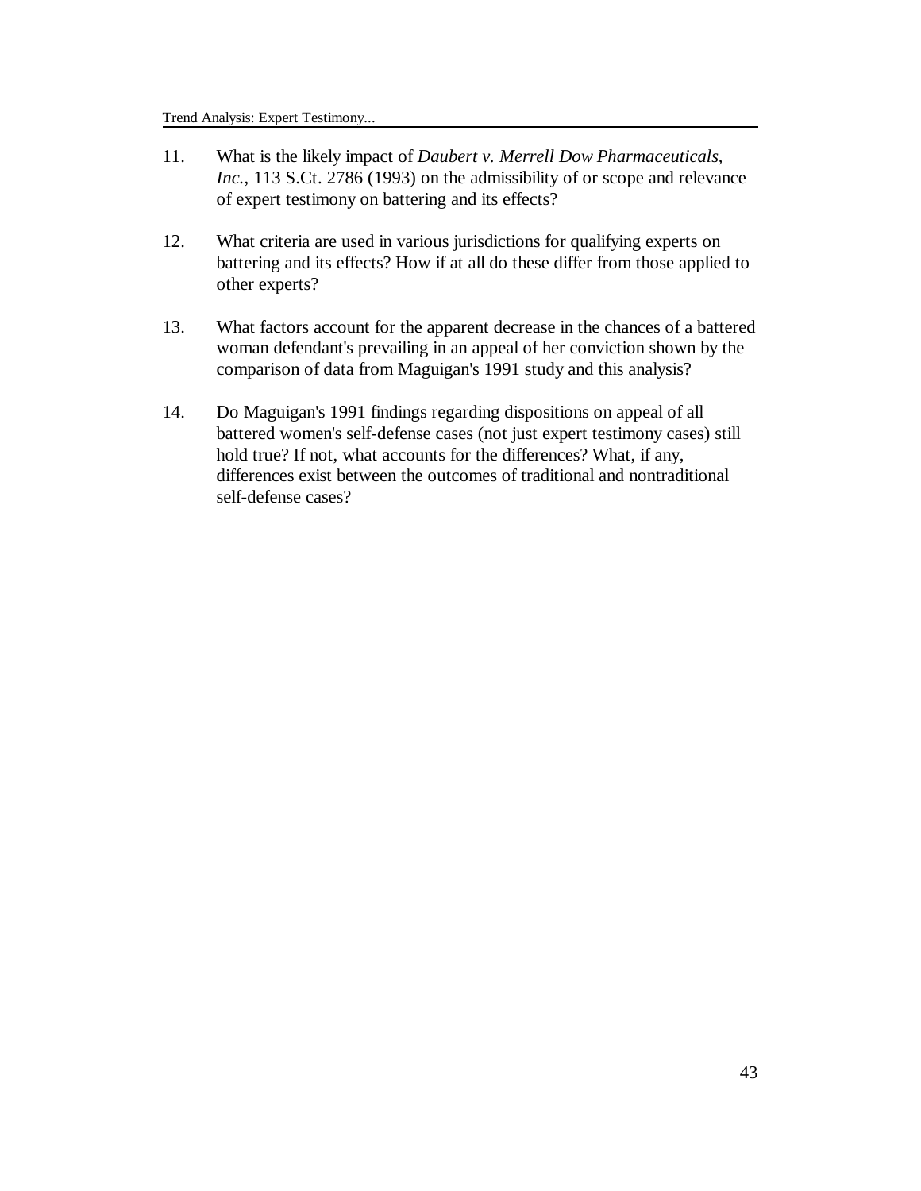11. What is the likely impact of *Daubert v. Merrell Dow Pharmaceuticals, Inc.*, 113 S.Ct. 2786 (1993) on the admissibility of or scope and relevance of expert testimony on battering and its effects?

12. What criteria are used in various jurisdictions for qualifying experts on battering and its effects? How if at all do these differ from those applied to other experts?

13. What factors account for the apparent decrease in the chances of a battered woman defendant's prevailing in an appeal of her conviction shown by the comparison of data from Maguigan's 1991 study and this analysis?

14. Do Maguigan's 1991 findings regarding dispositions on appeal of all battered women's self-defense cases (not just expert testimony cases) still hold true? If not, what accounts for the differences? What, if any, differences exist between the outcomes of traditional and nontraditional self-defense cases?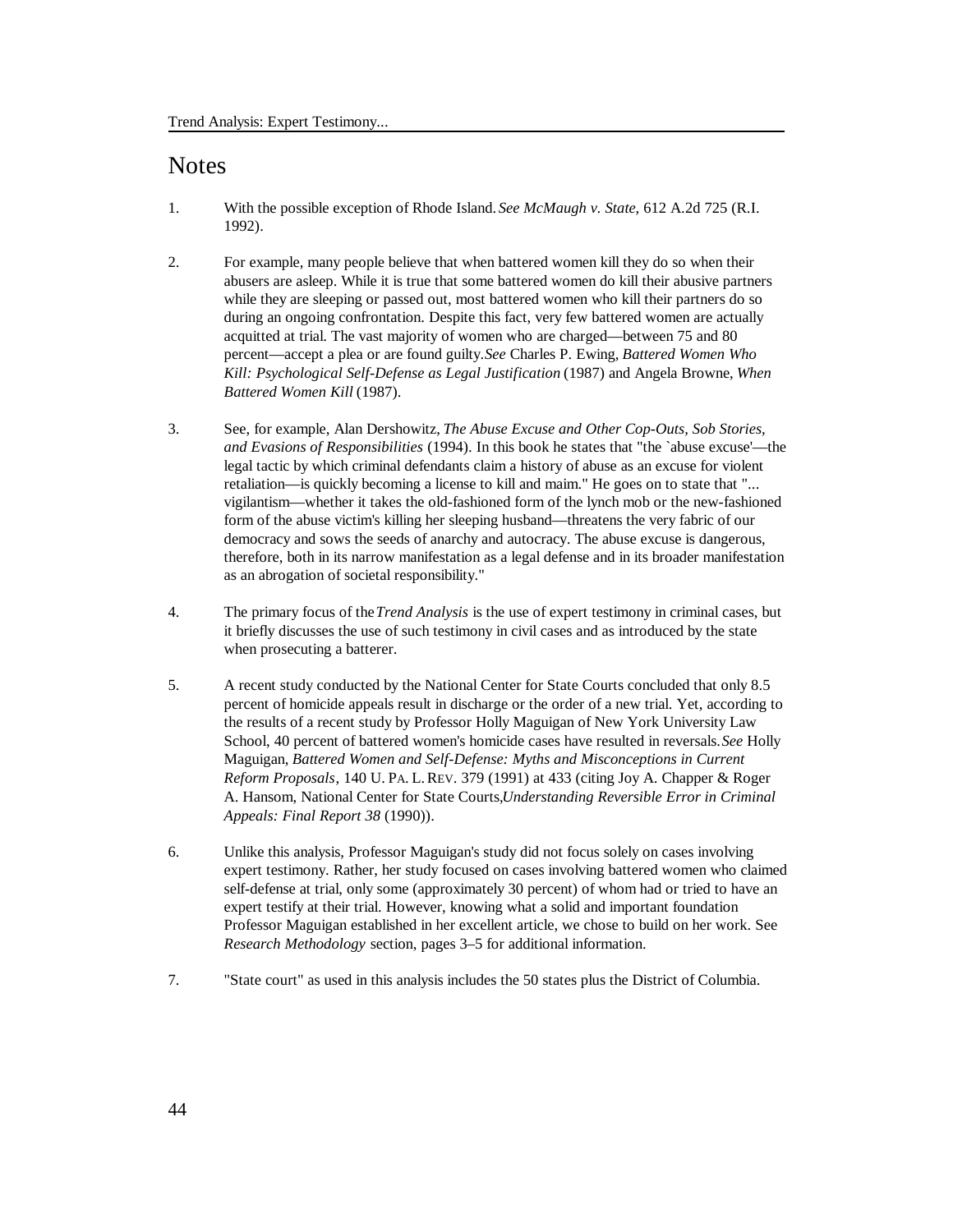# Notes

1. With the possible exception of Rhode Island. *See McMaugh v. State*, 612 A.2d 725 (R.I. 1992).

2. For example, many people believe that when battered women kill they do so when their abusers are asleep. While it is true that some battered women do kill their abusive partners while they are sleeping or passed out, most battered women who kill their partners do so during an ongoing confrontation. Despite this fact, very few battered women are actually acquitted at trial. The vast majority of women who are charged—between 75 and 80 percent—accept a plea or are found guilty. *See* Charles P. Ewing, *Battered Women Who Kill: Psychological Self-Defense as Legal Justification* (1987) and Angela Browne, *When Battered Women Kill* (1987).

3. See, for example, Alan Dershowitz, *The Abuse Excuse and Other Cop-Outs, Sob Stories, and Evasions of Responsibilities* (1994). In this book he states that "the `abuse excuse'—the legal tactic by which criminal defendants claim a history of abuse as an excuse for violent retaliation—is quickly becoming a license to kill and maim." He goes on to state that "... vigilantism—whether it takes the old-fashioned form of the lynch mob or the new-fashioned form of the abuse victim's killing her sleeping husband—threatens the very fabric of our democracy and sows the seeds of anarchy and autocracy. The abuse excuse is dangerous, therefore, both in its narrow manifestation as a legal defense and in its broader manifestation as an abrogation of societal responsibility."

4. The primary focus of the *Trend Analysis* is the use of expert testimony in criminal cases, but it briefly discusses the use of such testimony in civil cases and as introduced by the state when prosecuting a batterer.

5. A recent study conducted by the National Center for State Courts concluded that only 8.5 percent of homicide appeals result in discharge or the order of a new trial. Yet, according to the results of a recent study by Professor Holly Maguigan of New York University Law School, 40 percent of battered women's homicide cases have resulted in reversals. *See* Holly Maguigan, *Battered Women and Self-Defense: Myths and Misconceptions in Current Reform Proposals*, 140 U. PA. L. REV. 379 (1991) at 433 (citing Joy A. Chapper & Roger A. Hansom, National Center for State Courts, *Understanding Reversible Error in Criminal Appeals: Final Report 38* (1990)).

6. Unlike this analysis, Professor Maguigan's study did not focus solely on cases involving expert testimony. Rather, her study focused on cases involving battered women who claimed self-defense at trial, only some (approximately 30 percent) of whom had or tried to have an expert testify at their trial. However, knowing what a solid and important foundation Professor Maguigan established in her excellent article, we chose to build on her work. See *Research Methodology* section, pages 3–5 for additional information.

7. "State court" as used in this analysis includes the 50 states plus the District of Columbia.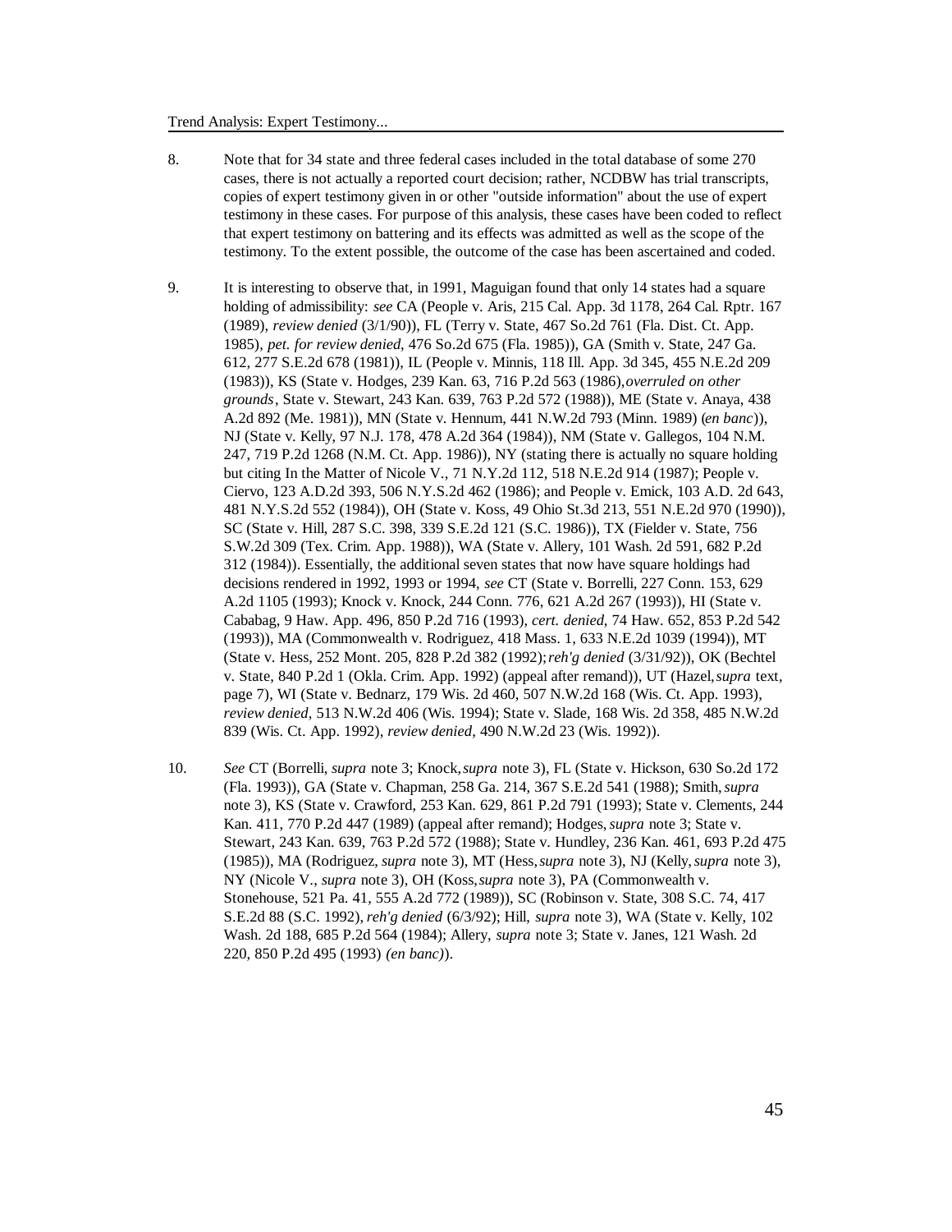8. Note that for 34 state and three federal cases included in the total database of some 270 cases, there is not actually a reported court decision; rather, NCDBW has trial transcripts, copies of expert testimony given in or other "outside information" about the use of expert testimony in these cases. For purpose of this analysis, these cases have been coded to reflect that expert testimony on battering and its effects was admitted as well as the scope of the testimony. To the extent possible, the outcome of the case has been ascertained and coded.

9. It is interesting to observe that, in 1991, Maguigan found that only 14 states had a square holding of admissibility: *see* CA (People v. Aris, 215 Cal. App. 3d 1178, 264 Cal. Rptr. 167 (1989), *review denied* (3/1/90)), FL (Terry v. State, 467 So.2d 761 (Fla. Dist. Ct. App. 1985), *pet. for review denied*, 476 So.2d 675 (Fla. 1985)), GA (Smith v. State, 247 Ga. 612, 277 S.E.2d 678 (1981)), IL (People v. Minnis, 118 Ill. App. 3d 345, 455 N.E.2d 209 (1983)), KS (State v. Hodges, 239 Kan. 63, 716 P.2d 563 (1986), *overruled on other grounds*, State v. Stewart, 243 Kan. 639, 763 P.2d 572 (1988)), ME (State v. Anaya, 438 A.2d 892 (Me. 1981)), MN (State v. Hennum, 441 N.W.2d 793 (Minn. 1989) (*en banc*)), NJ (State v. Kelly, 97 N.J. 178, 478 A.2d 364 (1984)), NM (State v. Gallegos, 104 N.M. 247, 719 P.2d 1268 (N.M. Ct. App. 1986)), NY (stating there is actually no square holding but citing In the Matter of Nicole V., 71 N.Y.2d 112, 518 N.E.2d 914 (1987); People v. Ciervo, 123 A.D.2d 393, 506 N.Y.S.2d 462 (1986); and People v. Emick, 103 A.D. 2d 643, 481 N.Y.S.2d 552 (1984)), OH (State v. Koss, 49 Ohio St.3d 213, 551 N.E.2d 970 (1990)), SC (State v. Hill, 287 S.C. 398, 339 S.E.2d 121 (S.C. 1986)), TX (Fielder v. State, 756 S.W.2d 309 (Tex. Crim. App. 1988)), WA (State v. Allery, 101 Wash. 2d 591, 682 P.2d 312 (1984)). Essentially, the additional seven states that now have square holdings had decisions rendered in 1992, 1993 or 1994, *see* CT (State v. Borrelli, 227 Conn. 153, 629 A.2d 1105 (1993); Knock v. Knock, 244 Conn. 776, 621 A.2d 267 (1993)), HI (State v. Cababag, 9 Haw. App. 496, 850 P.2d 716 (1993), *cert. denied*, 74 Haw. 652, 853 P.2d 542 (1993)), MA (Commonwealth v. Rodriguez, 418 Mass. 1, 633 N.E.2d 1039 (1994)), MT (State v. Hess, 252 Mont. 205, 828 P.2d 382 (1992); *reh'g denied* (3/31/92)), OK (Bechtel v. State, 840 P.2d 1 (Okla. Crim. App. 1992) (appeal after remand)), UT (Hazel, *supra* text, page 7), WI (State v. Bednarz, 179 Wis. 2d 460, 507 N.W.2d 168 (Wis. Ct. App. 1993), *review denied*, 513 N.W.2d 406 (Wis. 1994); State v. Slade, 168 Wis. 2d 358, 485 N.W.2d 839 (Wis. Ct. App. 1992), *review denied*, 490 N.W.2d 23 (Wis. 1992)).

10. *See* CT (Borrelli, *supra* note 3; Knock, *supra* note 3), FL (State v. Hickson, 630 So.2d 172 (Fla. 1993)), GA (State v. Chapman, 258 Ga. 214, 367 S.E.2d 541 (1988); Smith, *supra* note 3), KS (State v. Crawford, 253 Kan. 629, 861 P.2d 791 (1993); State v. Clements, 244 Kan. 411, 770 P.2d 447 (1989) (appeal after remand); Hodges, *supra* note 3; State v. Stewart, 243 Kan. 639, 763 P.2d 572 (1988); State v. Hundley, 236 Kan. 461, 693 P.2d 475 (1985)), MA (Rodriguez, *supra* note 3), MT (Hess, *supra* note 3), NJ (Kelly, *supra* note 3), NY (Nicole V., *supra* note 3), OH (Koss, *supra* note 3), PA (Commonwealth v. Stonehouse, 521 Pa. 41, 555 A.2d 772 (1989)), SC (Robinson v. State, 308 S.C. 74, 417 S.E.2d 88 (S.C. 1992), *reh'g denied* (6/3/92); Hill, *supra* note 3), WA (State v. Kelly, 102 Wash. 2d 188, 685 P.2d 564 (1984); Allery, *supra* note 3; State v. Janes, 121 Wash. 2d 220, 850 P.2d 495 (1993) *(en banc)*).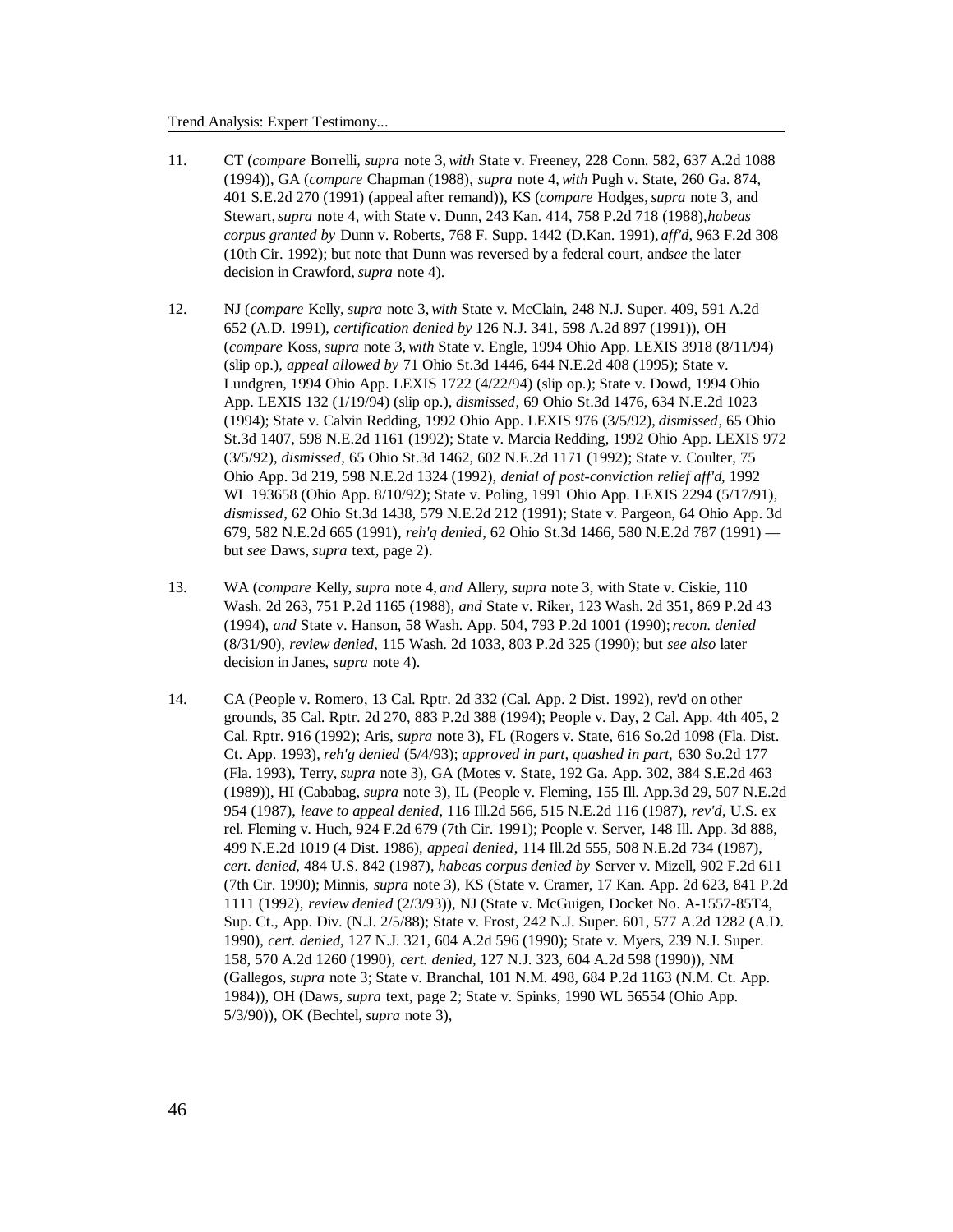11. CT (*compare* Borrelli, *supra* note 3, *with* State v. Freeney, 228 Conn. 582, 637 A.2d 1088 (1994)), GA (*compare* Chapman (1988), *supra* note 4, *with* Pugh v. State, 260 Ga. 874, 401 S.E.2d 270 (1991) (appeal after remand)), KS (*compare* Hodges, *supra* note 3, and Stewart, *supra* note 4, with State v. Dunn, 243 Kan. 414, 758 P.2d 718 (1988), *habeas corpus granted by* Dunn v. Roberts, 768 F. Supp. 1442 (D.Kan. 1991), *aff'd*, 963 F.2d 308 (10th Cir. 1992); but note that Dunn was reversed by a federal court, and *see* the later decision in Crawford, *supra* note 4).

12. NJ (*compare* Kelly, *supra* note 3, *with* State v. McClain, 248 N.J. Super. 409, 591 A.2d 652 (A.D. 1991), *certification denied by* 126 N.J. 341, 598 A.2d 897 (1991)), OH (*compare* Koss, *supra* note 3, *with* State v. Engle, 1994 Ohio App. LEXIS 3918 (8/11/94) (slip op.), *appeal allowed by* 71 Ohio St.3d 1446, 644 N.E.2d 408 (1995); State v. Lundgren, 1994 Ohio App. LEXIS 1722 (4/22/94) (slip op.); State v. Dowd, 1994 Ohio App. LEXIS 132 (1/19/94) (slip op.), *dismissed*, 69 Ohio St.3d 1476, 634 N.E.2d 1023 (1994); State v. Calvin Redding, 1992 Ohio App. LEXIS 976 (3/5/92), *dismissed*, 65 Ohio St.3d 1407, 598 N.E.2d 1161 (1992); State v. Marcia Redding, 1992 Ohio App. LEXIS 972 (3/5/92), *dismissed*, 65 Ohio St.3d 1462, 602 N.E.2d 1171 (1992); State v. Coulter, 75 Ohio App. 3d 219, 598 N.E.2d 1324 (1992), *denial of post-conviction relief aff'd*, 1992 WL 193658 (Ohio App. 8/10/92); State v. Poling, 1991 Ohio App. LEXIS 2294 (5/17/91), *dismissed*, 62 Ohio St.3d 1438, 579 N.E.2d 212 (1991); State v. Pargeon, 64 Ohio App. 3d 679, 582 N.E.2d 665 (1991), *reh'g denied*, 62 Ohio St.3d 1466, 580 N.E.2d 787 (1991) — but *see* Daws, *supra* text, page 2).

13. WA (*compare* Kelly, *supra* note 4, *and* Allery, *supra* note 3, with State v. Ciskie, 110 Wash. 2d 263, 751 P.2d 1165 (1988), *and* State v. Riker, 123 Wash. 2d 351, 869 P.2d 43 (1994), *and* State v. Hanson, 58 Wash. App. 504, 793 P.2d 1001 (1990); *recon. denied* (8/31/90), *review denied*, 115 Wash. 2d 1033, 803 P.2d 325 (1990); but *see also* later decision in Janes, *supra* note 4).

14. CA (People v. Romero, 13 Cal. Rptr. 2d 332 (Cal. App. 2 Dist. 1992), rev'd on other grounds, 35 Cal. Rptr. 2d 270, 883 P.2d 388 (1994); People v. Day, 2 Cal. App. 4th 405, 2 Cal. Rptr. 916 (1992); Aris, *supra* note 3), FL (Rogers v. State, 616 So.2d 1098 (Fla. Dist. Ct. App. 1993), *reh'g denied* (5/4/93); *approved in part, quashed in part*, 630 So.2d 177 (Fla. 1993), Terry, *supra* note 3), GA (Motes v. State, 192 Ga. App. 302, 384 S.E.2d 463 (1989)), HI (Cababag, *supra* note 3), IL (People v. Fleming, 155 Ill. App.3d 29, 507 N.E.2d 954 (1987), *leave to appeal denied*, 116 Ill.2d 566, 515 N.E.2d 116 (1987), *rev'd*, U.S. ex rel. Fleming v. Huch, 924 F.2d 679 (7th Cir. 1991); People v. Server, 148 Ill. App. 3d 888, 499 N.E.2d 1019 (4 Dist. 1986), *appeal denied*, 114 Ill.2d 555, 508 N.E.2d 734 (1987), *cert. denied*, 484 U.S. 842 (1987), *habeas corpus denied by* Server v. Mizell, 902 F.2d 611 (7th Cir. 1990); Minnis, *supra* note 3), KS (State v. Cramer, 17 Kan. App. 2d 623, 841 P.2d 1111 (1992), *review denied* (2/3/93)), NJ (State v. McGuigen, Docket No. A-1557-85T4, Sup. Ct., App. Div. (N.J. 2/5/88); State v. Frost, 242 N.J. Super. 601, 577 A.2d 1282 (A.D. 1990), *cert. denied*, 127 N.J. 321, 604 A.2d 596 (1990); State v. Myers, 239 N.J. Super. 158, 570 A.2d 1260 (1990), *cert. denied*, 127 N.J. 323, 604 A.2d 598 (1990)), NM (Gallegos, *supra* note 3; State v. Branchal, 101 N.M. 498, 684 P.2d 1163 (N.M. Ct. App. 1984)), OH (Daws, *supra* text, page 2; State v. Spinks, 1990 WL 56554 (Ohio App. 5/3/90)), OK (Bechtel, *supra* note 3),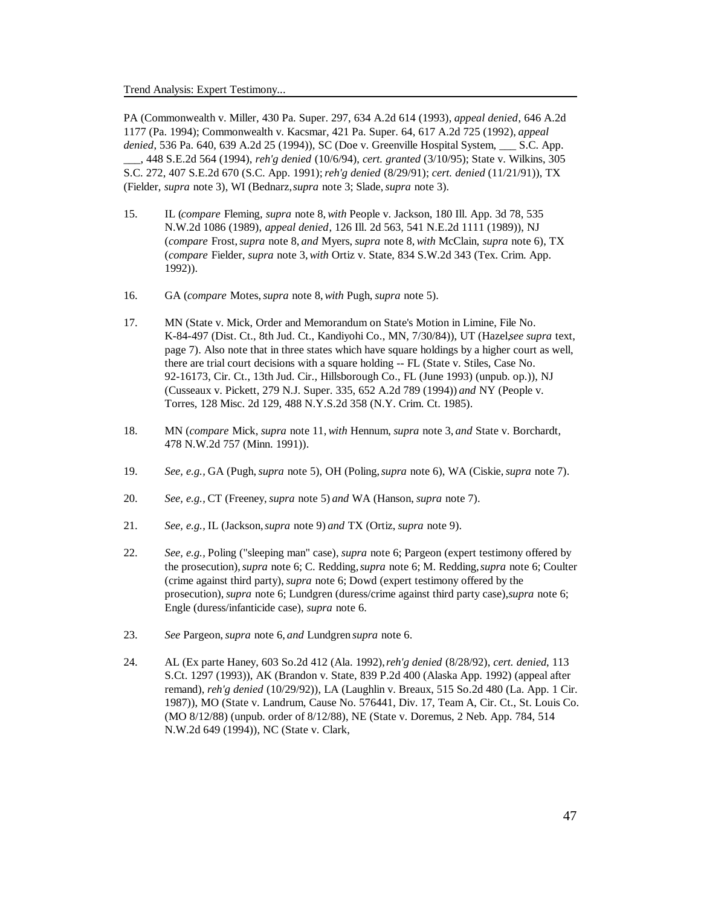PA (Commonwealth v. Miller, 430 Pa. Super. 297, 634 A.2d 614 (1993), *appeal denied*, 646 A.2d 1177 (Pa. 1994); Commonwealth v. Kacsmar, 421 Pa. Super. 64, 617 A.2d 725 (1992), *appeal denied*, 536 Pa. 640, 639 A.2d 25 (1994)), SC (Doe v. Greenville Hospital System, ___ S.C. App. ___, 448 S.E.2d 564 (1994), *reh'g denied* (10/6/94), *cert. granted* (3/10/95); State v. Wilkins, 305 S.C. 272, 407 S.E.2d 670 (S.C. App. 1991); *reh'g denied* (8/29/91); *cert. denied* (11/21/91)), TX (Fielder, *supra* note 3), WI (Bednarz, *supra* note 3; Slade, *supra* note 3).

15. IL (*compare* Fleming, *supra* note 8, *with* People v. Jackson, 180 Ill. App. 3d 78, 535 N.W.2d 1086 (1989), *appeal denied*, 126 Ill. 2d 563, 541 N.E.2d 1111 (1989)), NJ (*compare* Frost, *supra* note 8, *and* Myers, *supra* note 8, *with* McClain, *supra* note 6), TX (*compare* Fielder, *supra* note 3, *with* Ortiz v. State, 834 S.W.2d 343 (Tex. Crim. App. 1992)).

16. GA (*compare* Motes, *supra* note 8, *with* Pugh, *supra* note 5).

17. MN (State v. Mick, Order and Memorandum on State's Motion in Limine, File No. K-84-497 (Dist. Ct., 8th Jud. Ct., Kandiyohi Co., MN, 7/30/84)), UT (Hazel, *see supra* text, page 7). Also note that in three states which have square holdings by a higher court as well, there are trial court decisions with a square holding -- FL (State v. Stiles, Case No. 92-16173, Cir. Ct., 13th Jud. Cir., Hillsborough Co., FL (June 1993) (unpub. op.)), NJ (Cusseaux v. Pickett, 279 N.J. Super. 335, 652 A.2d 789 (1994)) *and* NY (People v. Torres, 128 Misc. 2d 129, 488 N.Y.S.2d 358 (N.Y. Crim. Ct. 1985).

18. MN (*compare* Mick, *supra* note 11, *with* Hennum, *supra* note 3, *and* State v. Borchardt, 478 N.W.2d 757 (Minn. 1991)).

19. *See, e.g.,* GA (Pugh, *supra* note 5), OH (Poling, *supra* note 6), WA (Ciskie, *supra* note 7).

20. *See, e.g.,* CT (Freeney, *supra* note 5) *and* WA (Hanson, *supra* note 7).

21. *See, e.g.,* IL (Jackson, *supra* note 9) *and* TX (Ortiz, *supra* note 9).

22. *See, e.g.,* Poling ("sleeping man" case), *supra* note 6; Pargeon (expert testimony offered by the prosecution), *supra* note 6; C. Redding, *supra* note 6; M. Redding, *supra* note 6; Coulter (crime against third party), *supra* note 6; Dowd (expert testimony offered by the prosecution), *supra* note 6; Lundgren (duress/crime against third party case), *supra* note 6; Engle (duress/infanticide case), *supra* note 6.

23. *See* Pargeon, *supra* note 6, *and* Lundgren *supra* note 6.

24. AL (Ex parte Haney, 603 So.2d 412 (Ala. 1992), *reh'g denied* (8/28/92), *cert. denied*, 113 S.Ct. 1297 (1993)), AK (Brandon v. State, 839 P.2d 400 (Alaska App. 1992) (appeal after remand), *reh'g denied* (10/29/92)), LA (Laughlin v. Breaux, 515 So.2d 480 (La. App. 1 Cir. 1987)), MO (State v. Landrum, Cause No. 576441, Div. 17, Team A, Cir. Ct., St. Louis Co. (MO 8/12/88) (unpub. order of 8/12/88), NE (State v. Doremus, 2 Neb. App. 784, 514 N.W.2d 649 (1994)), NC (State v. Clark,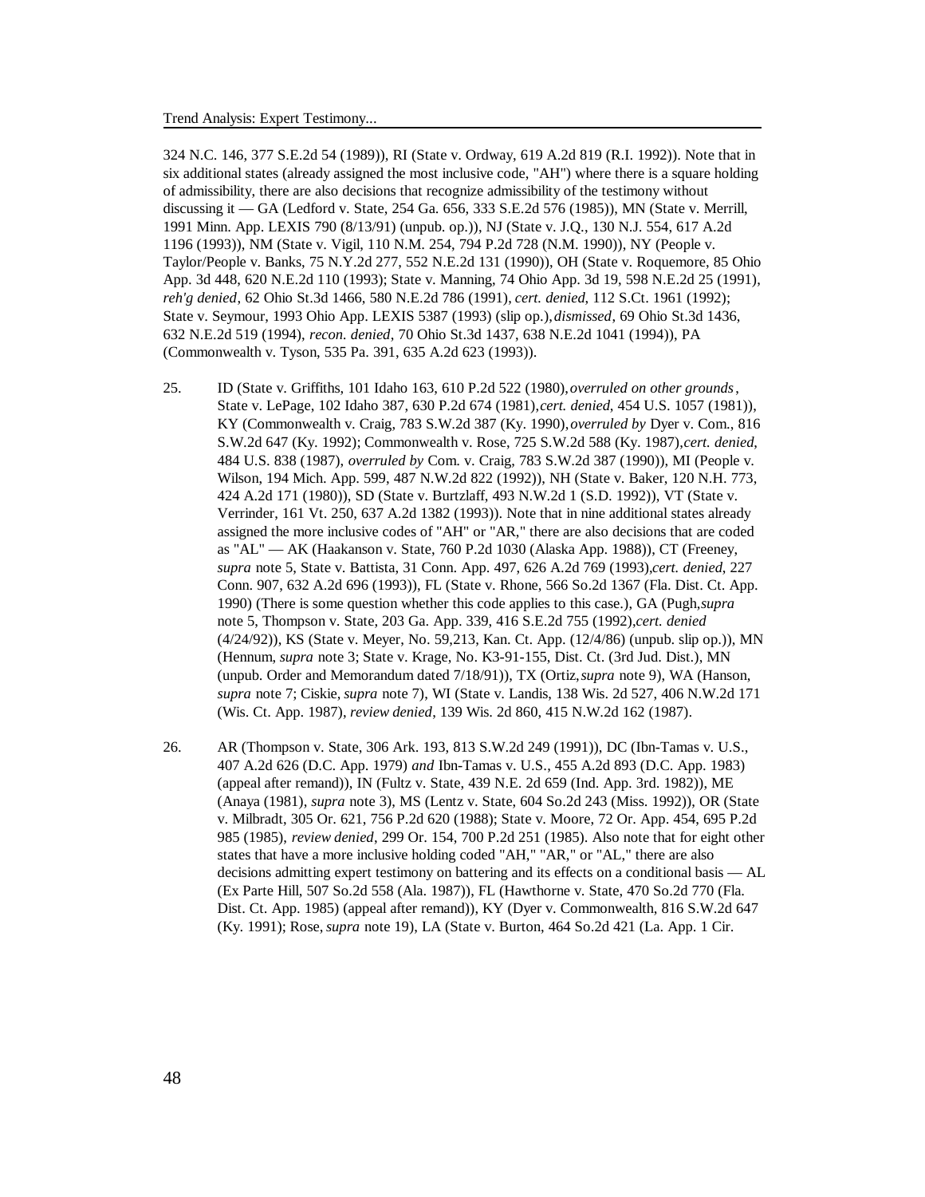324 N.C. 146, 377 S.E.2d 54 (1989)), RI (State v. Ordway, 619 A.2d 819 (R.I. 1992)). Note that in six additional states (already assigned the most inclusive code, "AH") where there is a square holding of admissibility, there are also decisions that recognize admissibility of the testimony without discussing it — GA (Ledford v. State, 254 Ga. 656, 333 S.E.2d 576 (1985)), MN (State v. Merrill, 1991 Minn. App. LEXIS 790 (8/13/91) (unpub. op.)), NJ (State v. J.Q., 130 N.J. 554, 617 A.2d 1196 (1993)), NM (State v. Vigil, 110 N.M. 254, 794 P.2d 728 (N.M. 1990)), NY (People v. Taylor/People v. Banks, 75 N.Y.2d 277, 552 N.E.2d 131 (1990)), OH (State v. Roquemore, 85 Ohio App. 3d 448, 620 N.E.2d 110 (1993); State v. Manning, 74 Ohio App. 3d 19, 598 N.E.2d 25 (1991), *reh'g denied*, 62 Ohio St.3d 1466, 580 N.E.2d 786 (1991), *cert. denied*, 112 S.Ct. 1961 (1992); State v. Seymour, 1993 Ohio App. LEXIS 5387 (1993) (slip op.), *dismissed*, 69 Ohio St.3d 1436, 632 N.E.2d 519 (1994), *recon. denied*, 70 Ohio St.3d 1437, 638 N.E.2d 1041 (1994)), PA (Commonwealth v. Tyson, 535 Pa. 391, 635 A.2d 623 (1993)).

25. ID (State v. Griffiths, 101 Idaho 163, 610 P.2d 522 (1980), *overruled on other grounds*, State v. LePage, 102 Idaho 387, 630 P.2d 674 (1981), *cert. denied*, 454 U.S. 1057 (1981)), KY (Commonwealth v. Craig, 783 S.W.2d 387 (Ky. 1990), *overruled by* Dyer v. Com., 816 S.W.2d 647 (Ky. 1992); Commonwealth v. Rose, 725 S.W.2d 588 (Ky. 1987), *cert. denied*, 484 U.S. 838 (1987), *overruled by* Com. v. Craig, 783 S.W.2d 387 (1990)), MI (People v. Wilson, 194 Mich. App. 599, 487 N.W.2d 822 (1992)), NH (State v. Baker, 120 N.H. 773, 424 A.2d 171 (1980)), SD (State v. Burtzlaff, 493 N.W.2d 1 (S.D. 1992)), VT (State v. Verrinder, 161 Vt. 250, 637 A.2d 1382 (1993)). Note that in nine additional states already assigned the more inclusive codes of "AH" or "AR," there are also decisions that are coded as "AL" — AK (Haakanson v. State, 760 P.2d 1030 (Alaska App. 1988)), CT (Freeney, *supra* note 5, State v. Battista, 31 Conn. App. 497, 626 A.2d 769 (1993), *cert. denied*, 227 Conn. 907, 632 A.2d 696 (1993)), FL (State v. Rhone, 566 So.2d 1367 (Fla. Dist. Ct. App. 1990) (There is some question whether this code applies to this case.), GA (Pugh, *supra* note 5, Thompson v. State, 203 Ga. App. 339, 416 S.E.2d 755 (1992), *cert. denied* (4/24/92)), KS (State v. Meyer, No. 59,213, Kan. Ct. App. (12/4/86) (unpub. slip op.)), MN (Hennum, *supra* note 3; State v. Krage, No. K3-91-155, Dist. Ct. (3rd Jud. Dist.), MN (unpub. Order and Memorandum dated 7/18/91)), TX (Ortiz, *supra* note 9), WA (Hanson, *supra* note 7; Ciskie, *supra* note 7), WI (State v. Landis, 138 Wis. 2d 527, 406 N.W.2d 171 (Wis. Ct. App. 1987), *review denied*, 139 Wis. 2d 860, 415 N.W.2d 162 (1987).

26. AR (Thompson v. State, 306 Ark. 193, 813 S.W.2d 249 (1991)), DC (Ibn-Tamas v. U.S., 407 A.2d 626 (D.C. App. 1979) *and* Ibn-Tamas v. U.S., 455 A.2d 893 (D.C. App. 1983) (appeal after remand)), IN (Fultz v. State, 439 N.E. 2d 659 (Ind. App. 3rd. 1982)), ME (Anaya (1981), *supra* note 3), MS (Lentz v. State, 604 So.2d 243 (Miss. 1992)), OR (State v. Milbradt, 305 Or. 621, 756 P.2d 620 (1988); State v. Moore, 72 Or. App. 454, 695 P.2d 985 (1985), *review denied*, 299 Or. 154, 700 P.2d 251 (1985). Also note that for eight other states that have a more inclusive holding coded "AH," "AR," or "AL," there are also decisions admitting expert testimony on battering and its effects on a conditional basis — AL (Ex Parte Hill, 507 So.2d 558 (Ala. 1987)), FL (Hawthorne v. State, 470 So.2d 770 (Fla. Dist. Ct. App. 1985) (appeal after remand)), KY (Dyer v. Commonwealth, 816 S.W.2d 647 (Ky. 1991); Rose, *supra* note 19), LA (State v. Burton, 464 So.2d 421 (La. App. 1 Cir.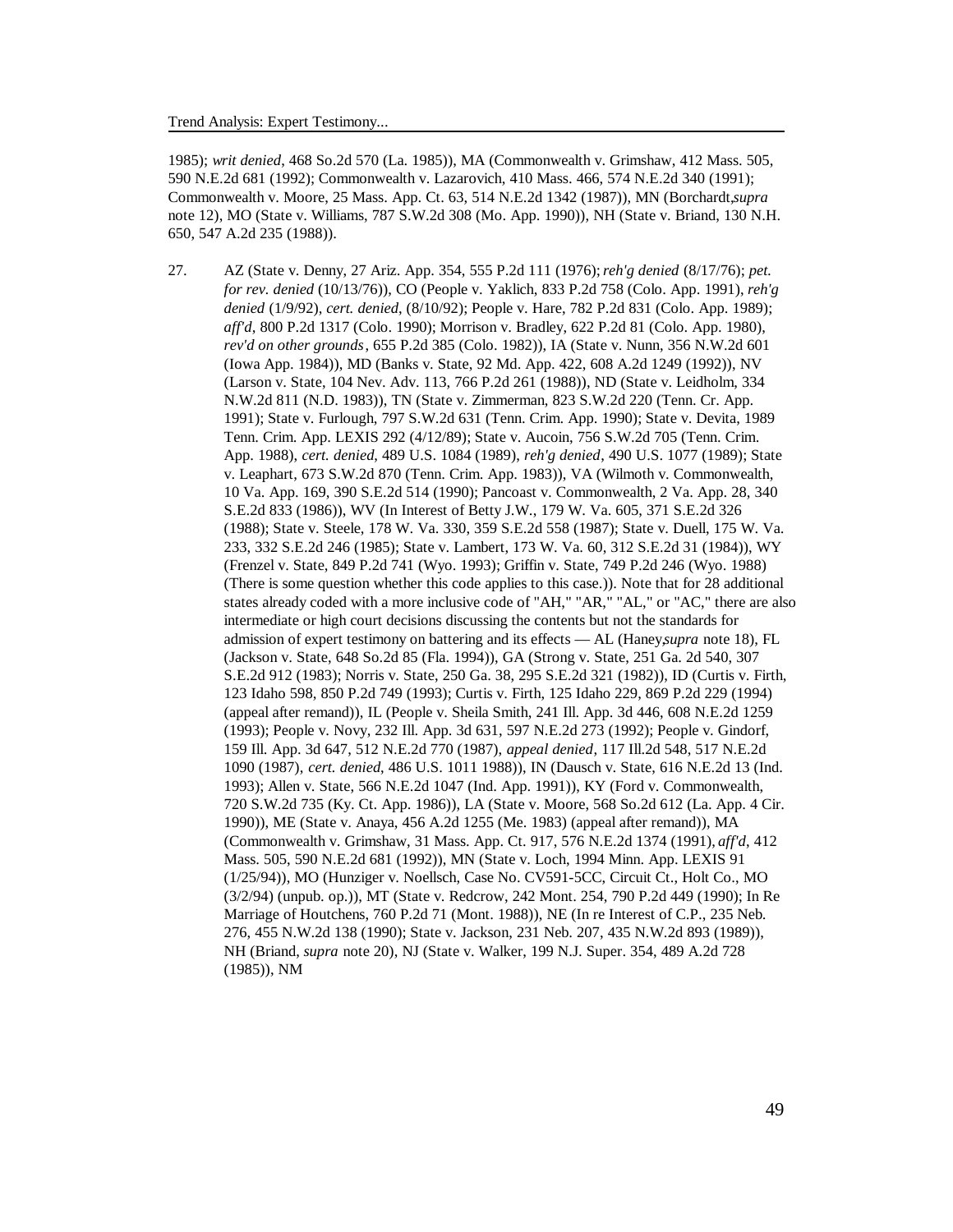1985); *writ denied*, 468 So.2d 570 (La. 1985)), MA (Commonwealth v. Grimshaw, 412 Mass. 505, 590 N.E.2d 681 (1992); Commonwealth v. Lazarovich, 410 Mass. 466, 574 N.E.2d 340 (1991); Commonwealth v. Moore, 25 Mass. App. Ct. 63, 514 N.E.2d 1342 (1987)), MN (Borchardt, *supra* note 12), MO (State v. Williams, 787 S.W.2d 308 (Mo. App. 1990)), NH (State v. Briand, 130 N.H. 650, 547 A.2d 235 (1988)).

27. AZ (State v. Denny, 27 Ariz. App. 354, 555 P.2d 111 (1976); *reh'g denied* (8/17/76); *pet. for rev. denied* (10/13/76)), CO (People v. Yaklich, 833 P.2d 758 (Colo. App. 1991), *reh'g denied* (1/9/92), *cert. denied*, (8/10/92); People v. Hare, 782 P.2d 831 (Colo. App. 1989); *aff'd*, 800 P.2d 1317 (Colo. 1990); Morrison v. Bradley, 622 P.2d 81 (Colo. App. 1980), *rev'd on other grounds*, 655 P.2d 385 (Colo. 1982)), IA (State v. Nunn, 356 N.W.2d 601 (Iowa App. 1984)), MD (Banks v. State, 92 Md. App. 422, 608 A.2d 1249 (1992)), NV (Larson v. State, 104 Nev. Adv. 113, 766 P.2d 261 (1988)), ND (State v. Leidholm, 334 N.W.2d 811 (N.D. 1983)), TN (State v. Zimmerman, 823 S.W.2d 220 (Tenn. Cr. App. 1991); State v. Furlough, 797 S.W.2d 631 (Tenn. Crim. App. 1990); State v. Devita, 1989 Tenn. Crim. App. LEXIS 292 (4/12/89); State v. Aucoin, 756 S.W.2d 705 (Tenn. Crim. App. 1988), *cert. denied*, 489 U.S. 1084 (1989), *reh'g denied*, 490 U.S. 1077 (1989); State v. Leaphart, 673 S.W.2d 870 (Tenn. Crim. App. 1983)), VA (Wilmoth v. Commonwealth, 10 Va. App. 169, 390 S.E.2d 514 (1990); Pancoast v. Commonwealth, 2 Va. App. 28, 340 S.E.2d 833 (1986)), WV (In Interest of Betty J.W., 179 W. Va. 605, 371 S.E.2d 326 (1988); State v. Steele, 178 W. Va. 330, 359 S.E.2d 558 (1987); State v. Duell, 175 W. Va. 233, 332 S.E.2d 246 (1985); State v. Lambert, 173 W. Va. 60, 312 S.E.2d 31 (1984)), WY (Frenzel v. State, 849 P.2d 741 (Wyo. 1993); Griffin v. State, 749 P.2d 246 (Wyo. 1988) (There is some question whether this code applies to this case.)). Note that for 28 additional states already coded with a more inclusive code of "AH," "AR," "AL," or "AC," there are also intermediate or high court decisions discussing the contents but not the standards for admission of expert testimony on battering and its effects — AL (Haney, *supra* note 18), FL (Jackson v. State, 648 So.2d 85 (Fla. 1994)), GA (Strong v. State, 251 Ga. 2d 540, 307 S.E.2d 912 (1983); Norris v. State, 250 Ga. 38, 295 S.E.2d 321 (1982)), ID (Curtis v. Firth, 123 Idaho 598, 850 P.2d 749 (1993); Curtis v. Firth, 125 Idaho 229, 869 P.2d 229 (1994) (appeal after remand)), IL (People v. Sheila Smith, 241 Ill. App. 3d 446, 608 N.E.2d 1259 (1993); People v. Novy, 232 Ill. App. 3d 631, 597 N.E.2d 273 (1992); People v. Gindorf, 159 Ill. App. 3d 647, 512 N.E.2d 770 (1987), *appeal denied*, 117 Ill.2d 548, 517 N.E.2d 1090 (1987), *cert. denied*, 486 U.S. 1011 1988)), IN (Dausch v. State, 616 N.E.2d 13 (Ind. 1993); Allen v. State, 566 N.E.2d 1047 (Ind. App. 1991)), KY (Ford v. Commonwealth, 720 S.W.2d 735 (Ky. Ct. App. 1986)), LA (State v. Moore, 568 So.2d 612 (La. App. 4 Cir. 1990)), ME (State v. Anaya, 456 A.2d 1255 (Me. 1983) (appeal after remand)), MA (Commonwealth v. Grimshaw, 31 Mass. App. Ct. 917, 576 N.E.2d 1374 (1991), *aff'd*, 412 Mass. 505, 590 N.E.2d 681 (1992)), MN (State v. Loch, 1994 Minn. App. LEXIS 91 (1/25/94)), MO (Hunziger v. Noellsch, Case No. CV591-5CC, Circuit Ct., Holt Co., MO (3/2/94) (unpub. op.)), MT (State v. Redcrow, 242 Mont. 254, 790 P.2d 449 (1990); In Re Marriage of Houtchens, 760 P.2d 71 (Mont. 1988)), NE (In re Interest of C.P., 235 Neb. 276, 455 N.W.2d 138 (1990); State v. Jackson, 231 Neb. 207, 435 N.W.2d 893 (1989)), NH (Briand, *supra* note 20), NJ (State v. Walker, 199 N.J. Super. 354, 489 A.2d 728 (1985)), NM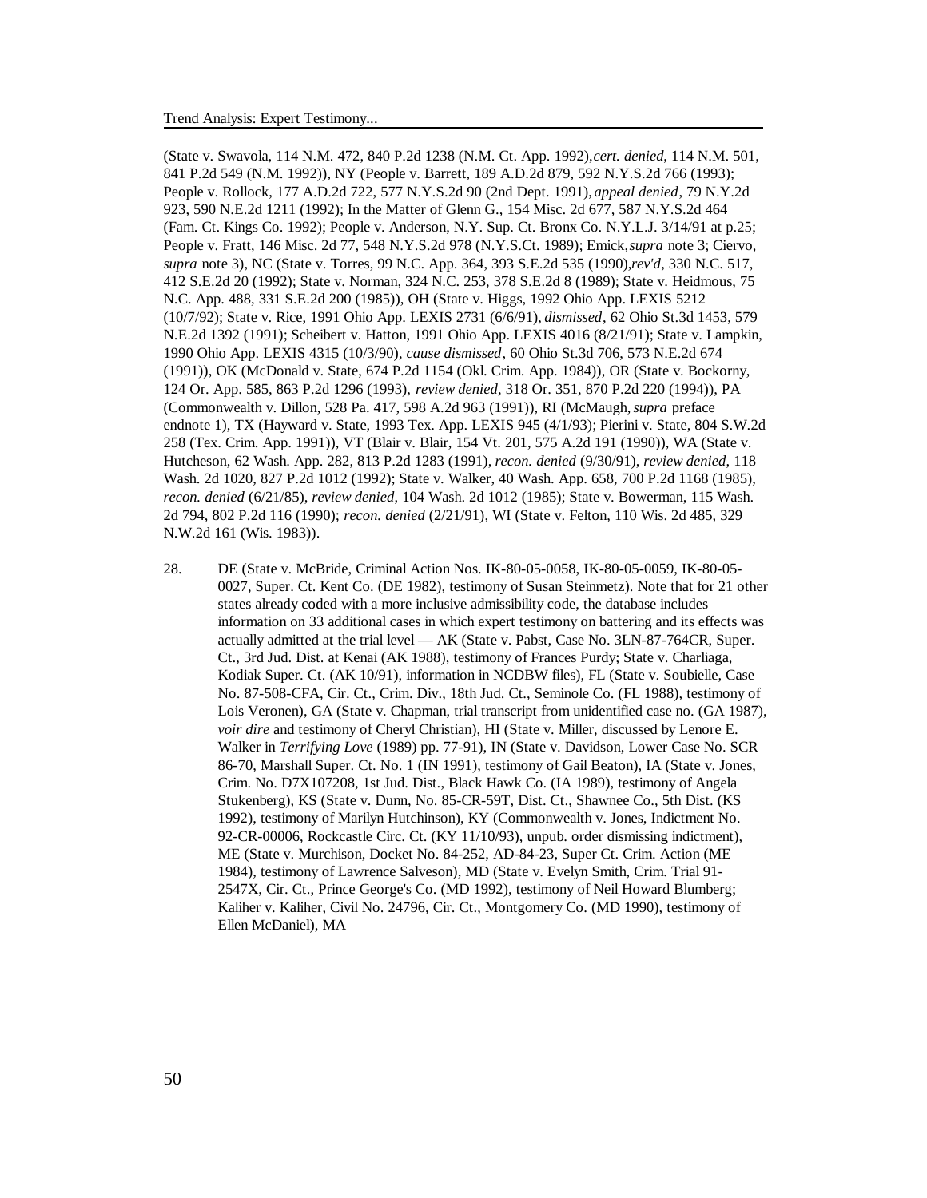(State v. Swavola, 114 N.M. 472, 840 P.2d 1238 (N.M. Ct. App. 1992), *cert. denied*, 114 N.M. 501, 841 P.2d 549 (N.M. 1992)), NY (People v. Barrett, 189 A.D.2d 879, 592 N.Y.S.2d 766 (1993); People v. Rollock, 177 A.D.2d 722, 577 N.Y.S.2d 90 (2nd Dept. 1991), *appeal denied*, 79 N.Y.2d 923, 590 N.E.2d 1211 (1992); In the Matter of Glenn G., 154 Misc. 2d 677, 587 N.Y.S.2d 464 (Fam. Ct. Kings Co. 1992); People v. Anderson, N.Y. Sup. Ct. Bronx Co. N.Y.L.J. 3/14/91 at p.25; People v. Fratt, 146 Misc. 2d 77, 548 N.Y.S.2d 978 (N.Y.S.Ct. 1989); Emick, *supra* note 3; Ciervo, *supra* note 3), NC (State v. Torres, 99 N.C. App. 364, 393 S.E.2d 535 (1990), *rev'd*, 330 N.C. 517, 412 S.E.2d 20 (1992); State v. Norman, 324 N.C. 253, 378 S.E.2d 8 (1989); State v. Heidmous, 75 N.C. App. 488, 331 S.E.2d 200 (1985)), OH (State v. Higgs, 1992 Ohio App. LEXIS 5212 (10/7/92); State v. Rice, 1991 Ohio App. LEXIS 2731 (6/6/91), *dismissed*, 62 Ohio St.3d 1453, 579 N.E.2d 1392 (1991); Scheibert v. Hatton, 1991 Ohio App. LEXIS 4016 (8/21/91); State v. Lampkin, 1990 Ohio App. LEXIS 4315 (10/3/90), *cause dismissed*, 60 Ohio St.3d 706, 573 N.E.2d 674 (1991)), OK (McDonald v. State, 674 P.2d 1154 (Okl. Crim. App. 1984)), OR (State v. Bockorny, 124 Or. App. 585, 863 P.2d 1296 (1993), *review denied*, 318 Or. 351, 870 P.2d 220 (1994)), PA (Commonwealth v. Dillon, 528 Pa. 417, 598 A.2d 963 (1991)), RI (McMaugh, *supra* preface endnote 1), TX (Hayward v. State, 1993 Tex. App. LEXIS 945 (4/1/93); Pierini v. State, 804 S.W.2d 258 (Tex. Crim. App. 1991)), VT (Blair v. Blair, 154 Vt. 201, 575 A.2d 191 (1990)), WA (State v. Hutcheson, 62 Wash. App. 282, 813 P.2d 1283 (1991), *recon. denied* (9/30/91), *review denied*, 118 Wash. 2d 1020, 827 P.2d 1012 (1992); State v. Walker, 40 Wash. App. 658, 700 P.2d 1168 (1985), *recon. denied* (6/21/85), *review denied*, 104 Wash. 2d 1012 (1985); State v. Bowerman, 115 Wash. 2d 794, 802 P.2d 116 (1990); *recon. denied* (2/21/91), WI (State v. Felton, 110 Wis. 2d 485, 329 N.W.2d 161 (Wis. 1983)).

28. DE (State v. McBride, Criminal Action Nos. IK-80-05-0058, IK-80-05-0059, IK-80-05-0027, Super. Ct. Kent Co. (DE 1982), testimony of Susan Steinmetz). Note that for 21 other states already coded with a more inclusive admissibility code, the database includes information on 33 additional cases in which expert testimony on battering and its effects was actually admitted at the trial level — AK (State v. Pabst, Case No. 3LN-87-764CR, Super. Ct., 3rd Jud. Dist. at Kenai (AK 1988), testimony of Frances Purdy; State v. Charliaga, Kodiak Super. Ct. (AK 10/91), information in NCDBW files), FL (State v. Soubielle, Case No. 87-508-CFA, Cir. Ct., Crim. Div., 18th Jud. Ct., Seminole Co. (FL 1988), testimony of Lois Veronen), GA (State v. Chapman, trial transcript from unidentified case no. (GA 1987), *voir dire* and testimony of Cheryl Christian), HI (State v. Miller, discussed by Lenore E. Walker in *Terrifying Love* (1989) pp. 77-91), IN (State v. Davidson, Lower Case No. SCR 86-70, Marshall Super. Ct. No. 1 (IN 1991), testimony of Gail Beaton), IA (State v. Jones, Crim. No. D7X107208, 1st Jud. Dist., Black Hawk Co. (IA 1989), testimony of Angela Stukenberg), KS (State v. Dunn, No. 85-CR-59T, Dist. Ct., Shawnee Co., 5th Dist. (KS 1992), testimony of Marilyn Hutchinson), KY (Commonwealth v. Jones, Indictment No. 92-CR-00006, Rockcastle Circ. Ct. (KY 11/10/93), unpub. order dismissing indictment), ME (State v. Murchison, Docket No. 84-252, AD-84-23, Super Ct. Crim. Action (ME 1984), testimony of Lawrence Salveson), MD (State v. Evelyn Smith, Crim. Trial 91-2547X, Cir. Ct., Prince George's Co. (MD 1992), testimony of Neil Howard Blumberg; Kaliher v. Kaliher, Civil No. 24796, Cir. Ct., Montgomery Co. (MD 1990), testimony of Ellen McDaniel), MA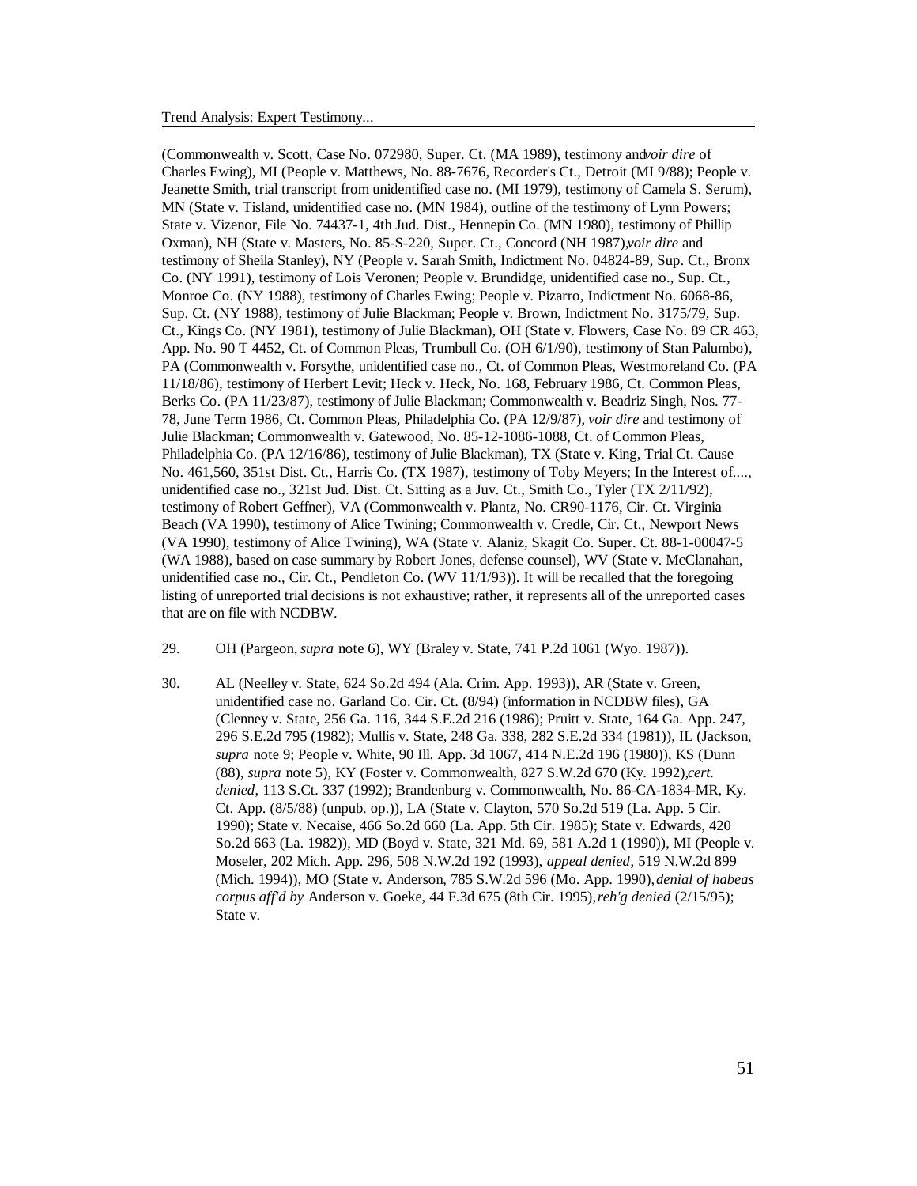(Commonwealth v. Scott, Case No. 072980, Super. Ct. (MA 1989), testimony and *voir dire* of Charles Ewing), MI (People v. Matthews, No. 88-7676, Recorder's Ct., Detroit (MI 9/88); People v. Jeanette Smith, trial transcript from unidentified case no. (MI 1979), testimony of Camela S. Serum), MN (State v. Tisland, unidentified case no. (MN 1984), outline of the testimony of Lynn Powers; State v. Vizenor, File No. 74437-1, 4th Jud. Dist., Hennepin Co. (MN 1980), testimony of Phillip Oxman), NH (State v. Masters, No. 85-S-220, Super. Ct., Concord (NH 1987), *voir dire* and testimony of Sheila Stanley), NY (People v. Sarah Smith, Indictment No. 04824-89, Sup. Ct., Bronx Co. (NY 1991), testimony of Lois Veronen; People v. Brundidge, unidentified case no., Sup. Ct., Monroe Co. (NY 1988), testimony of Charles Ewing; People v. Pizarro, Indictment No. 6068-86, Sup. Ct. (NY 1988), testimony of Julie Blackman; People v. Brown, Indictment No. 3175/79, Sup. Ct., Kings Co. (NY 1981), testimony of Julie Blackman), OH (State v. Flowers, Case No. 89 CR 463, App. No. 90 T 4452, Ct. of Common Pleas, Trumbull Co. (OH 6/1/90), testimony of Stan Palumbo), PA (Commonwealth v. Forsythe, unidentified case no., Ct. of Common Pleas, Westmoreland Co. (PA 11/18/86), testimony of Herbert Levit; Heck v. Heck, No. 168, February 1986, Ct. Common Pleas, Berks Co. (PA 11/23/87), testimony of Julie Blackman; Commonwealth v. Beadriz Singh, Nos. 77-78, June Term 1986, Ct. Common Pleas, Philadelphia Co. (PA 12/9/87), *voir dire* and testimony of Julie Blackman; Commonwealth v. Gatewood, No. 85-12-1086-1088, Ct. of Common Pleas, Philadelphia Co. (PA 12/16/86), testimony of Julie Blackman), TX (State v. King, Trial Ct. Cause No. 461,560, 351st Dist. Ct., Harris Co. (TX 1987), testimony of Toby Meyers; In the Interest of...., unidentified case no., 321st Jud. Dist. Ct. Sitting as a Juv. Ct., Smith Co., Tyler (TX 2/11/92), testimony of Robert Geffner), VA (Commonwealth v. Plantz, No. CR90-1176, Cir. Ct. Virginia Beach (VA 1990), testimony of Alice Twining; Commonwealth v. Credle, Cir. Ct., Newport News (VA 1990), testimony of Alice Twining), WA (State v. Alaniz, Skagit Co. Super. Ct. 88-1-00047-5 (WA 1988), based on case summary by Robert Jones, defense counsel), WV (State v. McClanahan, unidentified case no., Cir. Ct., Pendleton Co. (WV 11/1/93)). It will be recalled that the foregoing listing of unreported trial decisions is not exhaustive; rather, it represents all of the unreported cases that are on file with NCDBW.

29. OH (Pargeon, *supra* note 6), WY (Braley v. State, 741 P.2d 1061 (Wyo. 1987)).

30. AL (Neelley v. State, 624 So.2d 494 (Ala. Crim. App. 1993)), AR (State v. Green, unidentified case no. Garland Co. Cir. Ct. (8/94) (information in NCDBW files), GA (Clenney v. State, 256 Ga. 116, 344 S.E.2d 216 (1986); Pruitt v. State, 164 Ga. App. 247, 296 S.E.2d 795 (1982); Mullis v. State, 248 Ga. 338, 282 S.E.2d 334 (1981)), IL (Jackson, *supra* note 9; People v. White, 90 Ill. App. 3d 1067, 414 N.E.2d 196 (1980)), KS (Dunn (88), *supra* note 5), KY (Foster v. Commonwealth, 827 S.W.2d 670 (Ky. 1992), *cert. denied*, 113 S.Ct. 337 (1992); Brandenburg v. Commonwealth, No. 86-CA-1834-MR, Ky. Ct. App. (8/5/88) (unpub. op.)), LA (State v. Clayton, 570 So.2d 519 (La. App. 5 Cir. 1990); State v. Necaise, 466 So.2d 660 (La. App. 5th Cir. 1985); State v. Edwards, 420 So.2d 663 (La. 1982)), MD (Boyd v. State, 321 Md. 69, 581 A.2d 1 (1990)), MI (People v. Moseler, 202 Mich. App. 296, 508 N.W.2d 192 (1993), *appeal denied*, 519 N.W.2d 899 (Mich. 1994)), MO (State v. Anderson, 785 S.W.2d 596 (Mo. App. 1990), *denial of habeas corpus aff'd by* Anderson v. Goeke, 44 F.3d 675 (8th Cir. 1995), *reh'g denied* (2/15/95); State v.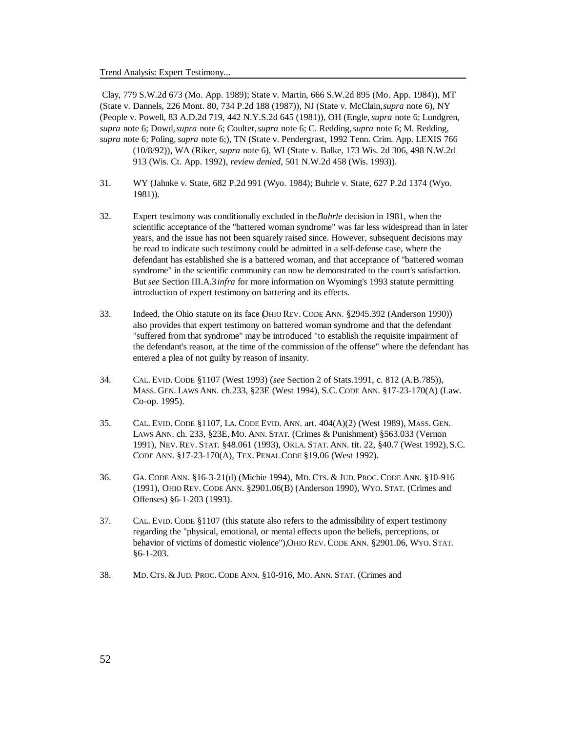Clay, 779 S.W.2d 673 (Mo. App. 1989); State v. Martin, 666 S.W.2d 895 (Mo. App. 1984)), MT (State v. Dannels, 226 Mont. 80, 734 P.2d 188 (1987)), NJ (State v. McClain, *supra* note 6), NY (People v. Powell, 83 A.D.2d 719, 442 N.Y.S.2d 645 (1981)), OH (Engle, *supra* note 6; Lundgren, *supra* note 6; Dowd, *supra* note 6; Coulter, *supra* note 6; C. Redding, *supra* note 6; M. Redding, *supra* note 6; Poling, *supra* note 6;), TN (State v. Pendergrast, 1992 Tenn. Crim. App. LEXIS 766 (10/8/92)), WA (Riker, *supra* note 6), WI (State v. Balke, 173 Wis. 2d 306, 498 N.W.2d 913 (Wis. Ct. App. 1992), *review denied*, 501 N.W.2d 458 (Wis. 1993)).

31. WY (Jahnke v. State, 682 P.2d 991 (Wyo. 1984); Buhrle v. State, 627 P.2d 1374 (Wyo. 1981)).

32. Expert testimony was conditionally excluded in the *Buhrle* decision in 1981, when the scientific acceptance of the "battered woman syndrome" was far less widespread than in later years, and the issue has not been squarely raised since. However, subsequent decisions may be read to indicate such testimony could be admitted in a self-defense case, where the defendant has established she is a battered woman, and that acceptance of "battered woman syndrome" in the scientific community can now be demonstrated to the court's satisfaction. But *see* Section III.A.3 *infra* for more information on Wyoming's 1993 statute permitting introduction of expert testimony on battering and its effects.

33. Indeed, the Ohio statute on its face (OHIO REV. CODE ANN. §2945.392 (Anderson 1990)) also provides that expert testimony on battered woman syndrome and that the defendant "suffered from that syndrome" may be introduced "to establish the requisite impairment of the defendant's reason, at the time of the commission of the offense" where the defendant has entered a plea of not guilty by reason of insanity.

34. CAL. EVID. CODE §1107 (West 1993) (*see* Section 2 of Stats.1991, c. 812 (A.B.785)), MASS. GEN. LAWS ANN. ch.233, §23E (West 1994), S.C. CODE ANN. §17-23-170(A) (Law. Co-op. 1995).

35. CAL. EVID. CODE §1107, LA. CODE EVID. ANN. art. 404(A)(2) (West 1989), MASS. GEN. LAWS ANN. ch. 233, §23E, MO. ANN. STAT. (Crimes & Punishment) §563.033 (Vernon 1991), NEV. REV. STAT. §48.061 (1993), OKLA. STAT. ANN. tit. 22, §40.7 (West 1992), S.C. CODE ANN. §17-23-170(A), TEX. PENAL CODE §19.06 (West 1992).

36. GA. CODE ANN. §16-3-21(d) (Michie 1994), MD. CTS. & JUD. PROC. CODE ANN. §10-916 (1991), OHIO REV. CODE ANN. §2901.06(B) (Anderson 1990), WYO. STAT. (Crimes and Offenses) §6-1-203 (1993).

37. CAL. EVID. CODE §1107 (this statute also refers to the admissibility of expert testimony regarding the "physical, emotional, or mental effects upon the beliefs, perceptions, or behavior of victims of domestic violence"), OHIO REV. CODE ANN. §2901.06, WYO. STAT. §6-1-203.

38. MD. CTS. & JUD. PROC. CODE ANN. §10-916, MO. ANN. STAT. (Crimes and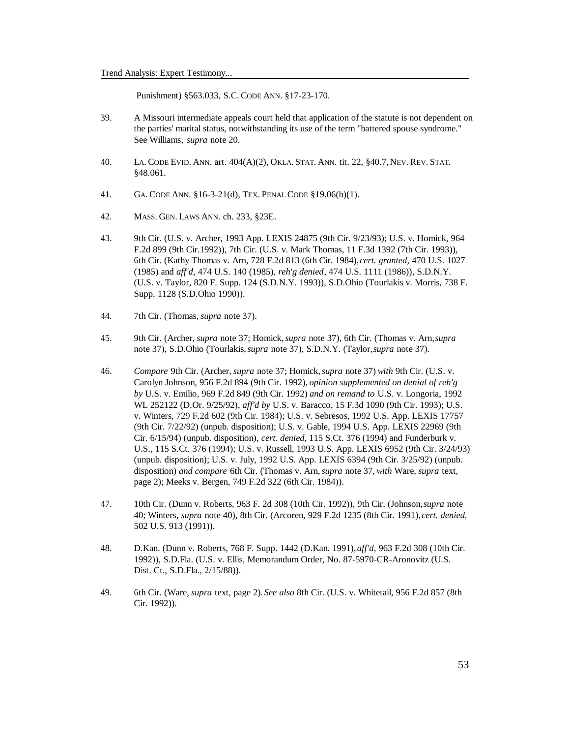Punishment) §563.033, S.C. CODE ANN. §17-23-170.

39. A Missouri intermediate appeals court held that application of the statute is not dependent on the parties' marital status, notwithstanding its use of the term "battered spouse syndrome." See Williams, *supra* note 20.

40. LA. CODE EVID. ANN. art. 404(A)(2), OKLA. STAT. ANN. tit. 22, §40.7, NEV. REV. STAT. §48.061.

41. GA. CODE ANN. §16-3-21(d), TEX. PENAL CODE §19.06(b)(1).

42. MASS. GEN. LAWS ANN. ch. 233, §23E.

43. 9th Cir. (U.S. v. Archer, 1993 App. LEXIS 24875 (9th Cir. 9/23/93); U.S. v. Homick, 964 F.2d 899 (9th Cir.1992)), 7th Cir. (U.S. v. Mark Thomas, 11 F.3d 1392 (7th Cir. 1993)), 6th Cir. (Kathy Thomas v. Arn, 728 F.2d 813 (6th Cir. 1984), *cert. granted*, 470 U.S. 1027 (1985) and *aff'd*, 474 U.S. 140 (1985), *reh'g denied*, 474 U.S. 1111 (1986)), S.D.N.Y. (U.S. v. Taylor, 820 F. Supp. 124 (S.D.N.Y. 1993)), S.D.Ohio (Tourlakis v. Morris, 738 F. Supp. 1128 (S.D.Ohio 1990)).

44. 7th Cir. (Thomas, *supra* note 37).

45. 9th Cir. (Archer, *supra* note 37; Homick, *supra* note 37), 6th Cir. (Thomas v. Arn, *supra* note 37), S.D.Ohio (Tourlakis, *supra* note 37), S.D.N.Y. (Taylor, *supra* note 37).

46. *Compare* 9th Cir. (Archer, *supra* note 37; Homick, *supra* note 37) *with* 9th Cir. (U.S. v. Carolyn Johnson, 956 F.2d 894 (9th Cir. 1992), *opinion supplemented on denial of reh'g by* U.S. v. Emilio, 969 F.2d 849 (9th Cir. 1992) *and on remand to* U.S. v. Longoria, 1992 WL 252122 (D.Or. 9/25/92), *aff'd by* U.S. v. Baracco, 15 F.3d 1090 (9th Cir. 1993); U.S. v. Winters, 729 F.2d 602 (9th Cir. 1984); U.S. v. Sebresos, 1992 U.S. App. LEXIS 17757 (9th Cir. 7/22/92) (unpub. disposition); U.S. v. Gable, 1994 U.S. App. LEXIS 22969 (9th Cir. 6/15/94) (unpub. disposition), *cert. denied*, 115 S.Ct. 376 (1994) and Funderburk v. U.S., 115 S.Ct. 376 (1994); U.S. v. Russell, 1993 U.S. App. LEXIS 6952 (9th Cir. 3/24/93) (unpub. disposition); U.S. v. July, 1992 U.S. App. LEXIS 6394 (9th Cir. 3/25/92) (unpub. disposition) *and compare* 6th Cir. (Thomas v. Arn, *supra* note 37, *with* Ware, *supra* text, page 2); Meeks v. Bergen, 749 F.2d 322 (6th Cir. 1984)).

47. 10th Cir. (Dunn v. Roberts, 963 F. 2d 308 (10th Cir. 1992)), 9th Cir. (Johnson, *supra* note 40; Winters, *supra* note 40), 8th Cir. (Arcoren, 929 F.2d 1235 (8th Cir. 1991), *cert. denied*, 502 U.S. 913 (1991)).

48. D.Kan. (Dunn v. Roberts, 768 F. Supp. 1442 (D.Kan. 1991), *aff'd*, 963 F.2d 308 (10th Cir. 1992)), S.D.Fla. (U.S. v. Ellis, Memorandum Order, No. 87-5970-CR-Aronovitz (U.S. Dist. Ct., S.D.Fla., 2/15/88)).

49. 6th Cir. (Ware, *supra* text, page 2). *See also* 8th Cir. (U.S. v. Whitetail, 956 F.2d 857 (8th Cir. 1992)).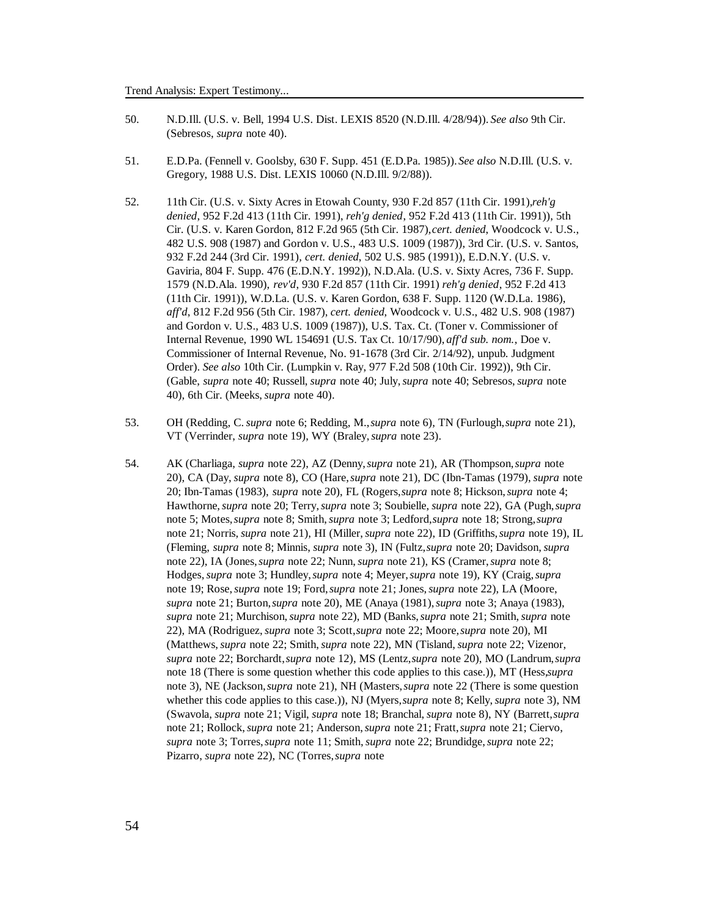50. N.D.Ill. (U.S. v. Bell, 1994 U.S. Dist. LEXIS 8520 (N.D.Ill. 4/28/94)). *See also* 9th Cir. (Sebresos, *supra* note 40).

51. E.D.Pa. (Fennell v. Goolsby, 630 F. Supp. 451 (E.D.Pa. 1985)). *See also* N.D.Ill. (U.S. v. Gregory, 1988 U.S. Dist. LEXIS 10060 (N.D.Ill. 9/2/88)).

52. 11th Cir. (U.S. v. Sixty Acres in Etowah County, 930 F.2d 857 (11th Cir. 1991), *reh'g denied*, 952 F.2d 413 (11th Cir. 1991), *reh'g denied*, 952 F.2d 413 (11th Cir. 1991)), 5th Cir. (U.S. v. Karen Gordon, 812 F.2d 965 (5th Cir. 1987), *cert. denied*, Woodcock v. U.S., 482 U.S. 908 (1987) and Gordon v. U.S., 483 U.S. 1009 (1987)), 3rd Cir. (U.S. v. Santos, 932 F.2d 244 (3rd Cir. 1991), *cert. denied*, 502 U.S. 985 (1991)), E.D.N.Y. (U.S. v. Gaviria, 804 F. Supp. 476 (E.D.N.Y. 1992)), N.D.Ala. (U.S. v. Sixty Acres, 736 F. Supp. 1579 (N.D.Ala. 1990), *rev'd*, 930 F.2d 857 (11th Cir. 1991) *reh'g denied*, 952 F.2d 413 (11th Cir. 1991)), W.D.La. (U.S. v. Karen Gordon, 638 F. Supp. 1120 (W.D.La. 1986), *aff'd*, 812 F.2d 956 (5th Cir. 1987), *cert. denied*, Woodcock v. U.S., 482 U.S. 908 (1987) and Gordon v. U.S., 483 U.S. 1009 (1987)), U.S. Tax. Ct. (Toner v. Commissioner of Internal Revenue, 1990 WL 154691 (U.S. Tax Ct. 10/17/90), *aff'd sub. nom.*, Doe v. Commissioner of Internal Revenue, No. 91-1678 (3rd Cir. 2/14/92), unpub. Judgment Order). *See also* 10th Cir. (Lumpkin v. Ray, 977 F.2d 508 (10th Cir. 1992)), 9th Cir. (Gable, *supra* note 40; Russell, *supra* note 40; July, *supra* note 40; Sebresos, *supra* note 40), 6th Cir. (Meeks, *supra* note 40).

53. OH (Redding, C. *supra* note 6; Redding, M., *supra* note 6), TN (Furlough, *supra* note 21), VT (Verrinder, *supra* note 19), WY (Braley, *supra* note 23).

54. AK (Charliaga, *supra* note 22), AZ (Denny, *supra* note 21), AR (Thompson, *supra* note 20), CA (Day, *supra* note 8), CO (Hare, *supra* note 21), DC (Ibn-Tamas (1979), *supra* note 20; Ibn-Tamas (1983), *supra* note 20), FL (Rogers, *supra* note 8; Hickson, *supra* note 4; Hawthorne, *supra* note 20; Terry, *supra* note 3; Soubielle, *supra* note 22), GA (Pugh, *supra* note 5; Motes, *supra* note 8; Smith, *supra* note 3; Ledford, *supra* note 18; Strong, *supra* note 21; Norris, *supra* note 21), HI (Miller, *supra* note 22), ID (Griffiths, *supra* note 19), IL (Fleming, *supra* note 8; Minnis, *supra* note 3), IN (Fultz, *supra* note 20; Davidson, *supra* note 22), IA (Jones, *supra* note 22; Nunn, *supra* note 21), KS (Cramer, *supra* note 8; Hodges, *supra* note 3; Hundley, *supra* note 4; Meyer, *supra* note 19), KY (Craig, *supra* note 19; Rose, *supra* note 19; Ford, *supra* note 21; Jones, *supra* note 22), LA (Moore, *supra* note 21; Burton, *supra* note 20), ME (Anaya (1981), *supra* note 3; Anaya (1983), *supra* note 21; Murchison, *supra* note 22), MD (Banks, *supra* note 21; Smith, *supra* note 22), MA (Rodriguez, *supra* note 3; Scott, *supra* note 22; Moore, *supra* note 20), MI (Matthews, *supra* note 22; Smith, *supra* note 22), MN (Tisland, *supra* note 22; Vizenor, *supra* note 22; Borchardt, *supra* note 12), MS (Lentz, *supra* note 20), MO (Landrum, *supra* note 18 (There is some question whether this code applies to this case.)), MT (Hess, *supra* note 3), NE (Jackson, *supra* note 21), NH (Masters, *supra* note 22 (There is some question whether this code applies to this case.)), NJ (Myers, *supra* note 8; Kelly, *supra* note 3), NM (Swavola, *supra* note 21; Vigil, *supra* note 18; Branchal, *supra* note 8), NY (Barrett, *supra* note 21; Rollock, *supra* note 21; Anderson, *supra* note 21; Fratt, *supra* note 21; Ciervo, *supra* note 3; Torres, *supra* note 11; Smith, *supra* note 22; Brundidge, *supra* note 22; Pizarro, *supra* note 22), NC (Torres, *supra* note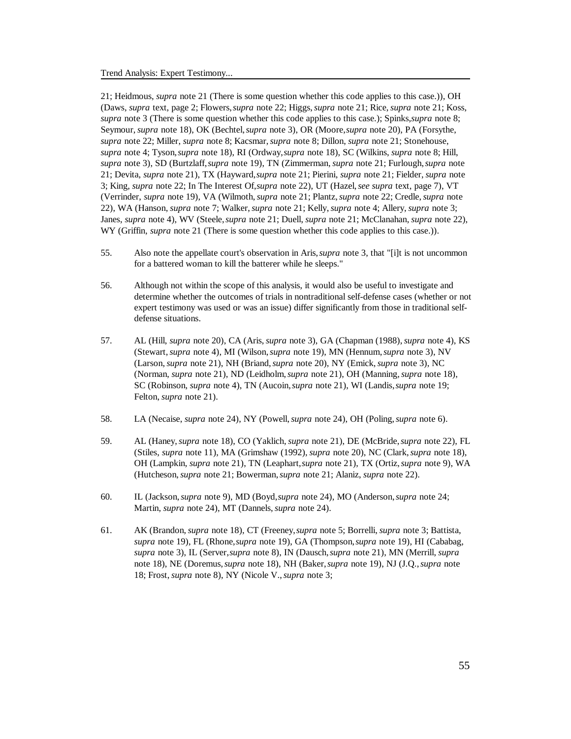21; Heidmous, *supra* note 21 (There is some question whether this code applies to this case.)), OH (Daws, *supra* text, page 2; Flowers, *supra* note 22; Higgs, *supra* note 21; Rice, *supra* note 21; Koss, *supra* note 3 (There is some question whether this code applies to this case.); Spinks, *supra* note 8; Seymour, *supra* note 18), OK (Bechtel, *supra* note 3), OR (Moore, *supra* note 20), PA (Forsythe, *supra* note 22; Miller, *supra* note 8; Kacsmar, *supra* note 8; Dillon, *supra* note 21; Stonehouse, *supra* note 4; Tyson, *supra* note 18), RI (Ordway, *supra* note 18), SC (Wilkins, *supra* note 8; Hill, *supra* note 3), SD (Burtzlaff, *supra* note 19), TN (Zimmerman, *supra* note 21; Furlough, *supra* note 21; Devita, *supra* note 21), TX (Hayward, *supra* note 21; Pierini, *supra* note 21; Fielder, *supra* note 3; King, *supra* note 22; In The Interest Of, *supra* note 22), UT (Hazel, *see supra* text, page 7), VT (Verrinder, *supra* note 19), VA (Wilmoth, *supra* note 21; Plantz, *supra* note 22; Credle, *supra* note 22), WA (Hanson, *supra* note 7; Walker, *supra* note 21; Kelly, *supra* note 4; Allery, *supra* note 3; Janes, *supra* note 4), WV (Steele, *supra* note 21; Duell, *supra* note 21; McClanahan, *supra* note 22), WY (Griffin, *supra* note 21 (There is some question whether this code applies to this case.)).

55. Also note the appellate court's observation in Aris, *supra* note 3, that "[i]t is not uncommon for a battered woman to kill the batterer while he sleeps."

56. Although not within the scope of this analysis, it would also be useful to investigate and determine whether the outcomes of trials in nontraditional self-defense cases (whether or not expert testimony was used or was an issue) differ significantly from those in traditional self-defense situations.

57. AL (Hill, *supra* note 20), CA (Aris, *supra* note 3), GA (Chapman (1988), *supra* note 4), KS (Stewart, *supra* note 4), MI (Wilson, *supra* note 19), MN (Hennum, *supra* note 3), NV (Larson, *supra* note 21), NH (Briand, *supra* note 20), NY (Emick, *supra* note 3), NC (Norman, *supra* note 21), ND (Leidholm, *supra* note 21), OH (Manning, *supra* note 18), SC (Robinson, *supra* note 4), TN (Aucoin, *supra* note 21), WI (Landis, *supra* note 19; Felton, *supra* note 21).

58. LA (Necaise, *supra* note 24), NY (Powell, *supra* note 24), OH (Poling, *supra* note 6).

59. AL (Haney, *supra* note 18), CO (Yaklich, *supra* note 21), DE (McBride, *supra* note 22), FL (Stiles, *supra* note 11), MA (Grimshaw (1992), *supra* note 20), NC (Clark, *supra* note 18), OH (Lampkin, *supra* note 21), TN (Leaphart, *supra* note 21), TX (Ortiz, *supra* note 9), WA (Hutcheson, *supra* note 21; Bowerman, *supra* note 21; Alaniz, *supra* note 22).

60. IL (Jackson, *supra* note 9), MD (Boyd, *supra* note 24), MO (Anderson, *supra* note 24; Martin, *supra* note 24), MT (Dannels, *supra* note 24).

61. AK (Brandon, *supra* note 18), CT (Freeney, *supra* note 5; Borrelli, *supra* note 3; Battista, *supra* note 19), FL (Rhone, *supra* note 19), GA (Thompson, *supra* note 19), HI (Cababag, *supra* note 3), IL (Server, *supra* note 8), IN (Dausch, *supra* note 21), MN (Merrill, *supra* note 18), NE (Doremus, *supra* note 18), NH (Baker, *supra* note 19), NJ (J.Q., *supra* note 18; Frost, *supra* note 8), NY (Nicole V., *supra* note 3;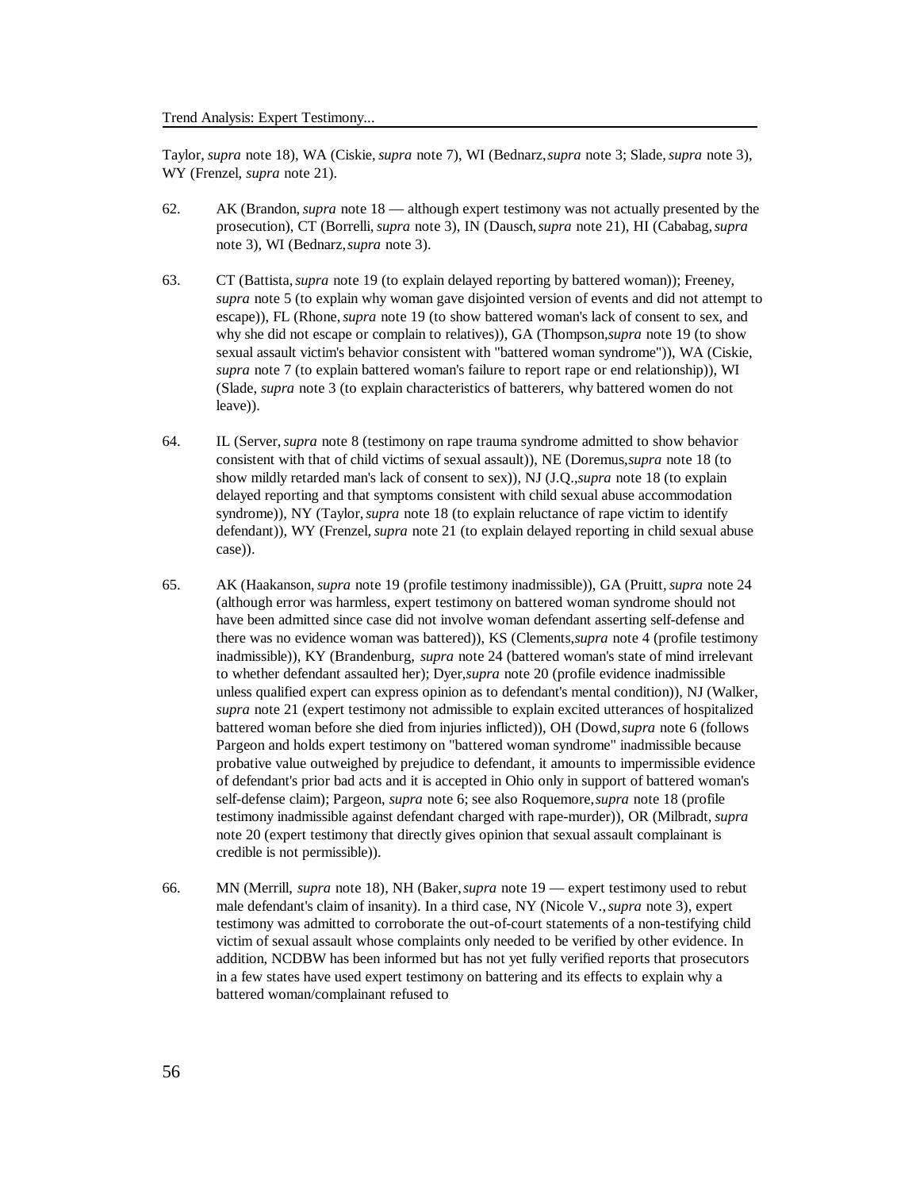Taylor, *supra* note 18), WA (Ciskie, *supra* note 7), WI (Bednarz, *supra* note 3; Slade, *supra* note 3), WY (Frenzel, *supra* note 21).

62. AK (Brandon, *supra* note 18 — although expert testimony was not actually presented by the prosecution), CT (Borrelli, *supra* note 3), IN (Dausch, *supra* note 21), HI (Cababag, *supra* note 3), WI (Bednarz, *supra* note 3).

63. CT (Battista, *supra* note 19 (to explain delayed reporting by battered woman)); Freeney, *supra* note 5 (to explain why woman gave disjointed version of events and did not attempt to escape)), FL (Rhone, *supra* note 19 (to show battered woman's lack of consent to sex, and why she did not escape or complain to relatives)), GA (Thompson, *supra* note 19 (to show sexual assault victim's behavior consistent with "battered woman syndrome")), WA (Ciskie, *supra* note 7 (to explain battered woman's failure to report rape or end relationship)), WI (Slade, *supra* note 3 (to explain characteristics of batterers, why battered women do not leave)).

64. IL (Server, *supra* note 8 (testimony on rape trauma syndrome admitted to show behavior consistent with that of child victims of sexual assault)), NE (Doremus, *supra* note 18 (to show mildly retarded man's lack of consent to sex)), NJ (J.Q., *supra* note 18 (to explain delayed reporting and that symptoms consistent with child sexual abuse accommodation syndrome)), NY (Taylor, *supra* note 18 (to explain reluctance of rape victim to identify defendant)), WY (Frenzel, *supra* note 21 (to explain delayed reporting in child sexual abuse case)).

65. AK (Haakanson, *supra* note 19 (profile testimony inadmissible)), GA (Pruitt, *supra* note 24 (although error was harmless, expert testimony on battered woman syndrome should not have been admitted since case did not involve woman defendant asserting self-defense and there was no evidence woman was battered)), KS (Clements, *supra* note 4 (profile testimony inadmissible)), KY (Brandenburg, *supra* note 24 (battered woman's state of mind irrelevant to whether defendant assaulted her); Dyer, *supra* note 20 (profile evidence inadmissible unless qualified expert can express opinion as to defendant's mental condition)), NJ (Walker, *supra* note 21 (expert testimony not admissible to explain excited utterances of hospitalized battered woman before she died from injuries inflicted)), OH (Dowd, *supra* note 6 (follows Pargeon and holds expert testimony on "battered woman syndrome" inadmissible because probative value outweighed by prejudice to defendant, it amounts to impermissible evidence of defendant's prior bad acts and it is accepted in Ohio only in support of battered woman's self-defense claim); Pargeon, *supra* note 6; see also Roquemore, *supra* note 18 (profile testimony inadmissible against defendant charged with rape-murder)), OR (Milbradt, *supra* note 20 (expert testimony that directly gives opinion that sexual assault complainant is credible is not permissible)).

66. MN (Merrill, *supra* note 18), NH (Baker, *supra* note 19 — expert testimony used to rebut male defendant's claim of insanity). In a third case, NY (Nicole V., *supra* note 3), expert testimony was admitted to corroborate the out-of-court statements of a non-testifying child victim of sexual assault whose complaints only needed to be verified by other evidence. In addition, NCDBW has been informed but has not yet fully verified reports that prosecutors in a few states have used expert testimony on battering and its effects to explain why a battered woman/complainant refused to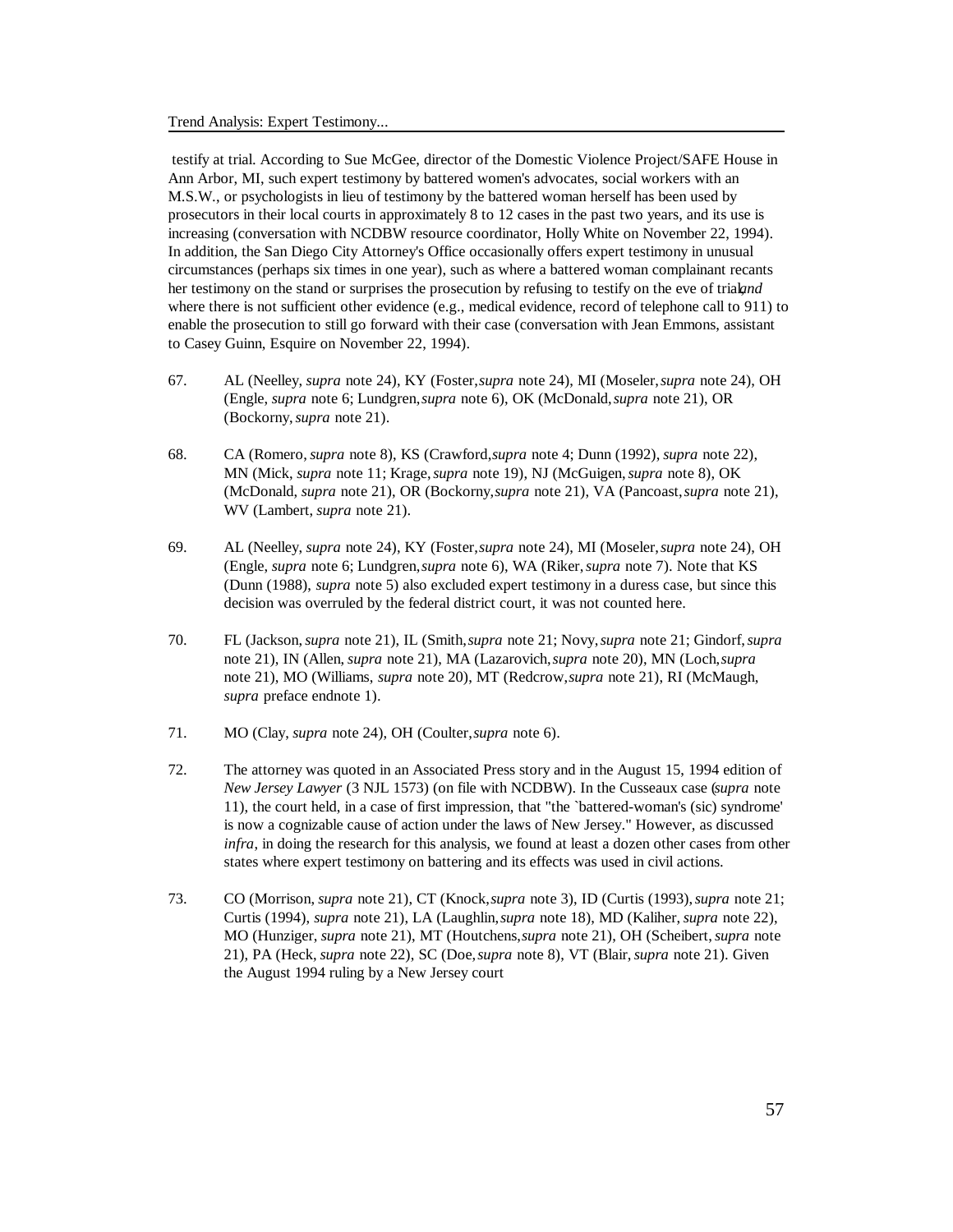testify at trial. According to Sue McGee, director of the Domestic Violence Project/SAFE House in Ann Arbor, MI, such expert testimony by battered women's advocates, social workers with an M.S.W., or psychologists in lieu of testimony by the battered woman herself has been used by prosecutors in their local courts in approximately 8 to 12 cases in the past two years, and its use is increasing (conversation with NCDBW resource coordinator, Holly White on November 22, 1994). In addition, the San Diego City Attorney's Office occasionally offers expert testimony in unusual circumstances (perhaps six times in one year), such as where a battered woman complainant recants her testimony on the stand or surprises the prosecution by refusing to testify on the eve of trial, *and* where there is not sufficient other evidence (e.g., medical evidence, record of telephone call to 911) to enable the prosecution to still go forward with their case (conversation with Jean Emmons, assistant to Casey Guinn, Esquire on November 22, 1994).

67. AL (Neelley, *supra* note 24), KY (Foster, *supra* note 24), MI (Moseler, *supra* note 24), OH (Engle, *supra* note 6; Lundgren, *supra* note 6), OK (McDonald, *supra* note 21), OR (Bockorny, *supra* note 21).

68. CA (Romero, *supra* note 8), KS (Crawford, *supra* note 4; Dunn (1992), *supra* note 22), MN (Mick, *supra* note 11; Krage, *supra* note 19), NJ (McGuigen, *supra* note 8), OK (McDonald, *supra* note 21), OR (Bockorny, *supra* note 21), VA (Pancoast, *supra* note 21), WV (Lambert, *supra* note 21).

69. AL (Neelley, *supra* note 24), KY (Foster, *supra* note 24), MI (Moseler, *supra* note 24), OH (Engle, *supra* note 6; Lundgren, *supra* note 6), WA (Riker, *supra* note 7). Note that KS (Dunn (1988), *supra* note 5) also excluded expert testimony in a duress case, but since this decision was overruled by the federal district court, it was not counted here.

70. FL (Jackson, *supra* note 21), IL (Smith, *supra* note 21; Novy, *supra* note 21; Gindorf, *supra* note 21), IN (Allen, *supra* note 21), MA (Lazarovich, *supra* note 20), MN (Loch, *supra* note 21), MO (Williams, *supra* note 20), MT (Redcrow, *supra* note 21), RI (McMaugh, *supra* preface endnote 1).

71. MO (Clay, *supra* note 24), OH (Coulter, *supra* note 6).

72. The attorney was quoted in an Associated Press story and in the August 15, 1994 edition of *New Jersey Lawyer* (3 NJL 1573) (on file with NCDBW). In the Cusseaux case (*supra* note 11), the court held, in a case of first impression, that "the `battered-woman's (sic) syndrome' is now a cognizable cause of action under the laws of New Jersey." However, as discussed *infra*, in doing the research for this analysis, we found at least a dozen other cases from other states where expert testimony on battering and its effects was used in civil actions.

73. CO (Morrison, *supra* note 21), CT (Knock, *supra* note 3), ID (Curtis (1993), *supra* note 21; Curtis (1994), *supra* note 21), LA (Laughlin, *supra* note 18), MD (Kaliher, *supra* note 22), MO (Hunziger, *supra* note 21), MT (Houtchens, *supra* note 21), OH (Scheibert, *supra* note 21), PA (Heck, *supra* note 22), SC (Doe, *supra* note 8), VT (Blair, *supra* note 21). Given the August 1994 ruling by a New Jersey court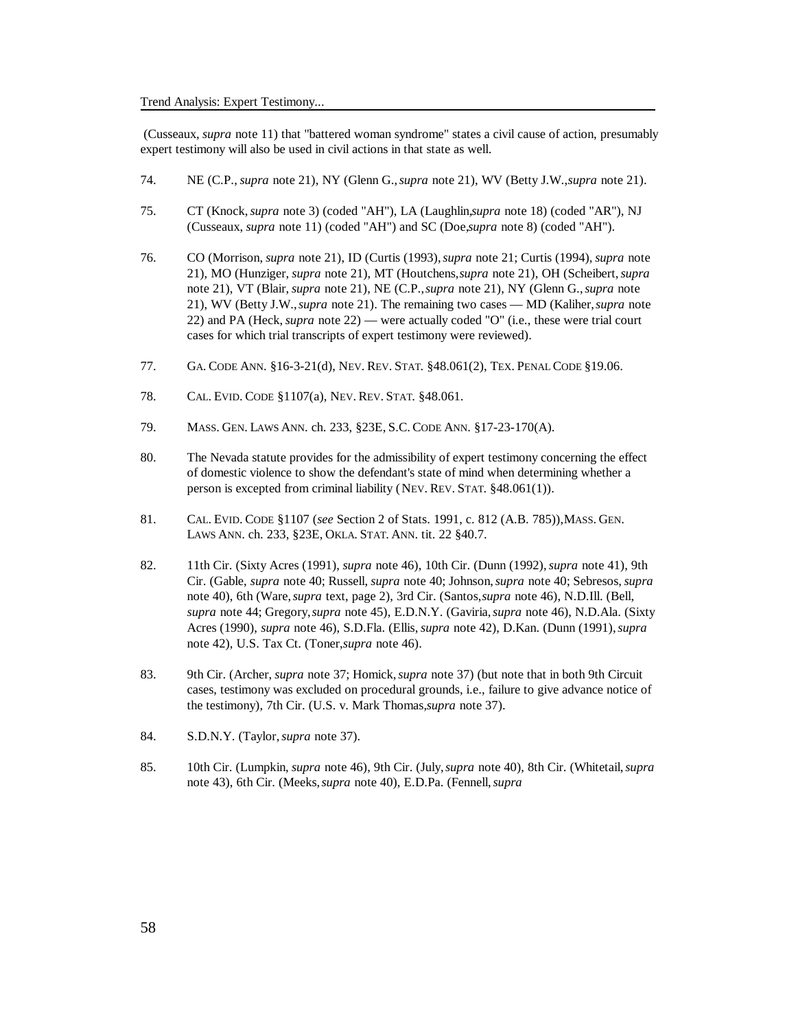(Cusseaux, *supra* note 11) that "battered woman syndrome" states a civil cause of action, presumably expert testimony will also be used in civil actions in that state as well.

74. NE (C.P., *supra* note 21), NY (Glenn G., *supra* note 21), WV (Betty J.W., *supra* note 21).

75. CT (Knock, *supra* note 3) (coded "AH"), LA (Laughlin, *supra* note 18) (coded "AR"), NJ (Cusseaux, *supra* note 11) (coded "AH") and SC (Doe, *supra* note 8) (coded "AH").

76. CO (Morrison, *supra* note 21), ID (Curtis (1993), *supra* note 21; Curtis (1994), *supra* note 21), MO (Hunziger, *supra* note 21), MT (Houtchens, *supra* note 21), OH (Scheibert, *supra* note 21), VT (Blair, *supra* note 21), NE (C.P., *supra* note 21), NY (Glenn G., *supra* note 21), WV (Betty J.W., *supra* note 21). The remaining two cases — MD (Kaliher, *supra* note 22) and PA (Heck, *supra* note 22) — were actually coded "O" (i.e., these were trial court cases for which trial transcripts of expert testimony were reviewed).

77. GA. CODE ANN. §16-3-21(d), NEV. REV. STAT. §48.061(2), TEX. PENAL CODE §19.06.

78. CAL. EVID. CODE §1107(a), NEV. REV. STAT. §48.061.

79. MASS. GEN. LAWS ANN. ch. 233, §23E, S.C. CODE ANN. §17-23-170(A).

80. The Nevada statute provides for the admissibility of expert testimony concerning the effect of domestic violence to show the defendant's state of mind when determining whether a person is excepted from criminal liability (NEV. REV. STAT. §48.061(1)).

81. CAL. EVID. CODE §1107 (*see* Section 2 of Stats. 1991, c. 812 (A.B. 785)), MASS. GEN. LAWS ANN. ch. 233, §23E, OKLA. STAT. ANN. tit. 22 §40.7.

82. 11th Cir. (Sixty Acres (1991), *supra* note 46), 10th Cir. (Dunn (1992), *supra* note 41), 9th Cir. (Gable, *supra* note 40; Russell, *supra* note 40; Johnson, *supra* note 40; Sebresos, *supra* note 40), 6th (Ware, *supra* text, page 2), 3rd Cir. (Santos, *supra* note 46), N.D.Ill. (Bell, *supra* note 44; Gregory, *supra* note 45), E.D.N.Y. (Gaviria, *supra* note 46), N.D.Ala. (Sixty Acres (1990), *supra* note 46), S.D.Fla. (Ellis, *supra* note 42), D.Kan. (Dunn (1991), *supra* note 42), U.S. Tax Ct. (Toner, *supra* note 46).

83. 9th Cir. (Archer, *supra* note 37; Homick, *supra* note 37) (but note that in both 9th Circuit cases, testimony was excluded on procedural grounds, i.e., failure to give advance notice of the testimony), 7th Cir. (U.S. v. Mark Thomas, *supra* note 37).

84. S.D.N.Y. (Taylor, *supra* note 37).

85. 10th Cir. (Lumpkin, *supra* note 46), 9th Cir. (July, *supra* note 40), 8th Cir. (Whitetail, *supra* note 43), 6th Cir. (Meeks, *supra* note 40), E.D.Pa. (Fennell, *supra*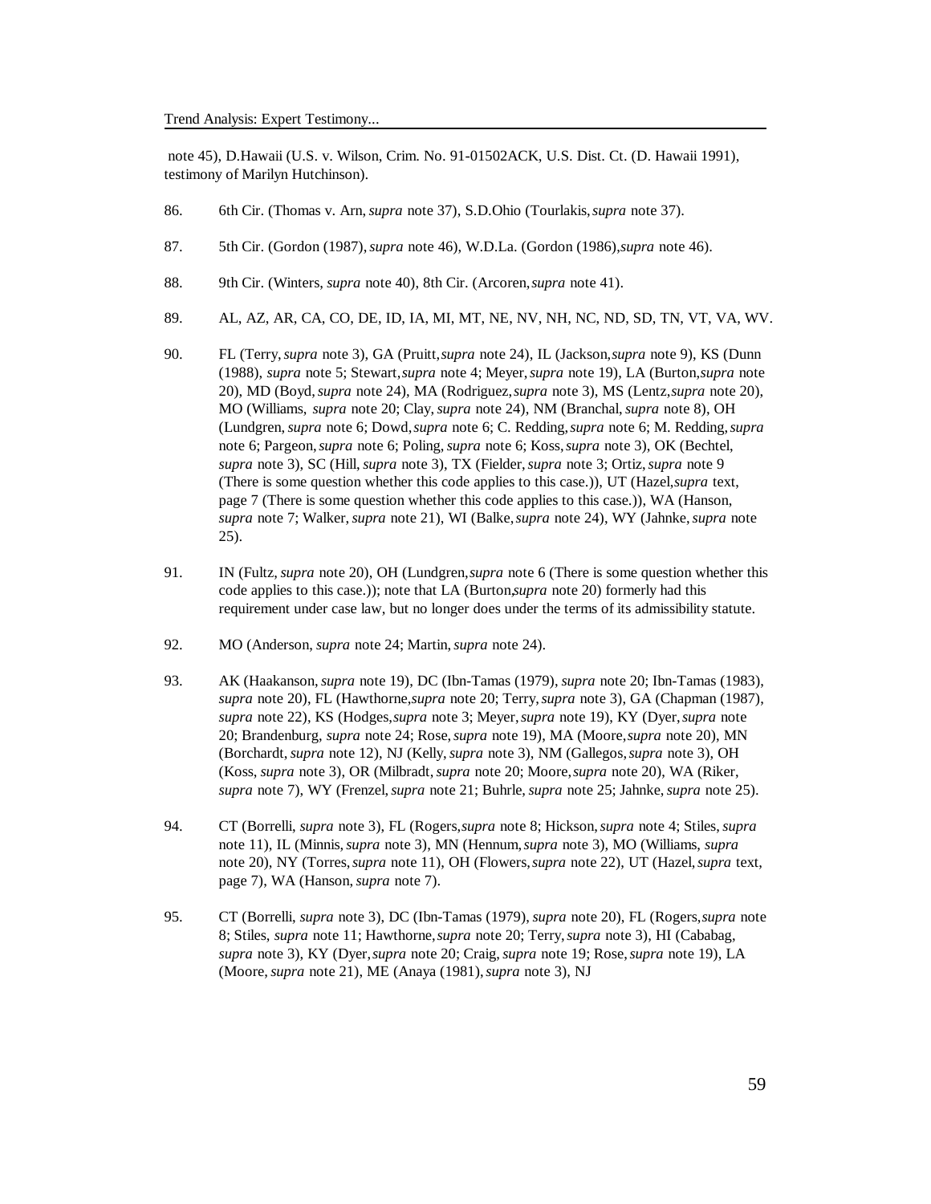note 45), D.Hawaii (U.S. v. Wilson, Crim. No. 91-01502ACK, U.S. Dist. Ct. (D. Hawaii 1991), testimony of Marilyn Hutchinson).

86. 6th Cir. (Thomas v. Arn, *supra* note 37), S.D.Ohio (Tourlakis, *supra* note 37).

87. 5th Cir. (Gordon (1987), *supra* note 46), W.D.La. (Gordon (1986), *supra* note 46).

88. 9th Cir. (Winters, *supra* note 40), 8th Cir. (Arcoren, *supra* note 41).

89. AL, AZ, AR, CA, CO, DE, ID, IA, MI, MT, NE, NV, NH, NC, ND, SD, TN, VT, VA, WV.

90. FL (Terry, *supra* note 3), GA (Pruitt, *supra* note 24), IL (Jackson, *supra* note 9), KS (Dunn (1988), *supra* note 5; Stewart, *supra* note 4; Meyer, *supra* note 19), LA (Burton, *supra* note 20), MD (Boyd, *supra* note 24), MA (Rodriguez, *supra* note 3), MS (Lentz, *supra* note 20), MO (Williams, *supra* note 20; Clay, *supra* note 24), NM (Branchal, *supra* note 8), OH (Lundgren, *supra* note 6; Dowd, *supra* note 6; C. Redding, *supra* note 6; M. Redding, *supra* note 6; Pargeon, *supra* note 6; Poling, *supra* note 6; Koss, *supra* note 3), OK (Bechtel, *supra* note 3), SC (Hill, *supra* note 3), TX (Fielder, *supra* note 3; Ortiz, *supra* note 9 (There is some question whether this code applies to this case.)), UT (Hazel, *supra* text, page 7 (There is some question whether this code applies to this case.)), WA (Hanson, *supra* note 7; Walker, *supra* note 21), WI (Balke, *supra* note 24), WY (Jahnke, *supra* note 25).

91. IN (Fultz, *supra* note 20), OH (Lundgren, *supra* note 6 (There is some question whether this code applies to this case.)); note that LA (Burton, *supra* note 20) formerly had this requirement under case law, but no longer does under the terms of its admissibility statute.

92. MO (Anderson, *supra* note 24; Martin, *supra* note 24).

93. AK (Haakanson, *supra* note 19), DC (Ibn-Tamas (1979), *supra* note 20; Ibn-Tamas (1983), *supra* note 20), FL (Hawthorne, *supra* note 20; Terry, *supra* note 3), GA (Chapman (1987), *supra* note 22), KS (Hodges, *supra* note 3; Meyer, *supra* note 19), KY (Dyer, *supra* note 20; Brandenburg, *supra* note 24; Rose, *supra* note 19), MA (Moore, *supra* note 20), MN (Borchardt, *supra* note 12), NJ (Kelly, *supra* note 3), NM (Gallegos, *supra* note 3), OH (Koss, *supra* note 3), OR (Milbradt, *supra* note 20; Moore, *supra* note 20), WA (Riker, *supra* note 7), WY (Frenzel, *supra* note 21; Buhrle, *supra* note 25; Jahnke, *supra* note 25).

94. CT (Borrelli, *supra* note 3), FL (Rogers, *supra* note 8; Hickson, *supra* note 4; Stiles, *supra* note 11), IL (Minnis, *supra* note 3), MN (Hennum, *supra* note 3), MO (Williams, *supra* note 20), NY (Torres, *supra* note 11), OH (Flowers, *supra* note 22), UT (Hazel, *supra* text, page 7), WA (Hanson, *supra* note 7).

95. CT (Borrelli, *supra* note 3), DC (Ibn-Tamas (1979), *supra* note 20), FL (Rogers, *supra* note 8; Stiles, *supra* note 11; Hawthorne, *supra* note 20; Terry, *supra* note 3), HI (Cababag, *supra* note 3), KY (Dyer, *supra* note 20; Craig, *supra* note 19; Rose, *supra* note 19), LA (Moore, *supra* note 21), ME (Anaya (1981), *supra* note 3), NJ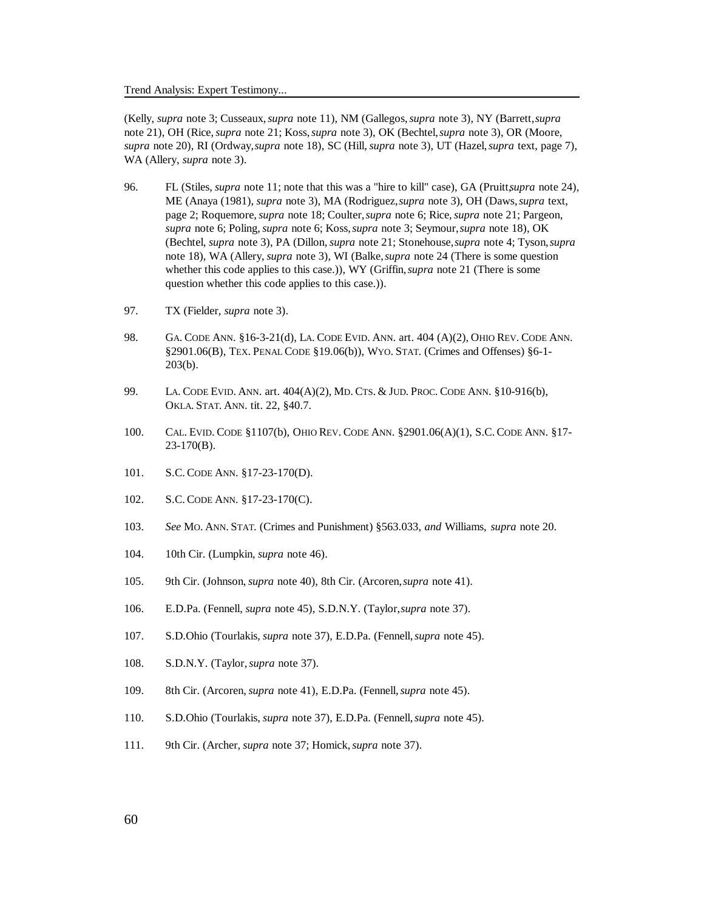(Kelly, *supra* note 3; Cusseaux, *supra* note 11), NM (Gallegos, *supra* note 3), NY (Barrett, *supra* note 21), OH (Rice, *supra* note 21; Koss, *supra* note 3), OK (Bechtel, *supra* note 3), OR (Moore, *supra* note 20), RI (Ordway, *supra* note 18), SC (Hill, *supra* note 3), UT (Hazel, *supra* text, page 7), WA (Allery, *supra* note 3).

96. FL (Stiles, *supra* note 11; note that this was a "hire to kill" case), GA (Pruitt, *supra* note 24), ME (Anaya (1981), *supra* note 3), MA (Rodriguez, *supra* note 3), OH (Daws, *supra* text, page 2; Roquemore, *supra* note 18; Coulter, *supra* note 6; Rice, *supra* note 21; Pargeon, *supra* note 6; Poling, *supra* note 6; Koss, *supra* note 3; Seymour, *supra* note 18), OK (Bechtel, *supra* note 3), PA (Dillon, *supra* note 21; Stonehouse, *supra* note 4; Tyson, *supra* note 18), WA (Allery, *supra* note 3), WI (Balke, *supra* note 24 (There is some question whether this code applies to this case.)), WY (Griffin, *supra* note 21 (There is some question whether this code applies to this case.)).

97. TX (Fielder, *supra* note 3).

98. GA. CODE ANN. §16-3-21(d), LA. CODE EVID. ANN. art. 404 (A)(2), OHIO REV. CODE ANN. §2901.06(B), TEX. PENAL CODE §19.06(b)), WYO. STAT. (Crimes and Offenses) §6-1-203(b).

99. LA. CODE EVID. ANN. art. 404(A)(2), MD. CTS. & JUD. PROC. CODE ANN. §10-916(b), OKLA. STAT. ANN. tit. 22, §40.7.

100. CAL. EVID. CODE §1107(b), OHIO REV. CODE ANN. §2901.06(A)(1), S.C. CODE ANN. §17-23-170(B).

101. S.C. CODE ANN. §17-23-170(D).

102. S.C. CODE ANN. §17-23-170(C).

103. *See* MO. ANN. STAT. (Crimes and Punishment) §563.033, *and* Williams, *supra* note 20.

104. 10th Cir. (Lumpkin, *supra* note 46).

105. 9th Cir. (Johnson, *supra* note 40), 8th Cir. (Arcoren, *supra* note 41).

106. E.D.Pa. (Fennell, *supra* note 45), S.D.N.Y. (Taylor, *supra* note 37).

107. S.D.Ohio (Tourlakis, *supra* note 37), E.D.Pa. (Fennell, *supra* note 45).

108. S.D.N.Y. (Taylor, *supra* note 37).

109. 8th Cir. (Arcoren, *supra* note 41), E.D.Pa. (Fennell, *supra* note 45).

110. S.D.Ohio (Tourlakis, *supra* note 37), E.D.Pa. (Fennell, *supra* note 45).

111. 9th Cir. (Archer, *supra* note 37; Homick, *supra* note 37).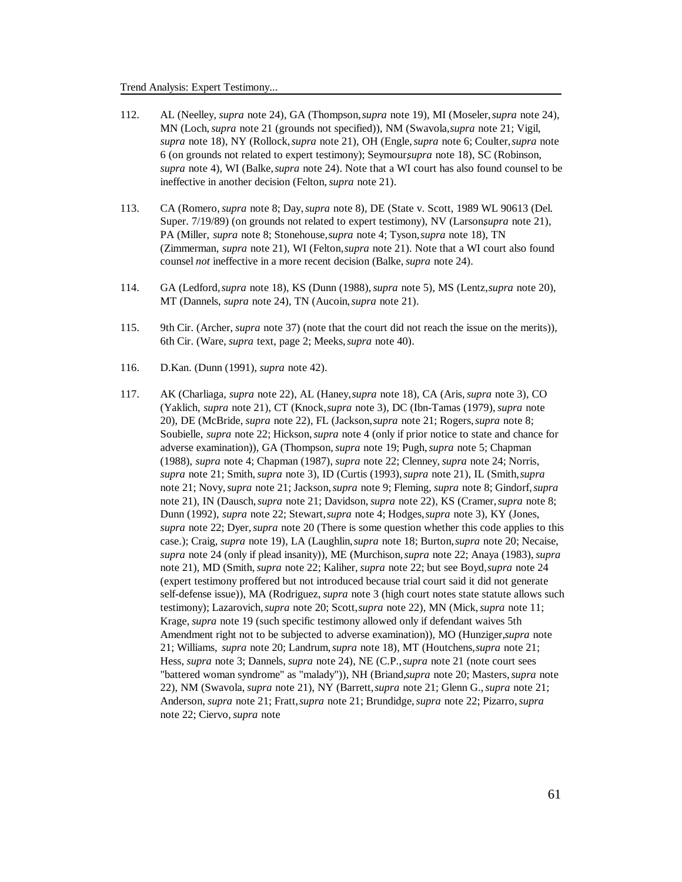112. AL (Neelley, *supra* note 24), GA (Thompson, *supra* note 19), MI (Moseler, *supra* note 24), MN (Loch, *supra* note 21 (grounds not specified)), NM (Swavola, *supra* note 21; Vigil, *supra* note 18), NY (Rollock, *supra* note 21), OH (Engle, *supra* note 6; Coulter, *supra* note 6 (on grounds not related to expert testimony); Seymour, *supra* note 18), SC (Robinson, *supra* note 4), WI (Balke, *supra* note 24). Note that a WI court has also found counsel to be ineffective in another decision (Felton, *supra* note 21).

113. CA (Romero, *supra* note 8; Day, *supra* note 8), DE (State v. Scott, 1989 WL 90613 (Del. Super. 7/19/89) (on grounds not related to expert testimony), NV (Larson, *supra* note 21), PA (Miller, *supra* note 8; Stonehouse, *supra* note 4; Tyson, *supra* note 18), TN (Zimmerman, *supra* note 21), WI (Felton, *supra* note 21). Note that a WI court also found counsel *not* ineffective in a more recent decision (Balke, *supra* note 24).

114. GA (Ledford, *supra* note 18), KS (Dunn (1988), *supra* note 5), MS (Lentz, *supra* note 20), MT (Dannels, *supra* note 24), TN (Aucoin, *supra* note 21).

115. 9th Cir. (Archer, *supra* note 37) (note that the court did not reach the issue on the merits)), 6th Cir. (Ware, *supra* text, page 2; Meeks, *supra* note 40).

116. D.Kan. (Dunn (1991), *supra* note 42).

117. AK (Charliaga, *supra* note 22), AL (Haney, *supra* note 18), CA (Aris, *supra* note 3), CO (Yaklich, *supra* note 21), CT (Knock, *supra* note 3), DC (Ibn-Tamas (1979), *supra* note 20), DE (McBride, *supra* note 22), FL (Jackson, *supra* note 21; Rogers, *supra* note 8; Soubielle, *supra* note 22; Hickson, *supra* note 4 (only if prior notice to state and chance for adverse examination)), GA (Thompson, *supra* note 19; Pugh, *supra* note 5; Chapman (1988), *supra* note 4; Chapman (1987), *supra* note 22; Clenney, *supra* note 24; Norris, *supra* note 21; Smith, *supra* note 3), ID (Curtis (1993), *supra* note 21), IL (Smith, *supra* note 21; Novy, *supra* note 21; Jackson, *supra* note 9; Fleming, *supra* note 8; Gindorf, *supra* note 21), IN (Dausch, *supra* note 21; Davidson, *supra* note 22), KS (Cramer, *supra* note 8; Dunn (1992), *supra* note 22; Stewart, *supra* note 4; Hodges, *supra* note 3), KY (Jones, *supra* note 22; Dyer, *supra* note 20 (There is some question whether this code applies to this case.); Craig, *supra* note 19), LA (Laughlin, *supra* note 18; Burton, *supra* note 20; Necaise, *supra* note 24 (only if plead insanity)), ME (Murchison, *supra* note 22; Anaya (1983), *supra* note 21), MD (Smith, *supra* note 22; Kaliher, *supra* note 22; but see Boyd, *supra* note 24 (expert testimony proffered but not introduced because trial court said it did not generate self-defense issue)), MA (Rodriguez, *supra* note 3 (high court notes state statute allows such testimony); Lazarovich, *supra* note 20; Scott, *supra* note 22), MN (Mick, *supra* note 11; Krage, *supra* note 19 (such specific testimony allowed only if defendant waives 5th Amendment right not to be subjected to adverse examination)), MO (Hunziger, *supra* note 21; Williams, *supra* note 20; Landrum, *supra* note 18), MT (Houtchens, *supra* note 21; Hess, *supra* note 3; Dannels, *supra* note 24), NE (C.P., *supra* note 21 (note court sees "battered woman syndrome" as "malady")), NH (Briand, *supra* note 20; Masters, *supra* note 22), NM (Swavola, *supra* note 21), NY (Barrett, *supra* note 21; Glenn G., *supra* note 21; Anderson, *supra* note 21; Fratt, *supra* note 21; Brundidge, *supra* note 22; Pizarro, *supra* note 22; Ciervo, *supra* note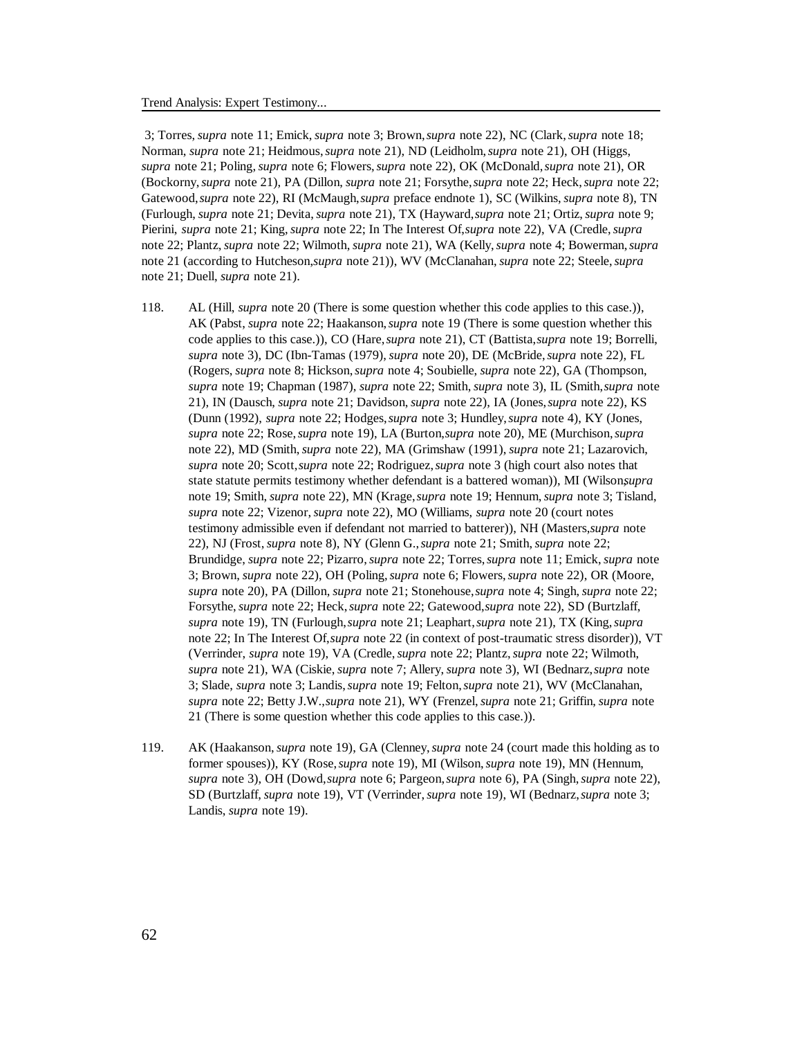3; Torres, *supra* note 11; Emick, *supra* note 3; Brown, *supra* note 22), NC (Clark, *supra* note 18; Norman, *supra* note 21; Heidmous, *supra* note 21), ND (Leidholm, *supra* note 21), OH (Higgs, *supra* note 21; Poling, *supra* note 6; Flowers, *supra* note 22), OK (McDonald, *supra* note 21), OR (Bockorny, *supra* note 21), PA (Dillon, *supra* note 21; Forsythe, *supra* note 22; Heck, *supra* note 22; Gatewood, *supra* note 22), RI (McMaugh, *supra* preface endnote 1), SC (Wilkins, *supra* note 8), TN (Furlough, *supra* note 21; Devita, *supra* note 21), TX (Hayward, *supra* note 21; Ortiz, *supra* note 9; Pierini, *supra* note 21; King, *supra* note 22; In The Interest Of, *supra* note 22), VA (Credle, *supra* note 22; Plantz, *supra* note 22; Wilmoth, *supra* note 21), WA (Kelly, *supra* note 4; Bowerman, *supra* note 21 (according to Hutcheson, *supra* note 21)), WV (McClanahan, *supra* note 22; Steele, *supra* note 21; Duell, *supra* note 21).

118. AL (Hill, *supra* note 20 (There is some question whether this code applies to this case.)), AK (Pabst, *supra* note 22; Haakanson, *supra* note 19 (There is some question whether this code applies to this case.)), CO (Hare, *supra* note 21), CT (Battista, *supra* note 19; Borrelli, *supra* note 3), DC (Ibn-Tamas (1979), *supra* note 20), DE (McBride, *supra* note 22), FL (Rogers, *supra* note 8; Hickson, *supra* note 4; Soubielle, *supra* note 22), GA (Thompson, *supra* note 19; Chapman (1987), *supra* note 22; Smith, *supra* note 3), IL (Smith, *supra* note 21), IN (Dausch, *supra* note 21; Davidson, *supra* note 22), IA (Jones, *supra* note 22), KS (Dunn (1992), *supra* note 22; Hodges, *supra* note 3; Hundley, *supra* note 4), KY (Jones, *supra* note 22; Rose, *supra* note 19), LA (Burton, *supra* note 20), ME (Murchison, *supra* note 22), MD (Smith, *supra* note 22), MA (Grimshaw (1991), *supra* note 21; Lazarovich, *supra* note 20; Scott, *supra* note 22; Rodriguez, *supra* note 3 (high court also notes that state statute permits testimony whether defendant is a battered woman)), MI (Wilson, *supra* note 19; Smith, *supra* note 22), MN (Krage, *supra* note 19; Hennum, *supra* note 3; Tisland, *supra* note 22; Vizenor, *supra* note 22), MO (Williams, *supra* note 20 (court notes testimony admissible even if defendant not married to batterer)), NH (Masters, *supra* note 22), NJ (Frost, *supra* note 8), NY (Glenn G., *supra* note 21; Smith, *supra* note 22; Brundidge, *supra* note 22; Pizarro, *supra* note 22; Torres, *supra* note 11; Emick, *supra* note 3; Brown, *supra* note 22), OH (Poling, *supra* note 6; Flowers, *supra* note 22), OR (Moore, *supra* note 20), PA (Dillon, *supra* note 21; Stonehouse, *supra* note 4; Singh, *supra* note 22; Forsythe, *supra* note 22; Heck, *supra* note 22; Gatewood, *supra* note 22), SD (Burtzlaff, *supra* note 19), TN (Furlough, *supra* note 21; Leaphart, *supra* note 21), TX (King, *supra* note 22; In The Interest Of, *supra* note 22 (in context of post-traumatic stress disorder)), VT (Verrinder, *supra* note 19), VA (Credle, *supra* note 22; Plantz, *supra* note 22; Wilmoth, *supra* note 21), WA (Ciskie, *supra* note 7; Allery, *supra* note 3), WI (Bednarz, *supra* note 3; Slade, *supra* note 3; Landis, *supra* note 19; Felton, *supra* note 21), WV (McClanahan, *supra* note 22; Betty J.W., *supra* note 21), WY (Frenzel, *supra* note 21; Griffin, *supra* note 21 (There is some question whether this code applies to this case.)).

119. AK (Haakanson, *supra* note 19), GA (Clenney, *supra* note 24 (court made this holding as to former spouses)), KY (Rose, *supra* note 19), MI (Wilson, *supra* note 19), MN (Hennum, *supra* note 3), OH (Dowd, *supra* note 6; Pargeon, *supra* note 6), PA (Singh, *supra* note 22), SD (Burtzlaff, *supra* note 19), VT (Verrinder, *supra* note 19), WI (Bednarz, *supra* note 3; Landis, *supra* note 19).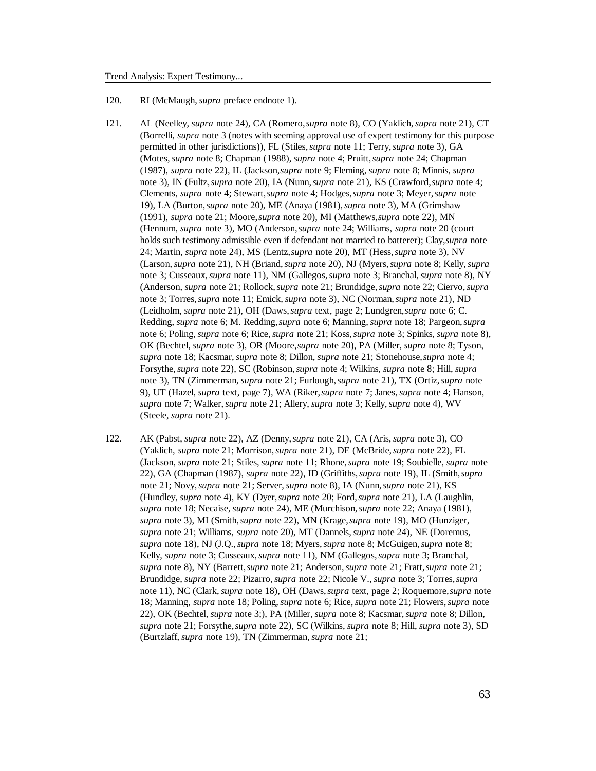120. RI (McMaugh, *supra* preface endnote 1).

121. AL (Neelley, *supra* note 24), CA (Romero, *supra* note 8), CO (Yaklich, *supra* note 21), CT (Borrelli, *supra* note 3 (notes with seeming approval use of expert testimony for this purpose permitted in other jurisdictions)), FL (Stiles, *supra* note 11; Terry, *supra* note 3), GA (Motes, *supra* note 8; Chapman (1988), *supra* note 4; Pruitt, *supra* note 24; Chapman (1987), *supra* note 22), IL (Jackson, *supra* note 9; Fleming, *supra* note 8; Minnis, *supra* note 3), IN (Fultz, *supra* note 20), IA (Nunn, *supra* note 21), KS (Crawford, *supra* note 4; Clements, *supra* note 4; Stewart, *supra* note 4; Hodges, *supra* note 3; Meyer, *supra* note 19), LA (Burton, *supra* note 20), ME (Anaya (1981), *supra* note 3), MA (Grimshaw (1991), *supra* note 21; Moore, *supra* note 20), MI (Matthews, *supra* note 22), MN (Hennum, *supra* note 3), MO (Anderson, *supra* note 24; Williams, *supra* note 20 (court holds such testimony admissible even if defendant not married to batterer); Clay, *supra* note 24; Martin, *supra* note 24), MS (Lentz, *supra* note 20), MT (Hess, *supra* note 3), NV (Larson, *supra* note 21), NH (Briand, *supra* note 20), NJ (Myers, *supra* note 8; Kelly, *supra* note 3; Cusseaux, *supra* note 11), NM (Gallegos, *supra* note 3; Branchal, *supra* note 8), NY (Anderson, *supra* note 21; Rollock, *supra* note 21; Brundidge, *supra* note 22; Ciervo, *supra* note 3; Torres, *supra* note 11; Emick, *supra* note 3), NC (Norman, *supra* note 21), ND (Leidholm, *supra* note 21), OH (Daws, *supra* text, page 2; Lundgren, *supra* note 6; C. Redding, *supra* note 6; M. Redding, *supra* note 6; Manning, *supra* note 18; Pargeon, *supra* note 6; Poling, *supra* note 6; Rice, *supra* note 21; Koss, *supra* note 3; Spinks, *supra* note 8), OK (Bechtel, *supra* note 3), OR (Moore, *supra* note 20), PA (Miller, *supra* note 8; Tyson, *supra* note 18; Kacsmar, *supra* note 8; Dillon, *supra* note 21; Stonehouse, *supra* note 4; Forsythe, *supra* note 22), SC (Robinson, *supra* note 4; Wilkins, *supra* note 8; Hill, *supra* note 3), TN (Zimmerman, *supra* note 21; Furlough, *supra* note 21), TX (Ortiz, *supra* note 9), UT (Hazel, *supra* text, page 7), WA (Riker, *supra* note 7; Janes, *supra* note 4; Hanson, *supra* note 7; Walker, *supra* note 21; Allery, *supra* note 3; Kelly, *supra* note 4), WV (Steele, *supra* note 21).

122. AK (Pabst, *supra* note 22), AZ (Denny, *supra* note 21), CA (Aris, *supra* note 3), CO (Yaklich, *supra* note 21; Morrison, *supra* note 21), DE (McBride, *supra* note 22), FL (Jackson, *supra* note 21; Stiles, *supra* note 11; Rhone, *supra* note 19; Soubielle, *supra* note 22), GA (Chapman (1987), *supra* note 22), ID (Griffiths, *supra* note 19), IL (Smith, *supra* note 21; Novy, *supra* note 21; Server, *supra* note 8), IA (Nunn, *supra* note 21), KS (Hundley, *supra* note 4), KY (Dyer, *supra* note 20; Ford, *supra* note 21), LA (Laughlin, *supra* note 18; Necaise, *supra* note 24), ME (Murchison, *supra* note 22; Anaya (1981), *supra* note 3), MI (Smith, *supra* note 22), MN (Krage, *supra* note 19), MO (Hunziger, *supra* note 21; Williams, *supra* note 20), MT (Dannels, *supra* note 24), NE (Doremus, *supra* note 18), NJ (J.Q., *supra* note 18; Myers, *supra* note 8; McGuigen, *supra* note 8; Kelly, *supra* note 3; Cusseaux, *supra* note 11), NM (Gallegos, *supra* note 3; Branchal, *supra* note 8), NY (Barrett, *supra* note 21; Anderson, *supra* note 21; Fratt, *supra* note 21; Brundidge, *supra* note 22; Pizarro, *supra* note 22; Nicole V., *supra* note 3; Torres, *supra* note 11), NC (Clark, *supra* note 18), OH (Daws, *supra* text, page 2; Roquemore, *supra* note 18; Manning, *supra* note 18; Poling, *supra* note 6; Rice, *supra* note 21; Flowers, *supra* note 22), OK (Bechtel, *supra* note 3;), PA (Miller, *supra* note 8; Kacsmar, *supra* note 8; Dillon, *supra* note 21; Forsythe, *supra* note 22), SC (Wilkins, *supra* note 8; Hill, *supra* note 3), SD (Burtzlaff, *supra* note 19), TN (Zimmerman, *supra* note 21;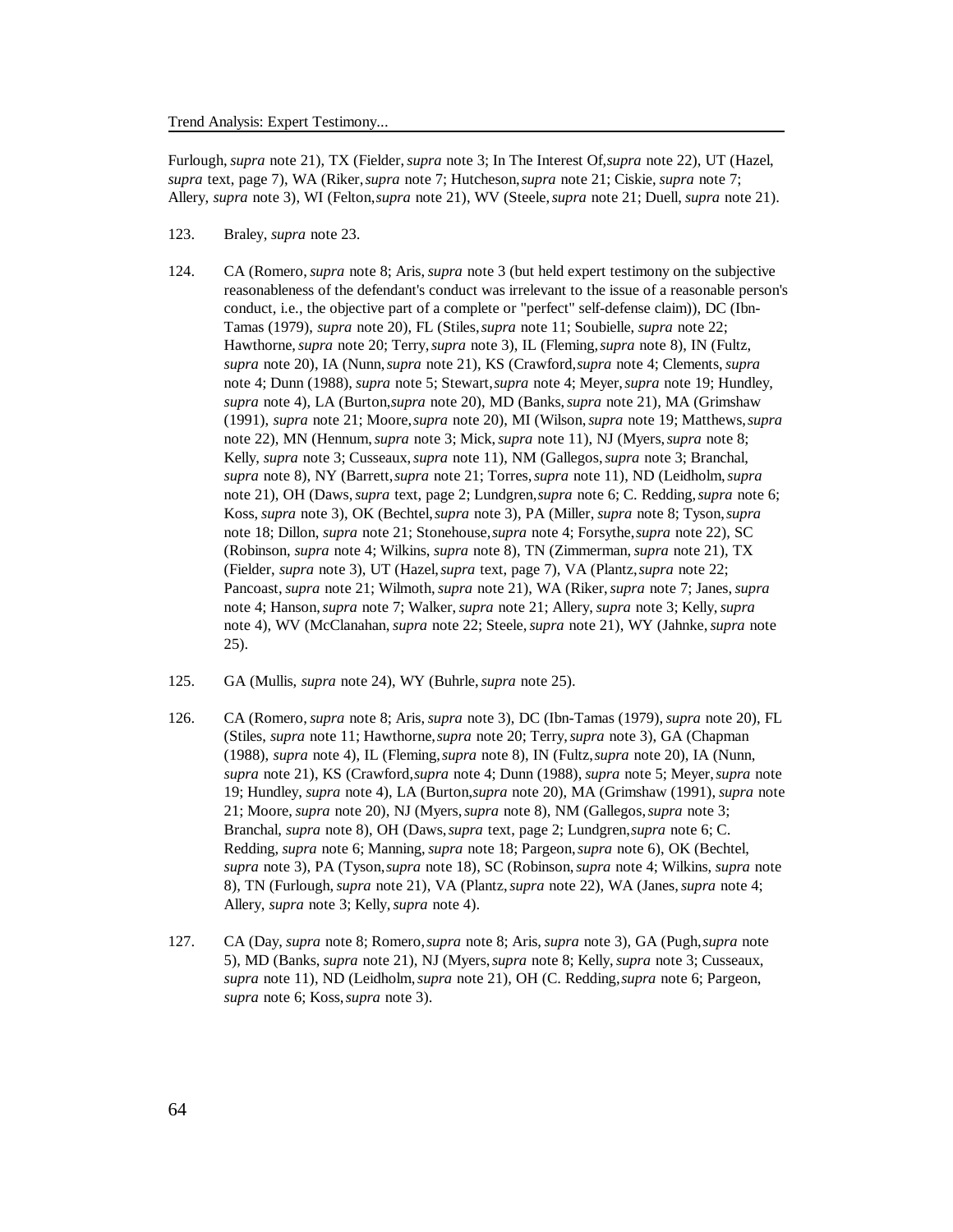Furlough, *supra* note 21), TX (Fielder, *supra* note 3; In The Interest Of, *supra* note 22), UT (Hazel, *supra* text, page 7), WA (Riker, *supra* note 7; Hutcheson, *supra* note 21; Ciskie, *supra* note 7; Allery, *supra* note 3), WI (Felton, *supra* note 21), WV (Steele, *supra* note 21; Duell, *supra* note 21).

123. Braley, *supra* note 23.

124. CA (Romero, *supra* note 8; Aris, *supra* note 3 (but held expert testimony on the subjective reasonableness of the defendant's conduct was irrelevant to the issue of a reasonable person's conduct, i.e., the objective part of a complete or "perfect" self-defense claim)), DC (Ibn-Tamas (1979), *supra* note 20), FL (Stiles, *supra* note 11; Soubielle, *supra* note 22; Hawthorne, *supra* note 20; Terry, *supra* note 3), IL (Fleming, *supra* note 8), IN (Fultz, *supra* note 20), IA (Nunn, *supra* note 21), KS (Crawford, *supra* note 4; Clements, *supra* note 4; Dunn (1988), *supra* note 5; Stewart, *supra* note 4; Meyer, *supra* note 19; Hundley, *supra* note 4), LA (Burton, *supra* note 20), MD (Banks, *supra* note 21), MA (Grimshaw (1991), *supra* note 21; Moore, *supra* note 20), MI (Wilson, *supra* note 19; Matthews, *supra* note 22), MN (Hennum, *supra* note 3; Mick, *supra* note 11), NJ (Myers, *supra* note 8; Kelly, *supra* note 3; Cusseaux, *supra* note 11), NM (Gallegos, *supra* note 3; Branchal, *supra* note 8), NY (Barrett, *supra* note 21; Torres, *supra* note 11), ND (Leidholm, *supra* note 21), OH (Daws, *supra* text, page 2; Lundgren, *supra* note 6; C. Redding, *supra* note 6; Koss, *supra* note 3), OK (Bechtel, *supra* note 3), PA (Miller, *supra* note 8; Tyson, *supra* note 18; Dillon, *supra* note 21; Stonehouse, *supra* note 4; Forsythe, *supra* note 22), SC (Robinson, *supra* note 4; Wilkins, *supra* note 8), TN (Zimmerman, *supra* note 21), TX (Fielder, *supra* note 3), UT (Hazel, *supra* text, page 7), VA (Plantz, *supra* note 22; Pancoast, *supra* note 21; Wilmoth, *supra* note 21), WA (Riker, *supra* note 7; Janes, *supra* note 4; Hanson, *supra* note 7; Walker, *supra* note 21; Allery, *supra* note 3; Kelly, *supra* note 4), WV (McClanahan, *supra* note 22; Steele, *supra* note 21), WY (Jahnke, *supra* note 25).

125. GA (Mullis, *supra* note 24), WY (Buhrle, *supra* note 25).

126. CA (Romero, *supra* note 8; Aris, *supra* note 3), DC (Ibn-Tamas (1979), *supra* note 20), FL (Stiles, *supra* note 11; Hawthorne, *supra* note 20; Terry, *supra* note 3), GA (Chapman (1988), *supra* note 4), IL (Fleming, *supra* note 8), IN (Fultz, *supra* note 20), IA (Nunn, *supra* note 21), KS (Crawford, *supra* note 4; Dunn (1988), *supra* note 5; Meyer, *supra* note 19; Hundley, *supra* note 4), LA (Burton, *supra* note 20), MA (Grimshaw (1991), *supra* note 21; Moore, *supra* note 20), NJ (Myers, *supra* note 8), NM (Gallegos, *supra* note 3; Branchal, *supra* note 8), OH (Daws, *supra* text, page 2; Lundgren, *supra* note 6; C. Redding, *supra* note 6; Manning, *supra* note 18; Pargeon, *supra* note 6), OK (Bechtel, *supra* note 3), PA (Tyson, *supra* note 18), SC (Robinson, *supra* note 4; Wilkins, *supra* note 8), TN (Furlough, *supra* note 21), VA (Plantz, *supra* note 22), WA (Janes, *supra* note 4; Allery, *supra* note 3; Kelly, *supra* note 4).

127. CA (Day, *supra* note 8; Romero, *supra* note 8; Aris, *supra* note 3), GA (Pugh, *supra* note 5), MD (Banks, *supra* note 21), NJ (Myers, *supra* note 8; Kelly, *supra* note 3; Cusseaux, *supra* note 11), ND (Leidholm, *supra* note 21), OH (C. Redding, *supra* note 6; Pargeon, *supra* note 6; Koss, *supra* note 3).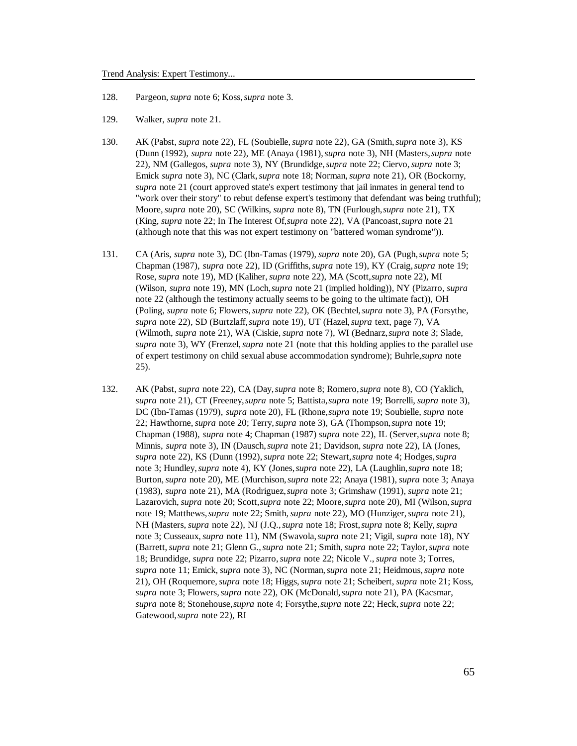128. Pargeon, *supra* note 6; Koss, *supra* note 3.

129. Walker, *supra* note 21.

130. AK (Pabst, *supra* note 22), FL (Soubielle, *supra* note 22), GA (Smith, *supra* note 3), KS (Dunn (1992), *supra* note 22), ME (Anaya (1981), *supra* note 3), NH (Masters, *supra* note 22), NM (Gallegos, *supra* note 3), NY (Brundidge, *supra* note 22; Ciervo, *supra* note 3; Emick *supra* note 3), NC (Clark, *supra* note 18; Norman, *supra* note 21), OR (Bockorny, *supra* note 21 (court approved state's expert testimony that jail inmates in general tend to "work over their story" to rebut defense expert's testimony that defendant was being truthful); Moore, *supra* note 20), SC (Wilkins, *supra* note 8), TN (Furlough, *supra* note 21), TX (King, *supra* note 22; In The Interest Of, *supra* note 22), VA (Pancoast, *supra* note 21 (although note that this was not expert testimony on "battered woman syndrome")).

131. CA (Aris, *supra* note 3), DC (Ibn-Tamas (1979), *supra* note 20), GA (Pugh, *supra* note 5; Chapman (1987), *supra* note 22), ID (Griffiths, *supra* note 19), KY (Craig, *supra* note 19; Rose, *supra* note 19), MD (Kaliher, *supra* note 22), MA (Scott, *supra* note 22), MI (Wilson, *supra* note 19), MN (Loch, *supra* note 21 (implied holding)), NY (Pizarro, *supra* note 22 (although the testimony actually seems to be going to the ultimate fact)), OH (Poling, *supra* note 6; Flowers, *supra* note 22), OK (Bechtel, *supra* note 3), PA (Forsythe, *supra* note 22), SD (Burtzlaff, *supra* note 19), UT (Hazel, *supra* text, page 7), VA (Wilmoth, *supra* note 21), WA (Ciskie, *supra* note 7), WI (Bednarz, *supra* note 3; Slade, *supra* note 3), WY (Frenzel, *supra* note 21 (note that this holding applies to the parallel use of expert testimony on child sexual abuse accommodation syndrome); Buhrle, *supra* note 25).

132. AK (Pabst, *supra* note 22), CA (Day, *supra* note 8; Romero, *supra* note 8), CO (Yaklich, *supra* note 21), CT (Freeney, *supra* note 5; Battista, *supra* note 19; Borrelli, *supra* note 3), DC (Ibn-Tamas (1979), *supra* note 20), FL (Rhone, *supra* note 19; Soubielle, *supra* note 22; Hawthorne, *supra* note 20; Terry, *supra* note 3), GA (Thompson, *supra* note 19; Chapman (1988), *supra* note 4; Chapman (1987) *supra* note 22), IL (Server, *supra* note 8; Minnis, *supra* note 3), IN (Dausch, *supra* note 21; Davidson, *supra* note 22), IA (Jones, *supra* note 22), KS (Dunn (1992), *supra* note 22; Stewart, *supra* note 4; Hodges, *supra* note 3; Hundley, *supra* note 4), KY (Jones, *supra* note 22), LA (Laughlin, *supra* note 18; Burton, *supra* note 20), ME (Murchison, *supra* note 22; Anaya (1981), *supra* note 3; Anaya (1983), *supra* note 21), MA (Rodriguez, *supra* note 3; Grimshaw (1991), *supra* note 21; Lazarovich, *supra* note 20; Scott, *supra* note 22; Moore, *supra* note 20), MI (Wilson, *supra* note 19; Matthews, *supra* note 22; Smith, *supra* note 22), MO (Hunziger, *supra* note 21), NH (Masters, *supra* note 22), NJ (J.Q., *supra* note 18; Frost, *supra* note 8; Kelly, *supra* note 3; Cusseaux, *supra* note 11), NM (Swavola, *supra* note 21; Vigil, *supra* note 18), NY (Barrett, *supra* note 21; Glenn G., *supra* note 21; Smith, *supra* note 22; Taylor, *supra* note 18; Brundidge, *supra* note 22; Pizarro, *supra* note 22; Nicole V., *supra* note 3; Torres, *supra* note 11; Emick, *supra* note 3), NC (Norman, *supra* note 21; Heidmous, *supra* note 21), OH (Roquemore, *supra* note 18; Higgs, *supra* note 21; Scheibert, *supra* note 21; Koss, *supra* note 3; Flowers, *supra* note 22), OK (McDonald, *supra* note 21), PA (Kacsmar, *supra* note 8; Stonehouse, *supra* note 4; Forsythe, *supra* note 22; Heck, *supra* note 22; Gatewood, *supra* note 22), RI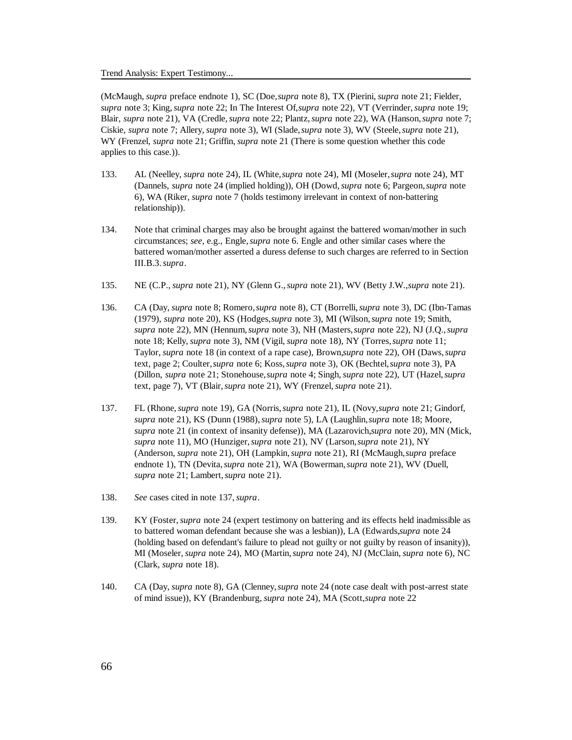(McMaugh, *supra* preface endnote 1), SC (Doe, *supra* note 8), TX (Pierini, *supra* note 21; Fielder, *supra* note 3; King, *supra* note 22; In The Interest Of, *supra* note 22), VT (Verrinder, *supra* note 19; Blair, *supra* note 21), VA (Credle, *supra* note 22; Plantz, *supra* note 22), WA (Hanson, *supra* note 7; Ciskie, *supra* note 7; Allery, *supra* note 3), WI (Slade, *supra* note 3), WV (Steele, *supra* note 21), WY (Frenzel, *supra* note 21; Griffin, *supra* note 21 (There is some question whether this code applies to this case.)).

133. AL (Neelley, *supra* note 24), IL (White, *supra* note 24), MI (Moseler, *supra* note 24), MT (Dannels, *supra* note 24 (implied holding)), OH (Dowd, *supra* note 6; Pargeon, *supra* note 6), WA (Riker, *supra* note 7 (holds testimony irrelevant in context of non-battering relationship)).

134. Note that criminal charges may also be brought against the battered woman/mother in such circumstances; *see*, e.g., Engle, *supra* note 6. Engle and other similar cases where the battered woman/mother asserted a duress defense to such charges are referred to in Section III.B.3. *supra*.

135. NE (C.P., *supra* note 21), NY (Glenn G., *supra* note 21), WV (Betty J.W., *supra* note 21).

136. CA (Day, *supra* note 8; Romero, *supra* note 8), CT (Borrelli, *supra* note 3), DC (Ibn-Tamas (1979), *supra* note 20), KS (Hodges, *supra* note 3), MI (Wilson, *supra* note 19; Smith, *supra* note 22), MN (Hennum, *supra* note 3), NH (Masters, *supra* note 22), NJ (J.Q., *supra* note 18; Kelly, *supra* note 3), NM (Vigil, *supra* note 18), NY (Torres, *supra* note 11; Taylor, *supra* note 18 (in context of a rape case), Brown, *supra* note 22), OH (Daws, *supra* text, page 2; Coulter, *supra* note 6; Koss, *supra* note 3), OK (Bechtel, *supra* note 3), PA (Dillon, *supra* note 21; Stonehouse, *supra* note 4; Singh, *supra* note 22), UT (Hazel, *supra* text, page 7), VT (Blair, *supra* note 21), WY (Frenzel, *supra* note 21).

137. FL (Rhone, *supra* note 19), GA (Norris, *supra* note 21), IL (Novy, *supra* note 21; Gindorf, *supra* note 21), KS (Dunn (1988), *supra* note 5), LA (Laughlin, *supra* note 18; Moore, *supra* note 21 (in context of insanity defense)), MA (Lazarovich, *supra* note 20), MN (Mick, *supra* note 11), MO (Hunziger, *supra* note 21), NV (Larson, *supra* note 21), NY (Anderson, *supra* note 21), OH (Lampkin, *supra* note 21), RI (McMaugh, *supra* preface endnote 1), TN (Devita, *supra* note 21), WA (Bowerman, *supra* note 21), WV (Duell, *supra* note 21; Lambert, *supra* note 21).

138. *See* cases cited in note 137, *supra*.

139. KY (Foster, *supra* note 24 (expert testimony on battering and its effects held inadmissible as to battered woman defendant because she was a lesbian)), LA (Edwards, *supra* note 24 (holding based on defendant's failure to plead not guilty or not guilty by reason of insanity)), MI (Moseler, *supra* note 24), MO (Martin, *supra* note 24), NJ (McClain, *supra* note 6), NC (Clark, *supra* note 18).

140. CA (Day, *supra* note 8), GA (Clenney, *supra* note 24 (note case dealt with post-arrest state of mind issue)), KY (Brandenburg, *supra* note 24), MA (Scott, *supra* note 22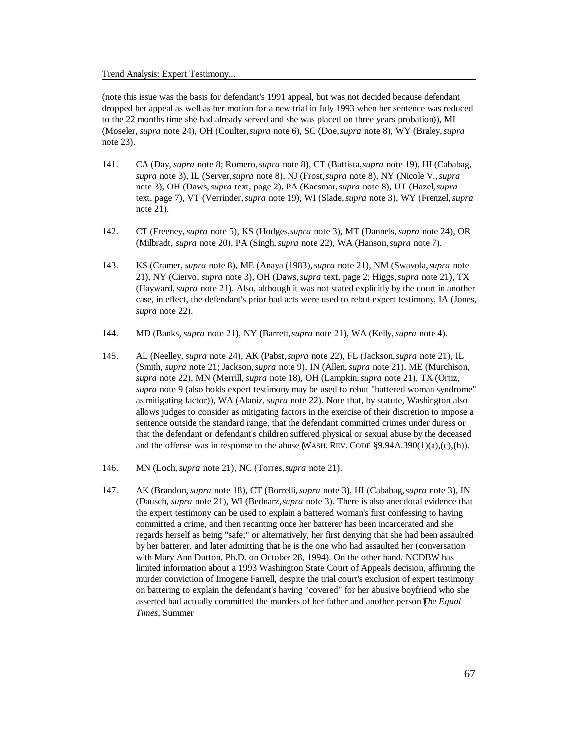(note this issue was the basis for defendant's 1991 appeal, but was not decided because defendant dropped her appeal as well as her motion for a new trial in July 1993 when her sentence was reduced to the 22 months time she had already served and she was placed on three years probation)), MI (Moseler, *supra* note 24), OH (Coulter, *supra* note 6), SC (Doe, *supra* note 8), WY (Braley, *supra* note 23).

141. CA (Day, *supra* note 8; Romero, *supra* note 8), CT (Battista, *supra* note 19), HI (Cababag, *supra* note 3), IL (Server, *supra* note 8), NJ (Frost, *supra* note 8), NY (Nicole V., *supra* note 3), OH (Daws, *supra* text, page 2), PA (Kacsmar, *supra* note 8), UT (Hazel, *supra* text, page 7), VT (Verrinder, *supra* note 19), WI (Slade, *supra* note 3), WY (Frenzel, *supra* note 21).

142. CT (Freeney, *supra* note 5), KS (Hodges, *supra* note 3), MT (Dannels, *supra* note 24), OR (Milbradt, *supra* note 20), PA (Singh, *supra* note 22), WA (Hanson, *supra* note 7).

143. KS (Cramer, *supra* note 8), ME (Anaya (1983), *supra* note 21), NM (Swavola, *supra* note 21), NY (Ciervo, *supra* note 3), OH (Daws, *supra* text, page 2; Higgs, *supra* note 21), TX (Hayward, *supra* note 21). Also, although it was not stated explicitly by the court in another case, in effect, the defendant's prior bad acts were used to rebut expert testimony, IA (Jones, *supra* note 22).

144. MD (Banks, *supra* note 21), NY (Barrett, *supra* note 21), WA (Kelly, *supra* note 4).

145. AL (Neelley, *supra* note 24), AK (Pabst, *supra* note 22), FL (Jackson, *supra* note 21), IL (Smith, *supra* note 21; Jackson, *supra* note 9), IN (Allen, *supra* note 21), ME (Murchison, *supra* note 22), MN (Merrill, *supra* note 18), OH (Lampkin, *supra* note 21), TX (Ortiz, *supra* note 9 (also holds expert testimony may be used to rebut "battered woman syndrome" as mitigating factor)), WA (Alaniz, *supra* note 22). Note that, by statute, Washington also allows judges to consider as mitigating factors in the exercise of their discretion to impose a sentence outside the standard range, that the defendant committed crimes under duress or that the defendant or defendant's children suffered physical or sexual abuse by the deceased and the offense was in response to the abuse (WASH. REV. CODE §9.94A.390(1)(a),(c),(h)).

146. MN (Loch, *supra* note 21), NC (Torres, *supra* note 21).

147. AK (Brandon, *supra* note 18), CT (Borrelli, *supra* note 3), HI (Cababag, *supra* note 3), IN (Dausch, *supra* note 21), WI (Bednarz, *supra* note 3). There is also anecdotal evidence that the expert testimony can be used to explain a battered woman's first confessing to having committed a crime, and then recanting once her batterer has been incarcerated and she regards herself as being "safe;" or alternatively, her first denying that she had been assaulted by her batterer, and later admitting that he is the one who had assaulted her (conversation with Mary Ann Dutton, Ph.D. on October 28, 1994). On the other hand, NCDBW has limited information about a 1993 Washington State Court of Appeals decision, affirming the murder conviction of Imogene Farrell, despite the trial court's exclusion of expert testimony on battering to explain the defendant's having "covered" for her abusive boyfriend who she asserted had actually committed the murders of her father and another person (*The Equal Times*, Summer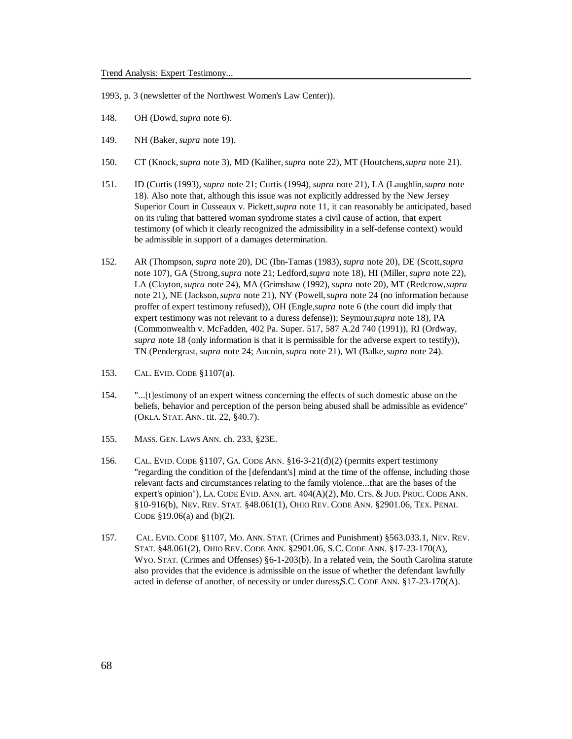1993, p. 3 (newsletter of the Northwest Women's Law Center)).

148. OH (Dowd, *supra* note 6).

149. NH (Baker, *supra* note 19).

150. CT (Knock, *supra* note 3), MD (Kaliher, *supra* note 22), MT (Houtchens, *supra* note 21).

151. ID (Curtis (1993), *supra* note 21; Curtis (1994), *supra* note 21), LA (Laughlin, *supra* note 18). Also note that, although this issue was not explicitly addressed by the New Jersey Superior Court in Cusseaux v. Pickett, *supra* note 11, it can reasonably be anticipated, based on its ruling that battered woman syndrome states a civil cause of action, that expert testimony (of which it clearly recognized the admissibility in a self-defense context) would be admissible in support of a damages determination.

152. AR (Thompson, *supra* note 20), DC (Ibn-Tamas (1983), *supra* note 20), DE (Scott, *supra* note 107), GA (Strong, *supra* note 21; Ledford, *supra* note 18), HI (Miller, *supra* note 22), LA (Clayton, *supra* note 24), MA (Grimshaw (1992), *supra* note 20), MT (Redcrow, *supra* note 21), NE (Jackson, *supra* note 21), NY (Powell, *supra* note 24 (no information because proffer of expert testimony refused)), OH (Engle, *supra* note 6 (the court did imply that expert testimony was not relevant to a duress defense)); Seymour, *supra* note 18), PA (Commonwealth v. McFadden, 402 Pa. Super. 517, 587 A.2d 740 (1991)), RI (Ordway, *supra* note 18 (only information is that it is permissible for the adverse expert to testify)), TN (Pendergrast, *supra* note 24; Aucoin, *supra* note 21), WI (Balke, *supra* note 24).

153. CAL. EVID. CODE §1107(a).

154. "...[t]estimony of an expert witness concerning the effects of such domestic abuse on the beliefs, behavior and perception of the person being abused shall be admissible as evidence" (OKLA. STAT. ANN. tit. 22, §40.7).

155. MASS. GEN. LAWS ANN. ch. 233, §23E.

156. CAL. EVID. CODE §1107, GA. CODE ANN. §16-3-21(d)(2) (permits expert testimony "regarding the condition of the [defendant's] mind at the time of the offense, including those relevant facts and circumstances relating to the family violence...that are the bases of the expert's opinion"), LA. CODE EVID. ANN. art. 404(A)(2), MD. CTS. & JUD. PROC. CODE ANN. §10-916(b), NEV. REV. STAT. §48.061(1), OHIO REV. CODE ANN. §2901.06, TEX. PENAL CODE §19.06(a) and (b)(2).

157. CAL. EVID. CODE §1107, MO. ANN. STAT. (Crimes and Punishment) §563.033.1, NEV. REV. STAT. §48.061(2), OHIO REV. CODE ANN. §2901.06, S.C. CODE ANN. §17-23-170(A), WYO. STAT. (Crimes and Offenses) §6-1-203(b). In a related vein, the South Carolina statute also provides that the evidence is admissible on the issue of whether the defendant lawfully acted in defense of another, of necessity or under duress, S.C. CODE ANN. §17-23-170(A).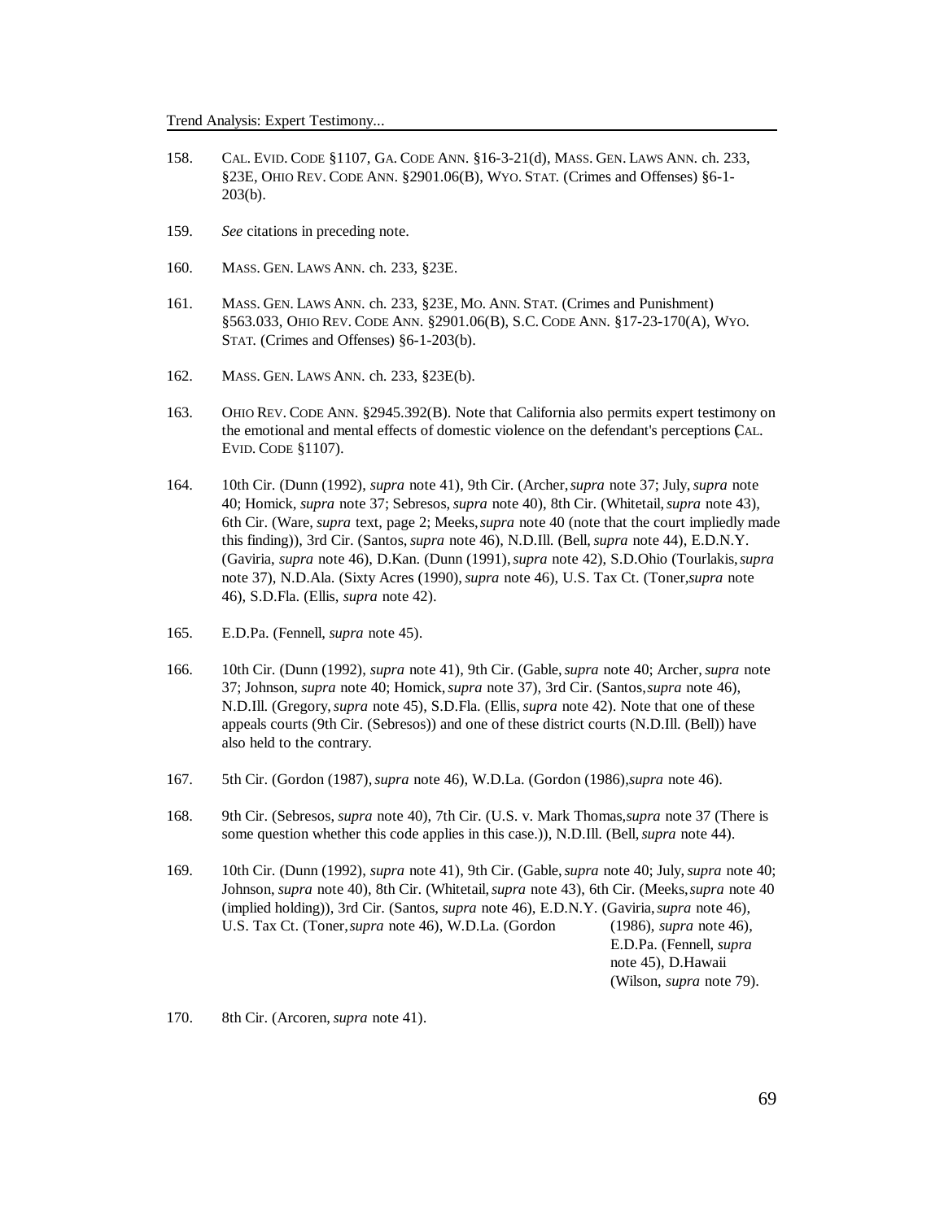158. CAL. EVID. CODE §1107, GA. CODE ANN. §16-3-21(d), MASS. GEN. LAWS ANN. ch. 233, §23E, OHIO REV. CODE ANN. §2901.06(B), WYO. STAT. (Crimes and Offenses) §6-1-203(b).

159. *See* citations in preceding note.

160. MASS. GEN. LAWS ANN. ch. 233, §23E.

161. MASS. GEN. LAWS ANN. ch. 233, §23E, MO. ANN. STAT. (Crimes and Punishment) §563.033, OHIO REV. CODE ANN. §2901.06(B), S.C. CODE ANN. §17-23-170(A), WYO. STAT. (Crimes and Offenses) §6-1-203(b).

162. MASS. GEN. LAWS ANN. ch. 233, §23E(b).

163. OHIO REV. CODE ANN. §2945.392(B). Note that California also permits expert testimony on the emotional and mental effects of domestic violence on the defendant's perceptions (CAL. EVID. CODE §1107).

164. 10th Cir. (Dunn (1992), *supra* note 41), 9th Cir. (Archer, *supra* note 37; July, *supra* note 40; Homick, *supra* note 37; Sebresos, *supra* note 40), 8th Cir. (Whitetail, *supra* note 43), 6th Cir. (Ware, *supra* text, page 2; Meeks, *supra* note 40 (note that the court impliedly made this finding)), 3rd Cir. (Santos, *supra* note 46), N.D.Ill. (Bell, *supra* note 44), E.D.N.Y. (Gaviria, *supra* note 46), D.Kan. (Dunn (1991), *supra* note 42), S.D.Ohio (Tourlakis, *supra* note 37), N.D.Ala. (Sixty Acres (1990), *supra* note 46), U.S. Tax Ct. (Toner, *supra* note 46), S.D.Fla. (Ellis, *supra* note 42).

165. E.D.Pa. (Fennell, *supra* note 45).

166. 10th Cir. (Dunn (1992), *supra* note 41), 9th Cir. (Gable, *supra* note 40; Archer, *supra* note 37; Johnson, *supra* note 40; Homick, *supra* note 37), 3rd Cir. (Santos, *supra* note 46), N.D.Ill. (Gregory, *supra* note 45), S.D.Fla. (Ellis, *supra* note 42). Note that one of these appeals courts (9th Cir. (Sebresos)) and one of these district courts (N.D.Ill. (Bell)) have also held to the contrary.

167. 5th Cir. (Gordon (1987), *supra* note 46), W.D.La. (Gordon (1986), *supra* note 46).

168. 9th Cir. (Sebresos, *supra* note 40), 7th Cir. (U.S. v. Mark Thomas, *supra* note 37 (There is some question whether this code applies in this case.)), N.D.Ill. (Bell, *supra* note 44).

169. 10th Cir. (Dunn (1992), *supra* note 41), 9th Cir. (Gable, *supra* note 40; July, *supra* note 40; Johnson, *supra* note 40), 8th Cir. (Whitetail, *supra* note 43), 6th Cir. (Meeks, *supra* note 40 (implied holding)), 3rd Cir. (Santos, *supra* note 46), E.D.N.Y. (Gaviria, *supra* note 46), U.S. Tax Ct. (Toner, *supra* note 46), W.D.La. (Gordon (1986), *supra* note 46), E.D.Pa. (Fennell, *supra* note 45), D.Hawaii (Wilson, *supra* note 79).

170. 8th Cir. (Arcoren, *supra* note 41).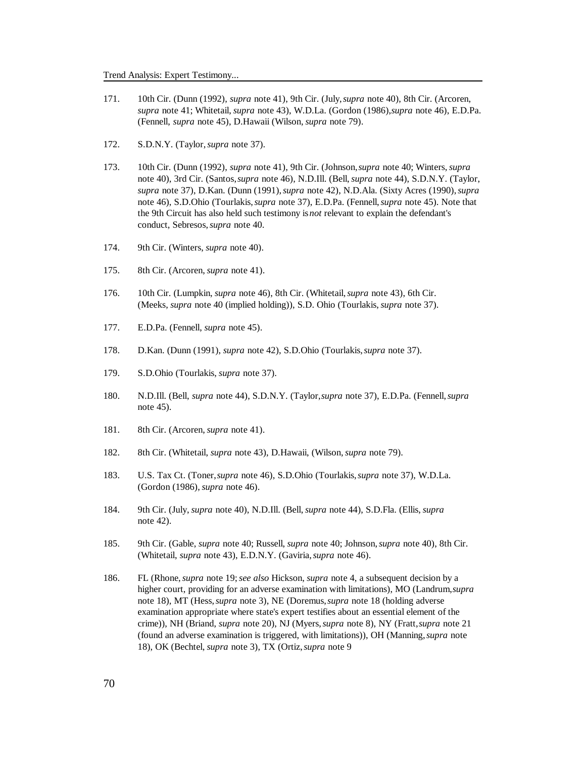171. 10th Cir. (Dunn (1992), *supra* note 41), 9th Cir. (July, *supra* note 40), 8th Cir. (Arcoren, *supra* note 41; Whitetail, *supra* note 43), W.D.La. (Gordon (1986), *supra* note 46), E.D.Pa. (Fennell, *supra* note 45), D.Hawaii (Wilson, *supra* note 79).

172. S.D.N.Y. (Taylor, *supra* note 37).

173. 10th Cir. (Dunn (1992), *supra* note 41), 9th Cir. (Johnson, *supra* note 40; Winters, *supra* note 40), 3rd Cir. (Santos, *supra* note 46), N.D.Ill. (Bell, *supra* note 44), S.D.N.Y. (Taylor, *supra* note 37), D.Kan. (Dunn (1991), *supra* note 42), N.D.Ala. (Sixty Acres (1990), *supra* note 46), S.D.Ohio (Tourlakis, *supra* note 37), E.D.Pa. (Fennell, *supra* note 45). Note that the 9th Circuit has also held such testimony is *not* relevant to explain the defendant's conduct, Sebresos, *supra* note 40.

174. 9th Cir. (Winters, *supra* note 40).

175. 8th Cir. (Arcoren, *supra* note 41).

176. 10th Cir. (Lumpkin, *supra* note 46), 8th Cir. (Whitetail, *supra* note 43), 6th Cir. (Meeks, *supra* note 40 (implied holding)), S.D. Ohio (Tourlakis, *supra* note 37).

177. E.D.Pa. (Fennell, *supra* note 45).

178. D.Kan. (Dunn (1991), *supra* note 42), S.D.Ohio (Tourlakis, *supra* note 37).

179. S.D.Ohio (Tourlakis, *supra* note 37).

180. N.D.Ill. (Bell, *supra* note 44), S.D.N.Y. (Taylor, *supra* note 37), E.D.Pa. (Fennell, *supra* note 45).

181. 8th Cir. (Arcoren, *supra* note 41).

182. 8th Cir. (Whitetail, *supra* note 43), D.Hawaii, (Wilson, *supra* note 79).

183. U.S. Tax Ct. (Toner, *supra* note 46), S.D.Ohio (Tourlakis, *supra* note 37), W.D.La. (Gordon (1986), *supra* note 46).

184. 9th Cir. (July, *supra* note 40), N.D.Ill. (Bell, *supra* note 44), S.D.Fla. (Ellis, *supra* note 42).

185. 9th Cir. (Gable, *supra* note 40; Russell, *supra* note 40; Johnson, *supra* note 40), 8th Cir. (Whitetail, *supra* note 43), E.D.N.Y. (Gaviria, *supra* note 46).

186. FL (Rhone, *supra* note 19; *see also* Hickson, *supra* note 4, a subsequent decision by a higher court, providing for an adverse examination with limitations), MO (Landrum, *supra* note 18), MT (Hess, *supra* note 3), NE (Doremus, *supra* note 18 (holding adverse examination appropriate where state's expert testifies about an essential element of the crime)), NH (Briand, *supra* note 20), NJ (Myers, *supra* note 8), NY (Fratt, *supra* note 21 (found an adverse examination is triggered, with limitations)), OH (Manning, *supra* note 18), OK (Bechtel, *supra* note 3), TX (Ortiz, *supra* note 9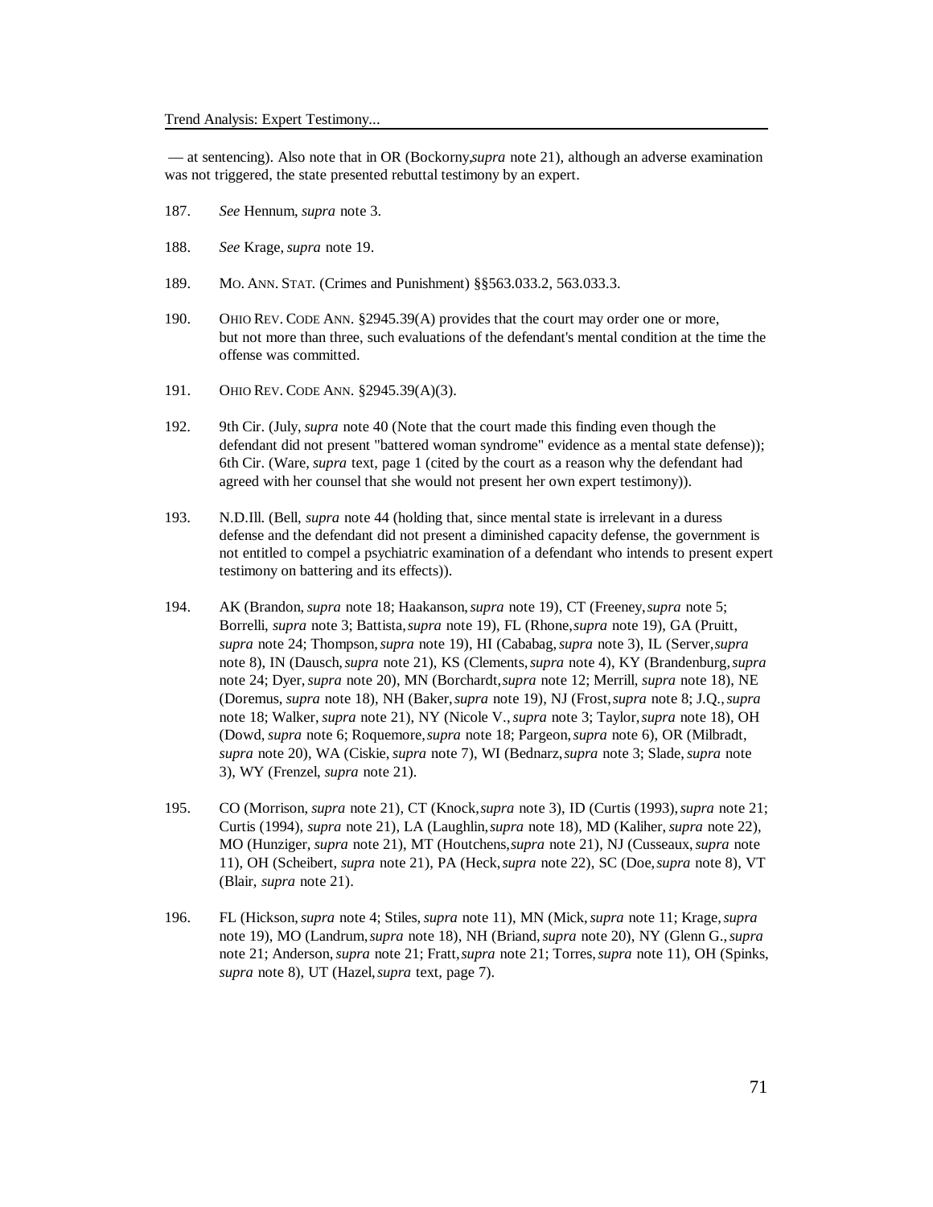— at sentencing). Also note that in OR (Bockorny,*supra* note 21), although an adverse examination was not triggered, the state presented rebuttal testimony by an expert.

187. *See* Hennum, *supra* note 3.

188. *See* Krage, *supra* note 19.

189. MO. ANN. STAT. (Crimes and Punishment) §§563.033.2, 563.033.3.

190. OHIO REV. CODE ANN. §2945.39(A) provides that the court may order one or more, but not more than three, such evaluations of the defendant's mental condition at the time the offense was committed.

191. OHIO REV. CODE ANN. §2945.39(A)(3).

192. 9th Cir. (July, *supra* note 40 (Note that the court made this finding even though the defendant did not present "battered woman syndrome" evidence as a mental state defense)); 6th Cir. (Ware, *supra* text, page 1 (cited by the court as a reason why the defendant had agreed with her counsel that she would not present her own expert testimony)).

193. N.D.Ill. (Bell, *supra* note 44 (holding that, since mental state is irrelevant in a duress defense and the defendant did not present a diminished capacity defense, the government is not entitled to compel a psychiatric examination of a defendant who intends to present expert testimony on battering and its effects)).

194. AK (Brandon, *supra* note 18; Haakanson, *supra* note 19), CT (Freeney, *supra* note 5; Borrelli, *supra* note 3; Battista, *supra* note 19), FL (Rhone, *supra* note 19), GA (Pruitt, *supra* note 24; Thompson, *supra* note 19), HI (Cababag, *supra* note 3), IL (Server, *supra* note 8), IN (Dausch, *supra* note 21), KS (Clements, *supra* note 4), KY (Brandenburg, *supra* note 24; Dyer, *supra* note 20), MN (Borchardt, *supra* note 12; Merrill, *supra* note 18), NE (Doremus, *supra* note 18), NH (Baker, *supra* note 19), NJ (Frost, *supra* note 8; J.Q., *supra* note 18; Walker, *supra* note 21), NY (Nicole V., *supra* note 3; Taylor, *supra* note 18), OH (Dowd, *supra* note 6; Roquemore, *supra* note 18; Pargeon, *supra* note 6), OR (Milbradt, *supra* note 20), WA (Ciskie, *supra* note 7), WI (Bednarz, *supra* note 3; Slade, *supra* note 3), WY (Frenzel, *supra* note 21).

195. CO (Morrison, *supra* note 21), CT (Knock, *supra* note 3), ID (Curtis (1993), *supra* note 21; Curtis (1994), *supra* note 21), LA (Laughlin, *supra* note 18), MD (Kaliher, *supra* note 22), MO (Hunziger, *supra* note 21), MT (Houtchens, *supra* note 21), NJ (Cusseaux, *supra* note 11), OH (Scheibert, *supra* note 21), PA (Heck, *supra* note 22), SC (Doe, *supra* note 8), VT (Blair, *supra* note 21).

196. FL (Hickson, *supra* note 4; Stiles, *supra* note 11), MN (Mick, *supra* note 11; Krage, *supra* note 19), MO (Landrum, *supra* note 18), NH (Briand, *supra* note 20), NY (Glenn G., *supra* note 21; Anderson, *supra* note 21; Fratt, *supra* note 21; Torres, *supra* note 11), OH (Spinks, *supra* note 8), UT (Hazel, *supra* text, page 7).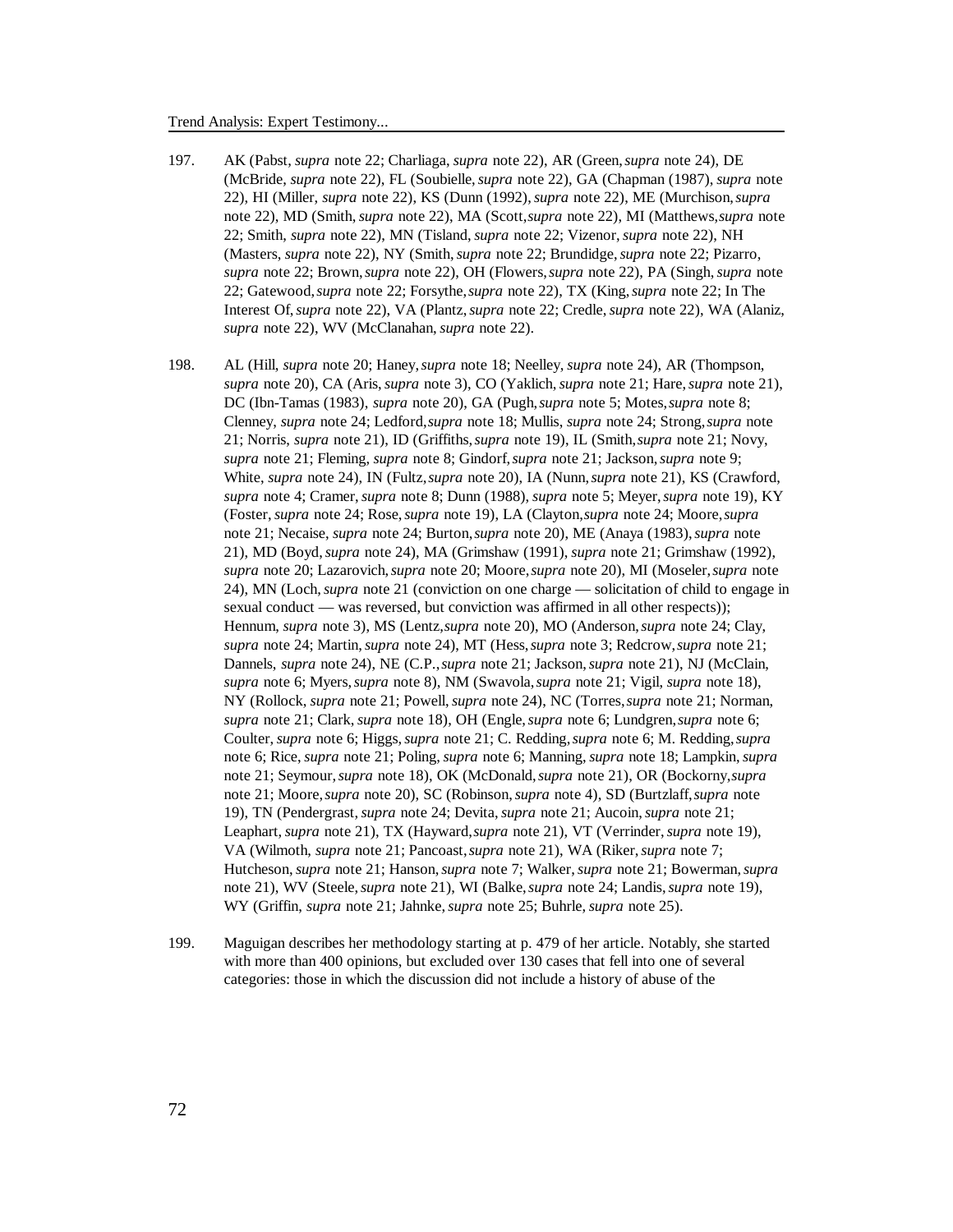197. AK (Pabst, *supra* note 22; Charliaga, *supra* note 22), AR (Green, *supra* note 24), DE (McBride, *supra* note 22), FL (Soubielle, *supra* note 22), GA (Chapman (1987), *supra* note 22), HI (Miller, *supra* note 22), KS (Dunn (1992), *supra* note 22), ME (Murchison, *supra* note 22), MD (Smith, *supra* note 22), MA (Scott, *supra* note 22), MI (Matthews, *supra* note 22; Smith, *supra* note 22), MN (Tisland, *supra* note 22; Vizenor, *supra* note 22), NH (Masters, *supra* note 22), NY (Smith, *supra* note 22; Brundidge, *supra* note 22; Pizarro, *supra* note 22; Brown, *supra* note 22), OH (Flowers, *supra* note 22), PA (Singh, *supra* note 22; Gatewood, *supra* note 22; Forsythe, *supra* note 22), TX (King, *supra* note 22; In The Interest Of, *supra* note 22), VA (Plantz, *supra* note 22; Credle, *supra* note 22), WA (Alaniz, *supra* note 22), WV (McClanahan, *supra* note 22).

198. AL (Hill, *supra* note 20; Haney, *supra* note 18; Neelley, *supra* note 24), AR (Thompson, *supra* note 20), CA (Aris, *supra* note 3), CO (Yaklich, *supra* note 21; Hare, *supra* note 21), DC (Ibn-Tamas (1983), *supra* note 20), GA (Pugh, *supra* note 5; Motes, *supra* note 8; Clenney, *supra* note 24; Ledford, *supra* note 18; Mullis, *supra* note 24; Strong, *supra* note 21; Norris, *supra* note 21), ID (Griffiths, *supra* note 19), IL (Smith, *supra* note 21; Novy, *supra* note 21; Fleming, *supra* note 8; Gindorf, *supra* note 21; Jackson, *supra* note 9; White, *supra* note 24), IN (Fultz, *supra* note 20), IA (Nunn, *supra* note 21), KS (Crawford, *supra* note 4; Cramer, *supra* note 8; Dunn (1988), *supra* note 5; Meyer, *supra* note 19), KY (Foster, *supra* note 24; Rose, *supra* note 19), LA (Clayton, *supra* note 24; Moore, *supra* note 21; Necaise, *supra* note 24; Burton, *supra* note 20), ME (Anaya (1983), *supra* note 21), MD (Boyd, *supra* note 24), MA (Grimshaw (1991), *supra* note 21; Grimshaw (1992), *supra* note 20; Lazarovich, *supra* note 20; Moore, *supra* note 20), MI (Moseler, *supra* note 24), MN (Loch, *supra* note 21 (conviction on one charge — solicitation of child to engage in sexual conduct — was reversed, but conviction was affirmed in all other respects)); Hennum, *supra* note 3), MS (Lentz, *supra* note 20), MO (Anderson, *supra* note 24; Clay, *supra* note 24; Martin, *supra* note 24), MT (Hess, *supra* note 3; Redcrow, *supra* note 21; Dannels, *supra* note 24), NE (C.P., *supra* note 21; Jackson, *supra* note 21), NJ (McClain, *supra* note 6; Myers, *supra* note 8), NM (Swavola, *supra* note 21; Vigil, *supra* note 18), NY (Rollock, *supra* note 21; Powell, *supra* note 24), NC (Torres, *supra* note 21; Norman, *supra* note 21; Clark, *supra* note 18), OH (Engle, *supra* note 6; Lundgren, *supra* note 6; Coulter, *supra* note 6; Higgs, *supra* note 21; C. Redding, *supra* note 6; M. Redding, *supra* note 6; Rice, *supra* note 21; Poling, *supra* note 6; Manning, *supra* note 18; Lampkin, *supra* note 21; Seymour, *supra* note 18), OK (McDonald, *supra* note 21), OR (Bockorny, *supra* note 21; Moore, *supra* note 20), SC (Robinson, *supra* note 4), SD (Burtzlaff, *supra* note 19), TN (Pendergrast, *supra* note 24; Devita, *supra* note 21; Aucoin, *supra* note 21; Leaphart, *supra* note 21), TX (Hayward, *supra* note 21), VT (Verrinder, *supra* note 19), VA (Wilmoth, *supra* note 21; Pancoast, *supra* note 21), WA (Riker, *supra* note 7; Hutcheson, *supra* note 21; Hanson, *supra* note 7; Walker, *supra* note 21; Bowerman, *supra* note 21), WV (Steele, *supra* note 21), WI (Balke, *supra* note 24; Landis, *supra* note 19), WY (Griffin, *supra* note 21; Jahnke, *supra* note 25; Buhrle, *supra* note 25).

199. Maguigan describes her methodology starting at p. 479 of her article. Notably, she started with more than 400 opinions, but excluded over 130 cases that fell into one of several categories: those in which the discussion did not include a history of abuse of the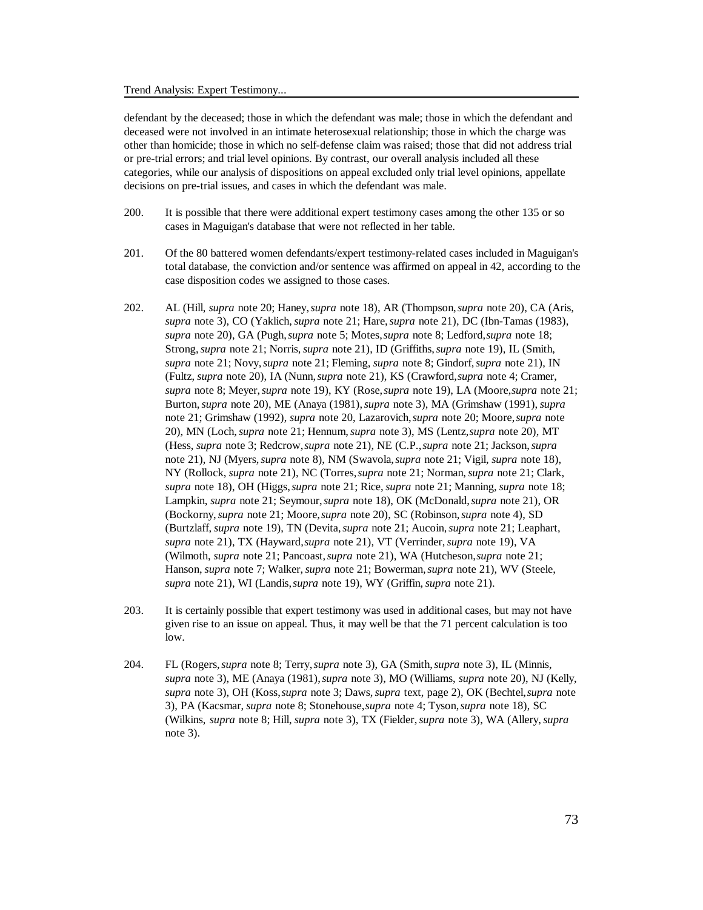defendant by the deceased; those in which the defendant was male; those in which the defendant and deceased were not involved in an intimate heterosexual relationship; those in which the charge was other than homicide; those in which no self-defense claim was raised; those that did not address trial or pre-trial errors; and trial level opinions. By contrast, our overall analysis included all these categories, while our analysis of dispositions on appeal excluded only trial level opinions, appellate decisions on pre-trial issues, and cases in which the defendant was male.

200. It is possible that there were additional expert testimony cases among the other 135 or so cases in Maguigan's database that were not reflected in her table.

201. Of the 80 battered women defendants/expert testimony-related cases included in Maguigan's total database, the conviction and/or sentence was affirmed on appeal in 42, according to the case disposition codes we assigned to those cases.

202. AL (Hill, *supra* note 20; Haney, *supra* note 18), AR (Thompson, *supra* note 20), CA (Aris, *supra* note 3), CO (Yaklich, *supra* note 21; Hare, *supra* note 21), DC (Ibn-Tamas (1983), *supra* note 20), GA (Pugh, *supra* note 5; Motes, *supra* note 8; Ledford, *supra* note 18; Strong, *supra* note 21; Norris, *supra* note 21), ID (Griffiths, *supra* note 19), IL (Smith, *supra* note 21; Novy, *supra* note 21; Fleming, *supra* note 8; Gindorf, *supra* note 21), IN (Fultz, *supra* note 20), IA (Nunn, *supra* note 21), KS (Crawford, *supra* note 4; Cramer, *supra* note 8; Meyer, *supra* note 19), KY (Rose, *supra* note 19), LA (Moore, *supra* note 21; Burton, *supra* note 20), ME (Anaya (1981), *supra* note 3), MA (Grimshaw (1991), *supra* note 21; Grimshaw (1992), *supra* note 20, Lazarovich, *supra* note 20; Moore, *supra* note 20), MN (Loch, *supra* note 21; Hennum, *supra* note 3), MS (Lentz, *supra* note 20), MT (Hess, *supra* note 3; Redcrow, *supra* note 21), NE (C.P., *supra* note 21; Jackson, *supra* note 21), NJ (Myers, *supra* note 8), NM (Swavola, *supra* note 21; Vigil, *supra* note 18), NY (Rollock, *supra* note 21), NC (Torres, *supra* note 21; Norman, *supra* note 21; Clark, *supra* note 18), OH (Higgs, *supra* note 21; Rice, *supra* note 21; Manning, *supra* note 18; Lampkin, *supra* note 21; Seymour, *supra* note 18), OK (McDonald, *supra* note 21), OR (Bockorny, *supra* note 21; Moore, *supra* note 20), SC (Robinson, *supra* note 4), SD (Burtzlaff, *supra* note 19), TN (Devita, *supra* note 21; Aucoin, *supra* note 21; Leaphart, *supra* note 21), TX (Hayward, *supra* note 21), VT (Verrinder, *supra* note 19), VA (Wilmoth, *supra* note 21; Pancoast, *supra* note 21), WA (Hutcheson, *supra* note 21; Hanson, *supra* note 7; Walker, *supra* note 21; Bowerman, *supra* note 21), WV (Steele, *supra* note 21), WI (Landis, *supra* note 19), WY (Griffin, *supra* note 21).

203. It is certainly possible that expert testimony was used in additional cases, but may not have given rise to an issue on appeal. Thus, it may well be that the 71 percent calculation is too low.

204. FL (Rogers, *supra* note 8; Terry, *supra* note 3), GA (Smith, *supra* note 3), IL (Minnis, *supra* note 3), ME (Anaya (1981), *supra* note 3), MO (Williams, *supra* note 20), NJ (Kelly, *supra* note 3), OH (Koss, *supra* note 3; Daws, *supra* text, page 2), OK (Bechtel, *supra* note 3), PA (Kacsmar, *supra* note 8; Stonehouse, *supra* note 4; Tyson, *supra* note 18), SC (Wilkins, *supra* note 8; Hill, *supra* note 3), TX (Fielder, *supra* note 3), WA (Allery, *supra* note 3).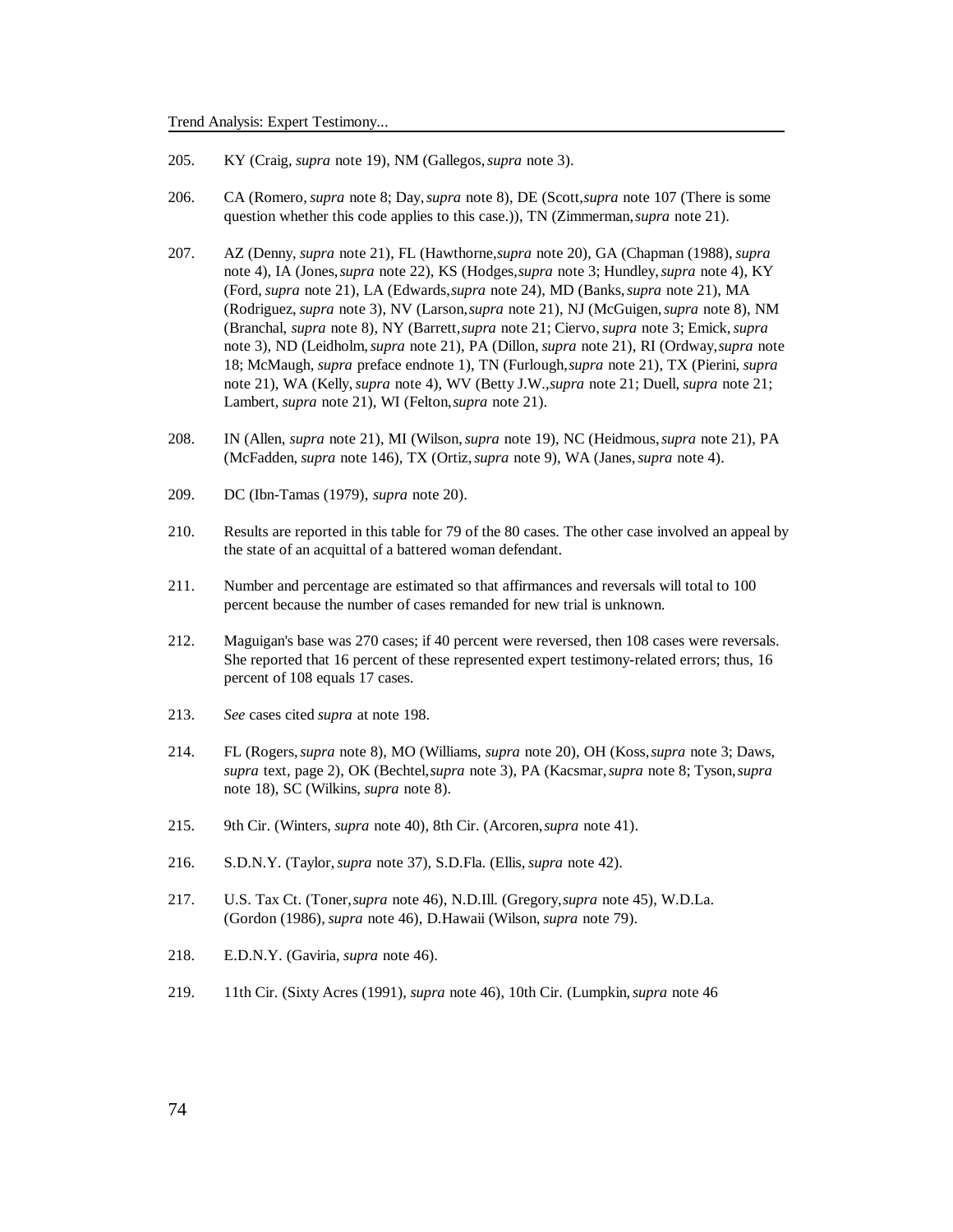205. KY (Craig, *supra* note 19), NM (Gallegos, *supra* note 3).

206. CA (Romero, *supra* note 8; Day, *supra* note 8), DE (Scott, *supra* note 107 (There is some question whether this code applies to this case.)), TN (Zimmerman, *supra* note 21).

207. AZ (Denny, *supra* note 21), FL (Hawthorne, *supra* note 20), GA (Chapman (1988), *supra* note 4), IA (Jones, *supra* note 22), KS (Hodges, *supra* note 3; Hundley, *supra* note 4), KY (Ford, *supra* note 21), LA (Edwards, *supra* note 24), MD (Banks, *supra* note 21), MA (Rodriguez, *supra* note 3), NV (Larson, *supra* note 21), NJ (McGuigen, *supra* note 8), NM (Branchal, *supra* note 8), NY (Barrett, *supra* note 21; Ciervo, *supra* note 3; Emick, *supra* note 3), ND (Leidholm, *supra* note 21), PA (Dillon, *supra* note 21), RI (Ordway, *supra* note 18; McMaugh, *supra* preface endnote 1), TN (Furlough, *supra* note 21), TX (Pierini, *supra* note 21), WA (Kelly, *supra* note 4), WV (Betty J.W., *supra* note 21; Duell, *supra* note 21; Lambert, *supra* note 21), WI (Felton, *supra* note 21).

208. IN (Allen, *supra* note 21), MI (Wilson, *supra* note 19), NC (Heidmous, *supra* note 21), PA (McFadden, *supra* note 146), TX (Ortiz, *supra* note 9), WA (Janes, *supra* note 4).

209. DC (Ibn-Tamas (1979), *supra* note 20).

210. Results are reported in this table for 79 of the 80 cases. The other case involved an appeal by the state of an acquittal of a battered woman defendant.

211. Number and percentage are estimated so that affirmances and reversals will total to 100 percent because the number of cases remanded for new trial is unknown.

212. Maguigan's base was 270 cases; if 40 percent were reversed, then 108 cases were reversals. She reported that 16 percent of these represented expert testimony-related errors; thus, 16 percent of 108 equals 17 cases.

213. *See* cases cited *supra* at note 198.

214. FL (Rogers, *supra* note 8), MO (Williams, *supra* note 20), OH (Koss, *supra* note 3; Daws, *supra* text, page 2), OK (Bechtel, *supra* note 3), PA (Kacsmar, *supra* note 8; Tyson, *supra* note 18), SC (Wilkins, *supra* note 8).

215. 9th Cir. (Winters, *supra* note 40), 8th Cir. (Arcoren, *supra* note 41).

216. S.D.N.Y. (Taylor, *supra* note 37), S.D.Fla. (Ellis, *supra* note 42).

217. U.S. Tax Ct. (Toner, *supra* note 46), N.D.Ill. (Gregory, *supra* note 45), W.D.La. (Gordon (1986), *supra* note 46), D.Hawaii (Wilson, *supra* note 79).

218. E.D.N.Y. (Gaviria, *supra* note 46).

219. 11th Cir. (Sixty Acres (1991), *supra* note 46), 10th Cir. (Lumpkin, *supra* note 46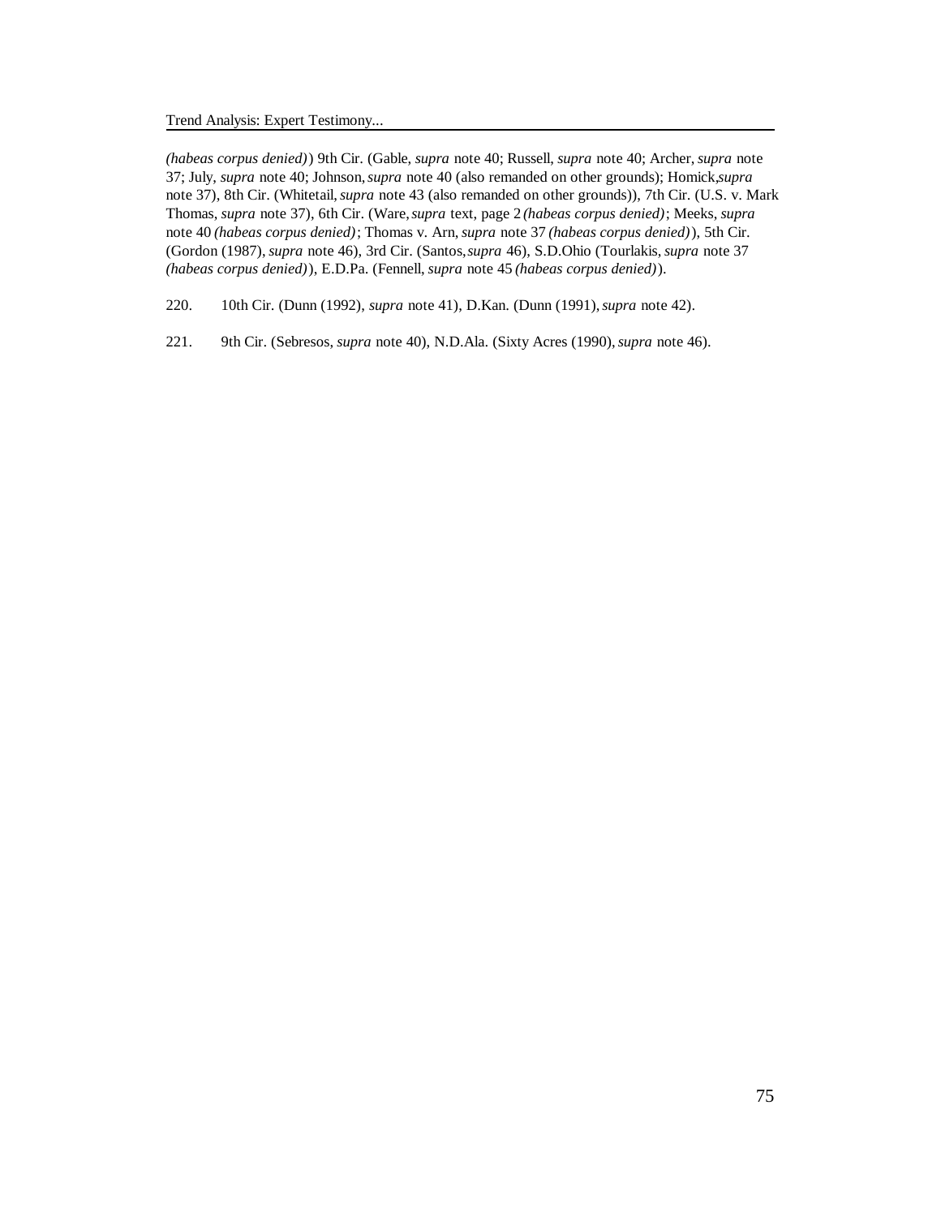*(habeas corpus denied)*) 9th Cir. (Gable, *supra* note 40; Russell, *supra* note 40; Archer, *supra* note 37; July, *supra* note 40; Johnson, *supra* note 40 (also remanded on other grounds); Homick, *supra* note 37), 8th Cir. (Whitetail, *supra* note 43 (also remanded on other grounds)), 7th Cir. (U.S. v. Mark Thomas, *supra* note 37), 6th Cir. (Ware, *supra* text, page 2 *(habeas corpus denied)*; Meeks, *supra* note 40 *(habeas corpus denied)*; Thomas v. Arn, *supra* note 37 *(habeas corpus denied)*), 5th Cir. (Gordon (1987), *supra* note 46), 3rd Cir. (Santos, *supra* 46), S.D.Ohio (Tourlakis, *supra* note 37 *(habeas corpus denied)*), E.D.Pa. (Fennell, *supra* note 45 *(habeas corpus denied)*).

220. 10th Cir. (Dunn (1992), *supra* note 41), D.Kan. (Dunn (1991), *supra* note 42).

221. 9th Cir. (Sebresos, *supra* note 40), N.D.Ala. (Sixty Acres (1990), *supra* note 46).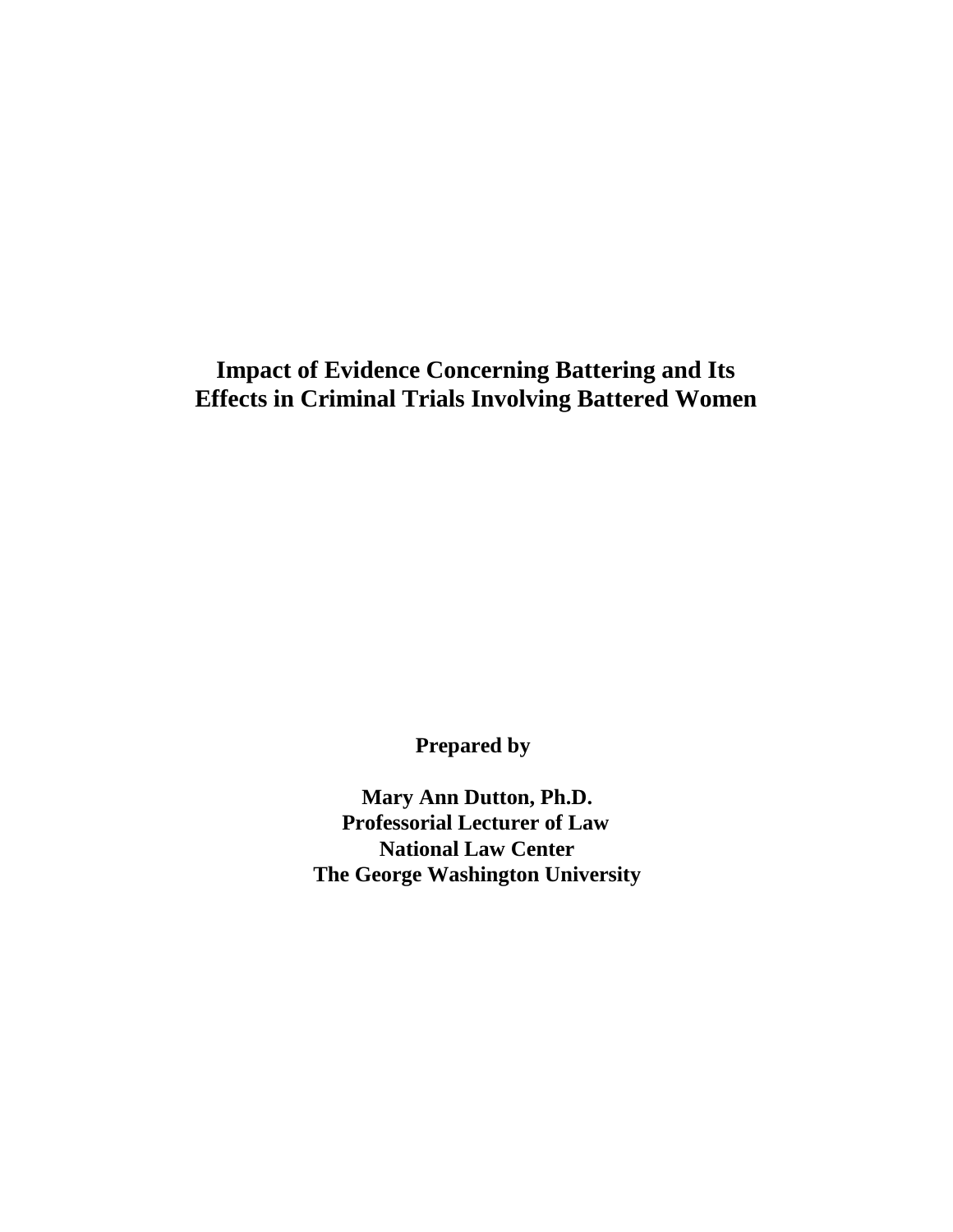# Impact of Evidence Concerning Battering and Its Effects in Criminal Trials Involving Battered Women

**Prepared by**

**Mary Ann Dutton, Ph.D.**
**Professorial Lecturer of Law**
**National Law Center**
**The George Washington University**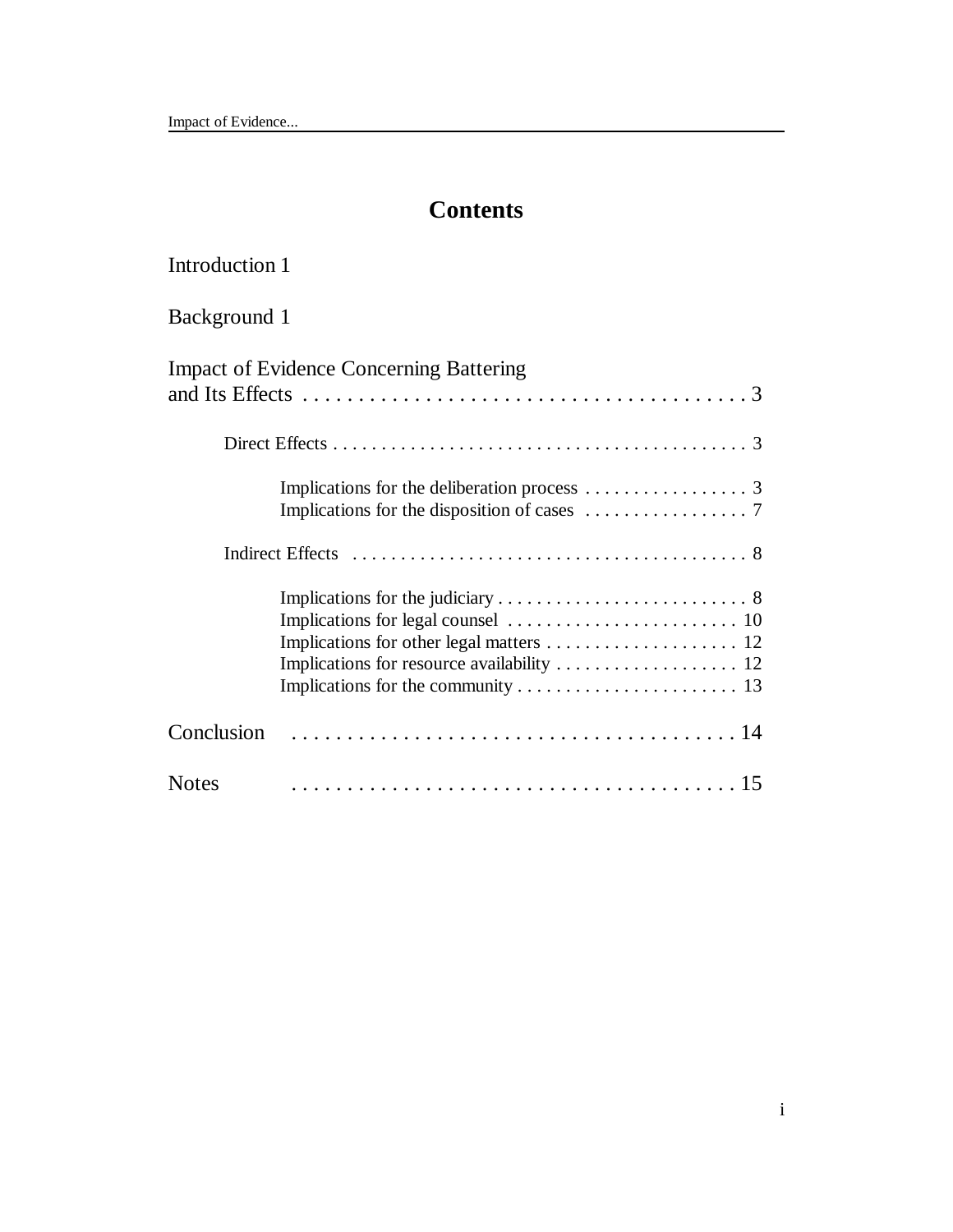# Contents

Introduction 1

Background 1

Impact of Evidence Concerning Battering and Its Effects . . . . . . . . . . . . . . . . . . . . . . . . . . . . . . . . . . . . . . . 3

- Direct Effects . . . . . . . . . . . . . . . . . . . . . . . . . . . . . . . . . . . . . . . . . . . 3
  - Implications for the deliberation process . . . . . . . . . . . . . . . . . 3
  - Implications for the disposition of cases . . . . . . . . . . . . . . . . . 7
- Indirect Effects . . . . . . . . . . . . . . . . . . . . . . . . . . . . . . . . . . . . . . . . 8
  - Implications for the judiciary . . . . . . . . . . . . . . . . . . . . . . . . . . 8
  - Implications for legal counsel . . . . . . . . . . . . . . . . . . . . . . . . 10
  - Implications for other legal matters . . . . . . . . . . . . . . . . . . . . 12
  - Implications for resource availability . . . . . . . . . . . . . . . . . . . 12
  - Implications for the community . . . . . . . . . . . . . . . . . . . . . . . 13

Conclusion . . . . . . . . . . . . . . . . . . . . . . . . . . . . . . . . . . . . . . . . . 14

Notes . . . . . . . . . . . . . . . . . . . . . . . . . . . . . . . . . . . . . . . . . 15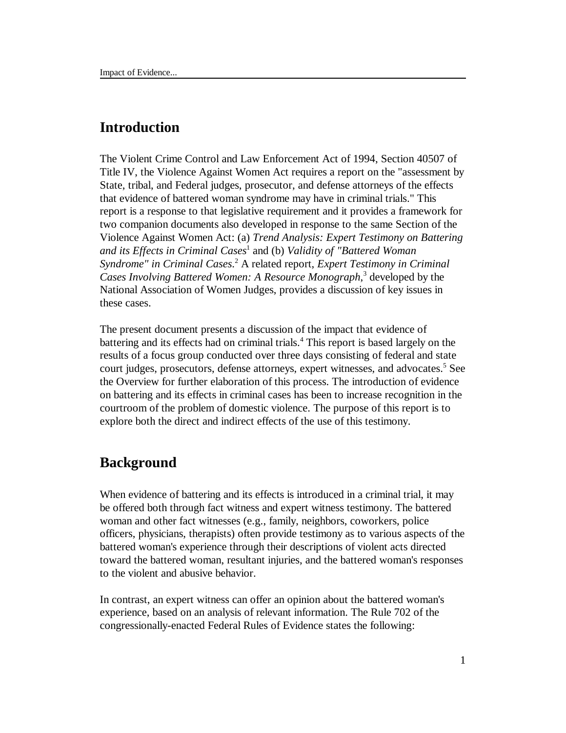## Introduction

The Violent Crime Control and Law Enforcement Act of 1994, Section 40507 of Title IV, the Violence Against Women Act requires a report on the "assessment by State, tribal, and Federal judges, prosecutor, and defense attorneys of the effects that evidence of battered woman syndrome may have in criminal trials." This report is a response to that legislative requirement and it provides a framework for two companion documents also developed in response to the same Section of the Violence Against Women Act: (a) *Trend Analysis: Expert Testimony on Battering and its Effects in Criminal Cases*[1] and (b) *Validity of "Battered Woman Syndrome" in Criminal Cases*.[2] A related report, *Expert Testimony in Criminal Cases Involving Battered Women: A Resource Monograph*,[3] developed by the National Association of Women Judges, provides a discussion of key issues in these cases.

The present document presents a discussion of the impact that evidence of battering and its effects had on criminal trials.[4] This report is based largely on the results of a focus group conducted over three days consisting of federal and state court judges, prosecutors, defense attorneys, expert witnesses, and advocates.[5] See the Overview for further elaboration of this process. The introduction of evidence on battering and its effects in criminal cases has been to increase recognition in the courtroom of the problem of domestic violence. The purpose of this report is to explore both the direct and indirect effects of the use of this testimony.

## Background

When evidence of battering and its effects is introduced in a criminal trial, it may be offered both through fact witness and expert witness testimony. The battered woman and other fact witnesses (e.g., family, neighbors, coworkers, police officers, physicians, therapists) often provide testimony as to various aspects of the battered woman's experience through their descriptions of violent acts directed toward the battered woman, resultant injuries, and the battered woman's responses to the violent and abusive behavior.

In contrast, an expert witness can offer an opinion about the battered woman's experience, based on an analysis of relevant information. The Rule 702 of the congressionally-enacted Federal Rules of Evidence states the following: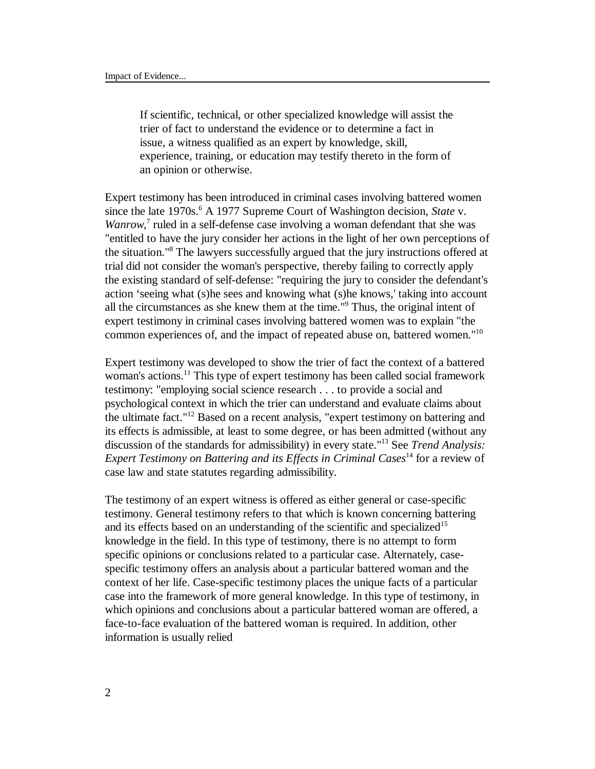> If scientific, technical, or other specialized knowledge will assist the trier of fact to understand the evidence or to determine a fact in issue, a witness qualified as an expert by knowledge, skill, experience, training, or education may testify thereto in the form of an opinion or otherwise.

Expert testimony has been introduced in criminal cases involving battered women since the late 1970s.[6] A 1977 Supreme Court of Washington decision, *State* v. *Wanrow*,[7] ruled in a self-defense case involving a woman defendant that she was "entitled to have the jury consider her actions in the light of her own perceptions of the situation."[8] The lawyers successfully argued that the jury instructions offered at trial did not consider the woman's perspective, thereby failing to correctly apply the existing standard of self-defense: "requiring the jury to consider the defendant's action 'seeing what (s)he sees and knowing what (s)he knows,' taking into account all the circumstances as she knew them at the time."[9] Thus, the original intent of expert testimony in criminal cases involving battered women was to explain "the common experiences of, and the impact of repeated abuse on, battered women."[10]

Expert testimony was developed to show the trier of fact the context of a battered woman's actions.[11] This type of expert testimony has been called social framework testimony: "employing social science research . . . to provide a social and psychological context in which the trier can understand and evaluate claims about the ultimate fact."[12] Based on a recent analysis, "expert testimony on battering and its effects is admissible, at least to some degree, or has been admitted (without any discussion of the standards for admissibility) in every state."[13] See *Trend Analysis: Expert Testimony on Battering and its Effects in Criminal Cases*[14] for a review of case law and state statutes regarding admissibility.

The testimony of an expert witness is offered as either general or case-specific testimony. General testimony refers to that which is known concerning battering and its effects based on an understanding of the scientific and specialized[15] knowledge in the field. In this type of testimony, there is no attempt to form specific opinions or conclusions related to a particular case. Alternately, case-specific testimony offers an analysis about a particular battered woman and the context of her life. Case-specific testimony places the unique facts of a particular case into the framework of more general knowledge. In this type of testimony, in which opinions and conclusions about a particular battered woman are offered, a face-to-face evaluation of the battered woman is required. In addition, other information is usually relied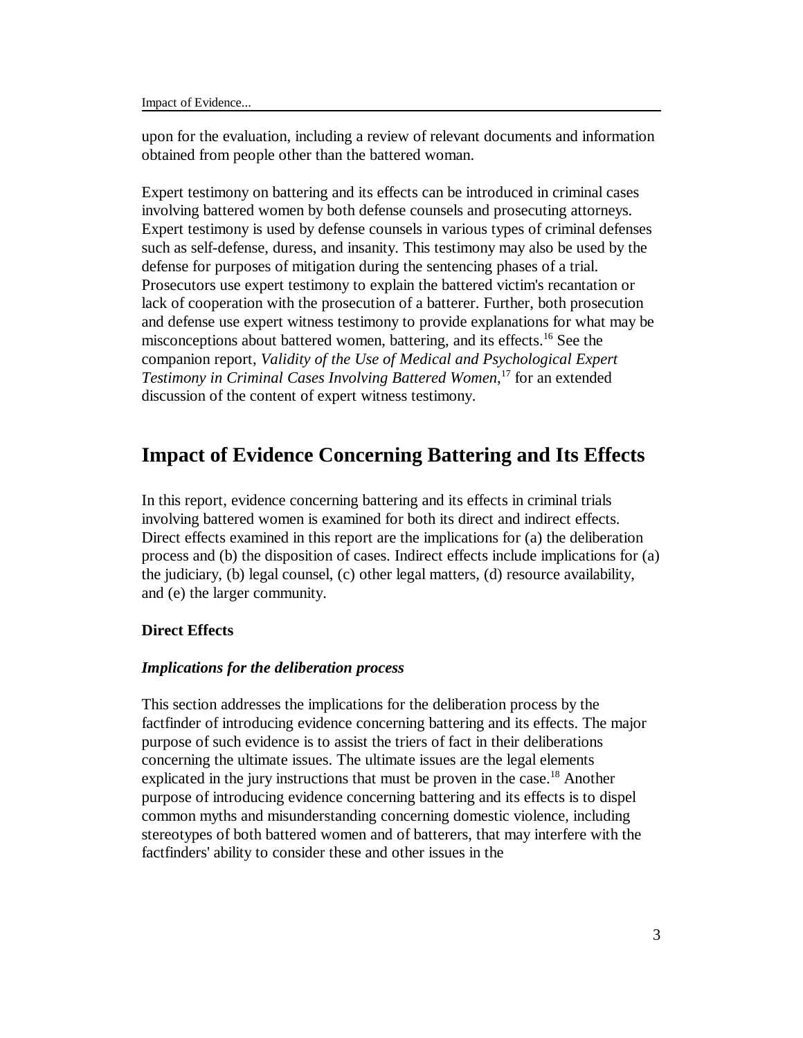upon for the evaluation, including a review of relevant documents and information obtained from people other than the battered woman.

Expert testimony on battering and its effects can be introduced in criminal cases involving battered women by both defense counsels and prosecuting attorneys. Expert testimony is used by defense counsels in various types of criminal defenses such as self-defense, duress, and insanity. This testimony may also be used by the defense for purposes of mitigation during the sentencing phases of a trial. Prosecutors use expert testimony to explain the battered victim's recantation or lack of cooperation with the prosecution of a batterer. Further, both prosecution and defense use expert witness testimony to provide explanations for what may be misconceptions about battered women, battering, and its effects.[16] See the companion report, *Validity of the Use of Medical and Psychological Expert Testimony in Criminal Cases Involving Battered Women*,[17] for an extended discussion of the content of expert witness testimony.

## Impact of Evidence Concerning Battering and Its Effects

In this report, evidence concerning battering and its effects in criminal trials involving battered women is examined for both its direct and indirect effects. Direct effects examined in this report are the implications for (a) the deliberation process and (b) the disposition of cases. Indirect effects include implications for (a) the judiciary, (b) legal counsel, (c) other legal matters, (d) resource availability, and (e) the larger community.

### Direct Effects

#### *Implications for the deliberation process*

This section addresses the implications for the deliberation process by the factfinder of introducing evidence concerning battering and its effects. The major purpose of such evidence is to assist the triers of fact in their deliberations concerning the ultimate issues. The ultimate issues are the legal elements explicated in the jury instructions that must be proven in the case.[18] Another purpose of introducing evidence concerning battering and its effects is to dispel common myths and misunderstanding concerning domestic violence, including stereotypes of both battered women and of batterers, that may interfere with the factfinders' ability to consider these and other issues in the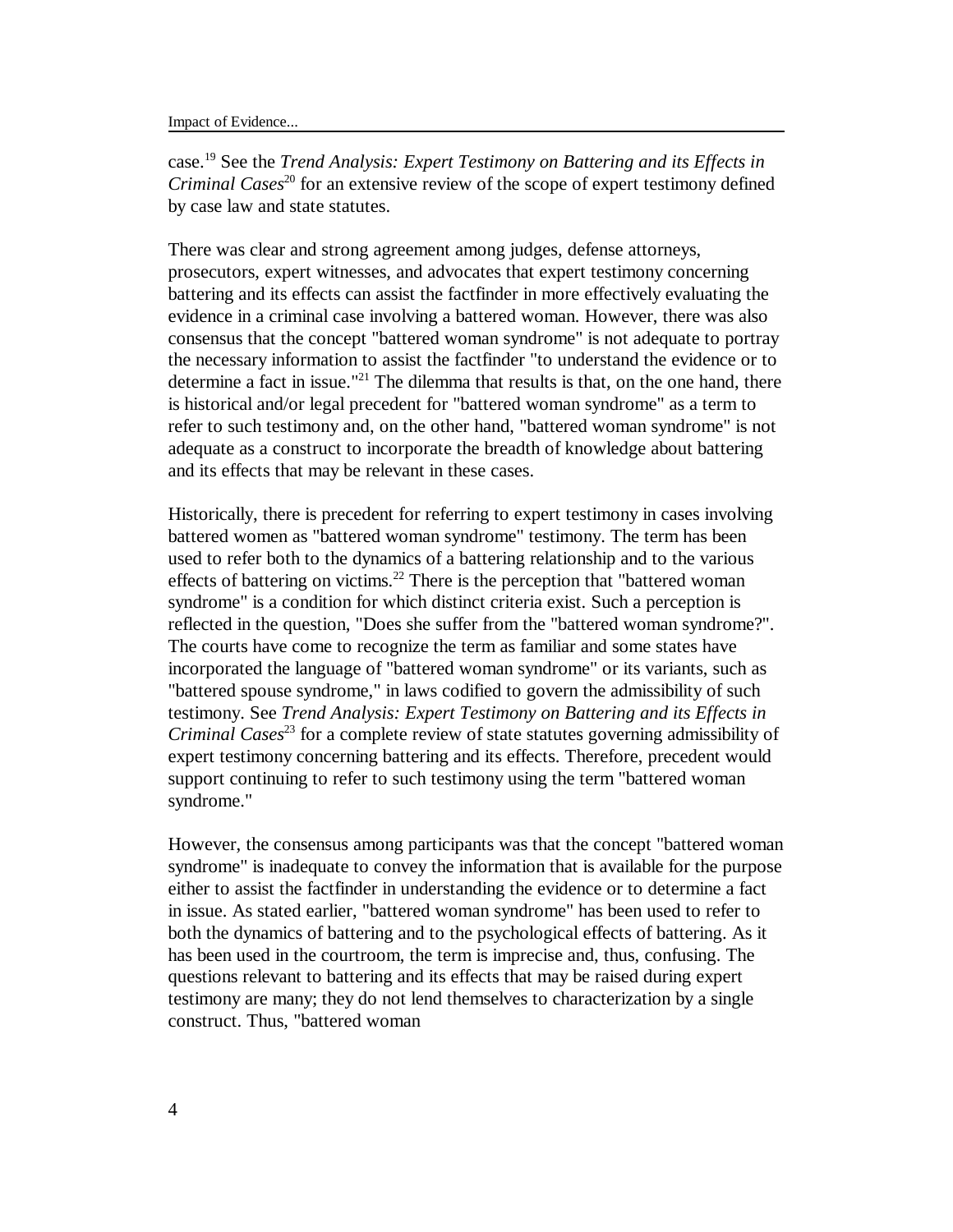case.[19] See the *Trend Analysis: Expert Testimony on Battering and its Effects in Criminal Cases*[20] for an extensive review of the scope of expert testimony defined by case law and state statutes.

There was clear and strong agreement among judges, defense attorneys, prosecutors, expert witnesses, and advocates that expert testimony concerning battering and its effects can assist the factfinder in more effectively evaluating the evidence in a criminal case involving a battered woman. However, there was also consensus that the concept "battered woman syndrome" is not adequate to portray the necessary information to assist the factfinder "to understand the evidence or to determine a fact in issue."[21] The dilemma that results is that, on the one hand, there is historical and/or legal precedent for "battered woman syndrome" as a term to refer to such testimony and, on the other hand, "battered woman syndrome" is not adequate as a construct to incorporate the breadth of knowledge about battering and its effects that may be relevant in these cases.

Historically, there is precedent for referring to expert testimony in cases involving battered women as "battered woman syndrome" testimony. The term has been used to refer both to the dynamics of a battering relationship and to the various effects of battering on victims.[22] There is the perception that "battered woman syndrome" is a condition for which distinct criteria exist. Such a perception is reflected in the question, "Does she suffer from the "battered woman syndrome?". The courts have come to recognize the term as familiar and some states have incorporated the language of "battered woman syndrome" or its variants, such as "battered spouse syndrome," in laws codified to govern the admissibility of such testimony. See *Trend Analysis: Expert Testimony on Battering and its Effects in Criminal Cases*[23] for a complete review of state statutes governing admissibility of expert testimony concerning battering and its effects. Therefore, precedent would support continuing to refer to such testimony using the term "battered woman syndrome."

However, the consensus among participants was that the concept "battered woman syndrome" is inadequate to convey the information that is available for the purpose either to assist the factfinder in understanding the evidence or to determine a fact in issue. As stated earlier, "battered woman syndrome" has been used to refer to both the dynamics of battering and to the psychological effects of battering. As it has been used in the courtroom, the term is imprecise and, thus, confusing. The questions relevant to battering and its effects that may be raised during expert testimony are many; they do not lend themselves to characterization by a single construct. Thus, "battered woman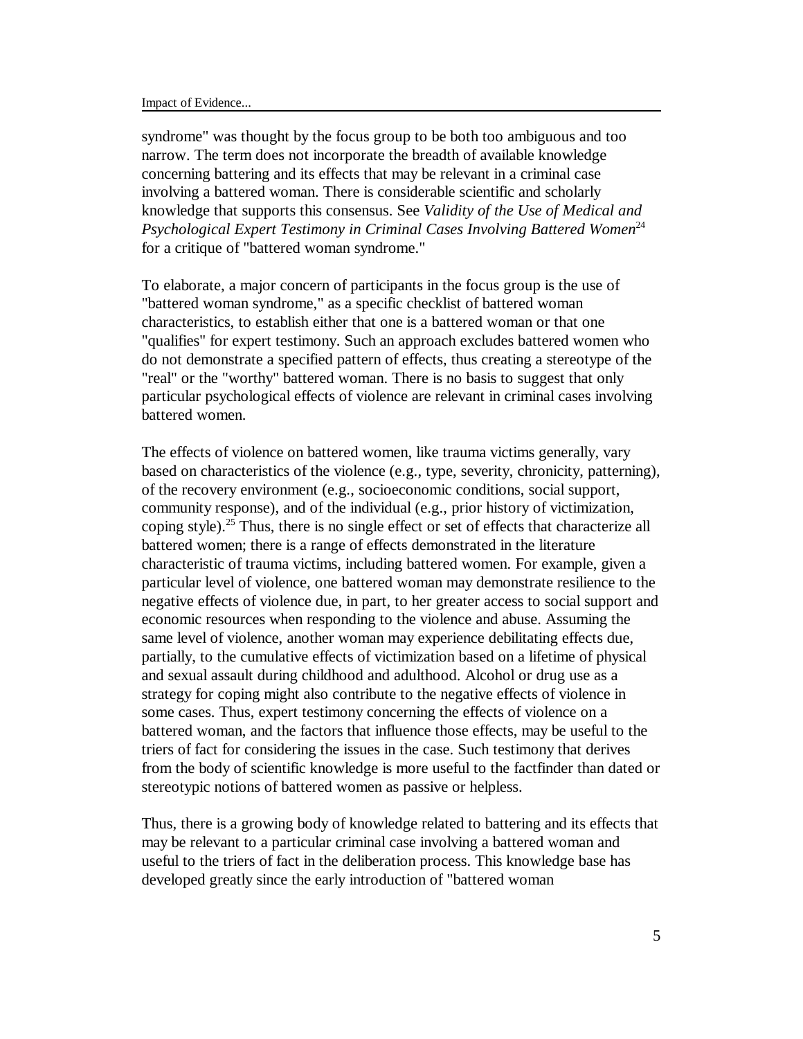syndrome" was thought by the focus group to be both too ambiguous and too narrow. The term does not incorporate the breadth of available knowledge concerning battering and its effects that may be relevant in a criminal case involving a battered woman. There is considerable scientific and scholarly knowledge that supports this consensus. See *Validity of the Use of Medical and Psychological Expert Testimony in Criminal Cases Involving Battered Women*[24] for a critique of "battered woman syndrome."

To elaborate, a major concern of participants in the focus group is the use of "battered woman syndrome," as a specific checklist of battered woman characteristics, to establish either that one is a battered woman or that one "qualifies" for expert testimony. Such an approach excludes battered women who do not demonstrate a specified pattern of effects, thus creating a stereotype of the "real" or the "worthy" battered woman. There is no basis to suggest that only particular psychological effects of violence are relevant in criminal cases involving battered women.

The effects of violence on battered women, like trauma victims generally, vary based on characteristics of the violence (e.g., type, severity, chronicity, patterning), of the recovery environment (e.g., socioeconomic conditions, social support, community response), and of the individual (e.g., prior history of victimization, coping style).[25] Thus, there is no single effect or set of effects that characterize all battered women; there is a range of effects demonstrated in the literature characteristic of trauma victims, including battered women. For example, given a particular level of violence, one battered woman may demonstrate resilience to the negative effects of violence due, in part, to her greater access to social support and economic resources when responding to the violence and abuse. Assuming the same level of violence, another woman may experience debilitating effects due, partially, to the cumulative effects of victimization based on a lifetime of physical and sexual assault during childhood and adulthood. Alcohol or drug use as a strategy for coping might also contribute to the negative effects of violence in some cases. Thus, expert testimony concerning the effects of violence on a battered woman, and the factors that influence those effects, may be useful to the triers of fact for considering the issues in the case. Such testimony that derives from the body of scientific knowledge is more useful to the factfinder than dated or stereotypic notions of battered women as passive or helpless.

Thus, there is a growing body of knowledge related to battering and its effects that may be relevant to a particular criminal case involving a battered woman and useful to the triers of fact in the deliberation process. This knowledge base has developed greatly since the early introduction of "battered woman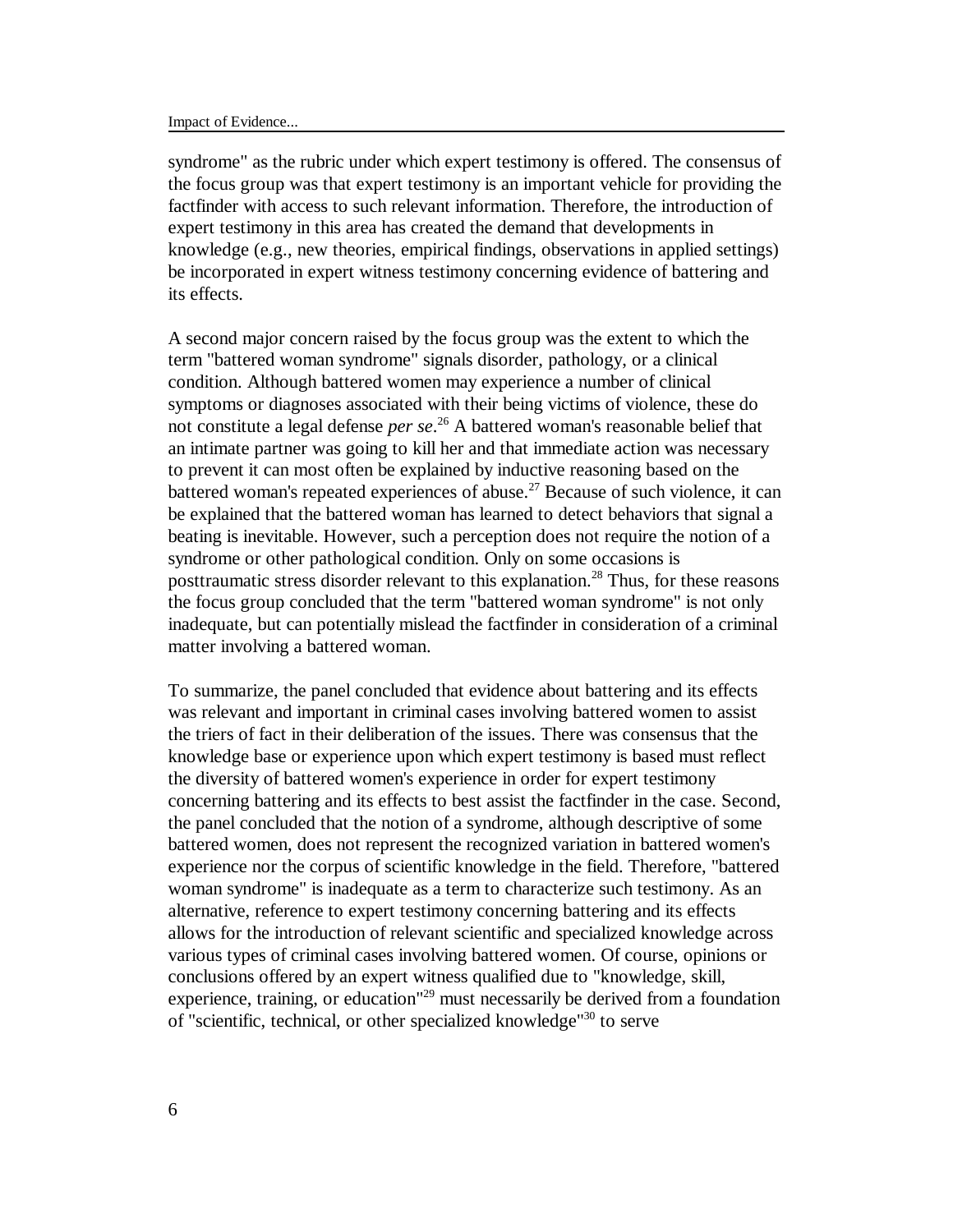syndrome" as the rubric under which expert testimony is offered. The consensus of the focus group was that expert testimony is an important vehicle for providing the factfinder with access to such relevant information. Therefore, the introduction of expert testimony in this area has created the demand that developments in knowledge (e.g., new theories, empirical findings, observations in applied settings) be incorporated in expert witness testimony concerning evidence of battering and its effects.

A second major concern raised by the focus group was the extent to which the term "battered woman syndrome" signals disorder, pathology, or a clinical condition. Although battered women may experience a number of clinical symptoms or diagnoses associated with their being victims of violence, these do not constitute a legal defense *per se*.[26] A battered woman's reasonable belief that an intimate partner was going to kill her and that immediate action was necessary to prevent it can most often be explained by inductive reasoning based on the battered woman's repeated experiences of abuse.[27] Because of such violence, it can be explained that the battered woman has learned to detect behaviors that signal a beating is inevitable. However, such a perception does not require the notion of a syndrome or other pathological condition. Only on some occasions is posttraumatic stress disorder relevant to this explanation.[28] Thus, for these reasons the focus group concluded that the term "battered woman syndrome" is not only inadequate, but can potentially mislead the factfinder in consideration of a criminal matter involving a battered woman.

To summarize, the panel concluded that evidence about battering and its effects was relevant and important in criminal cases involving battered women to assist the triers of fact in their deliberation of the issues. There was consensus that the knowledge base or experience upon which expert testimony is based must reflect the diversity of battered women's experience in order for expert testimony concerning battering and its effects to best assist the factfinder in the case. Second, the panel concluded that the notion of a syndrome, although descriptive of some battered women, does not represent the recognized variation in battered women's experience nor the corpus of scientific knowledge in the field. Therefore, "battered woman syndrome" is inadequate as a term to characterize such testimony. As an alternative, reference to expert testimony concerning battering and its effects allows for the introduction of relevant scientific and specialized knowledge across various types of criminal cases involving battered women. Of course, opinions or conclusions offered by an expert witness qualified due to "knowledge, skill, experience, training, or education"[29] must necessarily be derived from a foundation of "scientific, technical, or other specialized knowledge"[30] to serve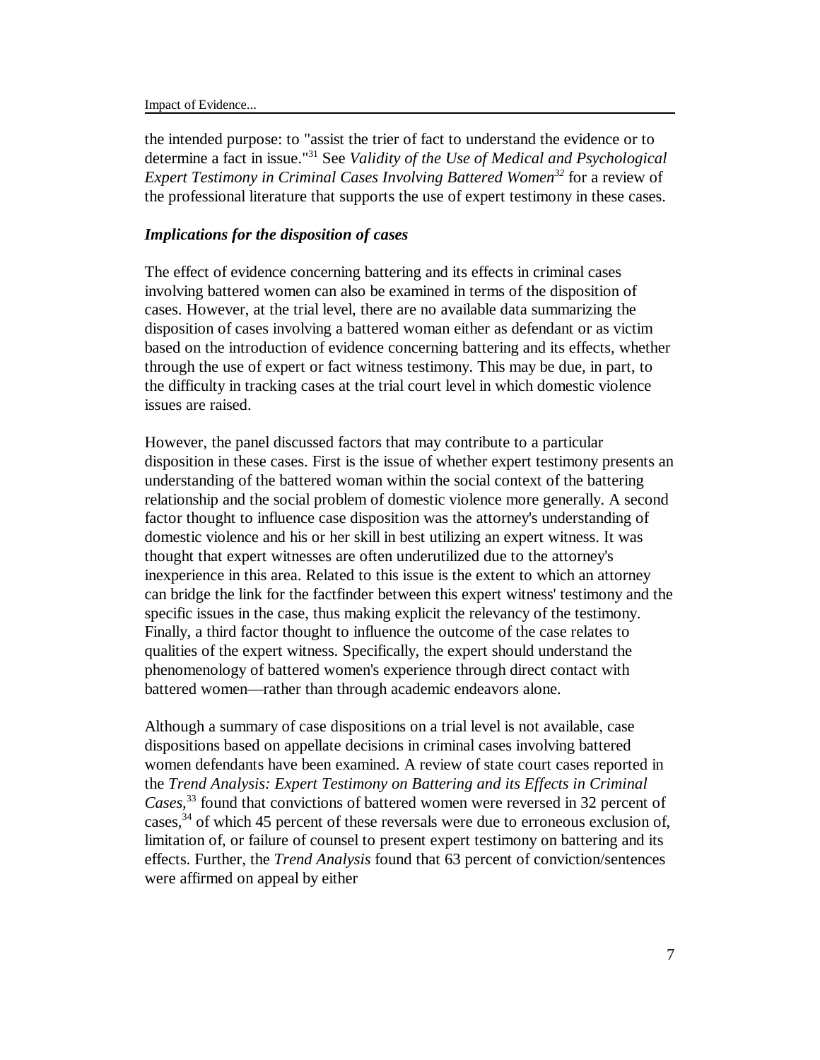the intended purpose: to "assist the trier of fact to understand the evidence or to determine a fact in issue."[31] See *Validity of the Use of Medical and Psychological Expert Testimony in Criminal Cases Involving Battered Women*[32] for a review of the professional literature that supports the use of expert testimony in these cases.

### *Implications for the disposition of cases*

The effect of evidence concerning battering and its effects in criminal cases involving battered women can also be examined in terms of the disposition of cases. However, at the trial level, there are no available data summarizing the disposition of cases involving a battered woman either as defendant or as victim based on the introduction of evidence concerning battering and its effects, whether through the use of expert or fact witness testimony. This may be due, in part, to the difficulty in tracking cases at the trial court level in which domestic violence issues are raised.

However, the panel discussed factors that may contribute to a particular disposition in these cases. First is the issue of whether expert testimony presents an understanding of the battered woman within the social context of the battering relationship and the social problem of domestic violence more generally. A second factor thought to influence case disposition was the attorney's understanding of domestic violence and his or her skill in best utilizing an expert witness. It was thought that expert witnesses are often underutilized due to the attorney's inexperience in this area. Related to this issue is the extent to which an attorney can bridge the link for the factfinder between this expert witness' testimony and the specific issues in the case, thus making explicit the relevancy of the testimony. Finally, a third factor thought to influence the outcome of the case relates to qualities of the expert witness. Specifically, the expert should understand the phenomenology of battered women's experience through direct contact with battered women—rather than through academic endeavors alone.

Although a summary of case dispositions on a trial level is not available, case dispositions based on appellate decisions in criminal cases involving battered women defendants have been examined. A review of state court cases reported in the *Trend Analysis: Expert Testimony on Battering and its Effects in Criminal Cases,*[33] found that convictions of battered women were reversed in 32 percent of cases,[34] of which 45 percent of these reversals were due to erroneous exclusion of, limitation of, or failure of counsel to present expert testimony on battering and its effects. Further, the *Trend Analysis* found that 63 percent of conviction/sentences were affirmed on appeal by either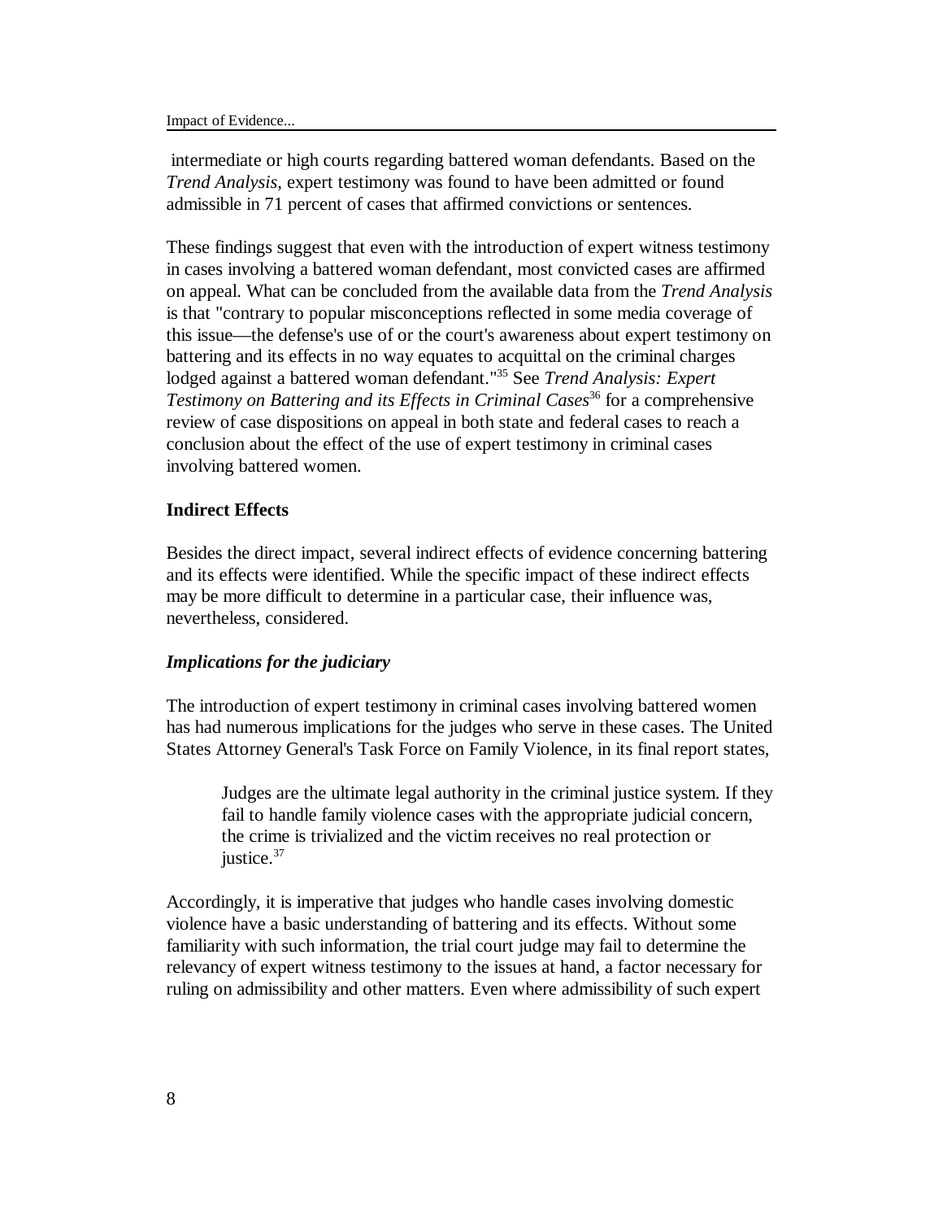intermediate or high courts regarding battered woman defendants. Based on the *Trend Analysis*, expert testimony was found to have been admitted or found admissible in 71 percent of cases that affirmed convictions or sentences.

These findings suggest that even with the introduction of expert witness testimony in cases involving a battered woman defendant, most convicted cases are affirmed on appeal. What can be concluded from the available data from the *Trend Analysis* is that "contrary to popular misconceptions reflected in some media coverage of this issue—the defense's use of or the court's awareness about expert testimony on battering and its effects in no way equates to acquittal on the criminal charges lodged against a battered woman defendant."[35] See *Trend Analysis: Expert Testimony on Battering and its Effects in Criminal Cases*[36] for a comprehensive review of case dispositions on appeal in both state and federal cases to reach a conclusion about the effect of the use of expert testimony in criminal cases involving battered women.

### Indirect Effects

Besides the direct impact, several indirect effects of evidence concerning battering and its effects were identified. While the specific impact of these indirect effects may be more difficult to determine in a particular case, their influence was, nevertheless, considered.

#### *Implications for the judiciary*

The introduction of expert testimony in criminal cases involving battered women has had numerous implications for the judges who serve in these cases. The United States Attorney General's Task Force on Family Violence, in its final report states,

> Judges are the ultimate legal authority in the criminal justice system. If they fail to handle family violence cases with the appropriate judicial concern, the crime is trivialized and the victim receives no real protection or justice.[37]

Accordingly, it is imperative that judges who handle cases involving domestic violence have a basic understanding of battering and its effects. Without some familiarity with such information, the trial court judge may fail to determine the relevancy of expert witness testimony to the issues at hand, a factor necessary for ruling on admissibility and other matters. Even where admissibility of such expert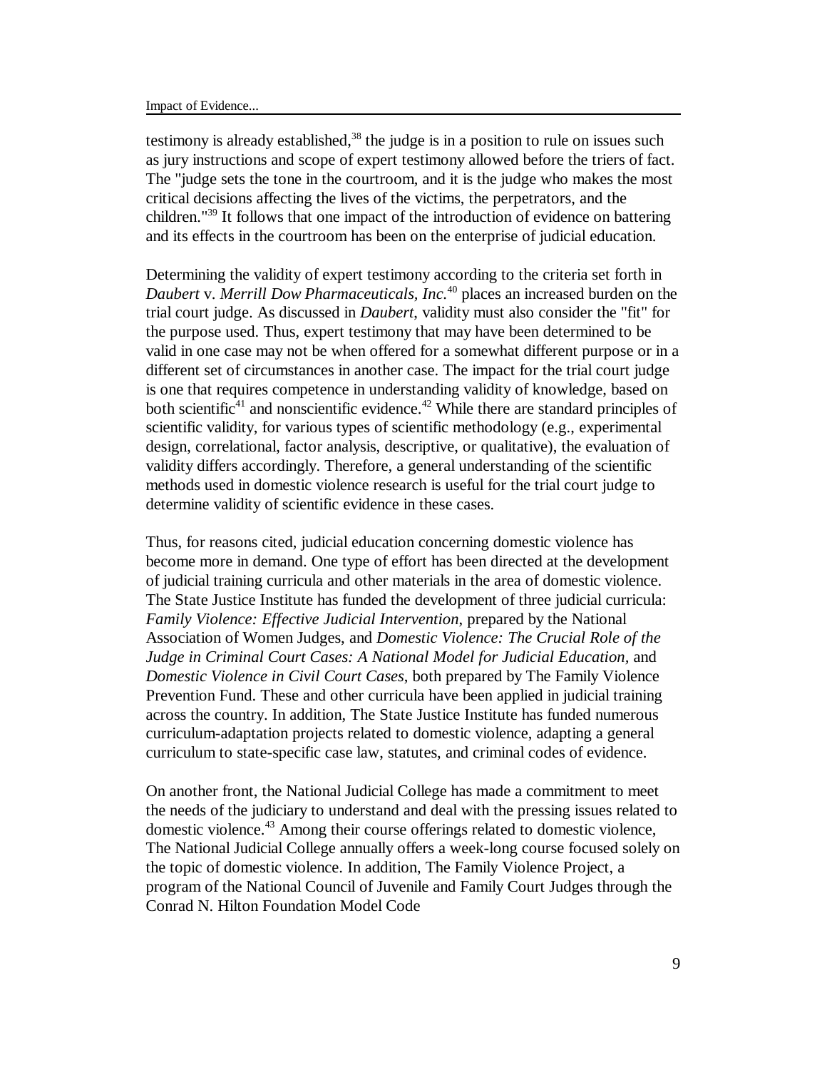testimony is already established,[38] the judge is in a position to rule on issues such as jury instructions and scope of expert testimony allowed before the triers of fact. The "judge sets the tone in the courtroom, and it is the judge who makes the most critical decisions affecting the lives of the victims, the perpetrators, and the children."[39] It follows that one impact of the introduction of evidence on battering and its effects in the courtroom has been on the enterprise of judicial education.

Determining the validity of expert testimony according to the criteria set forth in *Daubert* v. *Merrill Dow Pharmaceuticals, Inc.*[40] places an increased burden on the trial court judge. As discussed in *Daubert*, validity must also consider the "fit" for the purpose used. Thus, expert testimony that may have been determined to be valid in one case may not be when offered for a somewhat different purpose or in a different set of circumstances in another case. The impact for the trial court judge is one that requires competence in understanding validity of knowledge, based on both scientific[41] and nonscientific evidence.[42] While there are standard principles of scientific validity, for various types of scientific methodology (e.g., experimental design, correlational, factor analysis, descriptive, or qualitative), the evaluation of validity differs accordingly. Therefore, a general understanding of the scientific methods used in domestic violence research is useful for the trial court judge to determine validity of scientific evidence in these cases.

Thus, for reasons cited, judicial education concerning domestic violence has become more in demand. One type of effort has been directed at the development of judicial training curricula and other materials in the area of domestic violence. The State Justice Institute has funded the development of three judicial curricula: *Family Violence: Effective Judicial Intervention*, prepared by the National Association of Women Judges, and *Domestic Violence: The Crucial Role of the Judge in Criminal Court Cases: A National Model for Judicial Education*, and *Domestic Violence in Civil Court Cases*, both prepared by The Family Violence Prevention Fund. These and other curricula have been applied in judicial training across the country. In addition, The State Justice Institute has funded numerous curriculum-adaptation projects related to domestic violence, adapting a general curriculum to state-specific case law, statutes, and criminal codes of evidence.

On another front, the National Judicial College has made a commitment to meet the needs of the judiciary to understand and deal with the pressing issues related to domestic violence.[43] Among their course offerings related to domestic violence, The National Judicial College annually offers a week-long course focused solely on the topic of domestic violence. In addition, The Family Violence Project, a program of the National Council of Juvenile and Family Court Judges through the Conrad N. Hilton Foundation Model Code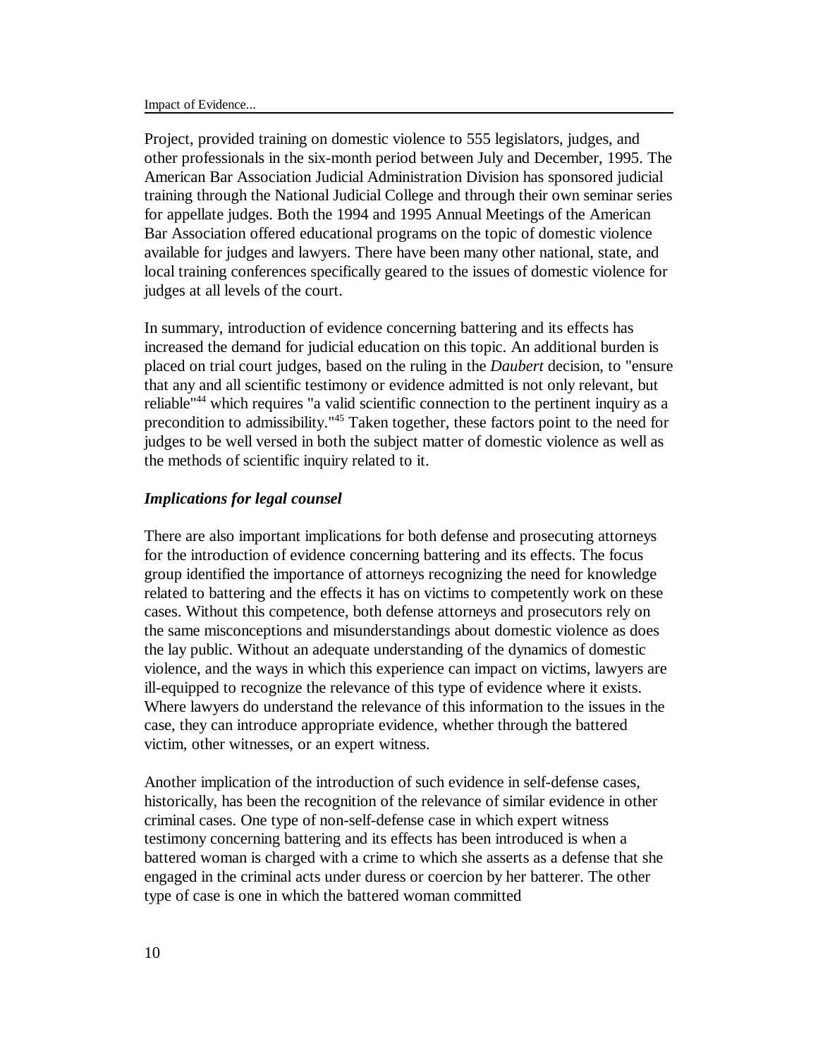Project, provided training on domestic violence to 555 legislators, judges, and other professionals in the six-month period between July and December, 1995. The American Bar Association Judicial Administration Division has sponsored judicial training through the National Judicial College and through their own seminar series for appellate judges. Both the 1994 and 1995 Annual Meetings of the American Bar Association offered educational programs on the topic of domestic violence available for judges and lawyers. There have been many other national, state, and local training conferences specifically geared to the issues of domestic violence for judges at all levels of the court.

In summary, introduction of evidence concerning battering and its effects has increased the demand for judicial education on this topic. An additional burden is placed on trial court judges, based on the ruling in the *Daubert* decision, to "ensure that any and all scientific testimony or evidence admitted is not only relevant, but reliable"[44] which requires "a valid scientific connection to the pertinent inquiry as a precondition to admissibility."[45] Taken together, these factors point to the need for judges to be well versed in both the subject matter of domestic violence as well as the methods of scientific inquiry related to it.

### *Implications for legal counsel*

There are also important implications for both defense and prosecuting attorneys for the introduction of evidence concerning battering and its effects. The focus group identified the importance of attorneys recognizing the need for knowledge related to battering and the effects it has on victims to competently work on these cases. Without this competence, both defense attorneys and prosecutors rely on the same misconceptions and misunderstandings about domestic violence as does the lay public. Without an adequate understanding of the dynamics of domestic violence, and the ways in which this experience can impact on victims, lawyers are ill-equipped to recognize the relevance of this type of evidence where it exists. Where lawyers do understand the relevance of this information to the issues in the case, they can introduce appropriate evidence, whether through the battered victim, other witnesses, or an expert witness.

Another implication of the introduction of such evidence in self-defense cases, historically, has been the recognition of the relevance of similar evidence in other criminal cases. One type of non-self-defense case in which expert witness testimony concerning battering and its effects has been introduced is when a battered woman is charged with a crime to which she asserts as a defense that she engaged in the criminal acts under duress or coercion by her batterer. The other type of case is one in which the battered woman committed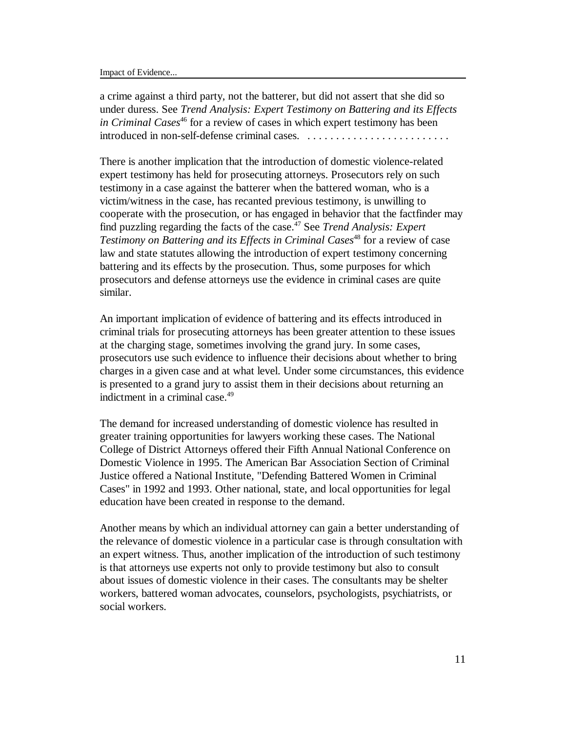a crime against a third party, not the batterer, but did not assert that she did so under duress. See *Trend Analysis: Expert Testimony on Battering and its Effects in Criminal Cases*[46] for a review of cases in which expert testimony has been introduced in non-self-defense criminal cases. . . . . . . . . . . . . . . . . . . . . . . . . .

There is another implication that the introduction of domestic violence-related expert testimony has held for prosecuting attorneys. Prosecutors rely on such testimony in a case against the batterer when the battered woman, who is a victim/witness in the case, has recanted previous testimony, is unwilling to cooperate with the prosecution, or has engaged in behavior that the factfinder may find puzzling regarding the facts of the case.[47] See *Trend Analysis: Expert Testimony on Battering and its Effects in Criminal Cases*[48] for a review of case law and state statutes allowing the introduction of expert testimony concerning battering and its effects by the prosecution. Thus, some purposes for which prosecutors and defense attorneys use the evidence in criminal cases are quite similar.

An important implication of evidence of battering and its effects introduced in criminal trials for prosecuting attorneys has been greater attention to these issues at the charging stage, sometimes involving the grand jury. In some cases, prosecutors use such evidence to influence their decisions about whether to bring charges in a given case and at what level. Under some circumstances, this evidence is presented to a grand jury to assist them in their decisions about returning an indictment in a criminal case.[49]

The demand for increased understanding of domestic violence has resulted in greater training opportunities for lawyers working these cases. The National College of District Attorneys offered their Fifth Annual National Conference on Domestic Violence in 1995. The American Bar Association Section of Criminal Justice offered a National Institute, "Defending Battered Women in Criminal Cases" in 1992 and 1993. Other national, state, and local opportunities for legal education have been created in response to the demand.

Another means by which an individual attorney can gain a better understanding of the relevance of domestic violence in a particular case is through consultation with an expert witness. Thus, another implication of the introduction of such testimony is that attorneys use experts not only to provide testimony but also to consult about issues of domestic violence in their cases. The consultants may be shelter workers, battered woman advocates, counselors, psychologists, psychiatrists, or social workers.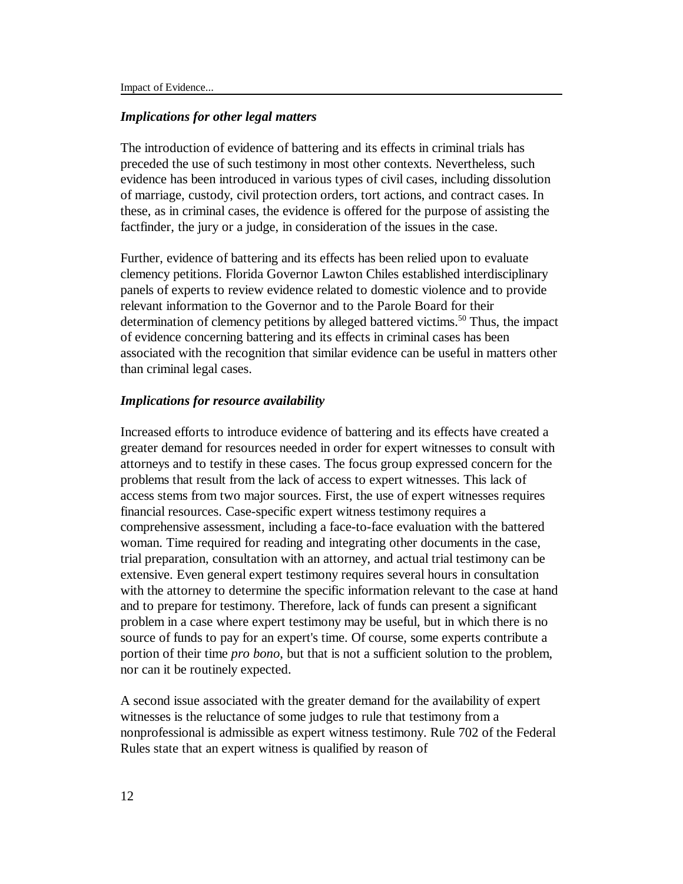### *Implications for other legal matters*

The introduction of evidence of battering and its effects in criminal trials has preceded the use of such testimony in most other contexts. Nevertheless, such evidence has been introduced in various types of civil cases, including dissolution of marriage, custody, civil protection orders, tort actions, and contract cases. In these, as in criminal cases, the evidence is offered for the purpose of assisting the factfinder, the jury or a judge, in consideration of the issues in the case.

Further, evidence of battering and its effects has been relied upon to evaluate clemency petitions. Florida Governor Lawton Chiles established interdisciplinary panels of experts to review evidence related to domestic violence and to provide relevant information to the Governor and to the Parole Board for their determination of clemency petitions by alleged battered victims.[50] Thus, the impact of evidence concerning battering and its effects in criminal cases has been associated with the recognition that similar evidence can be useful in matters other than criminal legal cases.

### *Implications for resource availability*

Increased efforts to introduce evidence of battering and its effects have created a greater demand for resources needed in order for expert witnesses to consult with attorneys and to testify in these cases. The focus group expressed concern for the problems that result from the lack of access to expert witnesses. This lack of access stems from two major sources. First, the use of expert witnesses requires financial resources. Case-specific expert witness testimony requires a comprehensive assessment, including a face-to-face evaluation with the battered woman. Time required for reading and integrating other documents in the case, trial preparation, consultation with an attorney, and actual trial testimony can be extensive. Even general expert testimony requires several hours in consultation with the attorney to determine the specific information relevant to the case at hand and to prepare for testimony. Therefore, lack of funds can present a significant problem in a case where expert testimony may be useful, but in which there is no source of funds to pay for an expert's time. Of course, some experts contribute a portion of their time *pro bono*, but that is not a sufficient solution to the problem, nor can it be routinely expected.

A second issue associated with the greater demand for the availability of expert witnesses is the reluctance of some judges to rule that testimony from a nonprofessional is admissible as expert witness testimony. Rule 702 of the Federal Rules state that an expert witness is qualified by reason of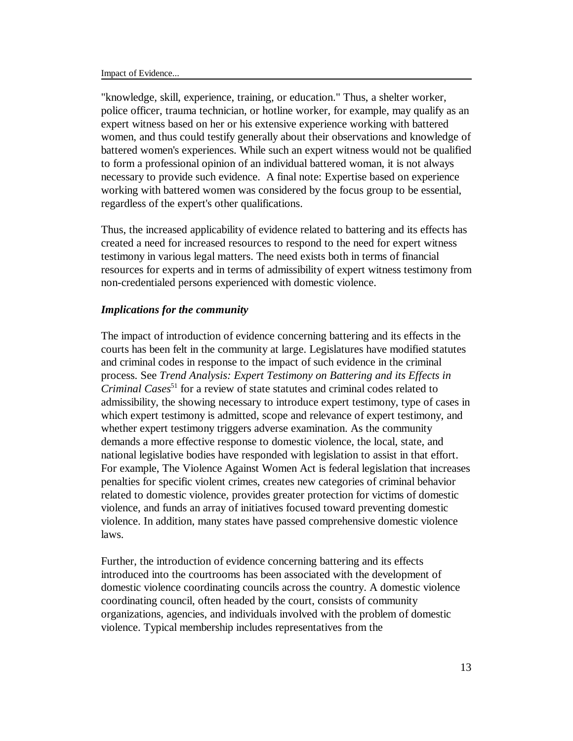"knowledge, skill, experience, training, or education." Thus, a shelter worker, police officer, trauma technician, or hotline worker, for example, may qualify as an expert witness based on her or his extensive experience working with battered women, and thus could testify generally about their observations and knowledge of battered women's experiences. While such an expert witness would not be qualified to form a professional opinion of an individual battered woman, it is not always necessary to provide such evidence. A final note: Expertise based on experience working with battered women was considered by the focus group to be essential, regardless of the expert's other qualifications.

Thus, the increased applicability of evidence related to battering and its effects has created a need for increased resources to respond to the need for expert witness testimony in various legal matters. The need exists both in terms of financial resources for experts and in terms of admissibility of expert witness testimony from non-credentialed persons experienced with domestic violence.

***Implications for the community***

The impact of introduction of evidence concerning battering and its effects in the courts has been felt in the community at large. Legislatures have modified statutes and criminal codes in response to the impact of such evidence in the criminal process. See *Trend Analysis: Expert Testimony on Battering and its Effects in Criminal Cases*[51] for a review of state statutes and criminal codes related to admissibility, the showing necessary to introduce expert testimony, type of cases in which expert testimony is admitted, scope and relevance of expert testimony, and whether expert testimony triggers adverse examination. As the community demands a more effective response to domestic violence, the local, state, and national legislative bodies have responded with legislation to assist in that effort. For example, The Violence Against Women Act is federal legislation that increases penalties for specific violent crimes, creates new categories of criminal behavior related to domestic violence, provides greater protection for victims of domestic violence, and funds an array of initiatives focused toward preventing domestic violence. In addition, many states have passed comprehensive domestic violence laws.

Further, the introduction of evidence concerning battering and its effects introduced into the courtrooms has been associated with the development of domestic violence coordinating councils across the country. A domestic violence coordinating council, often headed by the court, consists of community organizations, agencies, and individuals involved with the problem of domestic violence. Typical membership includes representatives from the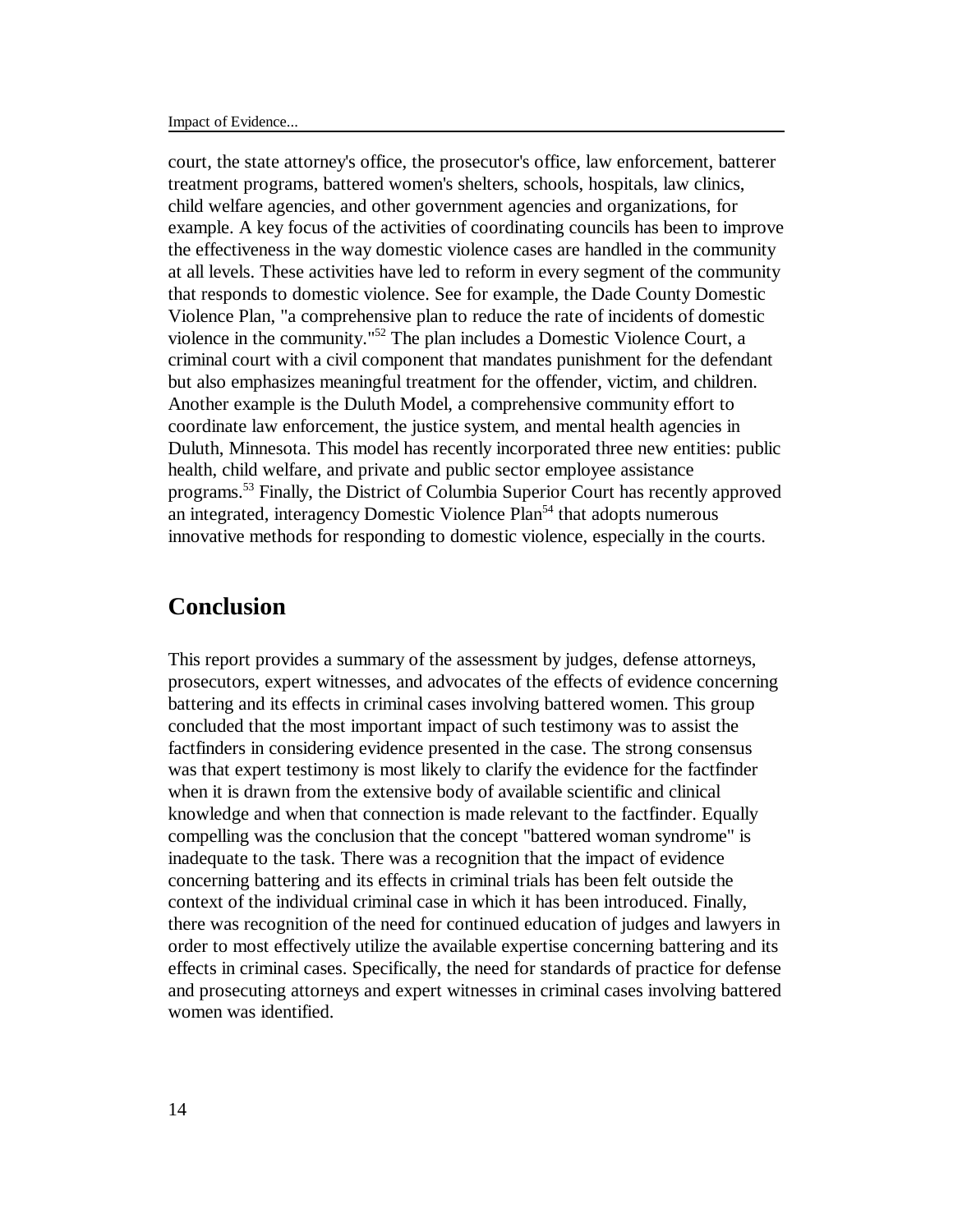court, the state attorney's office, the prosecutor's office, law enforcement, batterer treatment programs, battered women's shelters, schools, hospitals, law clinics, child welfare agencies, and other government agencies and organizations, for example. A key focus of the activities of coordinating councils has been to improve the effectiveness in the way domestic violence cases are handled in the community at all levels. These activities have led to reform in every segment of the community that responds to domestic violence. See for example, the Dade County Domestic Violence Plan, "a comprehensive plan to reduce the rate of incidents of domestic violence in the community."[52] The plan includes a Domestic Violence Court, a criminal court with a civil component that mandates punishment for the defendant but also emphasizes meaningful treatment for the offender, victim, and children. Another example is the Duluth Model, a comprehensive community effort to coordinate law enforcement, the justice system, and mental health agencies in Duluth, Minnesota. This model has recently incorporated three new entities: public health, child welfare, and private and public sector employee assistance programs.[53] Finally, the District of Columbia Superior Court has recently approved an integrated, interagency Domestic Violence Plan[54] that adopts numerous innovative methods for responding to domestic violence, especially in the courts.

## Conclusion

This report provides a summary of the assessment by judges, defense attorneys, prosecutors, expert witnesses, and advocates of the effects of evidence concerning battering and its effects in criminal cases involving battered women. This group concluded that the most important impact of such testimony was to assist the factfinders in considering evidence presented in the case. The strong consensus was that expert testimony is most likely to clarify the evidence for the factfinder when it is drawn from the extensive body of available scientific and clinical knowledge and when that connection is made relevant to the factfinder. Equally compelling was the conclusion that the concept "battered woman syndrome" is inadequate to the task. There was a recognition that the impact of evidence concerning battering and its effects in criminal trials has been felt outside the context of the individual criminal case in which it has been introduced. Finally, there was recognition of the need for continued education of judges and lawyers in order to most effectively utilize the available expertise concerning battering and its effects in criminal cases. Specifically, the need for standards of practice for defense and prosecuting attorneys and expert witnesses in criminal cases involving battered women was identified.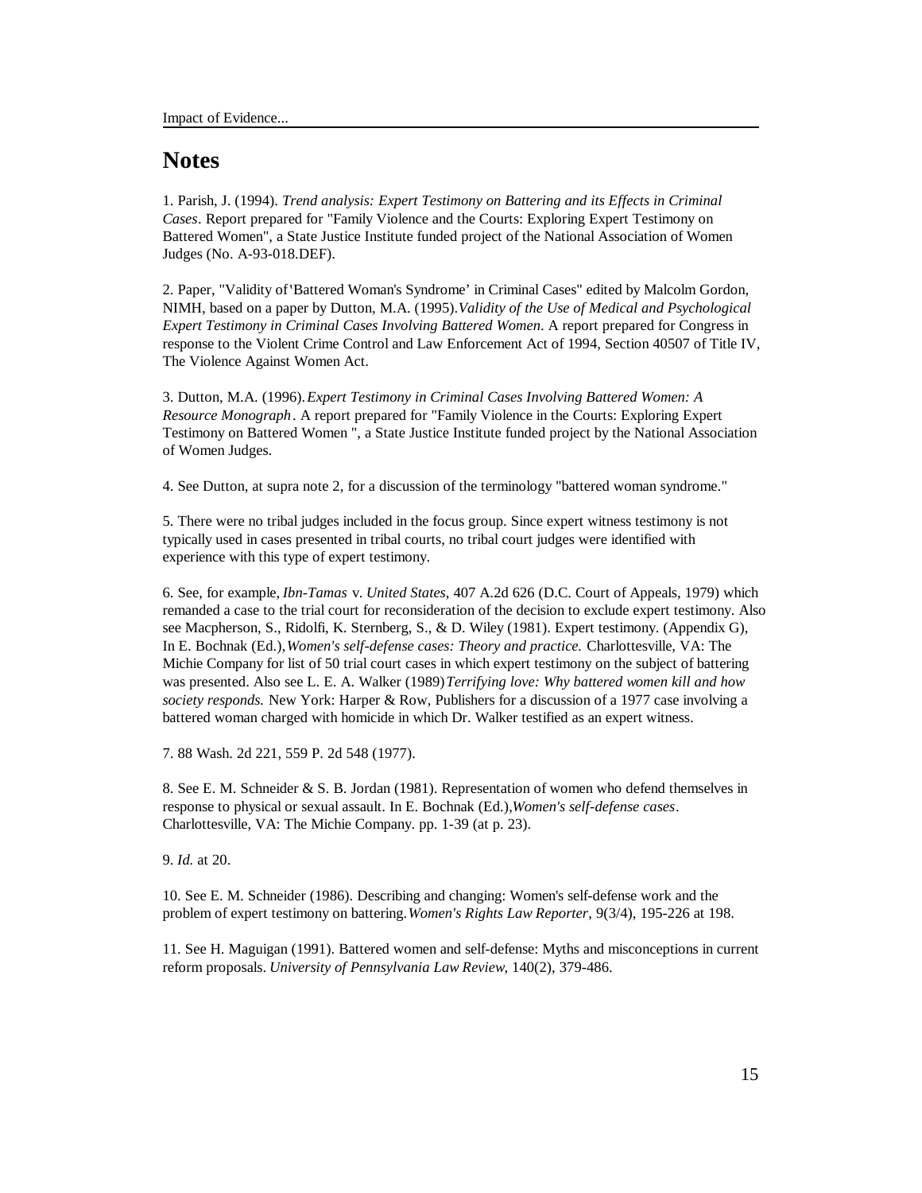## Notes

1. Parish, J. (1994). *Trend analysis: Expert Testimony on Battering and its Effects in Criminal Cases*. Report prepared for "Family Violence and the Courts: Exploring Expert Testimony on Battered Women", a State Justice Institute funded project of the National Association of Women Judges (No. A-93-018.DEF).

2. Paper, "Validity of 'Battered Woman's Syndrome' in Criminal Cases" edited by Malcolm Gordon, NIMH, based on a paper by Dutton, M.A. (1995). *Validity of the Use of Medical and Psychological Expert Testimony in Criminal Cases Involving Battered Women*. A report prepared for Congress in response to the Violent Crime Control and Law Enforcement Act of 1994, Section 40507 of Title IV, The Violence Against Women Act.

3. Dutton, M.A. (1996). *Expert Testimony in Criminal Cases Involving Battered Women: A Resource Monograph*. A report prepared for "Family Violence in the Courts: Exploring Expert Testimony on Battered Women ", a State Justice Institute funded project by the National Association of Women Judges.

4. See Dutton, at supra note 2, for a discussion of the terminology "battered woman syndrome."

5. There were no tribal judges included in the focus group. Since expert witness testimony is not typically used in cases presented in tribal courts, no tribal court judges were identified with experience with this type of expert testimony.

6. See, for example, *Ibn-Tamas* v. *United States*, 407 A.2d 626 (D.C. Court of Appeals, 1979) which remanded a case to the trial court for reconsideration of the decision to exclude expert testimony. Also see Macpherson, S., Ridolfi, K. Sternberg, S., & D. Wiley (1981). Expert testimony. (Appendix G), In E. Bochnak (Ed.), *Women's self-defense cases: Theory and practice.* Charlottesville, VA: The Michie Company for list of 50 trial court cases in which expert testimony on the subject of battering was presented. Also see L. E. A. Walker (1989) *Terrifying love: Why battered women kill and how society responds.* New York: Harper & Row, Publishers for a discussion of a 1977 case involving a battered woman charged with homicide in which Dr. Walker testified as an expert witness.

7. 88 Wash. 2d 221, 559 P. 2d 548 (1977).

8. See E. M. Schneider & S. B. Jordan (1981). Representation of women who defend themselves in response to physical or sexual assault. In E. Bochnak (Ed.), *Women's self-defense cases*. Charlottesville, VA: The Michie Company. pp. 1-39 (at p. 23).

9. *Id.* at 20.

10. See E. M. Schneider (1986). Describing and changing: Women's self-defense work and the problem of expert testimony on battering. *Women's Rights Law Reporter*, 9(3/4), 195-226 at 198.

11. See H. Maguigan (1991). Battered women and self-defense: Myths and misconceptions in current reform proposals. *University of Pennsylvania Law Review*, 140(2), 379-486.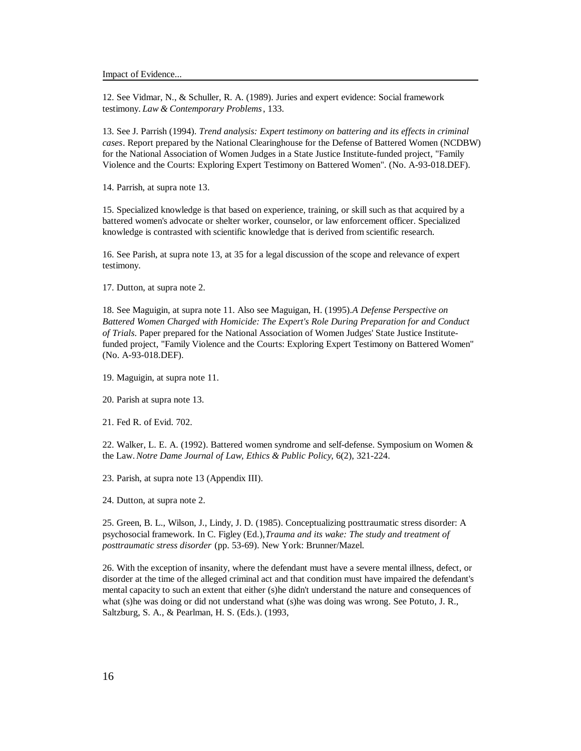12. See Vidmar, N., & Schuller, R. A. (1989). Juries and expert evidence: Social framework testimony. *Law & Contemporary Problems*, 133.

13. See J. Parrish (1994). *Trend analysis: Expert testimony on battering and its effects in criminal cases*. Report prepared by the National Clearinghouse for the Defense of Battered Women (NCDBW) for the National Association of Women Judges in a State Justice Institute-funded project, "Family Violence and the Courts: Exploring Expert Testimony on Battered Women". (No. A-93-018.DEF).

14. Parrish, at supra note 13.

15. Specialized knowledge is that based on experience, training, or skill such as that acquired by a battered women's advocate or shelter worker, counselor, or law enforcement officer. Specialized knowledge is contrasted with scientific knowledge that is derived from scientific research.

16. See Parish, at supra note 13, at 35 for a legal discussion of the scope and relevance of expert testimony.

17. Dutton, at supra note 2.

18. See Maguigin, at supra note 11. Also see Maguigan, H. (1995).*A Defense Perspective on Battered Women Charged with Homicide: The Expert's Role During Preparation for and Conduct of Trials.* Paper prepared for the National Association of Women Judges' State Justice Institute-funded project, "Family Violence and the Courts: Exploring Expert Testimony on Battered Women" (No. A-93-018.DEF).

19. Maguigin, at supra note 11.

20. Parish at supra note 13.

21. Fed R. of Evid. 702.

22. Walker, L. E. A. (1992). Battered women syndrome and self-defense. Symposium on Women & the Law. *Notre Dame Journal of Law, Ethics & Public Policy*, 6(2), 321-224.

23. Parish, at supra note 13 (Appendix III).

24. Dutton, at supra note 2.

25. Green, B. L., Wilson, J., Lindy, J. D. (1985). Conceptualizing posttraumatic stress disorder: A psychosocial framework. In C. Figley (Ed.),*Trauma and its wake: The study and treatment of posttraumatic stress disorder* (pp. 53-69). New York: Brunner/Mazel.

26. With the exception of insanity, where the defendant must have a severe mental illness, defect, or disorder at the time of the alleged criminal act and that condition must have impaired the defendant's mental capacity to such an extent that either (s)he didn't understand the nature and consequences of what (s)he was doing or did not understand what (s)he was doing was wrong. See Potuto, J. R., Saltzburg, S. A., & Pearlman, H. S. (Eds.). (1993,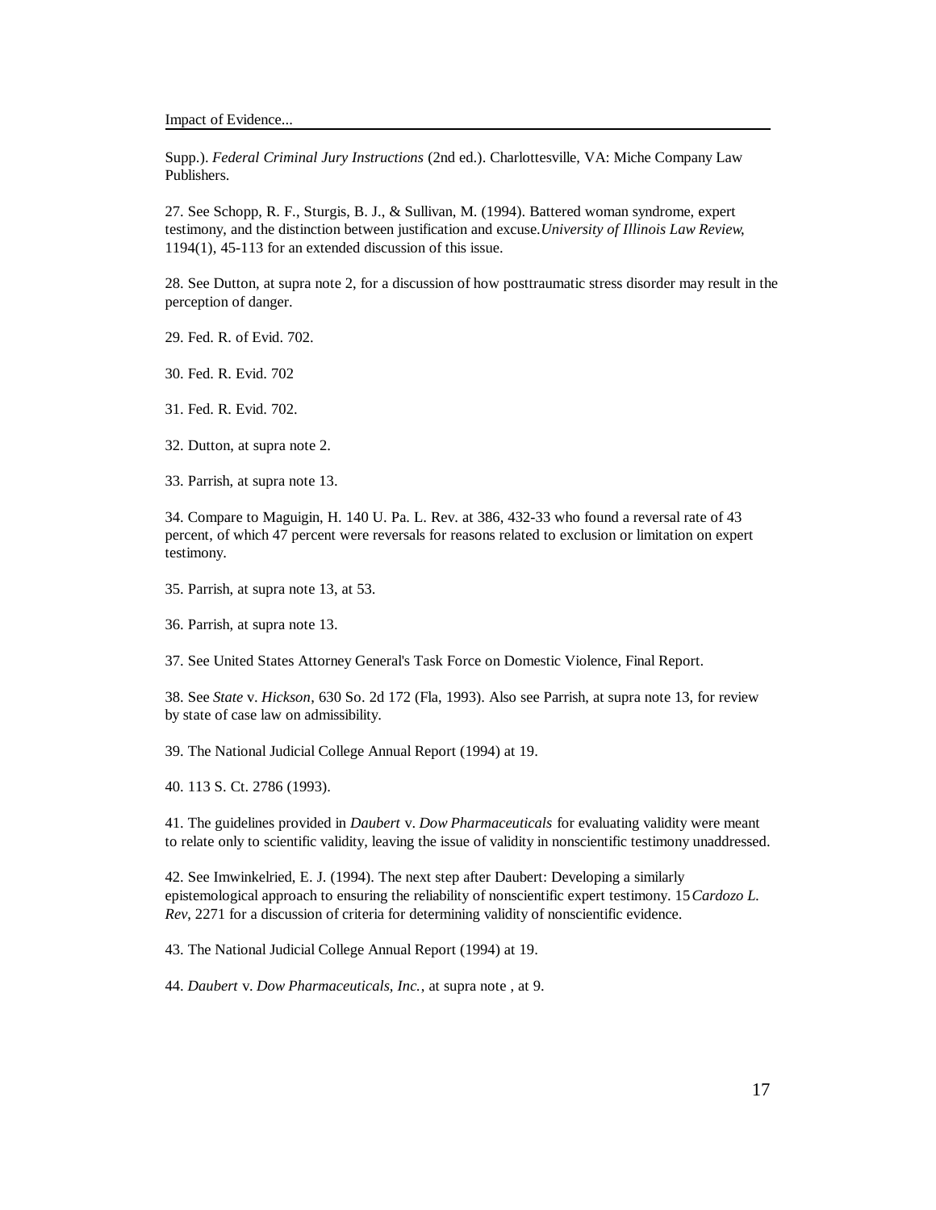Supp.). *Federal Criminal Jury Instructions* (2nd ed.). Charlottesville, VA: Miche Company Law Publishers.

27. See Schopp, R. F., Sturgis, B. J., & Sullivan, M. (1994). Battered woman syndrome, expert testimony, and the distinction between justification and excuse. *University of Illinois Law Review*, 1194(1), 45-113 for an extended discussion of this issue.

28. See Dutton, at supra note 2, for a discussion of how posttraumatic stress disorder may result in the perception of danger.

29. Fed. R. of Evid. 702.

30. Fed. R. Evid. 702

31. Fed. R. Evid. 702.

32. Dutton, at supra note 2.

33. Parrish, at supra note 13.

34. Compare to Maguigin, H. 140 U. Pa. L. Rev. at 386, 432-33 who found a reversal rate of 43 percent, of which 47 percent were reversals for reasons related to exclusion or limitation on expert testimony.

35. Parrish, at supra note 13, at 53.

36. Parrish, at supra note 13.

37. See United States Attorney General's Task Force on Domestic Violence, Final Report.

38. See *State* v. *Hickson*, 630 So. 2d 172 (Fla, 1993). Also see Parrish, at supra note 13, for review by state of case law on admissibility.

39. The National Judicial College Annual Report (1994) at 19.

40. 113 S. Ct. 2786 (1993).

41. The guidelines provided in *Daubert* v. *Dow Pharmaceuticals* for evaluating validity were meant to relate only to scientific validity, leaving the issue of validity in nonscientific testimony unaddressed.

42. See Imwinkelried, E. J. (1994). The next step after Daubert: Developing a similarly epistemological approach to ensuring the reliability of nonscientific expert testimony. 15 *Cardozo L. Rev*, 2271 for a discussion of criteria for determining validity of nonscientific evidence.

43. The National Judicial College Annual Report (1994) at 19.

44. *Daubert* v. *Dow Pharmaceuticals, Inc.*, at supra note , at 9.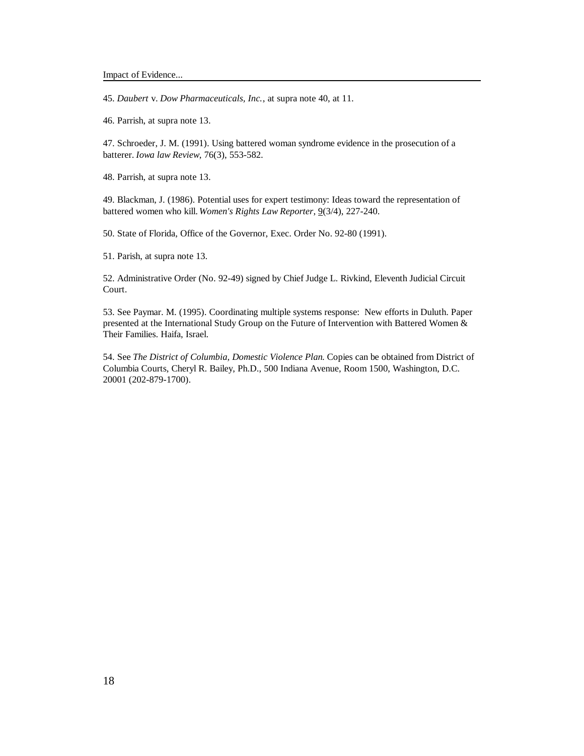45. *Daubert* v. *Dow Pharmaceuticals, Inc.*, at supra note 40, at 11.

46. Parrish, at supra note 13.

47. Schroeder, J. M. (1991). Using battered woman syndrome evidence in the prosecution of a batterer. *Iowa law Review*, 76(3), 553-582.

48. Parrish, at supra note 13.

49. Blackman, J. (1986). Potential uses for expert testimony: Ideas toward the representation of battered women who kill. *Women's Rights Law Reporter*, 9(3/4), 227-240.

50. State of Florida, Office of the Governor, Exec. Order No. 92-80 (1991).

51. Parish, at supra note 13.

52. Administrative Order (No. 92-49) signed by Chief Judge L. Rivkind, Eleventh Judicial Circuit Court.

53. See Paymar. M. (1995). Coordinating multiple systems response: New efforts in Duluth. Paper presented at the International Study Group on the Future of Intervention with Battered Women & Their Families. Haifa, Israel.

54. See *The District of Columbia, Domestic Violence Plan.* Copies can be obtained from District of Columbia Courts, Cheryl R. Bailey, Ph.D., 500 Indiana Avenue, Room 1500, Washington, D.C. 20001 (202-879-1700).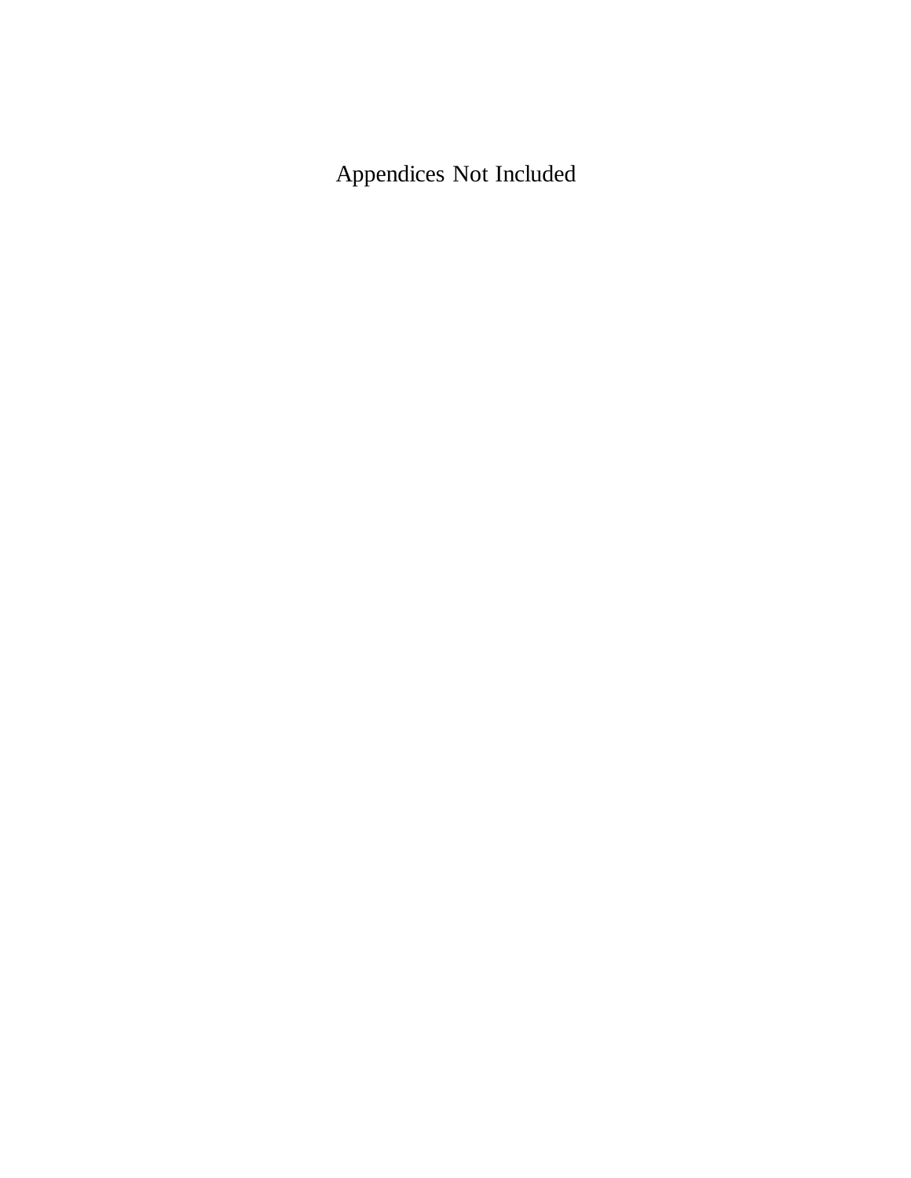Appendices Not Included